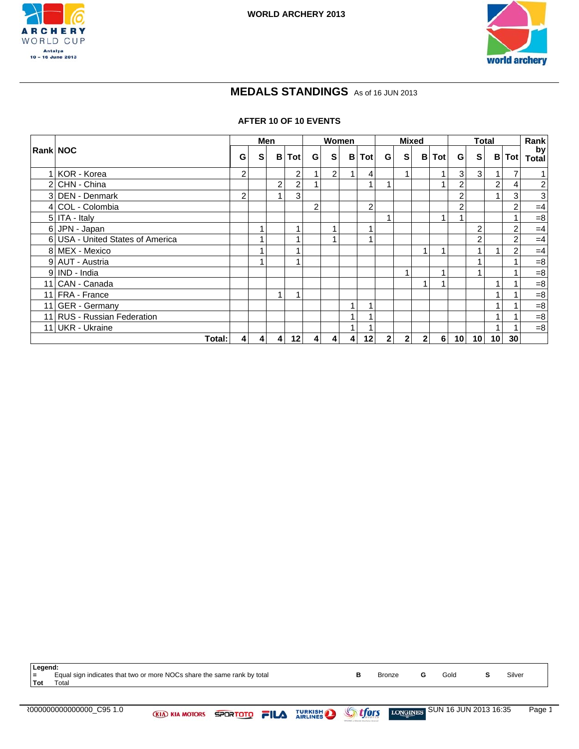WORLD ARCHERY 2013

ARCHERY WORLD CUP
Antalya
10 - 16 June 2013

## MEDALS STANDINGS As of 16 JUN 2013

### AFTER 10 OF 10 EVENTS

| Rank | NOC | Men | | | | Women | | | | Mixed | | | | Total | | | | Rank by Total |
|---|---|---|---|---|---|---|---|---|---|---|---|---|---|---|---|---|---|---|
| | | G | S | B | Tot | G | S | B | Tot | G | S | B | Tot | G | S | B | Tot | |
| 1 | KOR - Korea | 2 | | | 2 | 1 | 2 | 1 | 4 | | 1 | | 1 | 3 | 3 | 1 | 7 | 1 |
| 2 | CHN - China | | | 2 | 2 | 1 | | | 1 | 1 | | | 1 | 2 | | 2 | 4 | 2 |
| 3 | DEN - Denmark | 2 | | 1 | 3 | | | | | | | | | 2 | | 1 | 3 | 3 |
| 4 | COL - Colombia | | | | | 2 | | | 2 | | | | | 2 | | | 2 | =4 |
| 5 | ITA - Italy | | | | | | | | | 1 | | | 1 | 1 | | | 1 | =8 |
| 6 | JPN - Japan | | 1 | | 1 | | 1 | | 1 | | | | | | 2 | | 2 | =4 |
| 6 | USA - United States of America | | 1 | | 1 | | 1 | | 1 | | | | | | 2 | | 2 | =4 |
| 8 | MEX - Mexico | | 1 | | 1 | | | | | | | 1 | 1 | | 1 | 1 | 2 | =4 |
| 9 | AUT - Austria | | 1 | | 1 | | | | | | | | | | 1 | | 1 | =8 |
| 9 | IND - India | | | | | | | | | | 1 | | 1 | | 1 | | 1 | =8 |
| 11 | CAN - Canada | | | | | | | | | | | 1 | 1 | | | 1 | 1 | =8 |
| 11 | FRA - France | | | 1 | 1 | | | | | | | | | | | 1 | 1 | =8 |
| 11 | GER - Germany | | | | | | | 1 | 1 | | | | | | | 1 | 1 | =8 |
| 11 | RUS - Russian Federation | | | | | | | 1 | 1 | | | | | | | 1 | 1 | =8 |
| 11 | UKR - Ukraine | | | | | | | 1 | 1 | | | | | | | 1 | 1 | =8 |
| | **Total:** | **4** | **4** | **4** | **12** | **4** | **4** | **4** | **12** | **2** | **2** | **2** | **6** | **10** | **10** | **10** | **30** | |

**Legend:**
= Equal sign indicates that two or more NOCs share the same rank by total
Tot Total
B Bronze
G Gold
S Silver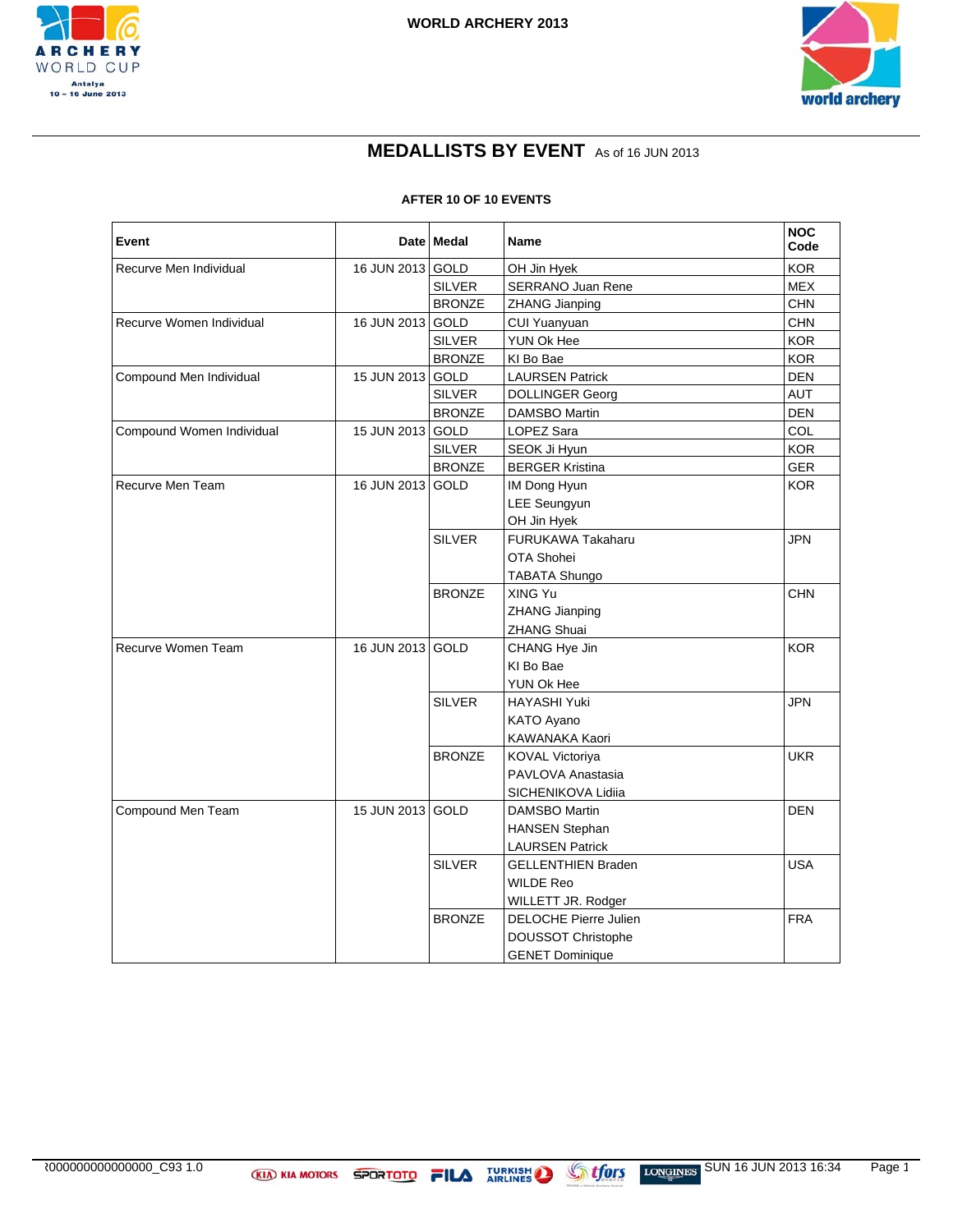# WORLD ARCHERY 2013

ARCHERY WORLD CUP
Antalya
10 - 16 June 2013

## MEDALLISTS BY EVENT As of 16 JUN 2013

**AFTER 10 OF 10 EVENTS**

| Event | Date | Medal | Name | NOC Code |
|---|---|---|---|---|
| Recurve Men Individual | 16 JUN 2013 | GOLD | OH Jin Hyek | KOR |
| | | SILVER | SERRANO Juan Rene | MEX |
| | | BRONZE | ZHANG Jianping | CHN |
| Recurve Women Individual | 16 JUN 2013 | GOLD | CUI Yuanyuan | CHN |
| | | SILVER | YUN Ok Hee | KOR |
| | | BRONZE | KI Bo Bae | KOR |
| Compound Men Individual | 15 JUN 2013 | GOLD | LAURSEN Patrick | DEN |
| | | SILVER | DOLLINGER Georg | AUT |
| | | BRONZE | DAMSBO Martin | DEN |
| Compound Women Individual | 15 JUN 2013 | GOLD | LOPEZ Sara | COL |
| | | SILVER | SEOK Ji Hyun | KOR |
| | | BRONZE | BERGER Kristina | GER |
| Recurve Men Team | 16 JUN 2013 | GOLD | IM Dong Hyun<br>LEE Seungyun<br>OH Jin Hyek | KOR |
| | | SILVER | FURUKAWA Takaharu<br>OTA Shohei<br>TABATA Shungo | JPN |
| | | BRONZE | XING Yu<br>ZHANG Jianping<br>ZHANG Shuai | CHN |
| Recurve Women Team | 16 JUN 2013 | GOLD | CHANG Hye Jin<br>KI Bo Bae<br>YUN Ok Hee | KOR |
| | | SILVER | HAYASHI Yuki<br>KATO Ayano<br>KAWANAKA Kaori | JPN |
| | | BRONZE | KOVAL Victoriya<br>PAVLOVA Anastasia<br>SICHENIKOVA Lidiia | UKR |
| Compound Men Team | 15 JUN 2013 | GOLD | DAMSBO Martin<br>HANSEN Stephan<br>LAURSEN Patrick | DEN |
| | | SILVER | GELLENTHIEN Braden<br>WILDE Reo<br>WILLETT JR. Rodger | USA |
| | | BRONZE | DELOCHE Pierre Julien<br>DOUSSOT Christophe<br>GENET Dominique | FRA |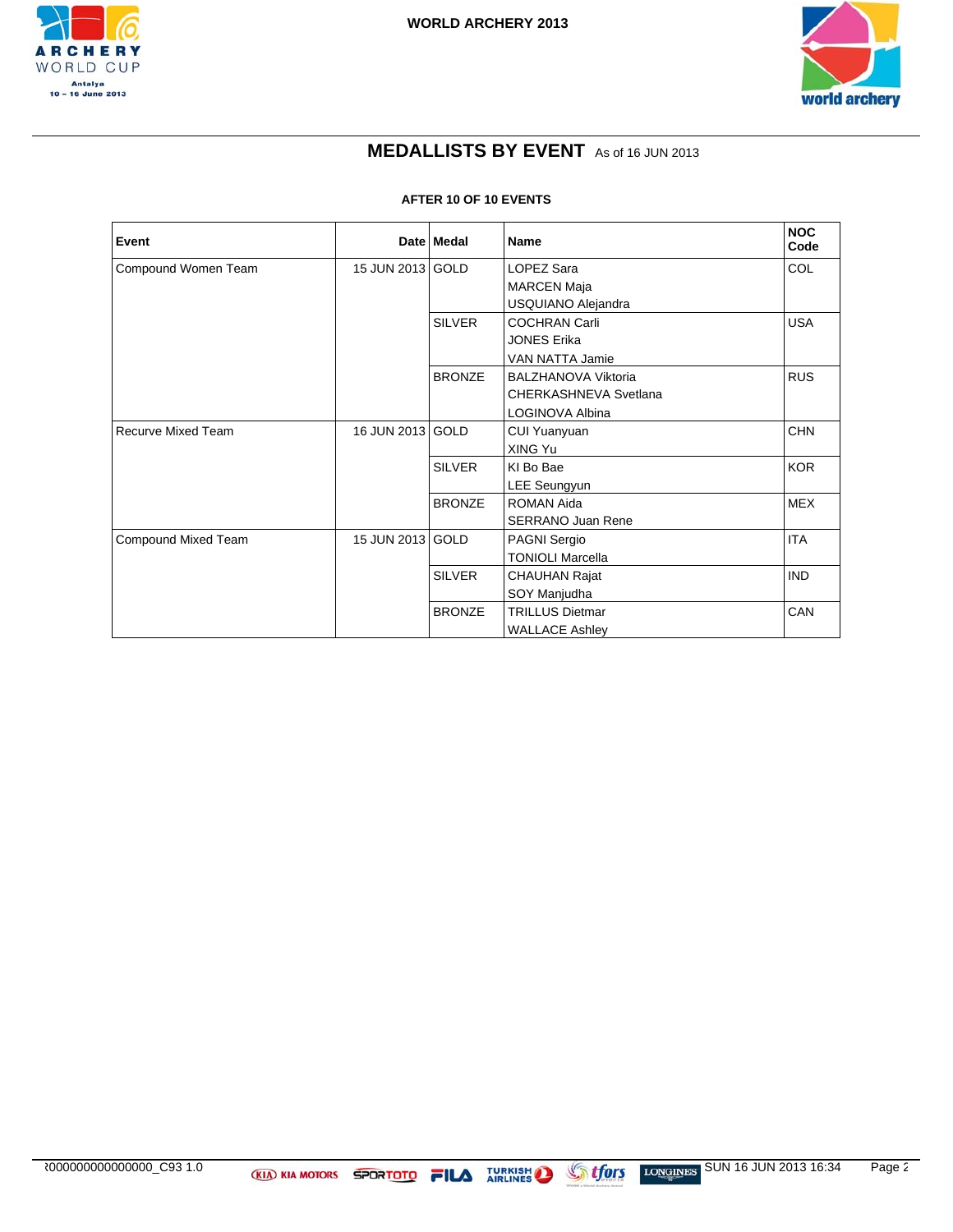# MEDALLISTS BY EVENT As of 16 JUN 2013

**AFTER 10 OF 10 EVENTS**

| Event | Date | Medal | Name | NOC Code |
|---|---|---|---|---|
| Compound Women Team | 15 JUN 2013 | GOLD | LOPEZ Sara<br>MARCEN Maja<br>USQUIANO Alejandra | COL |
| | | SILVER | COCHRAN Carli<br>JONES Erika<br>VAN NATTA Jamie | USA |
| | | BRONZE | BALZHANOVA Viktoria<br>CHERKASHNEVA Svetlana<br>LOGINOVA Albina | RUS |
| Recurve Mixed Team | 16 JUN 2013 | GOLD | CUI Yuanyuan<br>XING Yu | CHN |
| | | SILVER | KI Bo Bae<br>LEE Seungyun | KOR |
| | | BRONZE | ROMAN Aida<br>SERRANO Juan Rene | MEX |
| Compound Mixed Team | 15 JUN 2013 | GOLD | PAGNI Sergio<br>TONIOLI Marcella | ITA |
| | | SILVER | CHAUHAN Rajat<br>SOY Manjudha | IND |
| | | BRONZE | TRILLUS Dietmar<br>WALLACE Ashley | CAN |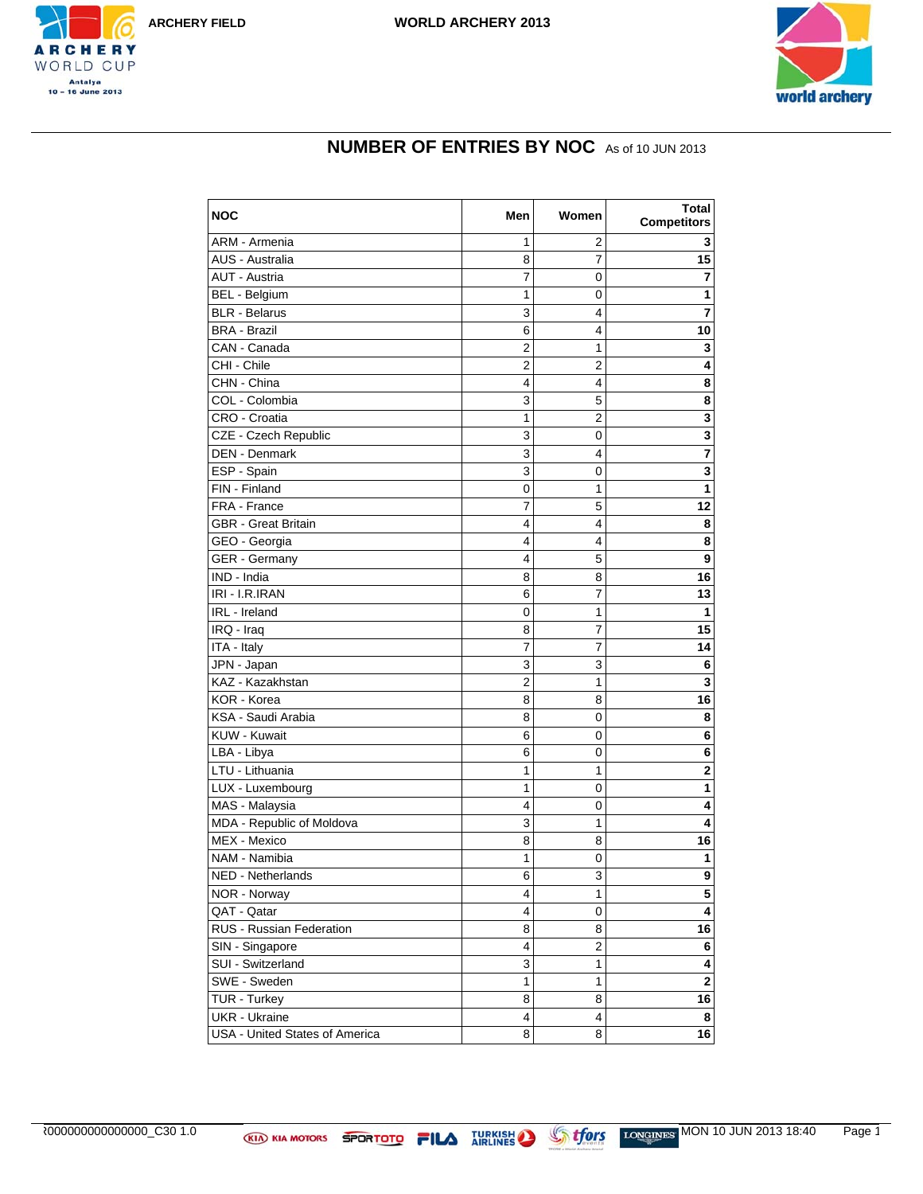ARCHERY FIELD

WORLD ARCHERY 2013

## NUMBER OF ENTRIES BY NOC As of 10 JUN 2013

| NOC | Men | Women | Total Competitors |
|---|---|---|---|
| ARM - Armenia | 1 | 2 | **3** |
| AUS - Australia | 8 | 7 | **15** |
| AUT - Austria | 7 | 0 | **7** |
| BEL - Belgium | 1 | 0 | **1** |
| BLR - Belarus | 3 | 4 | **7** |
| BRA - Brazil | 6 | 4 | **10** |
| CAN - Canada | 2 | 1 | **3** |
| CHI - Chile | 2 | 2 | **4** |
| CHN - China | 4 | 4 | **8** |
| COL - Colombia | 3 | 5 | **8** |
| CRO - Croatia | 1 | 2 | **3** |
| CZE - Czech Republic | 3 | 0 | **3** |
| DEN - Denmark | 3 | 4 | **7** |
| ESP - Spain | 3 | 0 | **3** |
| FIN - Finland | 0 | 1 | **1** |
| FRA - France | 7 | 5 | **12** |
| GBR - Great Britain | 4 | 4 | **8** |
| GEO - Georgia | 4 | 4 | **8** |
| GER - Germany | 4 | 5 | **9** |
| IND - India | 8 | 8 | **16** |
| IRI - I.R.IRAN | 6 | 7 | **13** |
| IRL - Ireland | 0 | 1 | **1** |
| IRQ - Iraq | 8 | 7 | **15** |
| ITA - Italy | 7 | 7 | **14** |
| JPN - Japan | 3 | 3 | **6** |
| KAZ - Kazakhstan | 2 | 1 | **3** |
| KOR - Korea | 8 | 8 | **16** |
| KSA - Saudi Arabia | 8 | 0 | **8** |
| KUW - Kuwait | 6 | 0 | **6** |
| LBA - Libya | 6 | 0 | **6** |
| LTU - Lithuania | 1 | 1 | **2** |
| LUX - Luxembourg | 1 | 0 | **1** |
| MAS - Malaysia | 4 | 0 | **4** |
| MDA - Republic of Moldova | 3 | 1 | **4** |
| MEX - Mexico | 8 | 8 | **16** |
| NAM - Namibia | 1 | 0 | **1** |
| NED - Netherlands | 6 | 3 | **9** |
| NOR - Norway | 4 | 1 | **5** |
| QAT - Qatar | 4 | 0 | **4** |
| RUS - Russian Federation | 8 | 8 | **16** |
| SIN - Singapore | 4 | 2 | **6** |
| SUI - Switzerland | 3 | 1 | **4** |
| SWE - Sweden | 1 | 1 | **2** |
| TUR - Turkey | 8 | 8 | **16** |
| UKR - Ukraine | 4 | 4 | **8** |
| USA - United States of America | 8 | 8 | **16** |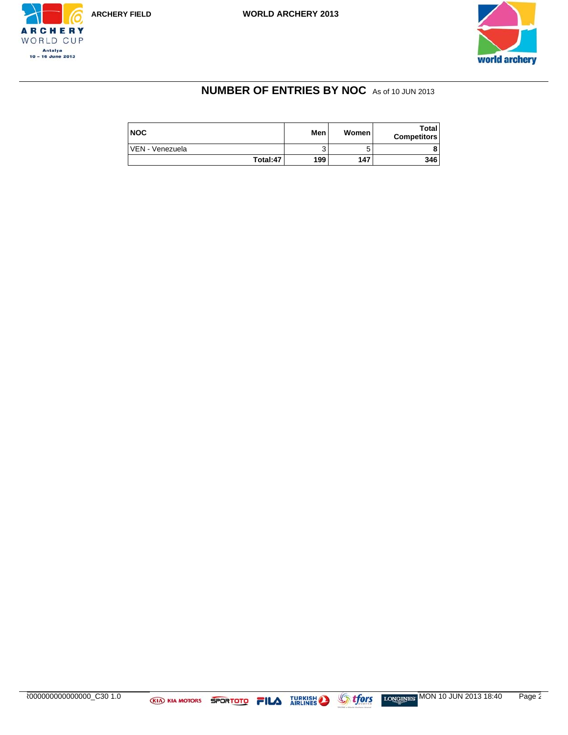## NUMBER OF ENTRIES BY NOC As of 10 JUN 2013

| NOC | Men | Women | Total Competitors |
|---|---|---|---|
| VEN - Venezuela | 3 | 5 | **8** |
| **Total:47** | **199** | **147** | **346** |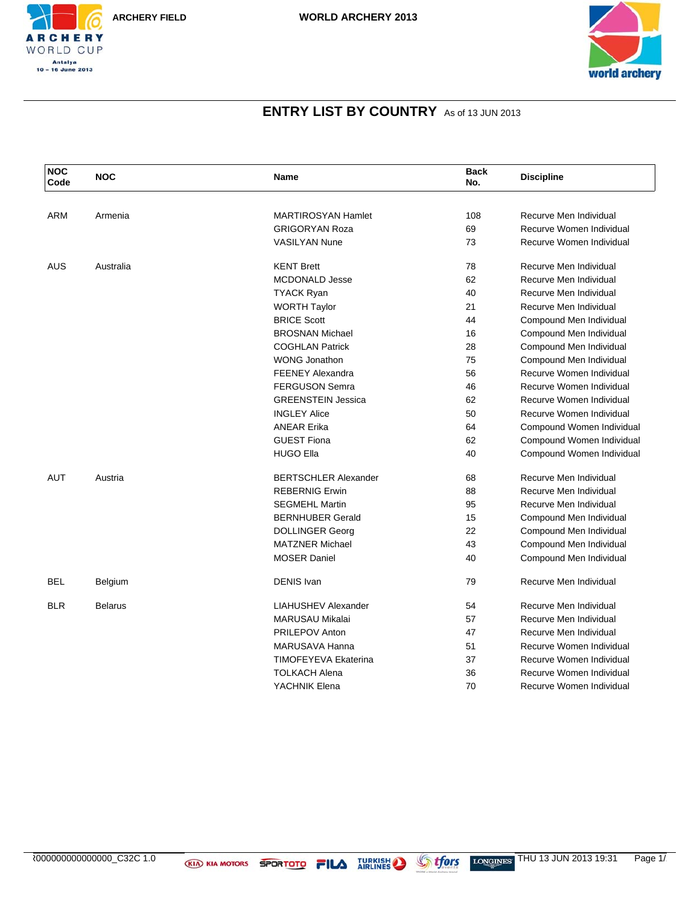ARCHERY FIELD

WORLD ARCHERY 2013

## ENTRY LIST BY COUNTRY As of 13 JUN 2013

| NOC Code | NOC | Name | Back No. | Discipline |
|---|---|---|---|---|
| ARM | Armenia | MARTIROSYAN Hamlet | 108 | Recurve Men Individual |
| | | GRIGORYAN Roza | 69 | Recurve Women Individual |
| | | VASILYAN Nune | 73 | Recurve Women Individual |
| AUS | Australia | KENT Brett | 78 | Recurve Men Individual |
| | | MCDONALD Jesse | 62 | Recurve Men Individual |
| | | TYACK Ryan | 40 | Recurve Men Individual |
| | | WORTH Taylor | 21 | Recurve Men Individual |
| | | BRICE Scott | 44 | Compound Men Individual |
| | | BROSNAN Michael | 16 | Compound Men Individual |
| | | COGHLAN Patrick | 28 | Compound Men Individual |
| | | WONG Jonathon | 75 | Compound Men Individual |
| | | FEENEY Alexandra | 56 | Recurve Women Individual |
| | | FERGUSON Semra | 46 | Recurve Women Individual |
| | | GREENSTEIN Jessica | 62 | Recurve Women Individual |
| | | INGLEY Alice | 50 | Recurve Women Individual |
| | | ANEAR Erika | 64 | Compound Women Individual |
| | | GUEST Fiona | 62 | Compound Women Individual |
| | | HUGO Ella | 40 | Compound Women Individual |
| AUT | Austria | BERTSCHLER Alexander | 68 | Recurve Men Individual |
| | | REBERNIG Erwin | 88 | Recurve Men Individual |
| | | SEGMEHL Martin | 95 | Recurve Men Individual |
| | | BERNHUBER Gerald | 15 | Compound Men Individual |
| | | DOLLINGER Georg | 22 | Compound Men Individual |
| | | MATZNER Michael | 43 | Compound Men Individual |
| | | MOSER Daniel | 40 | Compound Men Individual |
| BEL | Belgium | DENIS Ivan | 79 | Recurve Men Individual |
| BLR | Belarus | LIAHUSHEV Alexander | 54 | Recurve Men Individual |
| | | MARUSAU Mikalai | 57 | Recurve Men Individual |
| | | PRILEPOV Anton | 47 | Recurve Men Individual |
| | | MARUSAVA Hanna | 51 | Recurve Women Individual |
| | | TIMOFEYEVA Ekaterina | 37 | Recurve Women Individual |
| | | TOLKACH Alena | 36 | Recurve Women Individual |
| | | YACHNIK Elena | 70 | Recurve Women Individual |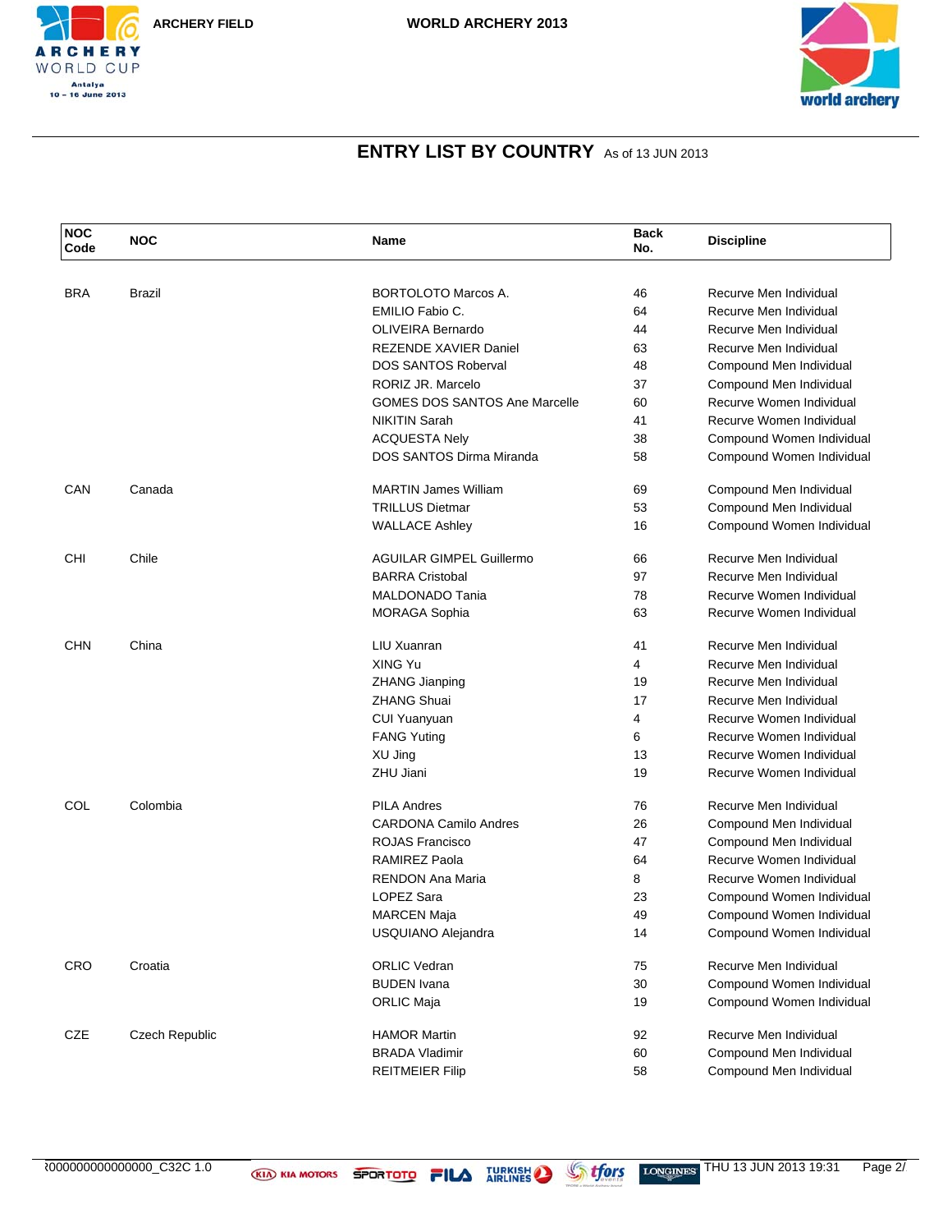# ENTRY LIST BY COUNTRY

As of 13 JUN 2013

| NOC Code | NOC | Name | Back No. | Discipline |
|---|---|---|---|---|
| BRA | Brazil | BORTOLOTO Marcos A. | 46 | Recurve Men Individual |
| | | EMILIO Fabio C. | 64 | Recurve Men Individual |
| | | OLIVEIRA Bernardo | 44 | Recurve Men Individual |
| | | REZENDE XAVIER Daniel | 63 | Recurve Men Individual |
| | | DOS SANTOS Roberval | 48 | Compound Men Individual |
| | | RORIZ JR. Marcelo | 37 | Compound Men Individual |
| | | GOMES DOS SANTOS Ane Marcelle | 60 | Recurve Women Individual |
| | | NIKITIN Sarah | 41 | Recurve Women Individual |
| | | ACQUESTA Nely | 38 | Compound Women Individual |
| | | DOS SANTOS Dirma Miranda | 58 | Compound Women Individual |
| CAN | Canada | MARTIN James William | 69 | Compound Men Individual |
| | | TRILLUS Dietmar | 53 | Compound Men Individual |
| | | WALLACE Ashley | 16 | Compound Women Individual |
| CHI | Chile | AGUILAR GIMPEL Guillermo | 66 | Recurve Men Individual |
| | | BARRA Cristobal | 97 | Recurve Men Individual |
| | | MALDONADO Tania | 78 | Recurve Women Individual |
| | | MORAGA Sophia | 63 | Recurve Women Individual |
| CHN | China | LIU Xuanran | 41 | Recurve Men Individual |
| | | XING Yu | 4 | Recurve Men Individual |
| | | ZHANG Jianping | 19 | Recurve Men Individual |
| | | ZHANG Shuai | 17 | Recurve Men Individual |
| | | CUI Yuanyuan | 4 | Recurve Women Individual |
| | | FANG Yuting | 6 | Recurve Women Individual |
| | | XU Jing | 13 | Recurve Women Individual |
| | | ZHU Jiani | 19 | Recurve Women Individual |
| COL | Colombia | PILA Andres | 76 | Recurve Men Individual |
| | | CARDONA Camilo Andres | 26 | Compound Men Individual |
| | | ROJAS Francisco | 47 | Compound Men Individual |
| | | RAMIREZ Paola | 64 | Recurve Women Individual |
| | | RENDON Ana Maria | 8 | Recurve Women Individual |
| | | LOPEZ Sara | 23 | Compound Women Individual |
| | | MARCEN Maja | 49 | Compound Women Individual |
| | | USQUIANO Alejandra | 14 | Compound Women Individual |
| CRO | Croatia | ORLIC Vedran | 75 | Recurve Men Individual |
| | | BUDEN Ivana | 30 | Compound Women Individual |
| | | ORLIC Maja | 19 | Compound Women Individual |
| CZE | Czech Republic | HAMOR Martin | 92 | Recurve Men Individual |
| | | BRADA Vladimir | 60 | Compound Men Individual |
| | | REITMEIER Filip | 58 | Compound Men Individual |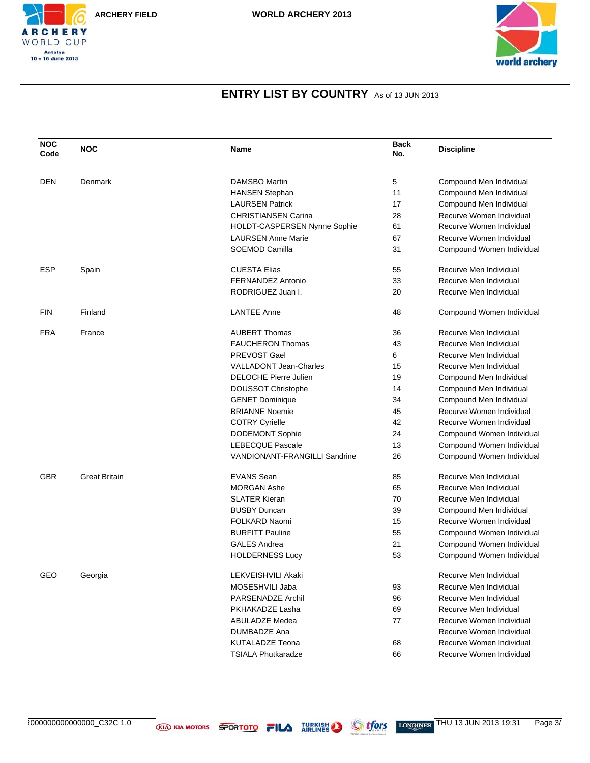## ENTRY LIST BY COUNTRY As of 13 JUN 2013

| NOC Code | NOC | Name | Back No. | Discipline |
|---|---|---|---|---|
| DEN | Denmark | DAMSBO Martin | 5 | Compound Men Individual |
| | | HANSEN Stephan | 11 | Compound Men Individual |
| | | LAURSEN Patrick | 17 | Compound Men Individual |
| | | CHRISTIANSEN Carina | 28 | Recurve Women Individual |
| | | HOLDT-CASPERSEN Nynne Sophie | 61 | Recurve Women Individual |
| | | LAURSEN Anne Marie | 67 | Recurve Women Individual |
| | | SOEMOD Camilla | 31 | Compound Women Individual |
| ESP | Spain | CUESTA Elias | 55 | Recurve Men Individual |
| | | FERNANDEZ Antonio | 33 | Recurve Men Individual |
| | | RODRIGUEZ Juan I. | 20 | Recurve Men Individual |
| FIN | Finland | LANTEE Anne | 48 | Compound Women Individual |
| FRA | France | AUBERT Thomas | 36 | Recurve Men Individual |
| | | FAUCHERON Thomas | 43 | Recurve Men Individual |
| | | PREVOST Gael | 6 | Recurve Men Individual |
| | | VALLADONT Jean-Charles | 15 | Recurve Men Individual |
| | | DELOCHE Pierre Julien | 19 | Compound Men Individual |
| | | DOUSSOT Christophe | 14 | Compound Men Individual |
| | | GENET Dominique | 34 | Compound Men Individual |
| | | BRIANNE Noemie | 45 | Recurve Women Individual |
| | | COTRY Cyrielle | 42 | Recurve Women Individual |
| | | DODEMONT Sophie | 24 | Compound Women Individual |
| | | LEBECQUE Pascale | 13 | Compound Women Individual |
| | | VANDIONANT-FRANGILLI Sandrine | 26 | Compound Women Individual |
| GBR | Great Britain | EVANS Sean | 85 | Recurve Men Individual |
| | | MORGAN Ashe | 65 | Recurve Men Individual |
| | | SLATER Kieran | 70 | Recurve Men Individual |
| | | BUSBY Duncan | 39 | Compound Men Individual |
| | | FOLKARD Naomi | 15 | Recurve Women Individual |
| | | BURFITT Pauline | 55 | Compound Women Individual |
| | | GALES Andrea | 21 | Compound Women Individual |
| | | HOLDERNESS Lucy | 53 | Compound Women Individual |
| GEO | Georgia | LEKVEISHVILI Akaki | | Recurve Men Individual |
| | | MOSESHVILI Jaba | 93 | Recurve Men Individual |
| | | PARSENADZE Archil | 96 | Recurve Men Individual |
| | | PKHAKADZE Lasha | 69 | Recurve Men Individual |
| | | ABULADZE Medea | 77 | Recurve Women Individual |
| | | DUMBADZE Ana | | Recurve Women Individual |
| | | KUTALADZE Teona | 68 | Recurve Women Individual |
| | | TSIALA Phutkaradze | 66 | Recurve Women Individual |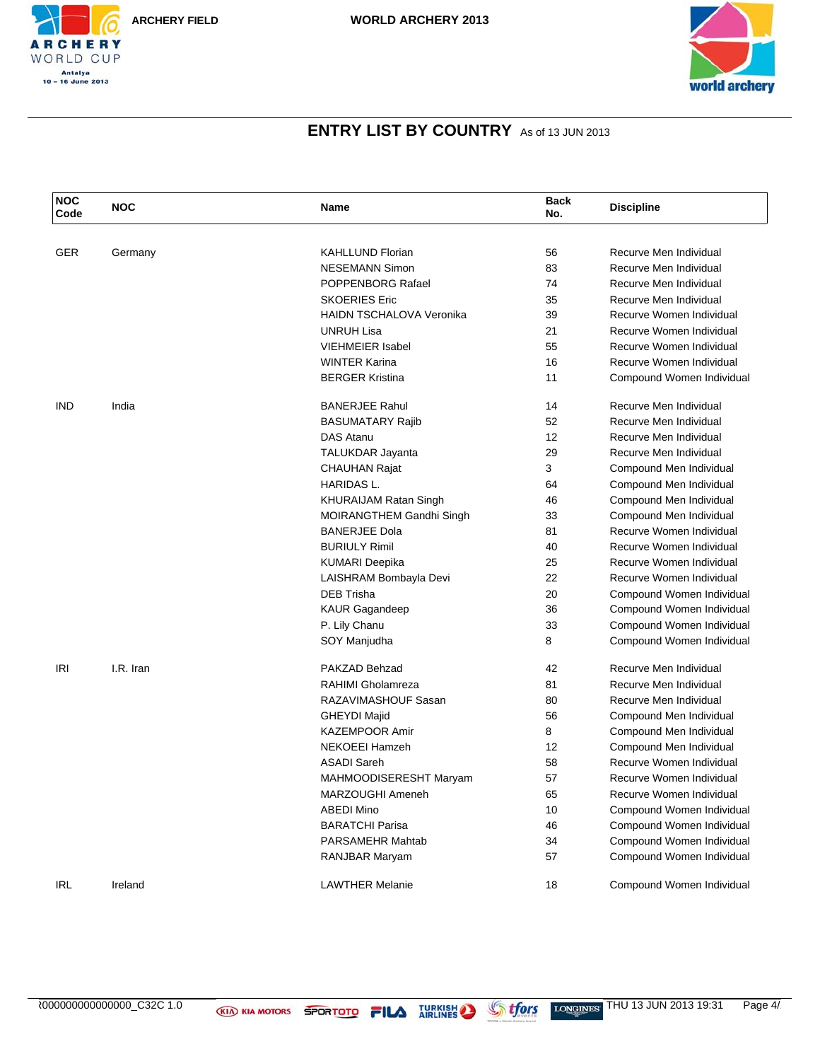## ENTRY LIST BY COUNTRY As of 13 JUN 2013

| NOC Code | NOC | Name | Back No. | Discipline |
|---|---|---|---|---|
| GER | Germany | KAHLLUND Florian | 56 | Recurve Men Individual |
| | | NESEMANN Simon | 83 | Recurve Men Individual |
| | | POPPENBORG Rafael | 74 | Recurve Men Individual |
| | | SKOERIES Eric | 35 | Recurve Men Individual |
| | | HAIDN TSCHALOVA Veronika | 39 | Recurve Women Individual |
| | | UNRUH Lisa | 21 | Recurve Women Individual |
| | | VIEHMEIER Isabel | 55 | Recurve Women Individual |
| | | WINTER Karina | 16 | Recurve Women Individual |
| | | BERGER Kristina | 11 | Compound Women Individual |
| IND | India | BANERJEE Rahul | 14 | Recurve Men Individual |
| | | BASUMATARY Rajib | 52 | Recurve Men Individual |
| | | DAS Atanu | 12 | Recurve Men Individual |
| | | TALUKDAR Jayanta | 29 | Recurve Men Individual |
| | | CHAUHAN Rajat | 3 | Compound Men Individual |
| | | HARIDAS L. | 64 | Compound Men Individual |
| | | KHURAIJAM Ratan Singh | 46 | Compound Men Individual |
| | | MOIRANGTHEM Gandhi Singh | 33 | Compound Men Individual |
| | | BANERJEE Dola | 81 | Recurve Women Individual |
| | | BURIULY Rimil | 40 | Recurve Women Individual |
| | | KUMARI Deepika | 25 | Recurve Women Individual |
| | | LAISHRAM Bombayla Devi | 22 | Recurve Women Individual |
| | | DEB Trisha | 20 | Compound Women Individual |
| | | KAUR Gagandeep | 36 | Compound Women Individual |
| | | P. Lily Chanu | 33 | Compound Women Individual |
| | | SOY Manjudha | 8 | Compound Women Individual |
| IRI | I.R. Iran | PAKZAD Behzad | 42 | Recurve Men Individual |
| | | RAHIMI Gholamreza | 81 | Recurve Men Individual |
| | | RAZAVIMASHOUF Sasan | 80 | Recurve Men Individual |
| | | GHEYDI Majid | 56 | Compound Men Individual |
| | | KAZEMPOOR Amir | 8 | Compound Men Individual |
| | | NEKOEEI Hamzeh | 12 | Compound Men Individual |
| | | ASADI Sareh | 58 | Recurve Women Individual |
| | | MAHMOODISERESHT Maryam | 57 | Recurve Women Individual |
| | | MARZOUGHI Ameneh | 65 | Recurve Women Individual |
| | | ABEDI Mino | 10 | Compound Women Individual |
| | | BARATCHI Parisa | 46 | Compound Women Individual |
| | | PARSAMEHR Mahtab | 34 | Compound Women Individual |
| | | RANJBAR Maryam | 57 | Compound Women Individual |
| IRL | Ireland | LAWTHER Melanie | 18 | Compound Women Individual |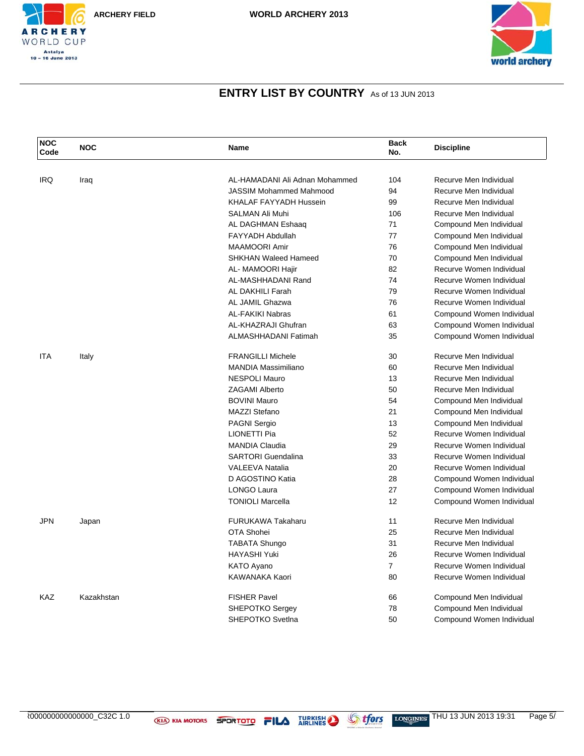## ENTRY LIST BY COUNTRY As of 13 JUN 2013

| NOC Code | NOC | Name | Back No. | Discipline |
|---|---|---|---|---|
| IRQ | Iraq | AL-HAMADANI Ali Adnan Mohammed | 104 | Recurve Men Individual |
| | | JASSIM Mohammed Mahmood | 94 | Recurve Men Individual |
| | | KHALAF FAYYADH Hussein | 99 | Recurve Men Individual |
| | | SALMAN Ali Muhi | 106 | Recurve Men Individual |
| | | AL DAGHMAN Eshaaq | 71 | Compound Men Individual |
| | | FAYYADH Abdullah | 77 | Compound Men Individual |
| | | MAAMOORI Amir | 76 | Compound Men Individual |
| | | SHKHAN Waleed Hameed | 70 | Compound Men Individual |
| | | AL- MAMOORI Hajir | 82 | Recurve Women Individual |
| | | AL-MASHHADANI Rand | 74 | Recurve Women Individual |
| | | AL DAKHILI Farah | 79 | Recurve Women Individual |
| | | AL JAMIL Ghazwa | 76 | Recurve Women Individual |
| | | AL-FAKIKI Nabras | 61 | Compound Women Individual |
| | | AL-KHAZRAJI Ghufran | 63 | Compound Women Individual |
| | | ALMASHHADANI Fatimah | 35 | Compound Women Individual |
| ITA | Italy | FRANGILLI Michele | 30 | Recurve Men Individual |
| | | MANDIA Massimiliano | 60 | Recurve Men Individual |
| | | NESPOLI Mauro | 13 | Recurve Men Individual |
| | | ZAGAMI Alberto | 50 | Recurve Men Individual |
| | | BOVINI Mauro | 54 | Compound Men Individual |
| | | MAZZI Stefano | 21 | Compound Men Individual |
| | | PAGNI Sergio | 13 | Compound Men Individual |
| | | LIONETTI Pia | 52 | Recurve Women Individual |
| | | MANDIA Claudia | 29 | Recurve Women Individual |
| | | SARTORI Guendalina | 33 | Recurve Women Individual |
| | | VALEEVA Natalia | 20 | Recurve Women Individual |
| | | D AGOSTINO Katia | 28 | Compound Women Individual |
| | | LONGO Laura | 27 | Compound Women Individual |
| | | TONIOLI Marcella | 12 | Compound Women Individual |
| JPN | Japan | FURUKAWA Takaharu | 11 | Recurve Men Individual |
| | | OTA Shohei | 25 | Recurve Men Individual |
| | | TABATA Shungo | 31 | Recurve Men Individual |
| | | HAYASHI Yuki | 26 | Recurve Women Individual |
| | | KATO Ayano | 7 | Recurve Women Individual |
| | | KAWANAKA Kaori | 80 | Recurve Women Individual |
| KAZ | Kazakhstan | FISHER Pavel | 66 | Compound Men Individual |
| | | SHEPOTKO Sergey | 78 | Compound Men Individual |
| | | SHEPOTKO Svetlna | 50 | Compound Women Individual |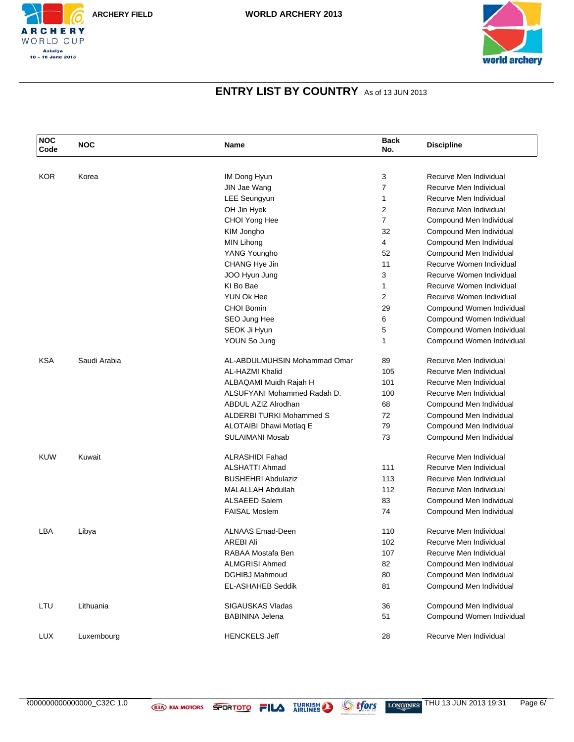## ENTRY LIST BY COUNTRY As of 13 JUN 2013

| NOC Code | NOC | Name | Back No. | Discipline |
|---|---|---|---|---|
| KOR | Korea | IM Dong Hyun | 3 | Recurve Men Individual |
| | | JIN Jae Wang | 7 | Recurve Men Individual |
| | | LEE Seungyun | 1 | Recurve Men Individual |
| | | OH Jin Hyek | 2 | Recurve Men Individual |
| | | CHOI Yong Hee | 7 | Compound Men Individual |
| | | KIM Jongho | 32 | Compound Men Individual |
| | | MIN Lihong | 4 | Compound Men Individual |
| | | YANG Youngho | 52 | Compound Men Individual |
| | | CHANG Hye Jin | 11 | Recurve Women Individual |
| | | JOO Hyun Jung | 3 | Recurve Women Individual |
| | | KI Bo Bae | 1 | Recurve Women Individual |
| | | YUN Ok Hee | 2 | Recurve Women Individual |
| | | CHOI Bomin | 29 | Compound Women Individual |
| | | SEO Jung Hee | 6 | Compound Women Individual |
| | | SEOK Ji Hyun | 5 | Compound Women Individual |
| | | YOUN So Jung | 1 | Compound Women Individual |
| KSA | Saudi Arabia | AL-ABDULMUHSIN Mohammad Omar | 89 | Recurve Men Individual |
| | | AL-HAZMI Khalid | 105 | Recurve Men Individual |
| | | ALBAQAMI Muidh Rajah H | 101 | Recurve Men Individual |
| | | ALSUFYANI Mohammed Radah D. | 100 | Recurve Men Individual |
| | | ABDUL AZIZ Alrodhan | 68 | Compound Men Individual |
| | | ALDERBI TURKI Mohammed S | 72 | Compound Men Individual |
| | | ALOTAIBI Dhawi Motlaq E | 79 | Compound Men Individual |
| | | SULAIMANI Mosab | 73 | Compound Men Individual |
| KUW | Kuwait | ALRASHIDI Fahad | | Recurve Men Individual |
| | | ALSHATTI Ahmad | 111 | Recurve Men Individual |
| | | BUSHEHRI Abdulaziz | 113 | Recurve Men Individual |
| | | MALALLAH Abdullah | 112 | Recurve Men Individual |
| | | ALSAEED Salem | 83 | Compound Men Individual |
| | | FAISAL Moslem | 74 | Compound Men Individual |
| LBA | Libya | ALNAAS Emad-Deen | 110 | Recurve Men Individual |
| | | AREBI Ali | 102 | Recurve Men Individual |
| | | RABAA Mostafa Ben | 107 | Recurve Men Individual |
| | | ALMGRISI Ahmed | 82 | Compound Men Individual |
| | | DGHIBJ Mahmoud | 80 | Compound Men Individual |
| | | EL-ASHAHEB Seddik | 81 | Compound Men Individual |
| LTU | Lithuania | SIGAUSKAS Vladas | 36 | Compound Men Individual |
| | | BABININA Jelena | 51 | Compound Women Individual |
| LUX | Luxembourg | HENCKELS Jeff | 28 | Recurve Men Individual |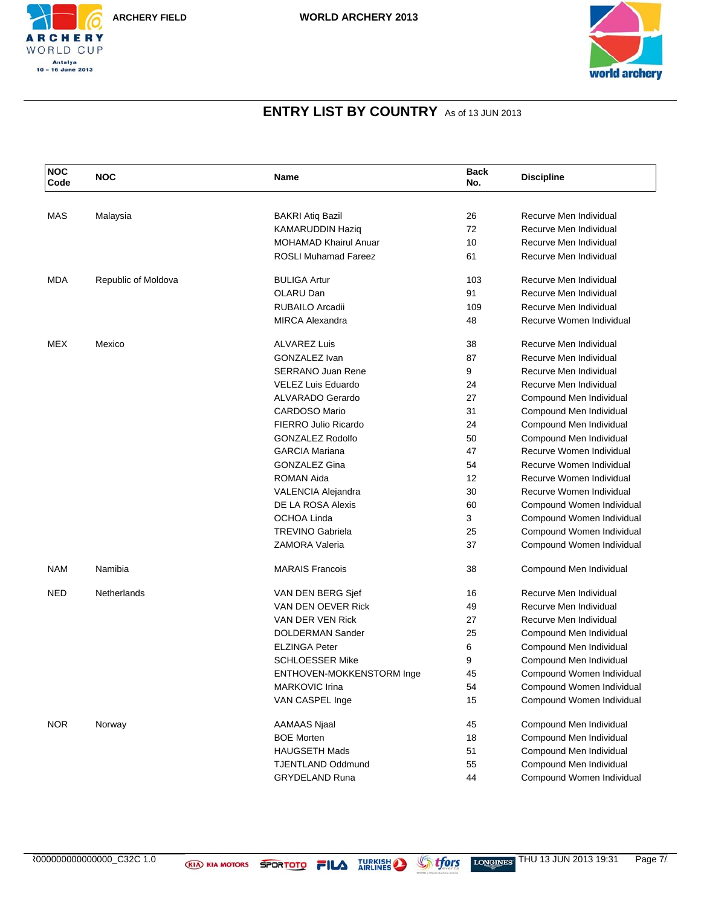## ENTRY LIST BY COUNTRY As of 13 JUN 2013

| NOC Code | NOC | Name | Back No. | Discipline |
|---|---|---|---|---|
| MAS | Malaysia | BAKRI Atiq Bazil | 26 | Recurve Men Individual |
| | | KAMARUDDIN Haziq | 72 | Recurve Men Individual |
| | | MOHAMAD Khairul Anuar | 10 | Recurve Men Individual |
| | | ROSLI Muhamad Fareez | 61 | Recurve Men Individual |
| MDA | Republic of Moldova | BULIGA Artur | 103 | Recurve Men Individual |
| | | OLARU Dan | 91 | Recurve Men Individual |
| | | RUBAILO Arcadii | 109 | Recurve Men Individual |
| | | MIRCA Alexandra | 48 | Recurve Women Individual |
| MEX | Mexico | ALVAREZ Luis | 38 | Recurve Men Individual |
| | | GONZALEZ Ivan | 87 | Recurve Men Individual |
| | | SERRANO Juan Rene | 9 | Recurve Men Individual |
| | | VELEZ Luis Eduardo | 24 | Recurve Men Individual |
| | | ALVARADO Gerardo | 27 | Compound Men Individual |
| | | CARDOSO Mario | 31 | Compound Men Individual |
| | | FIERRO Julio Ricardo | 24 | Compound Men Individual |
| | | GONZALEZ Rodolfo | 50 | Compound Men Individual |
| | | GARCIA Mariana | 47 | Recurve Women Individual |
| | | GONZALEZ Gina | 54 | Recurve Women Individual |
| | | ROMAN Aida | 12 | Recurve Women Individual |
| | | VALENCIA Alejandra | 30 | Recurve Women Individual |
| | | DE LA ROSA Alexis | 60 | Compound Women Individual |
| | | OCHOA Linda | 3 | Compound Women Individual |
| | | TREVINO Gabriela | 25 | Compound Women Individual |
| | | ZAMORA Valeria | 37 | Compound Women Individual |
| NAM | Namibia | MARAIS Francois | 38 | Compound Men Individual |
| NED | Netherlands | VAN DEN BERG Sjef | 16 | Recurve Men Individual |
| | | VAN DEN OEVER Rick | 49 | Recurve Men Individual |
| | | VAN DER VEN Rick | 27 | Recurve Men Individual |
| | | DOLDERMAN Sander | 25 | Compound Men Individual |
| | | ELZINGA Peter | 6 | Compound Men Individual |
| | | SCHLOESSER Mike | 9 | Compound Men Individual |
| | | ENTHOVEN-MOKKENSTORM Inge | 45 | Compound Women Individual |
| | | MARKOVIC Irina | 54 | Compound Women Individual |
| | | VAN CASPEL Inge | 15 | Compound Women Individual |
| NOR | Norway | AAMAAS Njaal | 45 | Compound Men Individual |
| | | BOE Morten | 18 | Compound Men Individual |
| | | HAUGSETH Mads | 51 | Compound Men Individual |
| | | TJENTLAND Oddmund | 55 | Compound Men Individual |
| | | GRYDELAND Runa | 44 | Compound Women Individual |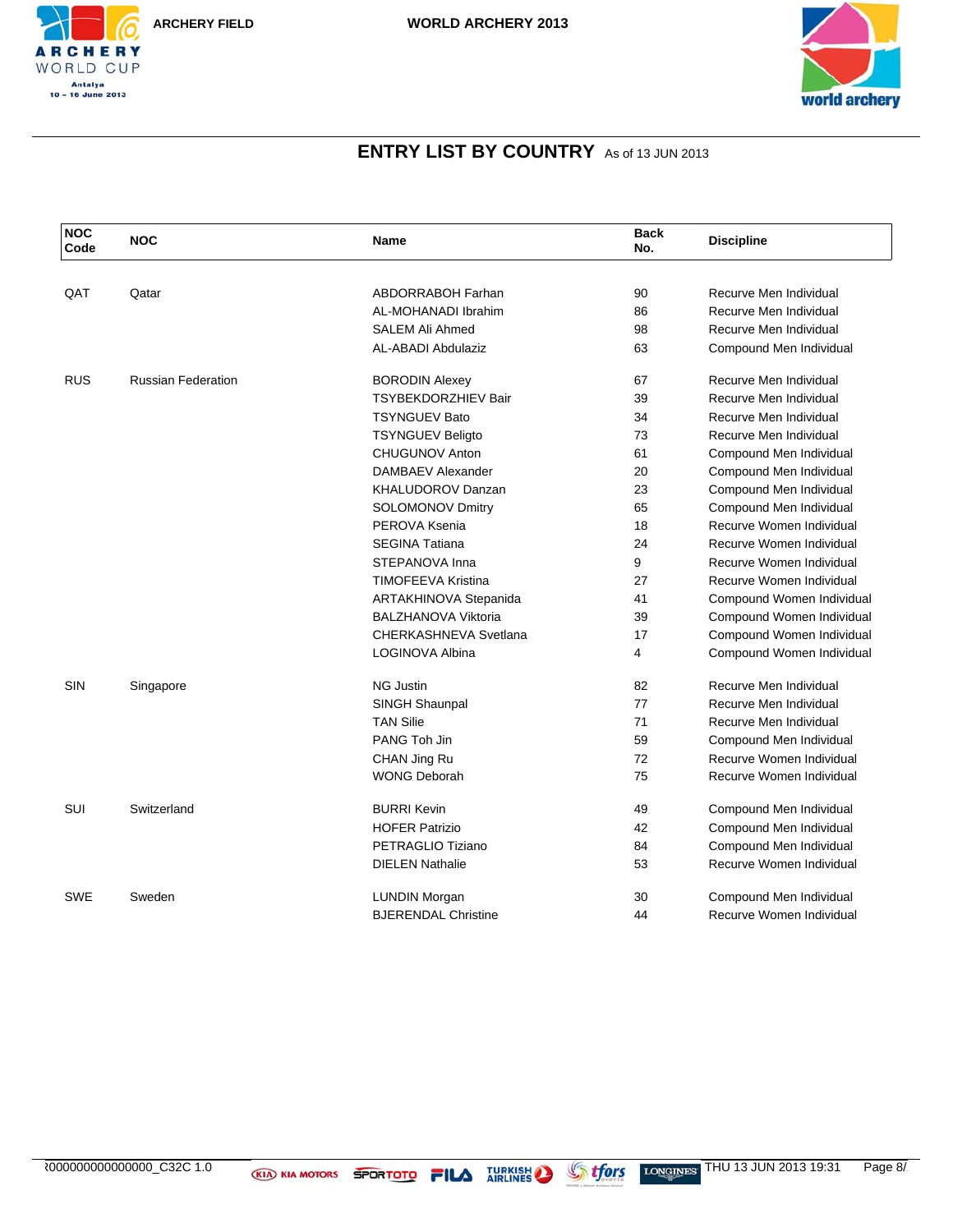## ENTRY LIST BY COUNTRY As of 13 JUN 2013

| NOC Code | NOC | Name | Back No. | Discipline |
|---|---|---|---|---|
| QAT | Qatar | ABDORRABOH Farhan | 90 | Recurve Men Individual |
| | | AL-MOHANADI Ibrahim | 86 | Recurve Men Individual |
| | | SALEM Ali Ahmed | 98 | Recurve Men Individual |
| | | AL-ABADI Abdulaziz | 63 | Compound Men Individual |
| RUS | Russian Federation | BORODIN Alexey | 67 | Recurve Men Individual |
| | | TSYBEKDORZHIEV Bair | 39 | Recurve Men Individual |
| | | TSYNGUEV Bato | 34 | Recurve Men Individual |
| | | TSYNGUEV Beligto | 73 | Recurve Men Individual |
| | | CHUGUNOV Anton | 61 | Compound Men Individual |
| | | DAMBAEV Alexander | 20 | Compound Men Individual |
| | | KHALUDOROV Danzan | 23 | Compound Men Individual |
| | | SOLOMONOV Dmitry | 65 | Compound Men Individual |
| | | PEROVA Ksenia | 18 | Recurve Women Individual |
| | | SEGINA Tatiana | 24 | Recurve Women Individual |
| | | STEPANOVA Inna | 9 | Recurve Women Individual |
| | | TIMOFEEVA Kristina | 27 | Recurve Women Individual |
| | | ARTAKHINOVA Stepanida | 41 | Compound Women Individual |
| | | BALZHANOVA Viktoria | 39 | Compound Women Individual |
| | | CHERKASHNEVA Svetlana | 17 | Compound Women Individual |
| | | LOGINOVA Albina | 4 | Compound Women Individual |
| SIN | Singapore | NG Justin | 82 | Recurve Men Individual |
| | | SINGH Shaunpal | 77 | Recurve Men Individual |
| | | TAN Silie | 71 | Recurve Men Individual |
| | | PANG Toh Jin | 59 | Compound Men Individual |
| | | CHAN Jing Ru | 72 | Recurve Women Individual |
| | | WONG Deborah | 75 | Recurve Women Individual |
| SUI | Switzerland | BURRI Kevin | 49 | Compound Men Individual |
| | | HOFER Patrizio | 42 | Compound Men Individual |
| | | PETRAGLIO Tiziano | 84 | Compound Men Individual |
| | | DIELEN Nathalie | 53 | Recurve Women Individual |
| SWE | Sweden | LUNDIN Morgan | 30 | Compound Men Individual |
| | | BJERENDAL Christine | 44 | Recurve Women Individual |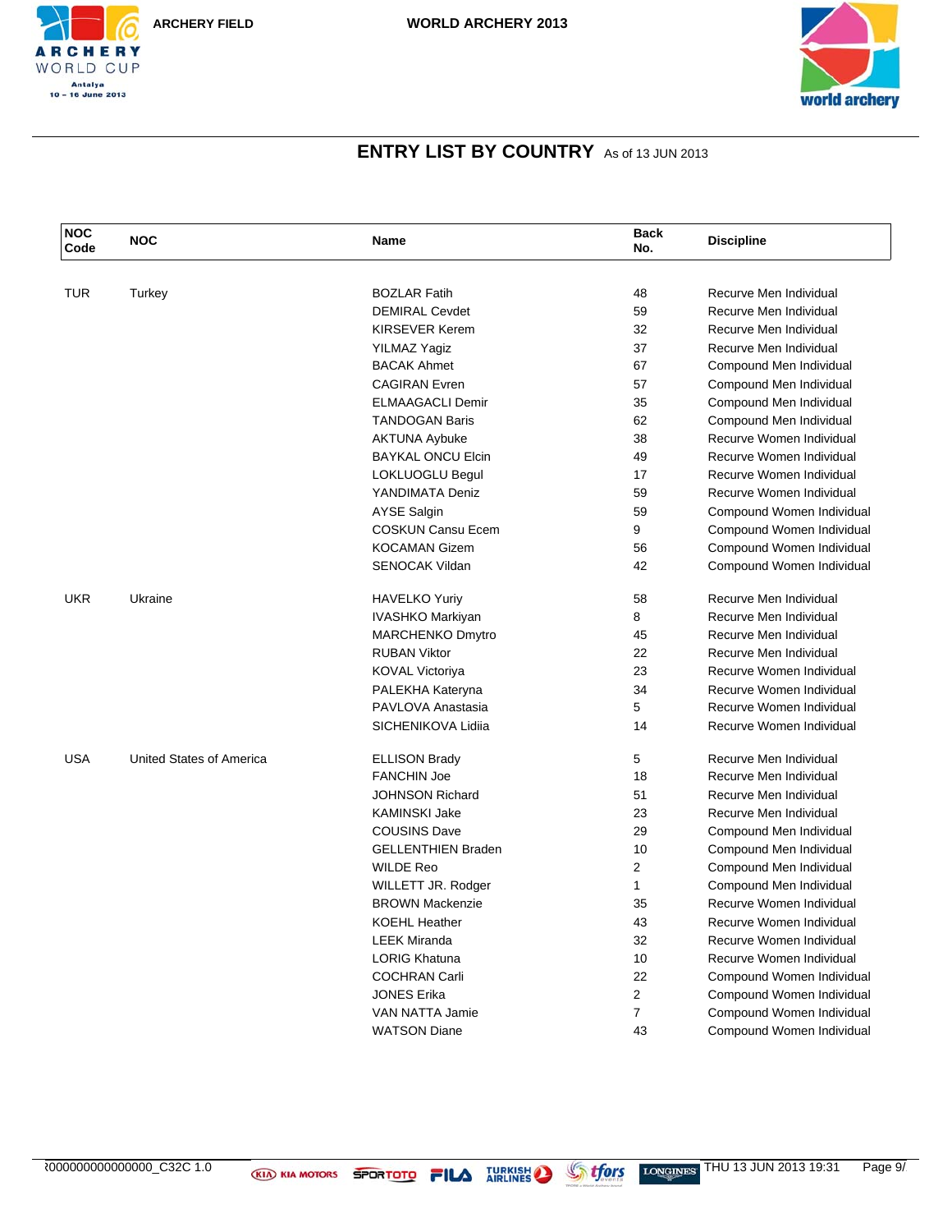## ENTRY LIST BY COUNTRY As of 13 JUN 2013

| NOC Code | NOC | Name | Back No. | Discipline |
|---|---|---|---|---|
| TUR | Turkey | BOZLAR Fatih | 48 | Recurve Men Individual |
| | | DEMIRAL Cevdet | 59 | Recurve Men Individual |
| | | KIRSEVER Kerem | 32 | Recurve Men Individual |
| | | YILMAZ Yagiz | 37 | Recurve Men Individual |
| | | BACAK Ahmet | 67 | Compound Men Individual |
| | | CAGIRAN Evren | 57 | Compound Men Individual |
| | | ELMAAGACLI Demir | 35 | Compound Men Individual |
| | | TANDOGAN Baris | 62 | Compound Men Individual |
| | | AKTUNA Aybuke | 38 | Recurve Women Individual |
| | | BAYKAL ONCU Elcin | 49 | Recurve Women Individual |
| | | LOKLUOGLU Begul | 17 | Recurve Women Individual |
| | | YANDIMATA Deniz | 59 | Recurve Women Individual |
| | | AYSE Salgin | 59 | Compound Women Individual |
| | | COSKUN Cansu Ecem | 9 | Compound Women Individual |
| | | KOCAMAN Gizem | 56 | Compound Women Individual |
| | | SENOCAK Vildan | 42 | Compound Women Individual |
| UKR | Ukraine | HAVELKO Yuriy | 58 | Recurve Men Individual |
| | | IVASHKO Markiyan | 8 | Recurve Men Individual |
| | | MARCHENKO Dmytro | 45 | Recurve Men Individual |
| | | RUBAN Viktor | 22 | Recurve Men Individual |
| | | KOVAL Victoriya | 23 | Recurve Women Individual |
| | | PALEKHA Kateryna | 34 | Recurve Women Individual |
| | | PAVLOVA Anastasia | 5 | Recurve Women Individual |
| | | SICHENIKOVA Lidiia | 14 | Recurve Women Individual |
| USA | United States of America | ELLISON Brady | 5 | Recurve Men Individual |
| | | FANCHIN Joe | 18 | Recurve Men Individual |
| | | JOHNSON Richard | 51 | Recurve Men Individual |
| | | KAMINSKI Jake | 23 | Recurve Men Individual |
| | | COUSINS Dave | 29 | Compound Men Individual |
| | | GELLENTHIEN Braden | 10 | Compound Men Individual |
| | | WILDE Reo | 2 | Compound Men Individual |
| | | WILLETT JR. Rodger | 1 | Compound Men Individual |
| | | BROWN Mackenzie | 35 | Recurve Women Individual |
| | | KOEHL Heather | 43 | Recurve Women Individual |
| | | LEEK Miranda | 32 | Recurve Women Individual |
| | | LORIG Khatuna | 10 | Recurve Women Individual |
| | | COCHRAN Carli | 22 | Compound Women Individual |
| | | JONES Erika | 2 | Compound Women Individual |
| | | VAN NATTA Jamie | 7 | Compound Women Individual |
| | | WATSON Diane | 43 | Compound Women Individual |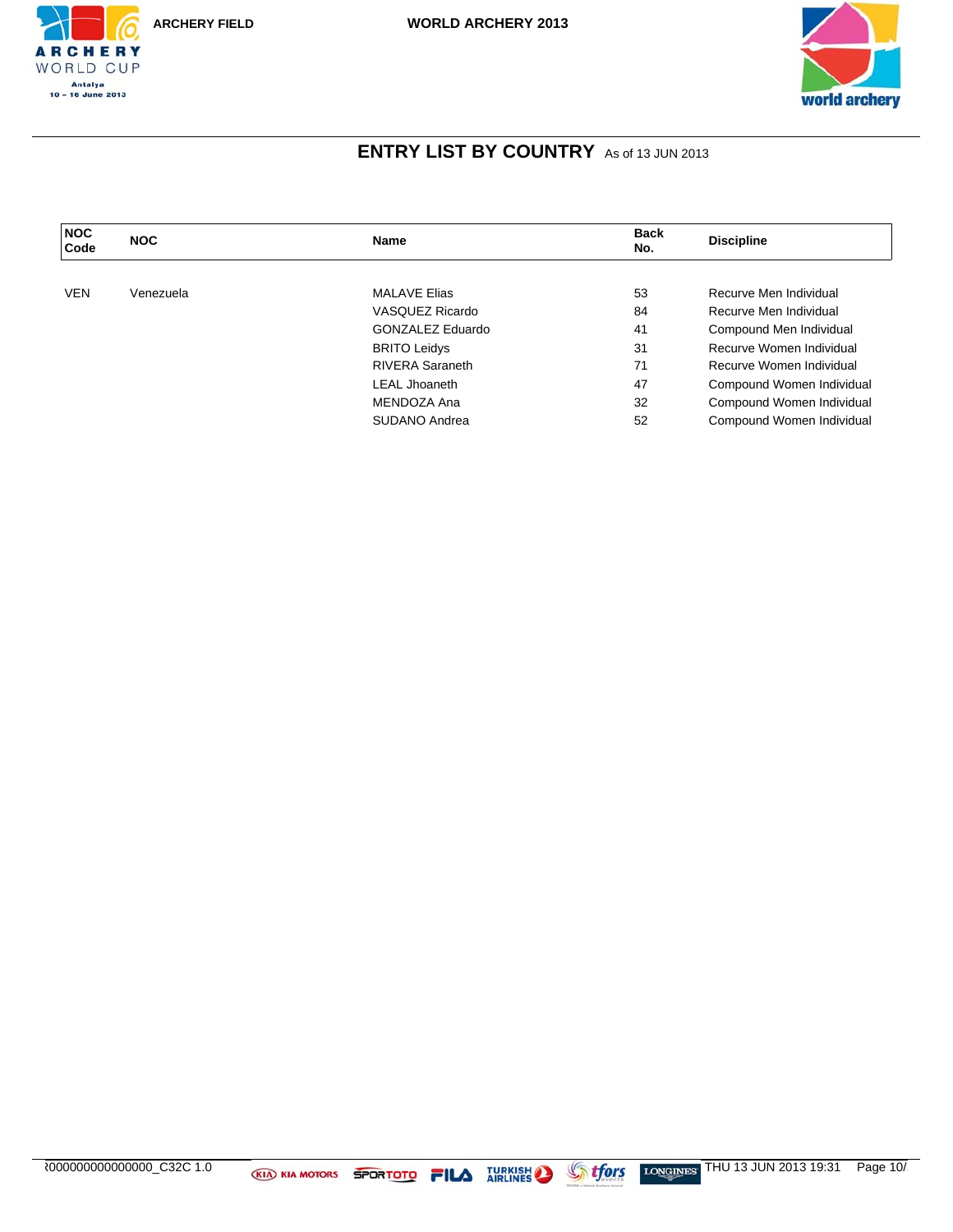## ENTRY LIST BY COUNTRY As of 13 JUN 2013

| NOC Code | NOC | Name | Back No. | Discipline |
|---|---|---|---|---|
| VEN | Venezuela | MALAVE Elias | 53 | Recurve Men Individual |
| | | VASQUEZ Ricardo | 84 | Recurve Men Individual |
| | | GONZALEZ Eduardo | 41 | Compound Men Individual |
| | | BRITO Leidys | 31 | Recurve Women Individual |
| | | RIVERA Saraneth | 71 | Recurve Women Individual |
| | | LEAL Jhoaneth | 47 | Compound Women Individual |
| | | MENDOZA Ana | 32 | Compound Women Individual |
| | | SUDANO Andrea | 52 | Compound Women Individual |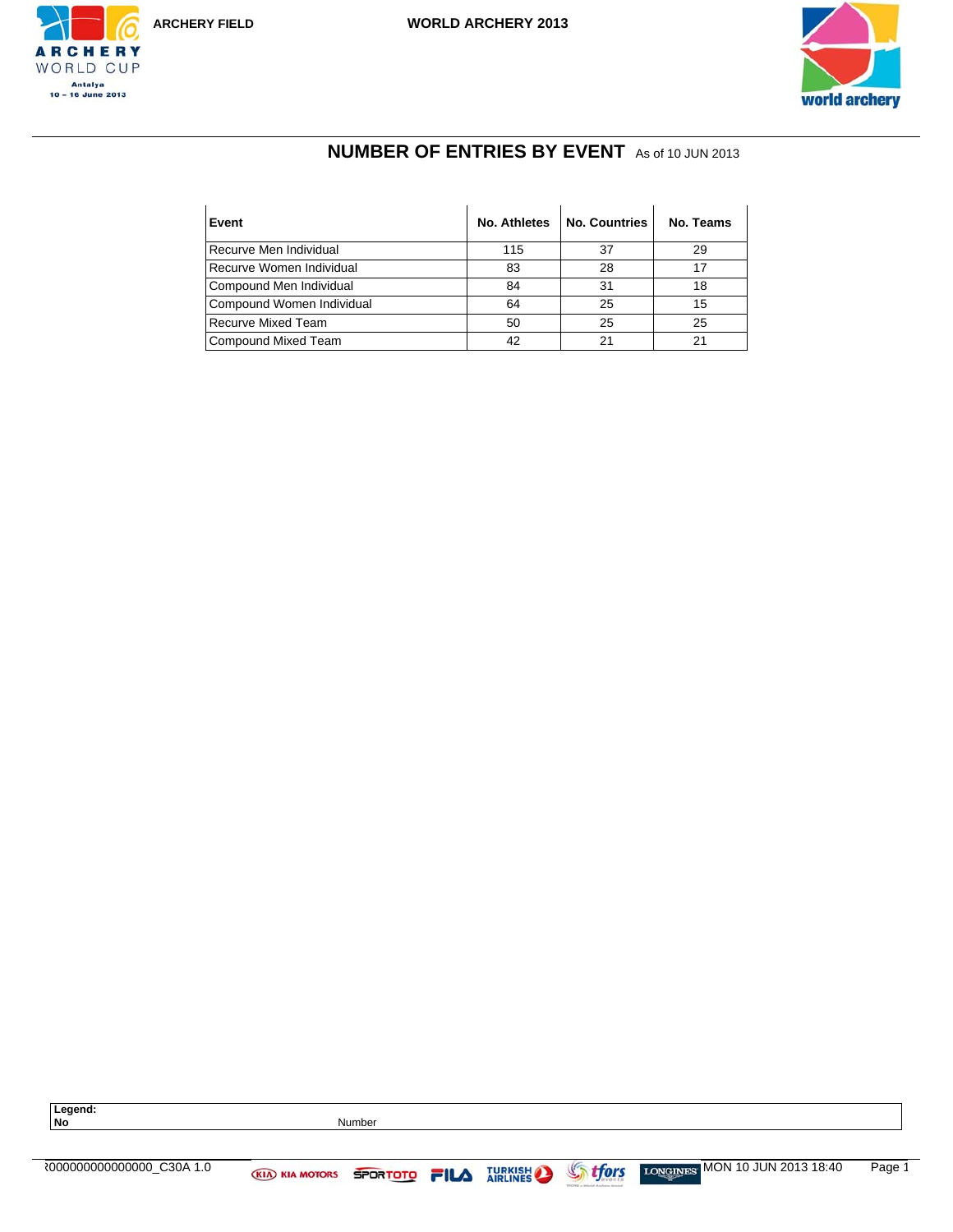## NUMBER OF ENTRIES BY EVENT As of 10 JUN 2013

| Event | No. Athletes | No. Countries | No. Teams |
|---|---|---|---|
| Recurve Men Individual | 115 | 37 | 29 |
| Recurve Women Individual | 83 | 28 | 17 |
| Compound Men Individual | 84 | 31 | 18 |
| Compound Women Individual | 64 | 25 | 15 |
| Recurve Mixed Team | 50 | 25 | 25 |
| Compound Mixed Team | 42 | 21 | 21 |

**Legend:**
**No** Number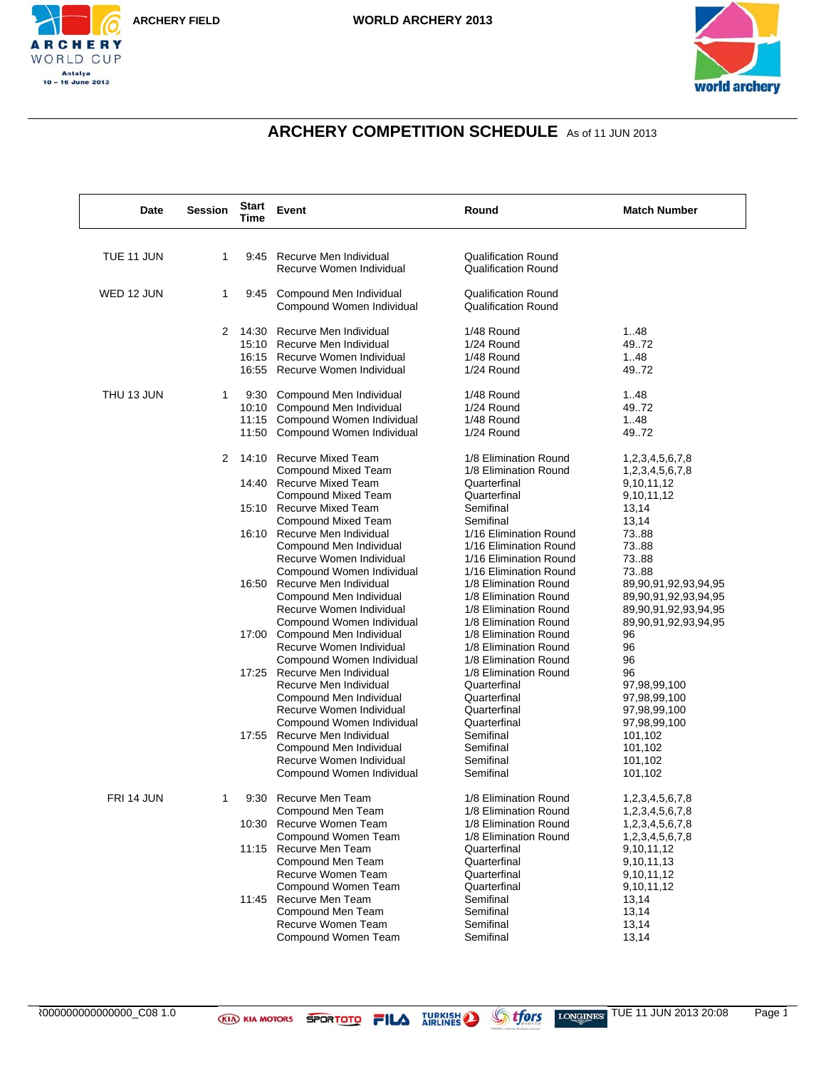ARCHERY FIELD

WORLD ARCHERY 2013

# ARCHERY COMPETITION SCHEDULE As of 11 JUN 2013

| Date | Session | Start Time | Event | Round | Match Number |
|---|---|---|---|---|---|
| TUE 11 JUN | 1 | 9:45 | Recurve Men Individual | Qualification Round | |
| | | | Recurve Women Individual | Qualification Round | |
| WED 12 JUN | 1 | 9:45 | Compound Men Individual | Qualification Round | |
| | | | Compound Women Individual | Qualification Round | |
| | 2 | 14:30 | Recurve Men Individual | 1/48 Round | 1..48 |
| | | 15:10 | Recurve Men Individual | 1/24 Round | 49..72 |
| | | 16:15 | Recurve Women Individual | 1/48 Round | 1..48 |
| | | 16:55 | Recurve Women Individual | 1/24 Round | 49..72 |
| THU 13 JUN | 1 | 9:30 | Compound Men Individual | 1/48 Round | 1..48 |
| | | 10:10 | Compound Men Individual | 1/24 Round | 49..72 |
| | | 11:15 | Compound Women Individual | 1/48 Round | 1..48 |
| | | 11:50 | Compound Women Individual | 1/24 Round | 49..72 |
| | 2 | 14:10 | Recurve Mixed Team | 1/8 Elimination Round | 1,2,3,4,5,6,7,8 |
| | | | Compound Mixed Team | 1/8 Elimination Round | 1,2,3,4,5,6,7,8 |
| | | 14:40 | Recurve Mixed Team | Quarterfinal | 9,10,11,12 |
| | | | Compound Mixed Team | Quarterfinal | 9,10,11,12 |
| | | 15:10 | Recurve Mixed Team | Semifinal | 13,14 |
| | | | Compound Mixed Team | Semifinal | 13,14 |
| | | 16:10 | Recurve Men Individual | 1/16 Elimination Round | 73..88 |
| | | | Compound Men Individual | 1/16 Elimination Round | 73..88 |
| | | | Recurve Women Individual | 1/16 Elimination Round | 73..88 |
| | | | Compound Women Individual | 1/16 Elimination Round | 73..88 |
| | | 16:50 | Recurve Men Individual | 1/8 Elimination Round | 89,90,91,92,93,94,95 |
| | | | Compound Men Individual | 1/8 Elimination Round | 89,90,91,92,93,94,95 |
| | | | Recurve Women Individual | 1/8 Elimination Round | 89,90,91,92,93,94,95 |
| | | | Compound Women Individual | 1/8 Elimination Round | 89,90,91,92,93,94,95 |
| | | 17:00 | Compound Men Individual | 1/8 Elimination Round | 96 |
| | | | Recurve Women Individual | 1/8 Elimination Round | 96 |
| | | | Compound Women Individual | 1/8 Elimination Round | 96 |
| | | 17:25 | Recurve Men Individual | 1/8 Elimination Round | 96 |
| | | | Recurve Men Individual | Quarterfinal | 97,98,99,100 |
| | | | Compound Men Individual | Quarterfinal | 97,98,99,100 |
| | | | Recurve Women Individual | Quarterfinal | 97,98,99,100 |
| | | | Compound Women Individual | Quarterfinal | 97,98,99,100 |
| | | 17:55 | Recurve Men Individual | Semifinal | 101,102 |
| | | | Compound Men Individual | Semifinal | 101,102 |
| | | | Recurve Women Individual | Semifinal | 101,102 |
| | | | Compound Women Individual | Semifinal | 101,102 |
| FRI 14 JUN | 1 | 9:30 | Recurve Men Team | 1/8 Elimination Round | 1,2,3,4,5,6,7,8 |
| | | | Compound Men Team | 1/8 Elimination Round | 1,2,3,4,5,6,7,8 |
| | | 10:30 | Recurve Women Team | 1/8 Elimination Round | 1,2,3,4,5,6,7,8 |
| | | | Compound Women Team | 1/8 Elimination Round | 1,2,3,4,5,6,7,8 |
| | | 11:15 | Recurve Men Team | Quarterfinal | 9,10,11,12 |
| | | | Compound Men Team | Quarterfinal | 9,10,11,13 |
| | | | Recurve Women Team | Quarterfinal | 9,10,11,12 |
| | | | Compound Women Team | Quarterfinal | 9,10,11,12 |
| | | 11:45 | Recurve Men Team | Semifinal | 13,14 |
| | | | Compound Men Team | Semifinal | 13,14 |
| | | | Recurve Women Team | Semifinal | 13,14 |
| | | | Compound Women Team | Semifinal | 13,14 |

ꝛ000000000000000_C08 1.0 TUE 11 JUN 2013 20:08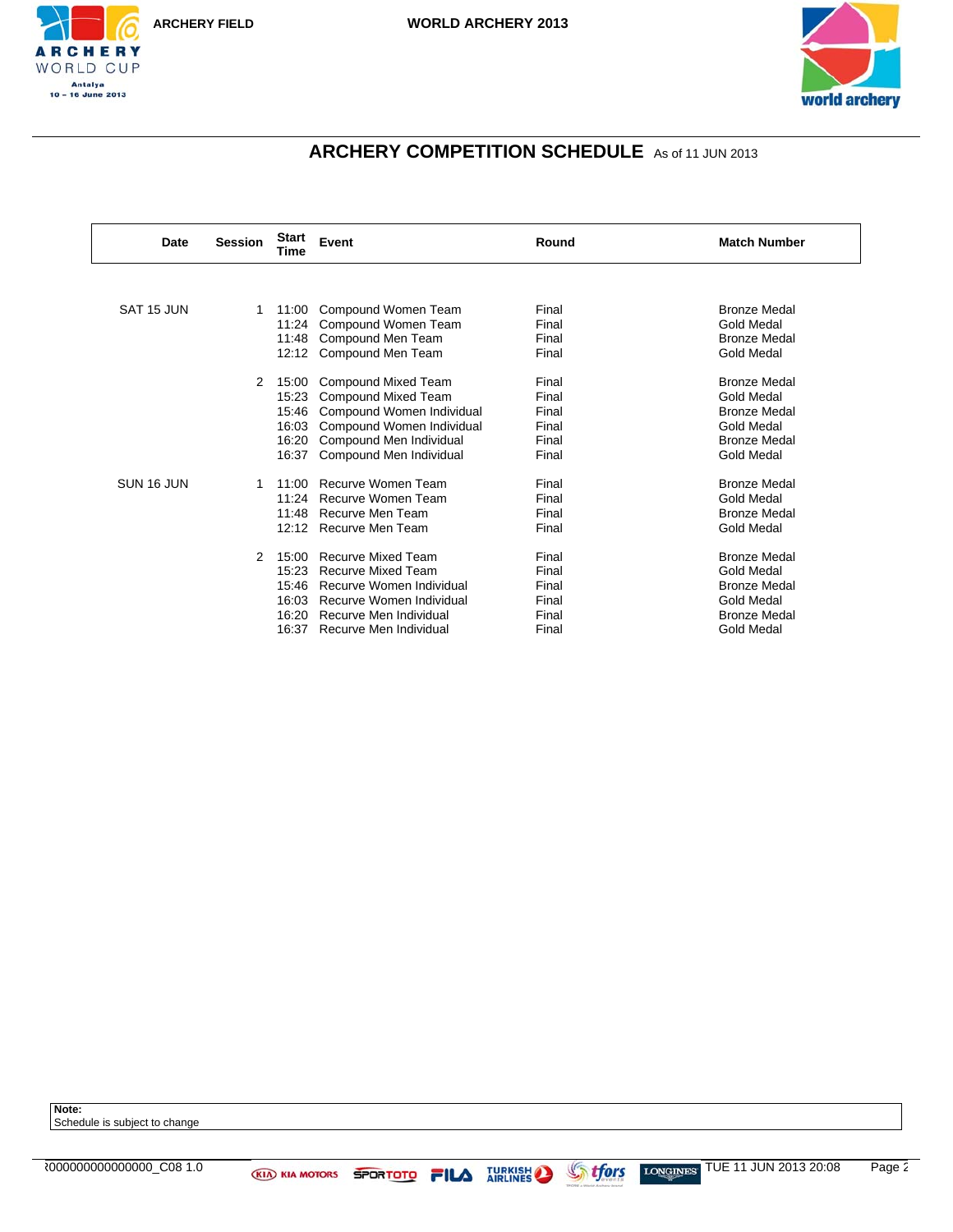# ARCHERY COMPETITION SCHEDULE As of 11 JUN 2013

| Date | Session | Start Time | Event | Round | Match Number |
|---|---|---|---|---|---|
| SAT 15 JUN | 1 | 11:00 | Compound Women Team | Final | Bronze Medal |
| | | 11:24 | Compound Women Team | Final | Gold Medal |
| | | 11:48 | Compound Men Team | Final | Bronze Medal |
| | | 12:12 | Compound Men Team | Final | Gold Medal |
| | 2 | 15:00 | Compound Mixed Team | Final | Bronze Medal |
| | | 15:23 | Compound Mixed Team | Final | Gold Medal |
| | | 15:46 | Compound Women Individual | Final | Bronze Medal |
| | | 16:03 | Compound Women Individual | Final | Gold Medal |
| | | 16:20 | Compound Men Individual | Final | Bronze Medal |
| | | 16:37 | Compound Men Individual | Final | Gold Medal |
| SUN 16 JUN | 1 | 11:00 | Recurve Women Team | Final | Bronze Medal |
| | | 11:24 | Recurve Women Team | Final | Gold Medal |
| | | 11:48 | Recurve Men Team | Final | Bronze Medal |
| | | 12:12 | Recurve Men Team | Final | Gold Medal |
| | 2 | 15:00 | Recurve Mixed Team | Final | Bronze Medal |
| | | 15:23 | Recurve Mixed Team | Final | Gold Medal |
| | | 15:46 | Recurve Women Individual | Final | Bronze Medal |
| | | 16:03 | Recurve Women Individual | Final | Gold Medal |
| | | 16:20 | Recurve Men Individual | Final | Bronze Medal |
| | | 16:37 | Recurve Men Individual | Final | Gold Medal |

**Note:**
Schedule is subject to change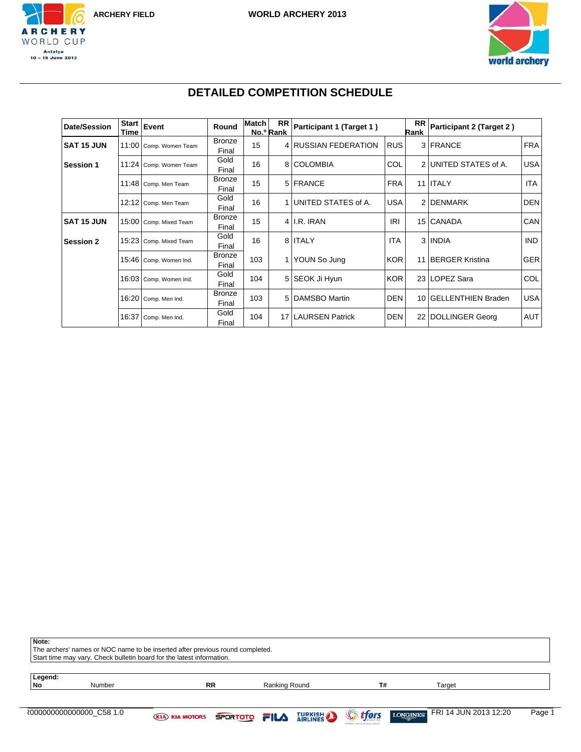# DETAILED COMPETITION SCHEDULE

| Date/Session | Start Time | Event | Round | Match No.º | RR Rank | Participant 1 (Target 1 ) | | RR Rank | Participant 2 (Target 2 ) | |
|---|---|---|---|---|---|---|---|---|---|---|
| SAT 15 JUN | 11:00 | Comp. Women Team | Bronze Final | 15 | 4 | RUSSIAN FEDERATION | RUS | 3 | FRANCE | FRA |
| Session 1 | 11:24 | Comp. Women Team | Gold Final | 16 | 8 | COLOMBIA | COL | 2 | UNITED STATES of A. | USA |
| | 11:48 | Comp. Men Team | Bronze Final | 15 | 5 | FRANCE | FRA | 11 | ITALY | ITA |
| | 12:12 | Comp. Men Team | Gold Final | 16 | 1 | UNITED STATES of A. | USA | 2 | DENMARK | DEN |
| SAT 15 JUN | 15:00 | Comp. Mixed Team | Bronze Final | 15 | 4 | I.R. IRAN | IRI | 15 | CANADA | CAN |
| Session 2 | 15:23 | Comp. Mixed Team | Gold Final | 16 | 8 | ITALY | ITA | 3 | INDIA | IND |
| | 15:46 | Comp. Women Ind. | Bronze Final | 103 | 1 | YOUN So Jung | KOR | 11 | BERGER Kristina | GER |
| | 16:03 | Comp. Women Ind. | Gold Final | 104 | 5 | SEOK Ji Hyun | KOR | 23 | LOPEZ Sara | COL |
| | 16:20 | Comp. Men Ind. | Bronze Final | 103 | 5 | DAMSBO Martin | DEN | 10 | GELLENTHIEN Braden | USA |
| | 16:37 | Comp. Men Ind. | Gold Final | 104 | 17 | LAURSEN Patrick | DEN | 22 | DOLLINGER Georg | AUT |

**Note:**
The archers' names or NOC name to be inserted after previous round completed.
Start time may vary. Check bulletin board for the latest information.

**Legend:**

| No | Number | RR | Ranking Round | T# | Target |
|---|---|---|---|---|---|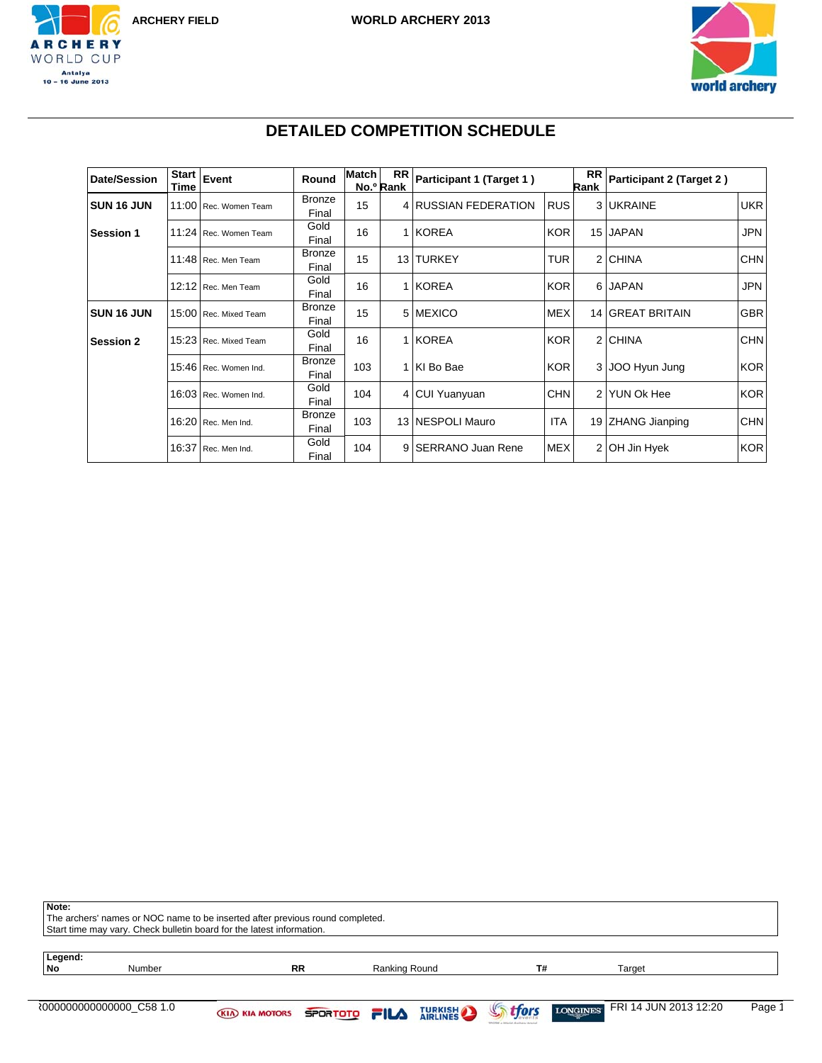ARCHERY FIELD

WORLD ARCHERY 2013

# DETAILED COMPETITION SCHEDULE

| Date/Session | Start Time | Event | Round | Match No.º | RR Rank | Participant 1 (Target 1 ) | | RR Rank | Participant 2 (Target 2 ) | |
|---|---|---|---|---|---|---|---|---|---|---|
| SUN 16 JUN | 11:00 | Rec. Women Team | Bronze Final | 15 | 4 | RUSSIAN FEDERATION | RUS | 3 | UKRAINE | UKR |
| Session 1 | 11:24 | Rec. Women Team | Gold Final | 16 | 1 | KOREA | KOR | 15 | JAPAN | JPN |
| | 11:48 | Rec. Men Team | Bronze Final | 15 | 13 | TURKEY | TUR | 2 | CHINA | CHN |
| | 12:12 | Rec. Men Team | Gold Final | 16 | 1 | KOREA | KOR | 6 | JAPAN | JPN |
| SUN 16 JUN | 15:00 | Rec. Mixed Team | Bronze Final | 15 | 5 | MEXICO | MEX | 14 | GREAT BRITAIN | GBR |
| Session 2 | 15:23 | Rec. Mixed Team | Gold Final | 16 | 1 | KOREA | KOR | 2 | CHINA | CHN |
| | 15:46 | Rec. Women Ind. | Bronze Final | 103 | 1 | KI Bo Bae | KOR | 3 | JOO Hyun Jung | KOR |
| | 16:03 | Rec. Women Ind. | Gold Final | 104 | 4 | CUI Yuanyuan | CHN | 2 | YUN Ok Hee | KOR |
| | 16:20 | Rec. Men Ind. | Bronze Final | 103 | 13 | NESPOLI Mauro | ITA | 19 | ZHANG Jianping | CHN |
| | 16:37 | Rec. Men Ind. | Gold Final | 104 | 9 | SERRANO Juan Rene | MEX | 2 | OH Jin Hyek | KOR |

**Note:**
The archers' names or NOC name to be inserted after previous round completed.
Start time may vary. Check bulletin board for the latest information.

**Legend:**

| No | Number | RR | Ranking Round | T# | Target |
|---|---|---|---|---|---|

000000000000000_C58 1.0

FRI 14 JUN 2013 12:20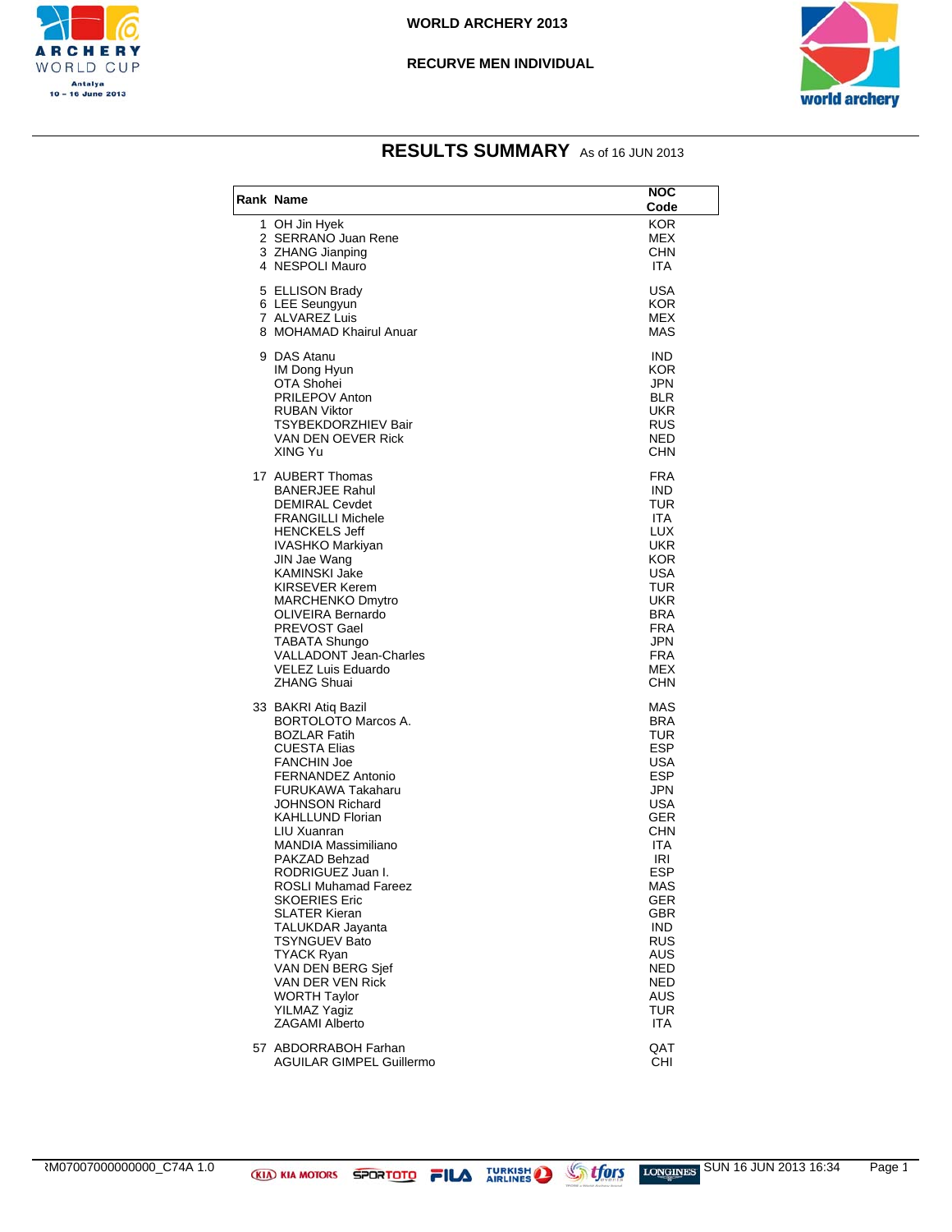WORLD ARCHERY 2013

RECURVE MEN INDIVIDUAL

# RESULTS SUMMARY As of 16 JUN 2013

| Rank | Name | NOC Code |
|---|---|---|
| 1 | OH Jin Hyek | KOR |
| 2 | SERRANO Juan Rene | MEX |
| 3 | ZHANG Jianping | CHN |
| 4 | NESPOLI Mauro | ITA |
| 5 | ELLISON Brady | USA |
| 6 | LEE Seungyun | KOR |
| 7 | ALVAREZ Luis | MEX |
| 8 | MOHAMAD Khairul Anuar | MAS |
| 9 | DAS Atanu | IND |
| | IM Dong Hyun | KOR |
| | OTA Shohei | JPN |
| | PRILEPOV Anton | BLR |
| | RUBAN Viktor | UKR |
| | TSYBEKDORZHIEV Bair | RUS |
| | VAN DEN OEVER Rick | NED |
| | XING Yu | CHN |
| 17 | AUBERT Thomas | FRA |
| | BANERJEE Rahul | IND |
| | DEMIRAL Cevdet | TUR |
| | FRANGILLI Michele | ITA |
| | HENCKELS Jeff | LUX |
| | IVASHKO Markiyan | UKR |
| | JIN Jae Wang | KOR |
| | KAMINSKI Jake | USA |
| | KIRSEVER Kerem | TUR |
| | MARCHENKO Dmytro | UKR |
| | OLIVEIRA Bernardo | BRA |
| | PREVOST Gael | FRA |
| | TABATA Shungo | JPN |
| | VALLADONT Jean-Charles | FRA |
| | VELEZ Luis Eduardo | MEX |
| | ZHANG Shuai | CHN |
| 33 | BAKRI Atiq Bazil | MAS |
| | BORTOLOTO Marcos A. | BRA |
| | BOZLAR Fatih | TUR |
| | CUESTA Elias | ESP |
| | FANCHIN Joe | USA |
| | FERNANDEZ Antonio | ESP |
| | FURUKAWA Takaharu | JPN |
| | JOHNSON Richard | USA |
| | KAHLLUND Florian | GER |
| | LIU Xuanran | CHN |
| | MANDIA Massimiliano | ITA |
| | PAKZAD Behzad | IRI |
| | RODRIGUEZ Juan I. | ESP |
| | ROSLI Muhamad Fareez | MAS |
| | SKOERIES Eric | GER |
| | SLATER Kieran | GBR |
| | TALUKDAR Jayanta | IND |
| | TSYNGUEV Bato | RUS |
| | TYACK Ryan | AUS |
| | VAN DEN BERG Sjef | NED |
| | VAN DER VEN Rick | NED |
| | WORTH Taylor | AUS |
| | YILMAZ Yagiz | TUR |
| | ZAGAMI Alberto | ITA |
| 57 | ABDORRABOH Farhan | QAT |
| | AGUILAR GIMPEL Guillermo | CHI |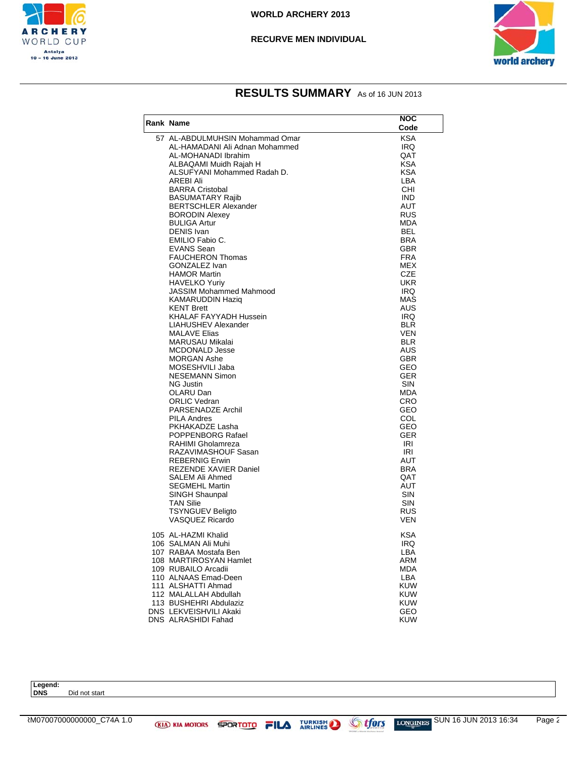WORLD ARCHERY 2013

RECURVE MEN INDIVIDUAL

## RESULTS SUMMARY As of 16 JUN 2013

| Rank | Name | NOC Code |
|---|---|---|
| 57 | AL-ABDULMUHSIN Mohammad Omar | KSA |
| | AL-HAMADANI Ali Adnan Mohammed | IRQ |
| | AL-MOHANADI Ibrahim | QAT |
| | ALBAQAMI Muidh Rajah H | KSA |
| | ALSUFYANI Mohammed Radah D. | KSA |
| | AREBI Ali | LBA |
| | BARRA Cristobal | CHI |
| | BASUMATARY Rajib | IND |
| | BERTSCHLER Alexander | AUT |
| | BORODIN Alexey | RUS |
| | BULIGA Artur | MDA |
| | DENIS Ivan | BEL |
| | EMILIO Fabio C. | BRA |
| | EVANS Sean | GBR |
| | FAUCHERON Thomas | FRA |
| | GONZALEZ Ivan | MEX |
| | HAMOR Martin | CZE |
| | HAVELKO Yuriy | UKR |
| | JASSIM Mohammed Mahmood | IRQ |
| | KAMARUDDIN Haziq | MAS |
| | KENT Brett | AUS |
| | KHALAF FAYYADH Hussein | IRQ |
| | LIAHUSHEV Alexander | BLR |
| | MALAVE Elias | VEN |
| | MARUSAU Mikalai | BLR |
| | MCDONALD Jesse | AUS |
| | MORGAN Ashe | GBR |
| | MOSESHVILI Jaba | GEO |
| | NESEMANN Simon | GER |
| | NG Justin | SIN |
| | OLARU Dan | MDA |
| | ORLIC Vedran | CRO |
| | PARSENADZE Archil | GEO |
| | PILA Andres | COL |
| | PKHAKADZE Lasha | GEO |
| | POPPENBORG Rafael | GER |
| | RAHIMI Gholamreza | IRI |
| | RAZAVIMASHOUF Sasan | IRI |
| | REBERNIG Erwin | AUT |
| | REZENDE XAVIER Daniel | BRA |
| | SALEM Ali Ahmed | QAT |
| | SEGMEHL Martin | AUT |
| | SINGH Shaunpal | SIN |
| | TAN Silie | SIN |
| | TSYNGUEV Beligto | RUS |
| | VASQUEZ Ricardo | VEN |
| 105 | AL-HAZMI Khalid | KSA |
| 106 | SALMAN Ali Muhi | IRQ |
| 107 | RABAA Mostafa Ben | LBA |
| 108 | MARTIROSYAN Hamlet | ARM |
| 109 | RUBAILO Arcadii | MDA |
| 110 | ALNAAS Emad-Deen | LBA |
| 111 | ALSHATTI Ahmad | KUW |
| 112 | MALALLAH Abdullah | KUW |
| 113 | BUSHEHRI Abdulaziz | KUW |
| DNS | LEKVEISHVILI Akaki | GEO |
| DNS | ALRASHIDI Fahad | KUW |

**Legend:**
**DNS** Did not start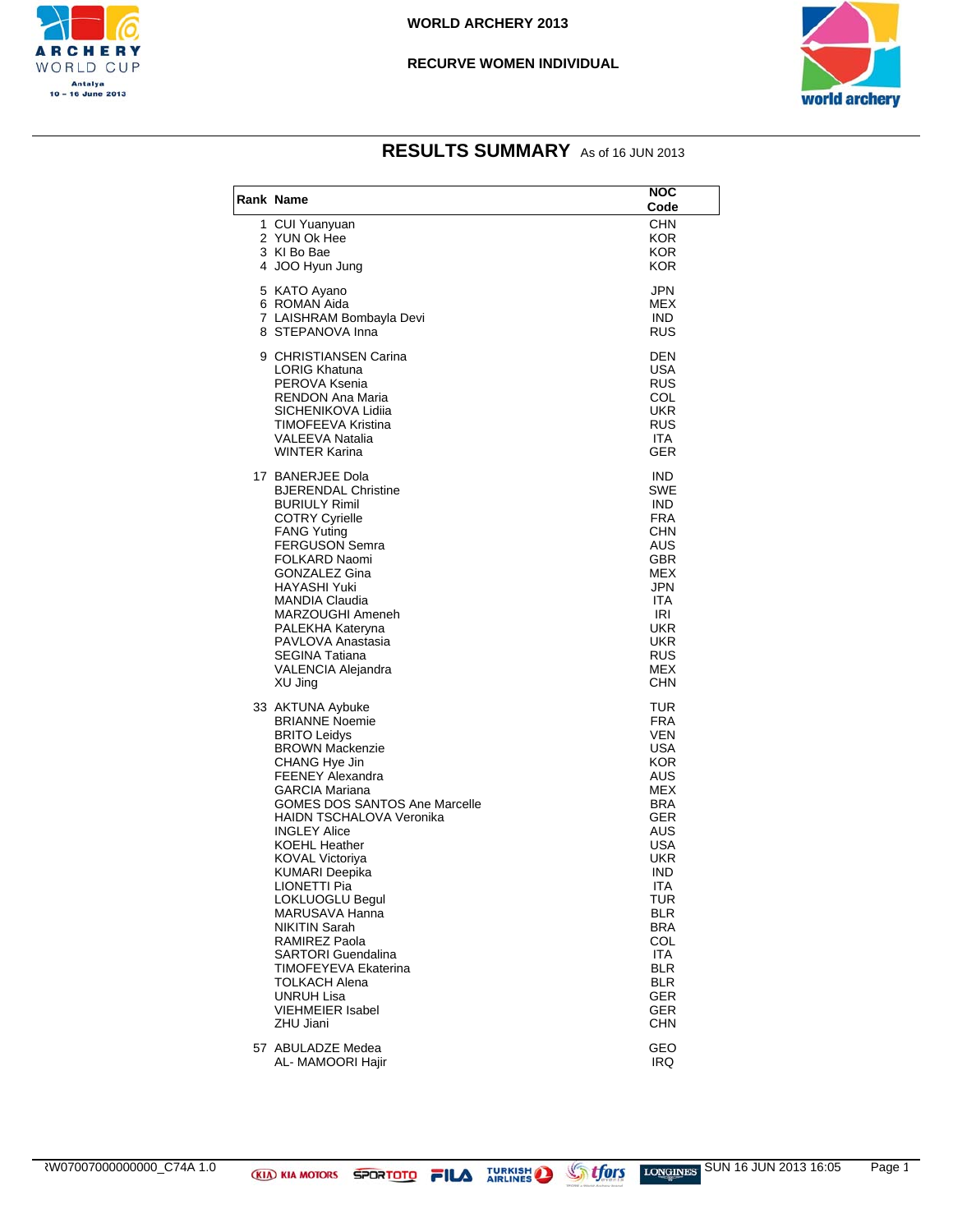WORLD ARCHERY 2013

RECURVE WOMEN INDIVIDUAL

# RESULTS SUMMARY As of 16 JUN 2013

| Rank | Name | NOC Code |
|---|---|---|
| 1 | CUI Yuanyuan | CHN |
| 2 | YUN Ok Hee | KOR |
| 3 | KI Bo Bae | KOR |
| 4 | JOO Hyun Jung | KOR |
| 5 | KATO Ayano | JPN |
| 6 | ROMAN Aida | MEX |
| 7 | LAISHRAM Bombayla Devi | IND |
| 8 | STEPANOVA Inna | RUS |
| 9 | CHRISTIANSEN Carina | DEN |
| | LORIG Khatuna | USA |
| | PEROVA Ksenia | RUS |
| | RENDON Ana Maria | COL |
| | SICHENIKOVA Lidiia | UKR |
| | TIMOFEEVA Kristina | RUS |
| | VALEEVA Natalia | ITA |
| | WINTER Karina | GER |
| 17 | BANERJEE Dola | IND |
| | BJERENDAL Christine | SWE |
| | BURIULY Rimil | IND |
| | COTRY Cyrielle | FRA |
| | FANG Yuting | CHN |
| | FERGUSON Semra | AUS |
| | FOLKARD Naomi | GBR |
| | GONZALEZ Gina | MEX |
| | HAYASHI Yuki | JPN |
| | MANDIA Claudia | ITA |
| | MARZOUGHI Ameneh | IRI |
| | PALEKHA Kateryna | UKR |
| | PAVLOVA Anastasia | UKR |
| | SEGINA Tatiana | RUS |
| | VALENCIA Alejandra | MEX |
| | XU Jing | CHN |
| 33 | AKTUNA Aybuke | TUR |
| | BRIANNE Noemie | FRA |
| | BRITO Leidys | VEN |
| | BROWN Mackenzie | USA |
| | CHANG Hye Jin | KOR |
| | FEENEY Alexandra | AUS |
| | GARCIA Mariana | MEX |
| | GOMES DOS SANTOS Ane Marcelle | BRA |
| | HAIDN TSCHALOVA Veronika | GER |
| | INGLEY Alice | AUS |
| | KOEHL Heather | USA |
| | KOVAL Victoriya | UKR |
| | KUMARI Deepika | IND |
| | LIONETTI Pia | ITA |
| | LOKLUOGLU Begul | TUR |
| | MARUSAVA Hanna | BLR |
| | NIKITIN Sarah | BRA |
| | RAMIREZ Paola | COL |
| | SARTORI Guendalina | ITA |
| | TIMOFEYEVA Ekaterina | BLR |
| | TOLKACH Alena | BLR |
| | UNRUH Lisa | GER |
| | VIEHMEIER Isabel | GER |
| | ZHU Jiani | CHN |
| 57 | ABULADZE Medea | GEO |
| | AL- MAMOORI Hajir | IRQ |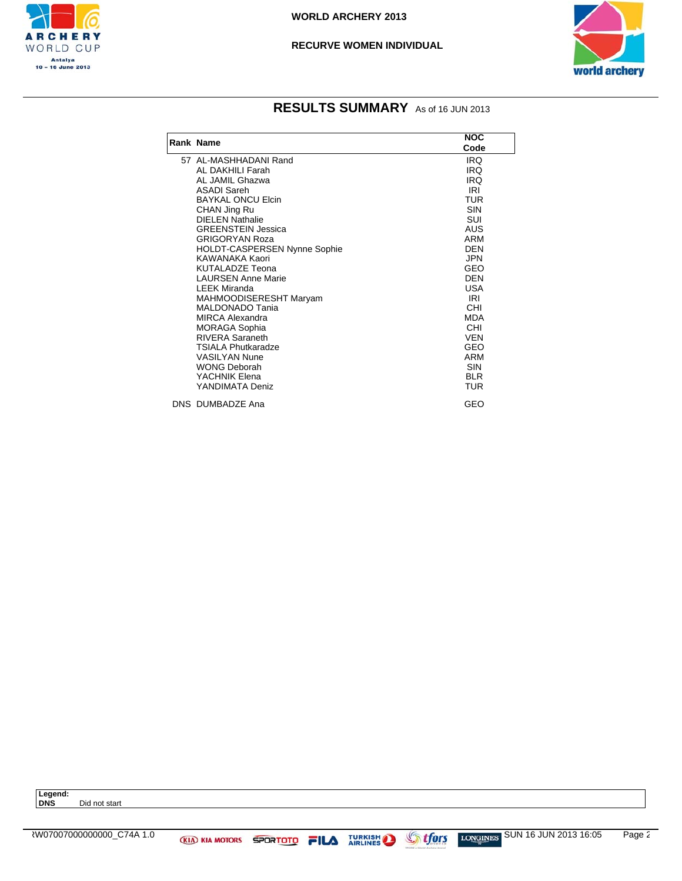WORLD ARCHERY 2013

RECURVE WOMEN INDIVIDUAL

## RESULTS SUMMARY As of 16 JUN 2013

| Rank | Name | NOC Code |
|---|---|---|
| 57 | AL-MASHHADANI Rand | IRQ |
| | AL DAKHILI Farah | IRQ |
| | AL JAMIL Ghazwa | IRQ |
| | ASADI Sareh | IRI |
| | BAYKAL ONCU Elcin | TUR |
| | CHAN Jing Ru | SIN |
| | DIELEN Nathalie | SUI |
| | GREENSTEIN Jessica | AUS |
| | GRIGORYAN Roza | ARM |
| | HOLDT-CASPERSEN Nynne Sophie | DEN |
| | KAWANAKA Kaori | JPN |
| | KUTALADZE Teona | GEO |
| | LAURSEN Anne Marie | DEN |
| | LEEK Miranda | USA |
| | MAHMOODISERESHT Maryam | IRI |
| | MALDONADO Tania | CHI |
| | MIRCA Alexandra | MDA |
| | MORAGA Sophia | CHI |
| | RIVERA Saraneth | VEN |
| | TSIALA Phutkaradze | GEO |
| | VASILYAN Nune | ARM |
| | WONG Deborah | SIN |
| | YACHNIK Elena | BLR |
| | YANDIMATA Deniz | TUR |
| DNS | DUMBADZE Ana | GEO |

**Legend:**
**DNS** Did not start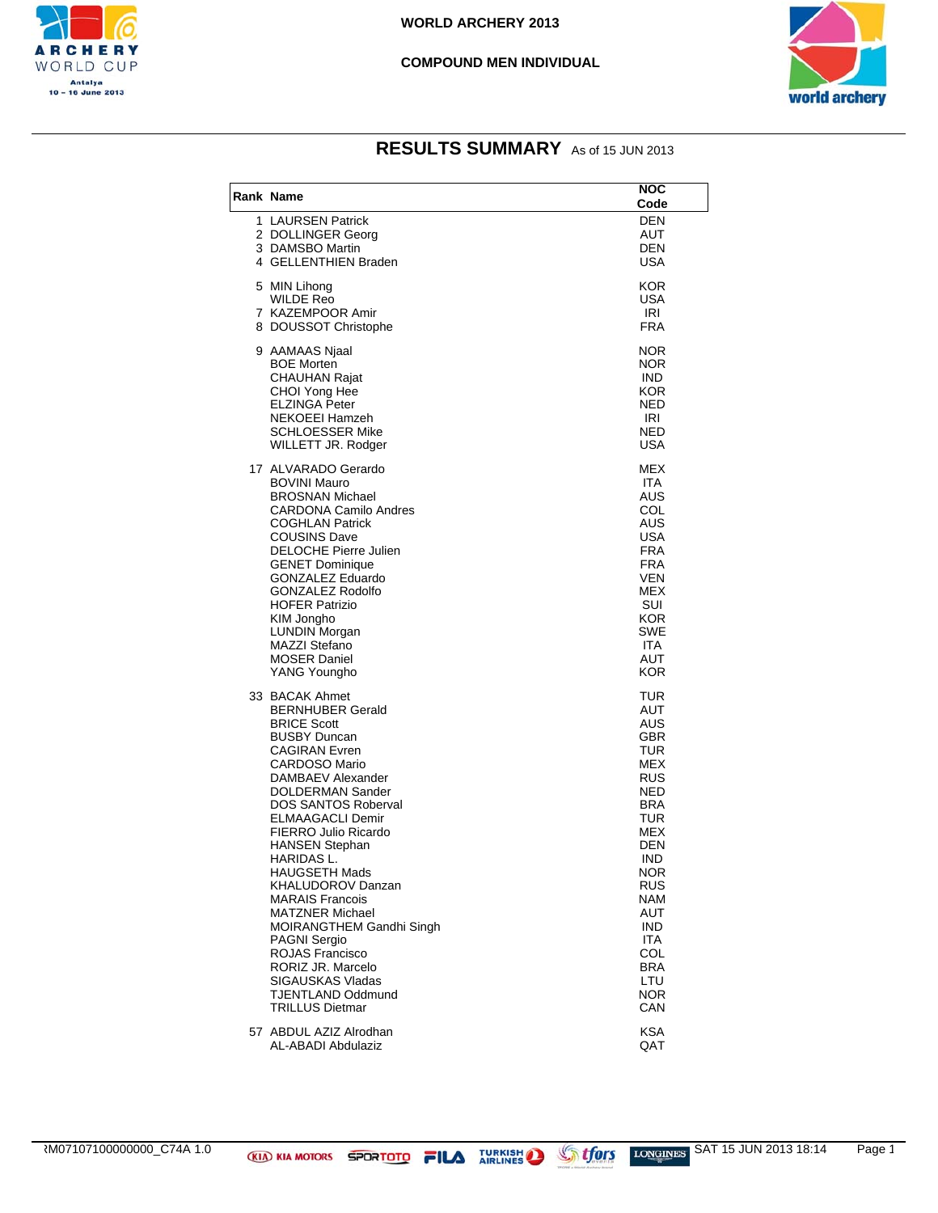# WORLD ARCHERY 2013

## COMPOUND MEN INDIVIDUAL

ARCHERY WORLD CUP
Antalya
10 - 16 June 2013

## RESULTS SUMMARY As of 15 JUN 2013

| Rank | Name | NOC Code |
|---|---|---|
| 1 | LAURSEN Patrick | DEN |
| 2 | DOLLINGER Georg | AUT |
| 3 | DAMSBO Martin | DEN |
| 4 | GELLENTHIEN Braden | USA |
| 5 | MIN Lihong | KOR |
| | WILDE Reo | USA |
| 7 | KAZEMPOOR Amir | IRI |
| 8 | DOUSSOT Christophe | FRA |
| 9 | AAMAAS Njaal | NOR |
| | BOE Morten | NOR |
| | CHAUHAN Rajat | IND |
| | CHOI Yong Hee | KOR |
| | ELZINGA Peter | NED |
| | NEKOEEI Hamzeh | IRI |
| | SCHLOESSER Mike | NED |
| | WILLETT JR. Rodger | USA |
| 17 | ALVARADO Gerardo | MEX |
| | BOVINI Mauro | ITA |
| | BROSNAN Michael | AUS |
| | CARDONA Camilo Andres | COL |
| | COGHLAN Patrick | AUS |
| | COUSINS Dave | USA |
| | DELOCHE Pierre Julien | FRA |
| | GENET Dominique | FRA |
| | GONZALEZ Eduardo | VEN |
| | GONZALEZ Rodolfo | MEX |
| | HOFER Patrizio | SUI |
| | KIM Jongho | KOR |
| | LUNDIN Morgan | SWE |
| | MAZZI Stefano | ITA |
| | MOSER Daniel | AUT |
| | YANG Youngho | KOR |
| 33 | BACAK Ahmet | TUR |
| | BERNHUBER Gerald | AUT |
| | BRICE Scott | AUS |
| | BUSBY Duncan | GBR |
| | CAGIRAN Evren | TUR |
| | CARDOSO Mario | MEX |
| | DAMBAEV Alexander | RUS |
| | DOLDERMAN Sander | NED |
| | DOS SANTOS Roberval | BRA |
| | ELMAAGACLI Demir | TUR |
| | FIERRO Julio Ricardo | MEX |
| | HANSEN Stephan | DEN |
| | HARIDAS L. | IND |
| | HAUGSETH Mads | NOR |
| | KHALUDOROV Danzan | RUS |
| | MARAIS Francois | NAM |
| | MATZNER Michael | AUT |
| | MOIRANGTHEM Gandhi Singh | IND |
| | PAGNI Sergio | ITA |
| | ROJAS Francisco | COL |
| | RORIZ JR. Marcelo | BRA |
| | SIGAUSKAS Vladas | LTU |
| | TJENTLAND Oddmund | NOR |
| | TRILLUS Dietmar | CAN |
| 57 | ABDUL AZIZ Alrodhan | KSA |
| | AL-ABADI Abdulaziz | QAT |

RM07107100000000_C74A 1.0 SAT 15 JUN 2013 18:14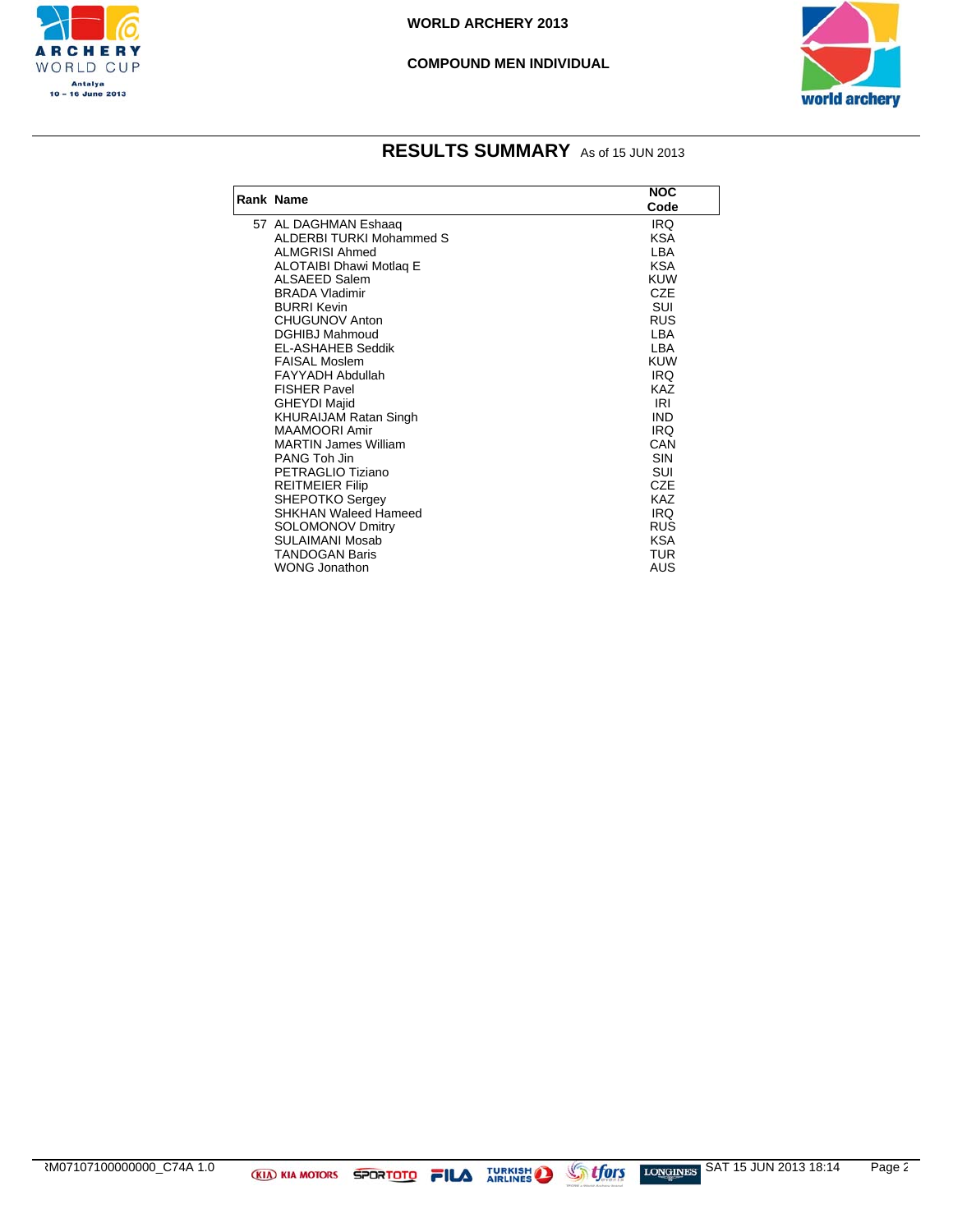WORLD ARCHERY 2013

COMPOUND MEN INDIVIDUAL

## RESULTS SUMMARY As of 15 JUN 2013

| Rank | Name | NOC Code |
|---|---|---|
| 57 | AL DAGHMAN Eshaaq | IRQ |
| | ALDERBI TURKI Mohammed S | KSA |
| | ALMGRISI Ahmed | LBA |
| | ALOTAIBI Dhawi Motlaq E | KSA |
| | ALSAEED Salem | KUW |
| | BRADA Vladimir | CZE |
| | BURRI Kevin | SUI |
| | CHUGUNOV Anton | RUS |
| | DGHIBJ Mahmoud | LBA |
| | EL-ASHAHEB Seddik | LBA |
| | FAISAL Moslem | KUW |
| | FAYYADH Abdullah | IRQ |
| | FISHER Pavel | KAZ |
| | GHEYDI Majid | IRI |
| | KHURAIJAM Ratan Singh | IND |
| | MAAMOORI Amir | IRQ |
| | MARTIN James William | CAN |
| | PANG Toh Jin | SIN |
| | PETRAGLIO Tiziano | SUI |
| | REITMEIER Filip | CZE |
| | SHEPOTKO Sergey | KAZ |
| | SHKHAN Waleed Hameed | IRQ |
| | SOLOMONOV Dmitry | RUS |
| | SULAIMANI Mosab | KSA |
| | TANDOGAN Baris | TUR |
| | WONG Jonathon | AUS |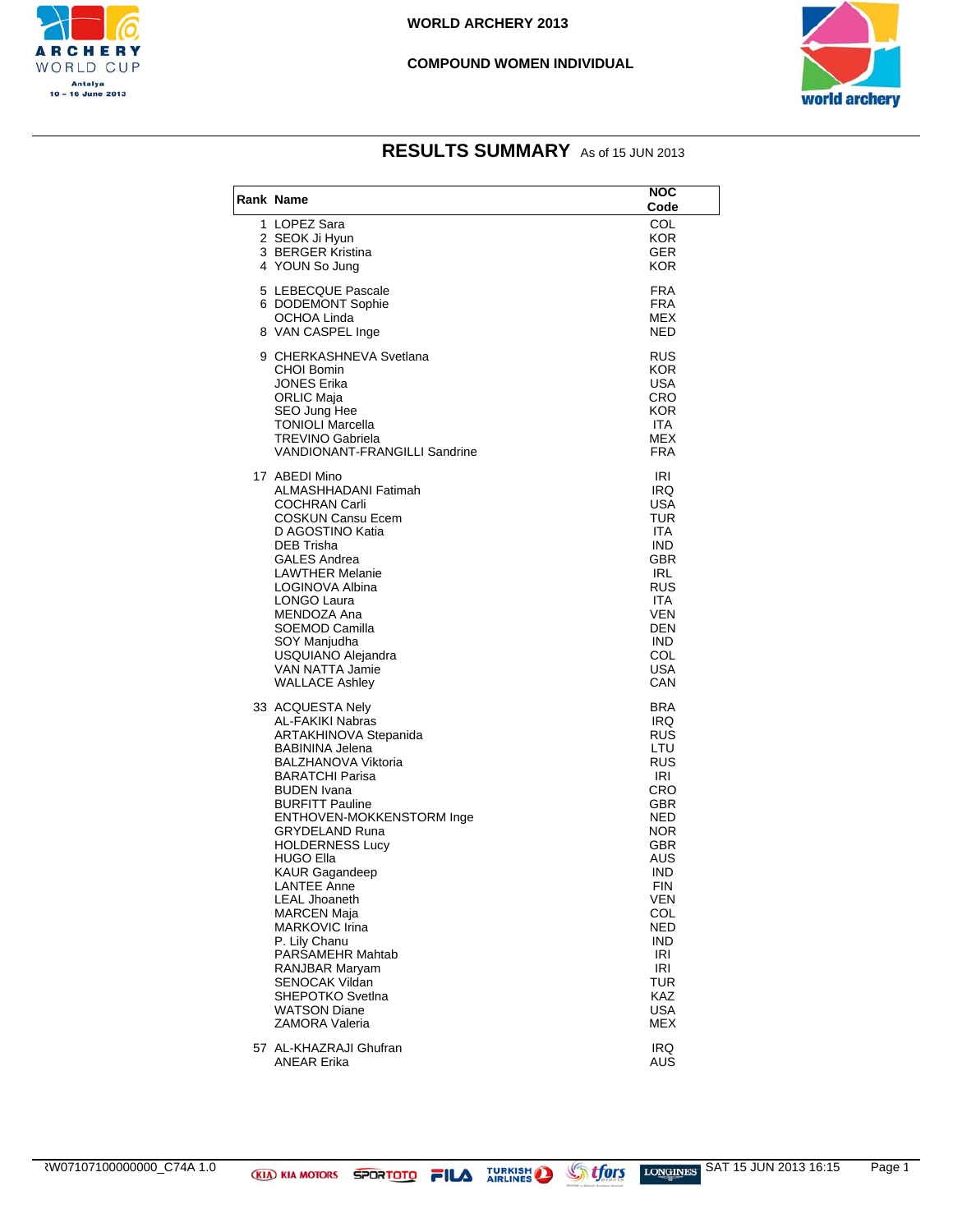# WORLD ARCHERY 2013

## COMPOUND WOMEN INDIVIDUAL

## RESULTS SUMMARY As of 15 JUN 2013

| Rank | Name | NOC Code |
|---|---|---|
| 1 | LOPEZ Sara | COL |
| 2 | SEOK Ji Hyun | KOR |
| 3 | BERGER Kristina | GER |
| 4 | YOUN So Jung | KOR |
| 5 | LEBECQUE Pascale | FRA |
| 6 | DODEMONT Sophie | FRA |
| | OCHOA Linda | MEX |
| 8 | VAN CASPEL Inge | NED |
| 9 | CHERKASHNEVA Svetlana | RUS |
| | CHOI Bomin | KOR |
| | JONES Erika | USA |
| | ORLIC Maja | CRO |
| | SEO Jung Hee | KOR |
| | TONIOLI Marcella | ITA |
| | TREVINO Gabriela | MEX |
| | VANDIONANT-FRANGILLI Sandrine | FRA |
| 17 | ABEDI Mino | IRI |
| | ALMASHHADANI Fatimah | IRQ |
| | COCHRAN Carli | USA |
| | COSKUN Cansu Ecem | TUR |
| | D AGOSTINO Katia | ITA |
| | DEB Trisha | IND |
| | GALES Andrea | GBR |
| | LAWTHER Melanie | IRL |
| | LOGINOVA Albina | RUS |
| | LONGO Laura | ITA |
| | MENDOZA Ana | VEN |
| | SOEMOD Camilla | DEN |
| | SOY Manjudha | IND |
| | USQUIANO Alejandra | COL |
| | VAN NATTA Jamie | USA |
| | WALLACE Ashley | CAN |
| 33 | ACQUESTA Nely | BRA |
| | AL-FAKIKI Nabras | IRQ |
| | ARTAKHINOVA Stepanida | RUS |
| | BABININA Jelena | LTU |
| | BALZHANOVA Viktoria | RUS |
| | BARATCHI Parisa | IRI |
| | BUDEN Ivana | CRO |
| | BURFITT Pauline | GBR |
| | ENTHOVEN-MOKKENSTORM Inge | NED |
| | GRYDELAND Runa | NOR |
| | HOLDERNESS Lucy | GBR |
| | HUGO Ella | AUS |
| | KAUR Gagandeep | IND |
| | LANTEE Anne | FIN |
| | LEAL Jhoaneth | VEN |
| | MARCEN Maja | COL |
| | MARKOVIC Irina | NED |
| | P. Lily Chanu | IND |
| | PARSAMEHR Mahtab | IRI |
| | RANJBAR Maryam | IRI |
| | SENOCAK Vildan | TUR |
| | SHEPOTKO Svetlna | KAZ |
| | WATSON Diane | USA |
| | ZAMORA Valeria | MEX |
| 57 | AL-KHAZRAJI Ghufran | IRQ |
| | ANEAR Erika | AUS |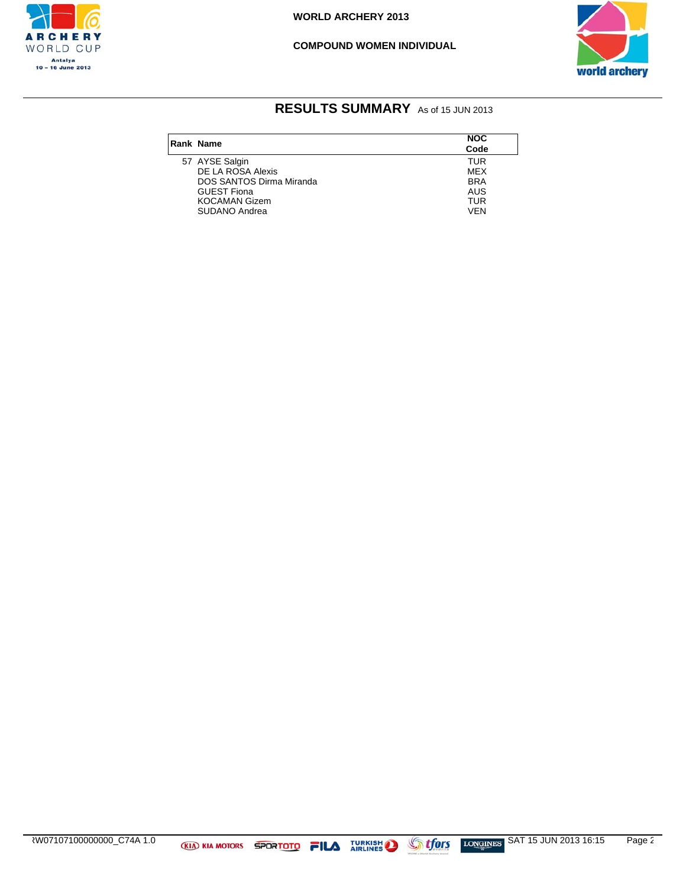# RESULTS SUMMARY As of 15 JUN 2013

| Rank | Name | NOC Code |
|---|---|---|
| 57 | AYSE Salgin | TUR |
| | DE LA ROSA Alexis | MEX |
| | DOS SANTOS Dirma Miranda | BRA |
| | GUEST Fiona | AUS |
| | KOCAMAN Gizem | TUR |
| | SUDANO Andrea | VEN |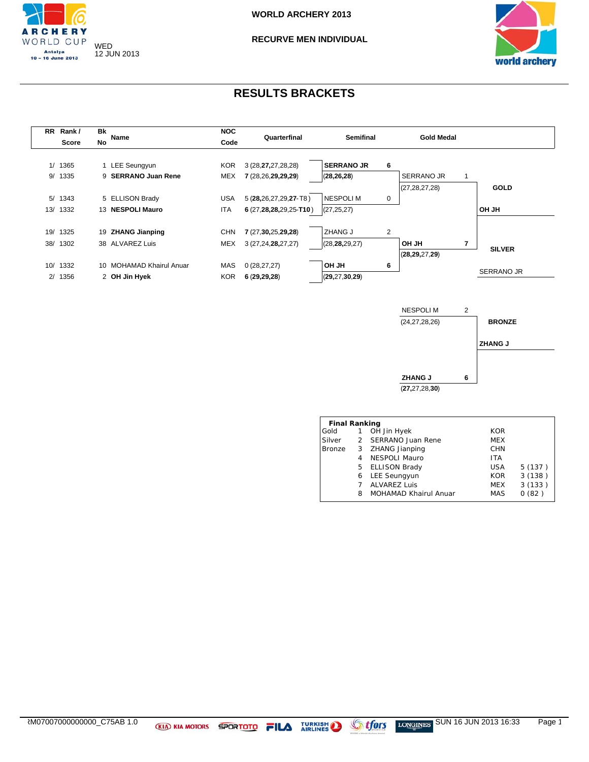WORLD ARCHERY 2013

RECURVE MEN INDIVIDUAL

WED
12 JUN 2013

# RESULTS BRACKETS

| RR | Rank / Score | Bk No | Name | NOC Code | Quarterfinal |
|---|---|---|---|---|---|
| 1/ | 1365 | 1 | LEE Seungyun | KOR | 3 (28,**27**,27,28,28) |
| 9/ | 1335 | 9 | **SERRANO Juan Rene** | MEX | **7** (28,26,**29**,**29**,**29**) |
| 5/ | 1343 | 5 | ELLISON Brady | USA | 5 (**28**,26,27,29,**27**- T8 ) |
| 13/ | 1332 | 13 | **NESPOLI Mauro** | ITA | **6** (27,**28**,**28**,29,25-**T10** ) |
| 19/ | 1325 | 19 | **ZHANG Jianping** | CHN | **7** (27,**30**,25,**29**,**28**) |
| 38/ | 1302 | 38 | ALVAREZ Luis | MEX | 3 (27,24,**28**,27,27) |
| 10/ | 1332 | 10 | MOHAMAD Khairul Anuar | MAS | 0 (28,27,27) |
| 2/ | 1356 | 2 | **OH Jin Hyek** | KOR | **6** (**29**,**29**,**28**) |

**Semifinal**

| Match | Archer | Score | Ends |
|---|---|---|---|
| 1 | **SERRANO JR** | **6** | (**28**,**26**,**28**) |
| 1 | NESPOLI M | 0 | (27,25,27) |
| 2 | ZHANG J | 2 | (28,**28**,29,27) |
| 2 | **OH JH** | **6** | (**29**,27,**30**,**29**) |

**Gold Medal**

| Archer | Score | Ends |
|---|---|---|
| SERRANO JR | 1 | (27,28,27,28) |
| **OH JH** | **7** | (**28**,**29**,27,**29**) |

**GOLD:** OH JH

**SILVER:** SERRANO JR

**Bronze Medal**

| Archer | Score | Ends |
|---|---|---|
| NESPOLI M | 2 | (24,27,28,26) |
| **ZHANG J** | **6** | (**27**,27,28,**30**) |

**BRONZE:** ZHANG J

**Final Ranking**

| | | Name | NOC | |
|---|---|---|---|---|
| Gold | 1 | OH Jin Hyek | KOR | |
| Silver | 2 | SERRANO Juan Rene | MEX | |
| Bronze | 3 | ZHANG Jianping | CHN | |
| | 4 | NESPOLI Mauro | ITA | |
| | 5 | ELLISON Brady | USA | 5 (137 ) |
| | 6 | LEE Seungyun | KOR | 3 (138 ) |
| | 7 | ALVAREZ Luis | MEX | 3 (133 ) |
| | 8 | MOHAMAD Khairul Anuar | MAS | 0 (82 ) |

RM07007000000000_C75AB 1.0 — SUN 16 JUN 2013 16:33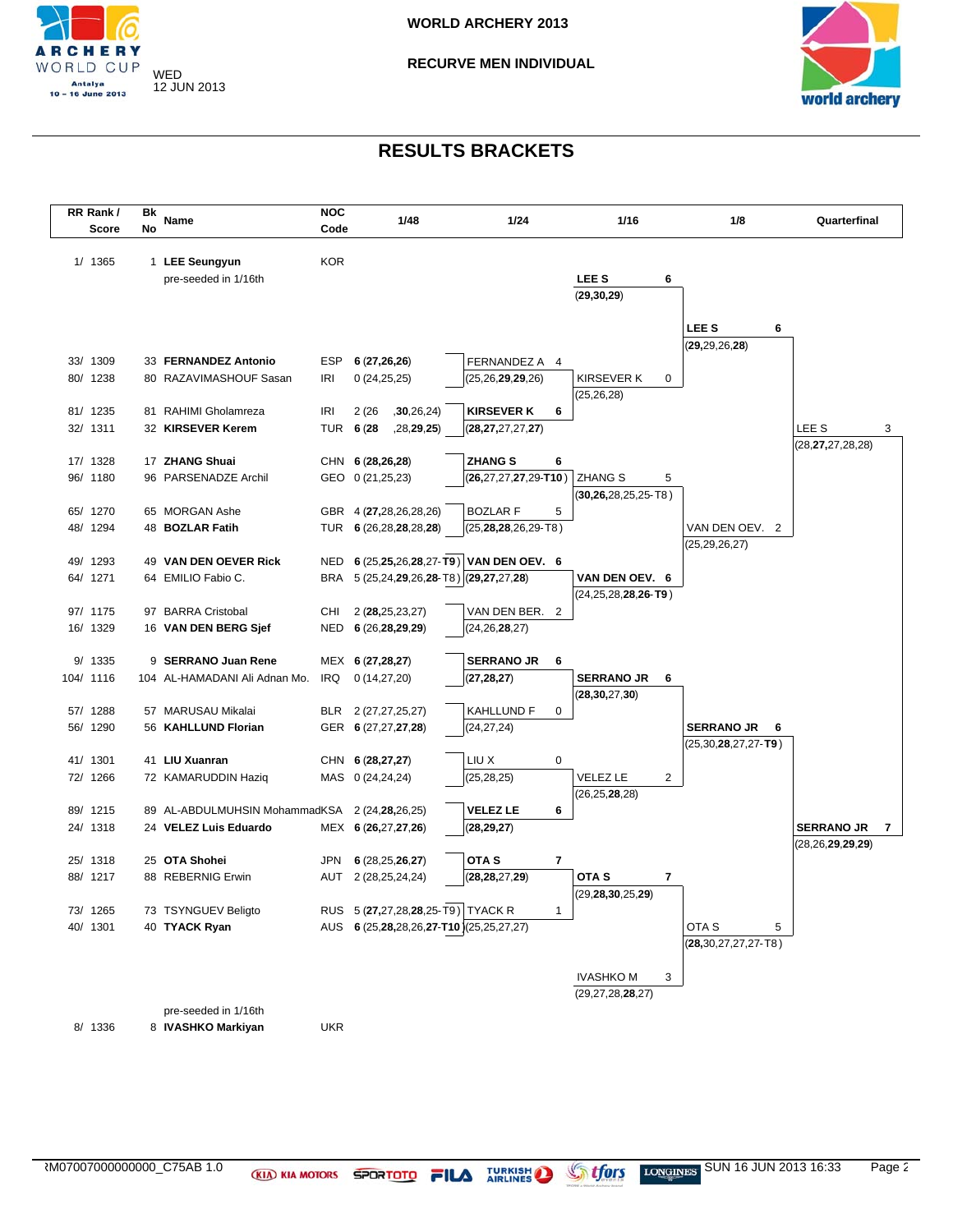WORLD ARCHERY 2013

RECURVE MEN INDIVIDUAL

WED
12 JUN 2013

# RESULTS BRACKETS

| RR Rank / Score | Bk No | Name | NOC Code | 1/48 | 1/24 | 1/16 | 1/8 | Quarterfinal |
|---|---|---|---|---|---|---|---|---|
| 1/ 1365 | 1 | **LEE Seungyun** | KOR | | | | | |
| | | pre-seeded in 1/16th | | | | **LEE S 6** (**29**,**30**,**29**) | | |
| | | | | | | | **LEE S 6** (**29**,29,26,**28**) | |
| 33/ 1309 | 33 | **FERNANDEZ Antonio** | ESP | **6** (**27**,**26**,**26**) | FERNANDEZ A 4 | | | |
| 80/ 1238 | 80 | RAZAVIMASHOUF Sasan | IRI | 0 (24,25,25) | (25,26,**29**,**29**,26) | KIRSEVER K 0 (25,26,28) | | |
| 81/ 1235 | 81 | RAHIMI Gholamreza | IRI | 2 (26,**30**,26,24) | **KIRSEVER K 6** | | | |
| 32/ 1311 | 32 | **KIRSEVER Kerem** | TUR | **6** (**28**,28,**29**,**25**) | (**28**,**27**,27,27,**27**) | | | LEE S 3 (28,**27**,27,28,28) |
| 17/ 1328 | 17 | **ZHANG Shuai** | CHN | **6** (**28**,**26**,**28**) | **ZHANG S 6** | | | |
| 96/ 1180 | 96 | PARSENADZE Archil | GEO | 0 (21,25,23) | (**26**,27,27,**27**,29-**T10**) | ZHANG S 5 (**30**,**26**,28,25,25-T8) | | |
| 65/ 1270 | 65 | MORGAN Ashe | GBR | 4 (**27**,28,26,28,26) | BOZLAR F 5 | | | |
| 48/ 1294 | 48 | **BOZLAR Fatih** | TUR | **6** (26,28,**28**,**28**,**28**) | (25,**28**,**28**,26,29-T8) | | VAN DEN OEV. 2 (25,29,26,27) | |
| 49/ 1293 | 49 | **VAN DEN OEVER Rick** | NED | **6** (25,**25**,26,**28**,27-**T9**) | **VAN DEN OEV. 6** | | | |
| 64/ 1271 | 64 | EMILIO Fabio C. | BRA | 5 (25,24,**29**,26,**28**-T8) | (**29**,**27**,27,**28**) | **VAN DEN OEV. 6** (24,25,28,**28**,**26**-**T9**) | | |
| 97/ 1175 | 97 | BARRA Cristobal | CHI | 2 (**28**,25,23,27) | VAN DEN BER. 2 | | | |
| 16/ 1329 | 16 | **VAN DEN BERG Sjef** | NED | **6** (26,**28**,**29**,**29**) | (24,26,**28**,27) | | | |
| 9/ 1335 | 9 | **SERRANO Juan Rene** | MEX | **6** (**27**,**28**,**27**) | **SERRANO JR 6** | | | |
| 104/ 1116 | 104 | AL-HAMADANI Ali Adnan Mo. | IRQ | 0 (14,27,20) | (**27**,**28**,**27**) | **SERRANO JR 6** (**28**,**30**,27,**30**) | | |
| 57/ 1288 | 57 | MARUSAU Mikalai | BLR | 2 (27,27,25,27) | KAHLLUND F 0 | | | |
| 56/ 1290 | 56 | **KAHLLUND Florian** | GER | **6** (27,**27**,**27**,**28**) | (24,27,24) | | **SERRANO JR 6** (25,30,**28**,27,27-**T9**) | |
| 41/ 1301 | 41 | **LIU Xuanran** | CHN | **6** (**28**,**27**,**27**) | LIU X 0 | | | |
| 72/ 1266 | 72 | KAMARUDDIN Haziq | MAS | 0 (24,24,24) | (25,28,25) | VELEZ LE 2 (26,25,**28**,28) | | |
| 89/ 1215 | 89 | AL-ABDULMUHSIN Mohammad | KSA | 2 (24,**28**,26,25) | **VELEZ LE 6** | | | |
| 24/ 1318 | 24 | **VELEZ Luis Eduardo** | MEX | **6** (**26**,27,**27**,**26**) | (**28**,**29**,**27**) | | | **SERRANO JR 7** (28,26,**29**,**29**,**29**) |
| 25/ 1318 | 25 | **OTA Shohei** | JPN | **6** (28,25,**26**,**27**) | **OTA S 7** | | | |
| 88/ 1217 | 88 | REBERNIG Erwin | AUT | 2 (28,25,24,24) | (**28**,**28**,27,**29**) | **OTA S 7** (29,**28**,**30**,25,**29**) | | |
| 73/ 1265 | 73 | TSYNGUEV Beligto | RUS | 5 (**27**,27,28,**28**,25-T9) | TYACK R 1 | | | |
| 40/ 1301 | 40 | **TYACK Ryan** | AUS | **6** (25,**28**,28,26,**27**-**T10**) | (25,25,27,27) | | OTA S 5 (**28**,30,27,27,27-T8) | |
| | | | | | | IVASHKO M 3 (29,27,28,**28**,27) | | |
| | | pre-seeded in 1/16th | | | | | | |
| 8/ 1336 | 8 | **IVASHKO Markiyan** | UKR | | | | | |

RM07007000000000_C75AB 1.0 — SUN 16 JUN 2013 16:33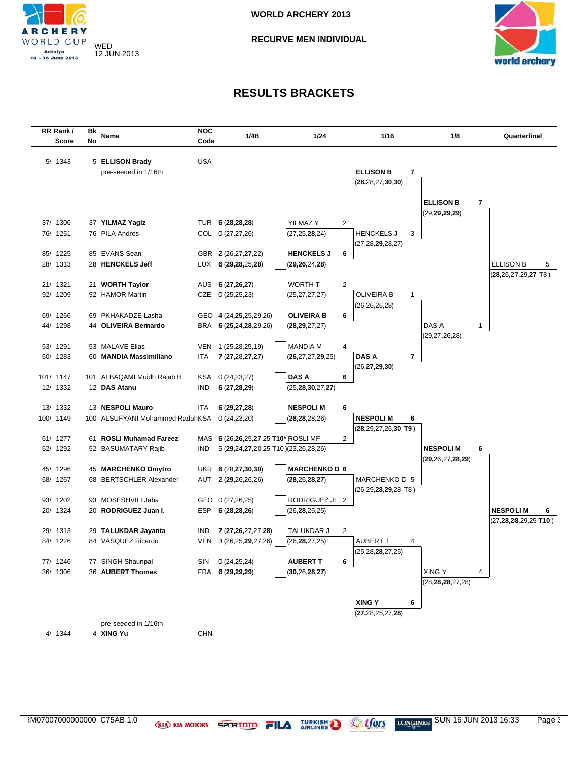# WORLD ARCHERY 2013

## RECURVE MEN INDIVIDUAL

WED 12 JUN 2013

## RESULTS BRACKETS

| RR Rank / Score | Bk No | Name | NOC Code | 1/48 |
|---|---|---|---|---|
| 5/ 1343 | 5 | **ELLISON Brady** (pre-seeded in 1/16th) | USA | |
| 37/ 1306 | 37 | **YILMAZ Yagiz** | TUR | 6 (28,28,28) |
| 76/ 1251 | 76 | PILA Andres | COL | 0 (27,27,26) |
| 85/ 1225 | 85 | EVANS Sean | GBR | 2 (26,27,27,22) |
| 28/ 1313 | 28 | **HENCKELS Jeff** | LUX | 6 (29,28,25,28) |
| 21/ 1321 | 21 | **WORTH Taylor** | AUS | 6 (27,26,27) |
| 92/ 1209 | 92 | HAMOR Martin | CZE | 0 (25,25,23) |
| 69/ 1266 | 69 | PKHAKADZE Lasha | GEO | 4 (24,25,25,29,26) |
| 44/ 1298 | 44 | **OLIVEIRA Bernardo** | BRA | 6 (25,24,28,29,26) |
| 53/ 1291 | 53 | MALAVE Elias | VEN | 1 (25,28,25,19) |
| 60/ 1283 | 60 | **MANDIA Massimiliano** | ITA | 7 (27,28,27,27) |
| 101/ 1147 | 101 | ALBAQAMI Muidh Rajah H | KSA | 0 (24,23,27) |
| 12/ 1332 | 12 | **DAS Atanu** | IND | 6 (27,28,29) |
| 13/ 1332 | 13 | **NESPOLI Mauro** | ITA | 6 (29,27,28) |
| 100/ 1149 | 100 | ALSUFYANI Mohammed Radah | KSA | 0 (24,23,20) |
| 61/ 1277 | 61 | **ROSLI Muhamad Fareez** | MAS | 6 (26,26,25,27,25-T10*) |
| 52/ 1292 | 52 | BASUMATARY Rajib | IND | 5 (29,24,27,20,25-T10) |
| 45/ 1296 | 45 | **MARCHENKO Dmytro** | UKR | 6 (28,27,30,30) |
| 68/ 1267 | 68 | BERTSCHLER Alexander | AUT | 2 (29,26,26,26) |
| 93/ 1202 | 93 | MOSESHVILI Jaba | GEO | 0 (27,26,25) |
| 20/ 1324 | 20 | **RODRIGUEZ Juan I.** | ESP | 6 (28,28,26) |
| 29/ 1313 | 29 | **TALUKDAR Jayanta** | IND | 7 (27,26,27,27,28) |
| 84/ 1226 | 84 | VASQUEZ Ricardo | VEN | 3 (26,25,29,27,26) |
| 77/ 1246 | 77 | SINGH Shaunpal | SIN | 0 (24,25,24) |
| 36/ 1306 | 36 | **AUBERT Thomas** | FRA | 6 (29,29,29) |
| 4/ 1344 | 4 | **XING Yu** (pre-seeded in 1/16th) | CHN | |

### 1/24

| Match | Result |
|---|---|
| YILMAZ Y 2 (27,25,28,24) | **HENCKELS J 6** (29,26,24,28) |
| WORTH T 2 (25,27,27,27) | **OLIVEIRA B 6** (28,29,27,27) |
| MANDIA M 4 (26,27,27,29,25) | **DAS A 6** (25,28,30,27,27) |
| **NESPOLI M 6** (28,28,28,26) | ROSLI MF 2 (23,26,28,26) |
| **MARCHENKO D 6** (28,26,28,27) | RODRIGUEZ JI 2 (26,28,25,25) |
| TALUKDAR J 2 (26,28,27,25) | **AUBERT T 6** (30,26,28,27) |

### 1/16

| Match | Result |
|---|---|
| **ELLISON B 7** (28,28,27,30,30) | HENCKELS J 3 (27,28,29,28,27) |
| OLIVEIRA B 1 (26,26,26,28) | **DAS A 7** (26,27,29,30) |
| **NESPOLI M 6** (28,29,27,26,30-T9) | MARCHENKO D 5 (26,29,28,29,28-T8) |
| AUBERT T 4 (25,28,28,27,25) | **XING Y 6** (27,28,25,27,28) |

### 1/8

| Match | Result |
|---|---|
| **ELLISON B 7** (29,29,29,29) | DAS A 1 (29,27,26,28) |
| **NESPOLI M 6** (29,26,27,28,29) | XING Y 4 (28,28,28,27,28) |

### Quarterfinal

| Match | Result |
|---|---|
| ELLISON B 5 (28,26,27,29,27-T8) | **NESPOLI M 6** (27,28,28,29,25-T10) |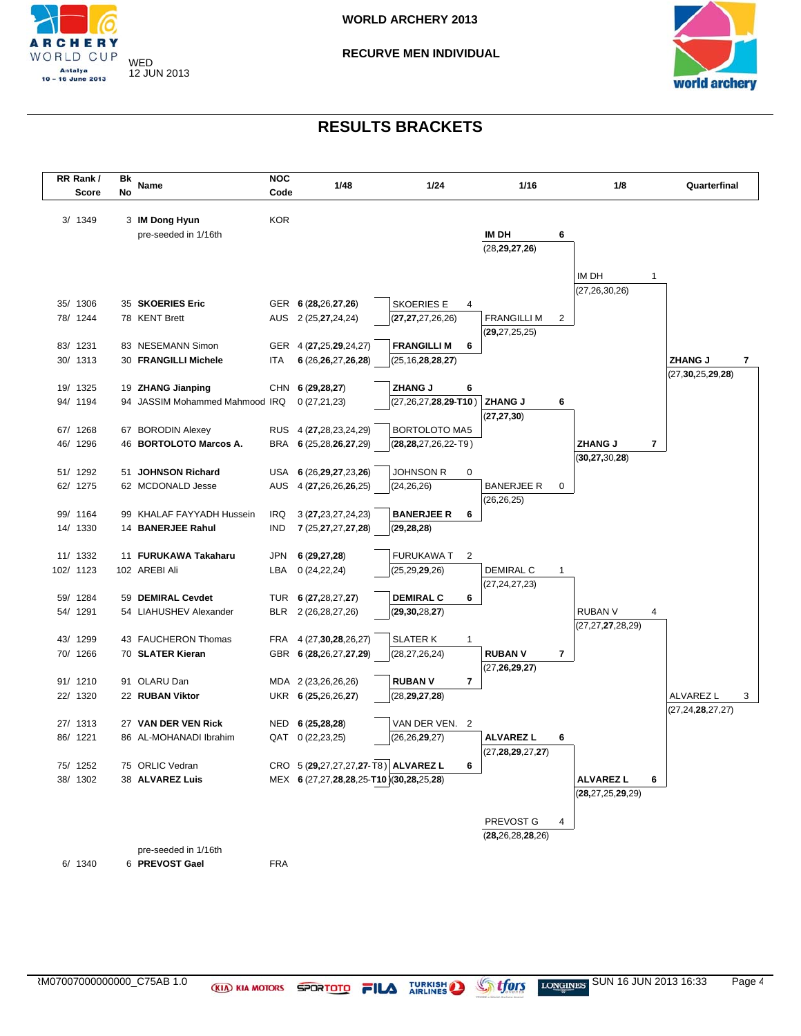WORLD ARCHERY 2013

RECURVE MEN INDIVIDUAL

WED 12 JUN 2013

# RESULTS BRACKETS

| RR Rank / Score | Bk No | Name | NOC Code | 1/48 | 1/24 | 1/16 | 1/8 | Quarterfinal |
|---|---|---|---|---|---|---|---|---|
| 3/ 1349 | 3 | **IM Dong Hyun** | KOR | | | | | |
| | | pre-seeded in 1/16th | | | | **IM DH 6** (28,**29**,**27**,**26**) | | |
| | | | | | | | IM DH 1 (27,26,30,26) | |
| 35/ 1306 | 35 | **SKOERIES Eric** | GER | **6** (**28**,26,**27**,**26**) | SKOERIES E 4 | | | |
| 78/ 1244 | 78 | KENT Brett | AUS | 2 (25,**27**,24,24) | (**27**,**27**,27,26,26) | FRANGILLI M 2 (**29**,27,25,25) | | |
| 83/ 1231 | 83 | NESEMANN Simon | GER | 4 (**27**,25,**29**,24,27) | **FRANGILLI M 6** | | | |
| 30/ 1313 | 30 | **FRANGILLI Michele** | ITA | **6** (26,**26**,27,**26**,**28**) | (25,16,**28**,**28**,27) | | | **ZHANG J 7** (27,**30**,25,**29**,**28**) |
| 19/ 1325 | 19 | **ZHANG Jianping** | CHN | **6** (**29**,**28**,**27**) | **ZHANG J 6** | | | |
| 94/ 1194 | 94 | JASSIM Mohammed Mahmood | IRQ | 0 (27,21,23) | (27,26,27,**28**,**29**-**T10**) | **ZHANG J 6** (**27**,**27**,**30**) | | |
| 67/ 1268 | 67 | BORODIN Alexey | RUS | 4 (**27**,28,23,24,29) | BORTOLOTO MA5 | | | |
| 46/ 1296 | 46 | **BORTOLOTO Marcos A.** | BRA | **6** (25,28,**26**,**27**,29) | (**28**,**28**,27,26,22-T9) | | **ZHANG J 7** (**30**,**27**,30,**28**) | |
| 51/ 1292 | 51 | **JOHNSON Richard** | USA | **6** (26,**29**,**27**,23,**26**) | JOHNSON R 0 | | | |
| 62/ 1275 | 62 | MCDONALD Jesse | AUS | 4 (**27**,26,26,**26**,25) | (24,26,26) | BANERJEE R 0 (26,26,25) | | |
| 99/ 1164 | 99 | KHALAF FAYYADH Hussein | IRQ | 3 (**27**,23,27,24,23) | **BANERJEE R 6** | | | |
| 14/ 1330 | 14 | **BANERJEE Rahul** | IND | **7** (25,**27**,**27**,**27**,**28**) | (**29**,**28**,**28**) | | | |
| 11/ 1332 | 11 | **FURUKAWA Takaharu** | JPN | **6** (**29**,**27**,**28**) | FURUKAWA T 2 | | | |
| 102/ 1123 | 102 | AREBI Ali | LBA | 0 (24,22,24) | (25,29,**29**,26) | DEMIRAL C 1 (27,24,27,23) | | |
| 59/ 1284 | 59 | **DEMIRAL Cevdet** | TUR | **6** (**27**,28,27,**27**) | **DEMIRAL C 6** | | | |
| 54/ 1291 | 54 | LIAHUSHEV Alexander | BLR | 2 (26,28,27,26) | (**29**,**30**,28,**27**) | | RUBAN V 4 (27,27,**27**,28,29) | |
| 43/ 1299 | 43 | FAUCHERON Thomas | FRA | 4 (27,**30**,**28**,26,27) | SLATER K 1 | | | |
| 70/ 1266 | 70 | **SLATER Kieran** | GBR | **6** (**28**,26,27,**27**,**29**) | (28,27,26,24) | **RUBAN V 7** (27,**26**,**29**,**27**) | | |
| 91/ 1210 | 91 | OLARU Dan | MDA | 2 (23,26,26,26) | **RUBAN V 7** | | | |
| 22/ 1320 | 22 | **RUBAN Viktor** | UKR | **6** (**25**,26,26,**27**) | (28,**29**,**27**,**28**) | | | ALVAREZ L 3 (27,24,**28**,27,27) |
| 27/ 1313 | 27 | **VAN DER VEN Rick** | NED | **6** (**25**,**28**,**28**) | VAN DER VEN. 2 | | | |
| 86/ 1221 | 86 | AL-MOHANADI Ibrahim | QAT | 0 (22,23,25) | (26,26,**29**,27) | **ALVAREZ L 6** (27,**28**,**29**,27,**27**) | | |
| 75/ 1252 | 75 | ORLIC Vedran | CRO | 5 (**29**,27,27,27,**27**-T8) | **ALVAREZ L 6** | | | |
| 38/ 1302 | 38 | **ALVAREZ Luis** | MEX | **6** (27,27,**28**,**28**,25-**T10**) | (**30**,**28**,25,**28**) | | **ALVAREZ L 6** (**28**,27,25,**29**,29) | |
| | | | | | | PREVOST G 4 (**28**,26,28,**28**,26) | | |
| | | pre-seeded in 1/16th | | | | | | |
| 6/ 1340 | 6 | **PREVOST Gael** | FRA | | | | | |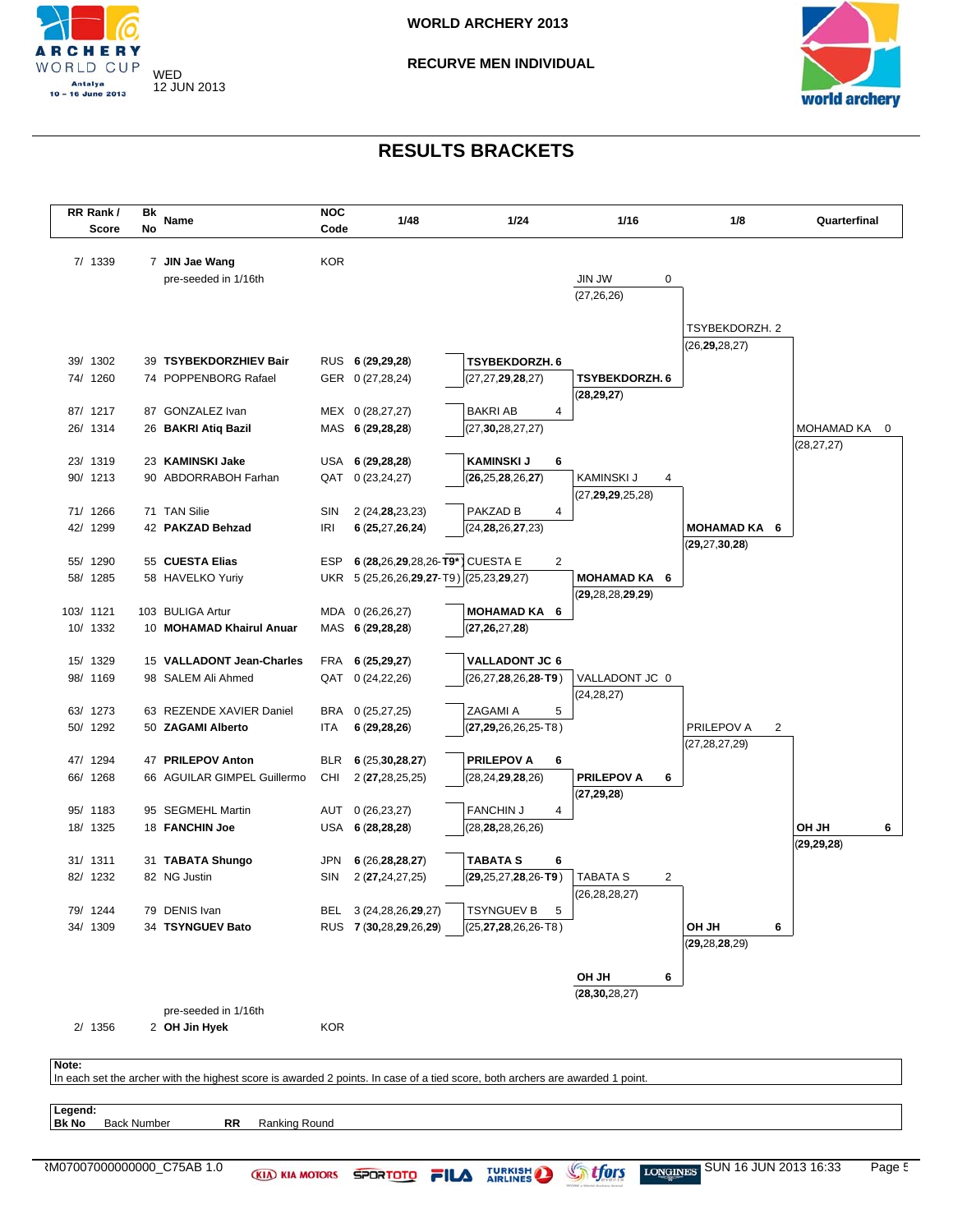# WORLD ARCHERY 2013

## RECURVE MEN INDIVIDUAL

WED 12 JUN 2013

## RESULTS BRACKETS

| RR Rank / Score | Bk No | Name | NOC Code | 1/48 |
|---|---|---|---|---|
| 7/ 1339 | 7 | **JIN Jae Wang** (pre-seeded in 1/16th) | KOR | |
| 39/ 1302 | 39 | **TSYBEKDORZHIEV Bair** | RUS | **6** (**29**,**29**,**28**) |
| 74/ 1260 | 74 | POPPENBORG Rafael | GER | 0 (27,28,24) |
| 87/ 1217 | 87 | GONZALEZ Ivan | MEX | 0 (28,27,27) |
| 26/ 1314 | 26 | **BAKRI Atiq Bazil** | MAS | **6** (**29**,**28**,**28**) |
| 23/ 1319 | 23 | **KAMINSKI Jake** | USA | **6** (**29**,**28**,**28**) |
| 90/ 1213 | 90 | ABDORRABOH Farhan | QAT | 0 (23,24,27) |
| 71/ 1266 | 71 | TAN Silie | SIN | 2 (24,**28**,23,23) |
| 42/ 1299 | 42 | **PAKZAD Behzad** | IRI | **6** (**25**,27,**26**,**24**) |
| 55/ 1290 | 55 | **CUESTA Elias** | ESP | **6** (**28**,26,**29**,28,26-**T9***) |
| 58/ 1285 | 58 | HAVELKO Yuriy | UKR | 5 (25,26,26,**29**,**27**-T9) |
| 103/ 1121 | 103 | BULIGA Artur | MDA | 0 (26,26,27) |
| 10/ 1332 | 10 | **MOHAMAD Khairul Anuar** | MAS | **6** (**29**,**28**,**28**) |
| 15/ 1329 | 15 | **VALLADONT Jean-Charles** | FRA | **6** (**25**,**29**,**27**) |
| 98/ 1169 | 98 | SALEM Ali Ahmed | QAT | 0 (24,22,26) |
| 63/ 1273 | 63 | REZENDE XAVIER Daniel | BRA | 0 (25,27,25) |
| 50/ 1292 | 50 | **ZAGAMI Alberto** | ITA | **6** (**29**,**28**,**26**) |
| 47/ 1294 | 47 | **PRILEPOV Anton** | BLR | **6** (25,**30**,**28**,**27**) |
| 66/ 1268 | 66 | AGUILAR GIMPEL Guillermo | CHI | 2 (**27**,28,25,25) |
| 95/ 1183 | 95 | SEGMEHL Martin | AUT | 0 (26,23,27) |
| 18/ 1325 | 18 | **FANCHIN Joe** | USA | **6** (**28**,**28**,**28**) |
| 31/ 1311 | 31 | **TABATA Shungo** | JPN | **6** (26,**28**,**28**,**27**) |
| 82/ 1232 | 82 | NG Justin | SIN | 2 (**27**,24,27,25) |
| 79/ 1244 | 79 | DENIS Ivan | BEL | 3 (24,28,26,**29**,27) |
| 34/ 1309 | 34 | **TSYNGUEV Bato** | RUS | **7** (**30**,28,**29**,26,**29**) |
| 2/ 1356 | 2 | **OH Jin Hyek** (pre-seeded in 1/16th) | KOR | |

### 1/24

| Match | Result |
|---|---|
| **TSYBEKDORZH.** 6 (27,27,**29**,**28**,27) | BAKRI AB 4 (27,**30**,28,27,27) |
| **KAMINSKI J** 6 (**26**,25,**28**,26,**27**) | PAKZAD B 4 (24,**28**,26,**27**,23) |
| CUESTA E 2 (25,23,**29**,27) | **MOHAMAD KA** 6 (**27**,**26**,27,**28**) |
| **VALLADONT JC** 6 (26,27,**28**,26,**28**-**T9**) | ZAGAMI A 5 (**27**,**29**,26,26,25-T8) |
| **PRILEPOV A** 6 (28,24,**29**,**28**,26) | FANCHIN J 4 (28,**28**,28,26,26) |
| **TABATA S** 6 (**29**,25,27,**28**,26-**T9**) | TSYNGUEV B 5 (25,**27**,**28**,26,26-T8) |

### 1/16

| Match | Result |
|---|---|
| JIN JW 0 (27,26,26) | **TSYBEKDORZH.** 6 (**28**,**29**,**27**) |
| KAMINSKI J 4 (27,**29**,**29**,25,28) | **MOHAMAD KA** 6 (**29**,28,28,**29**,**29**) |
| VALLADONT JC 0 (24,28,27) | **PRILEPOV A** 6 (**27**,**29**,**28**) |
| TABATA S 2 (26,28,28,27) | **OH JH** 6 (**28**,**30**,28,27) |

### 1/8

| Match | Result |
|---|---|
| TSYBEKDORZH. 2 (26,**29**,28,27) | **MOHAMAD KA** 6 (**29**,27,**30**,**28**) |
| PRILEPOV A 2 (27,28,27,29) | **OH JH** 6 (**29**,28,**28**,29) |

### Quarterfinal

| Match | Result |
|---|---|
| MOHAMAD KA 0 (28,27,27) | **OH JH** 6 (**29**,**29**,**28**) |

**Note:**
In each set the archer with the highest score is awarded 2 points. In case of a tied score, both archers are awarded 1 point.

**Legend:**
**Bk No** Back Number **RR** Ranking Round

RM07007000000000_C75AB 1.0 SUN 16 JUN 2013 16:33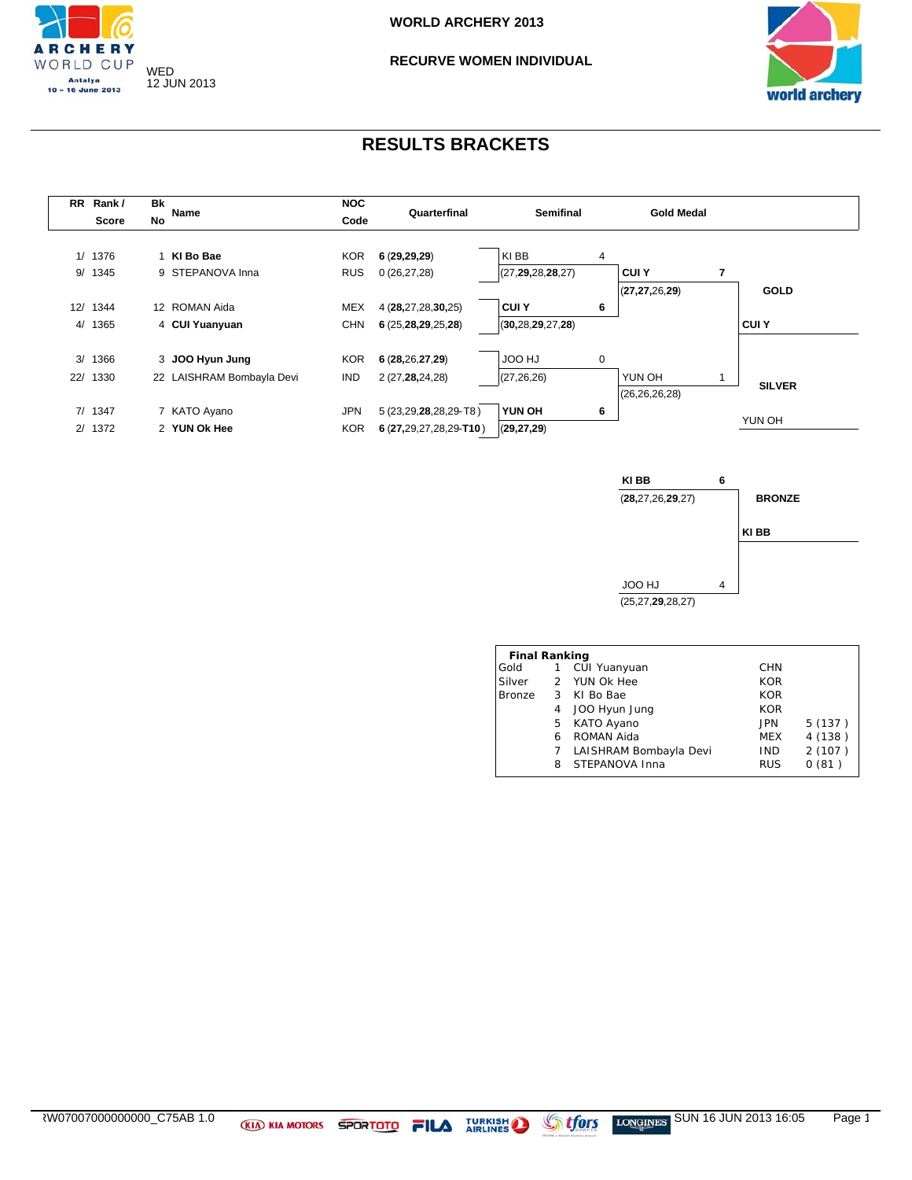WORLD ARCHERY 2013

RECURVE WOMEN INDIVIDUAL

WED 12 JUN 2013

# RESULTS BRACKETS

| RR Rank / Score | Bk No | Name | NOC Code | Quarterfinal |
|---|---|---|---|---|
| 1/ 1376 | 1 | **KI Bo Bae** | KOR | **6** (**29**,**29**,**29**) |
| 9/ 1345 | 9 | STEPANOVA Inna | RUS | 0 (26,27,28) |
| 12/ 1344 | 12 | ROMAN Aida | MEX | 4 (**28**,27,28,**30**,25) |
| 4/ 1365 | 4 | **CUI Yuanyuan** | CHN | **6** (25,**28**,**29**,25,**28**) |
| 3/ 1366 | 3 | **JOO Hyun Jung** | KOR | **6** (**28**,26,**27**,**29**) |
| 22/ 1330 | 22 | LAISHRAM Bombayla Devi | IND | 2 (27,**28**,24,28) |
| 7/ 1347 | 7 | KATO Ayano | JPN | 5 (23,29,**28**,28,29-T8) |
| 2/ 1372 | 2 | **YUN Ok Hee** | KOR | **6** (**27**,29,27,28,29-**T10**) |

**Semifinal**

| Match | Archer | Score | Ends |
|---|---|---|---|
| 1 | KI BB | 4 | (27,**29**,28,**28**,27) |
| 1 | **CUI Y** | **6** | (**30**,28,**29**,27,**28**) |
| 2 | JOO HJ | 0 | (27,26,26) |
| 2 | **YUN OH** | **6** | (**29**,**27**,**29**) |

**Gold Medal**

| Archer | Score | Ends |
|---|---|---|
| **CUI Y** | **7** | (**27**,**27**,26,**29**) |
| YUN OH | 1 | (26,26,26,28) |

GOLD: **CUI Y**

SILVER: YUN OH

**Bronze Medal**

| Archer | Score | Ends |
|---|---|---|
| **KI BB** | **6** | (**28**,27,26,**29**,27) |
| JOO HJ | 4 | (25,27,**29**,28,27) |

BRONZE: **KI BB**

**Final Ranking**

| Medal | Rank | Name | NOC | |
|---|---|---|---|---|
| Gold | 1 | CUI Yuanyuan | CHN | |
| Silver | 2 | YUN Ok Hee | KOR | |
| Bronze | 3 | KI Bo Bae | KOR | |
| | 4 | JOO Hyun Jung | KOR | |
| | 5 | KATO Ayano | JPN | 5 (137 ) |
| | 6 | ROMAN Aida | MEX | 4 (138 ) |
| | 7 | LAISHRAM Bombayla Devi | IND | 2 (107 ) |
| | 8 | STEPANOVA Inna | RUS | 0 (81 ) |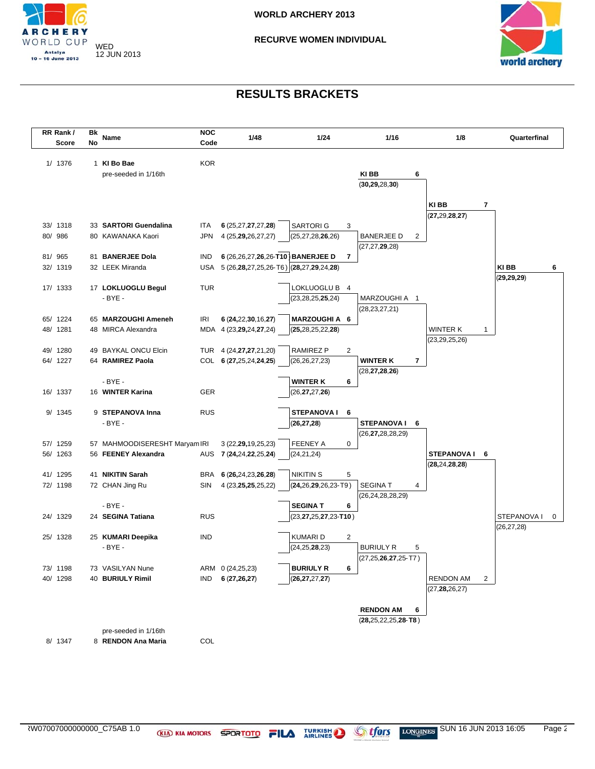WORLD ARCHERY 2013

RECURVE WOMEN INDIVIDUAL

WED 12 JUN 2013

# RESULTS BRACKETS

| RR Rank / Score | Bk No | Name | NOC Code | 1/48 | 1/24 | 1/16 | 1/8 | Quarterfinal |
|---|---|---|---|---|---|---|---|---|
| 1/ 1376 | 1 | **KI Bo Bae** | KOR | | | | | |
| | | pre-seeded in 1/16th | | | | **KI BB** 6 (**30**,**29**,28,**30**) | | |
| | | | | | | | **KI BB** 7 (**27**,29,**28**,**27**) | |
| 33/ 1318 | 33 | **SARTORI Guendalina** | ITA | **6** (25,27,**27**,27,**28**) | SARTORI G 3 (25,27,28,**26**,26) | | | |
| 80/ 986 | 80 | KAWANAKA Kaori | JPN | 4 (25,**29**,26,27,27) | | BANERJEE D 2 (27,27,**29**,28) | | |
| 81/ 965 | 81 | **BANERJEE Dola** | IND | **6** (26,26,27,**26**,26-**T10**) | **BANERJEE D** 7 (**28**,27,**29**,24,**28**) | | | |
| 32/ 1319 | 32 | LEEK Miranda | USA | 5 (26,**28**,27,25,26-T6) | | | | **KI BB** 6 (**29**,**29**,**29**) |
| 17/ 1333 | 17 | **LOKLUOGLU Begul** | TUR | | LOKLUOGLU B 4 (23,28,25,**25**,24) | | | |
| | | - BYE - | | | | MARZOUGHI A 1 (28,23,27,21) | | |
| 65/ 1224 | 65 | **MARZOUGHI Ameneh** | IRI | **6** (**24**,22,**30**,16,**27**) | **MARZOUGHI A** 6 (**25**,28,25,22,**28**) | | | |
| 48/ 1281 | 48 | MIRCA Alexandra | MDA | 4 (23,**29**,**24**,**27**,24) | | | WINTER K 1 (23,29,25,26) | |
| 49/ 1280 | 49 | BAYKAL ONCU Elcin | TUR | 4 (24,**27**,**27**,21,20) | RAMIREZ P 2 (26,26,27,23) | | | |
| 64/ 1227 | 64 | **RAMIREZ Paola** | COL | **6** (**27**,25,24,**24**,**25**) | | **WINTER K** 7 (28,**27**,**28**,**26**) | | |
| | | - BYE - | | | **WINTER K** 6 (26,**27**,27,**26**) | | | |
| 16/ 1337 | 16 | **WINTER Karina** | GER | | | | | |
| 9/ 1345 | 9 | **STEPANOVA Inna** | RUS | | **STEPANOVA I** 6 (**26**,**27**,**28**) | | | |
| | | - BYE - | | | | **STEPANOVA I** 6 (26,**27**,28,**28**,**29**) | | |
| 57/ 1259 | 57 | MAHMOODISERESHT Maryam | IRI | 3 (22,**29**,19,25,23) | FEENEY A 0 (24,21,24) | | | |
| 56/ 1263 | 56 | **FEENEY Alexandra** | AUS | **7** (**24**,24,22,25,**24**) | | | **STEPANOVA I** 6 (**28**,24,**28**,**28**) | |
| 41/ 1295 | 41 | **NIKITIN Sarah** | BRA | **6** (**26**,24,23,**26**,**28**) | NIKITIN S 5 (**24**,26,**29**,26,23-T9) | | | |
| 72/ 1198 | 72 | CHAN Jing Ru | SIN | 4 (23,**25**,**25**,25,22) | | SEGINA T 4 (26,24,28,28,29) | | |
| | | - BYE - | | | **SEGINA T** 6 (23,**27**,25,**27**,23-**T10**) | | | |
| 24/ 1329 | 24 | **SEGINA Tatiana** | RUS | | | | | STEPANOVA I 0 (26,27,28) |
| 25/ 1328 | 25 | **KUMARI Deepika** | IND | | KUMARI D 2 (24,25,**28**,23) | | | |
| | | - BYE - | | | | BURIULY R 5 (27,25,**26**,**27**,25-T7) | | |
| 73/ 1198 | 73 | VASILYAN Nune | ARM | 0 (24,25,23) | **BURIULY R** 6 (**26**,**27**,27,**27**) | | | |
| 40/ 1298 | 40 | **BURIULY Rimil** | IND | **6** (**27**,**26**,**27**) | | | RENDON AM 2 (27,**28**,26,27) | |
| | | | | | | **RENDON AM** 6 (**28**,25,22,25,**28**-**T8**) | | |
| | | pre-seeded in 1/16th | | | | | | |
| 8/ 1347 | 8 | **RENDON Ana Maria** | COL | | | | | |

ⅠW07007000000000_C75AB 1.0 — SUN 16 JUN 2013 16:05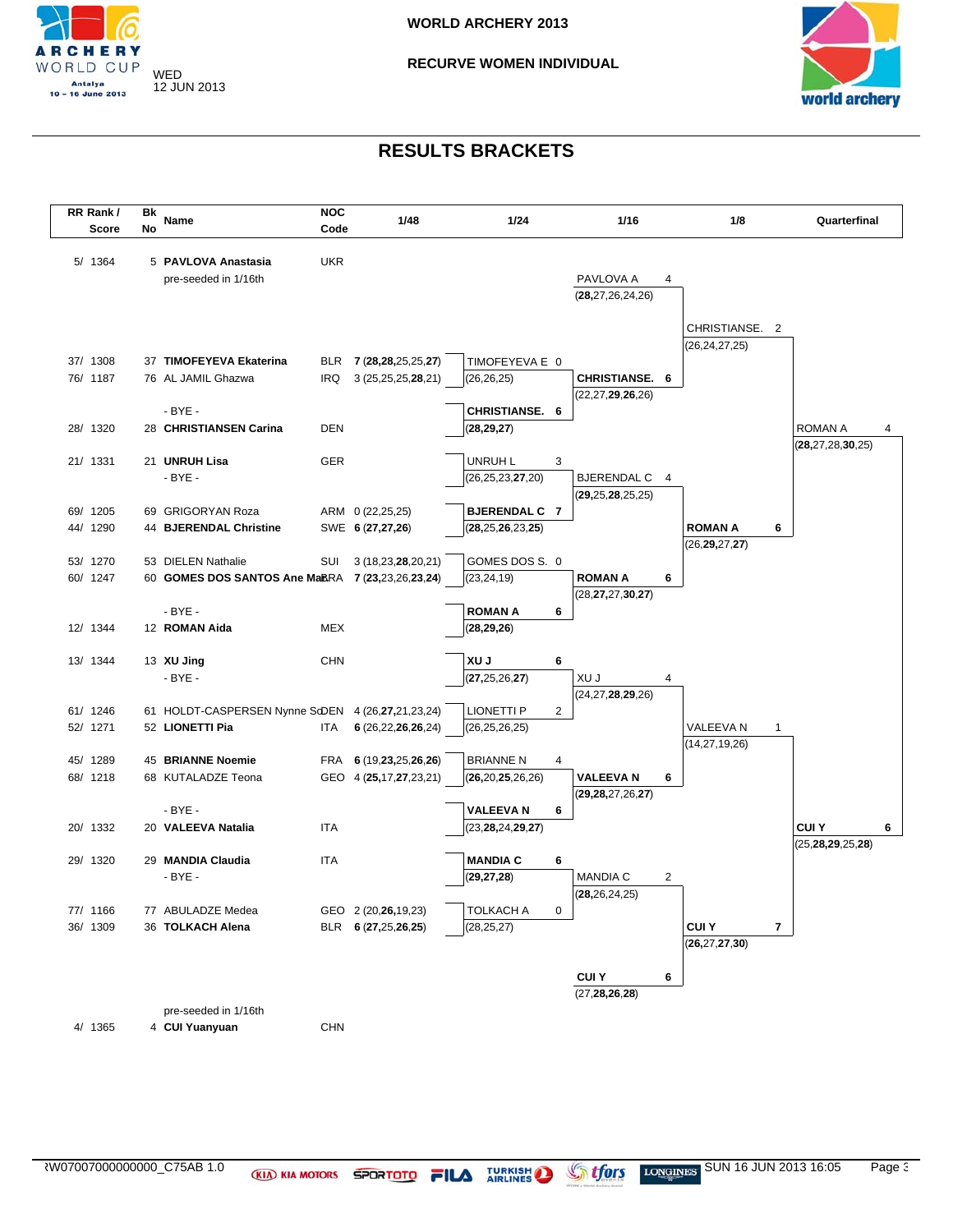# WORLD ARCHERY 2013

## RECURVE WOMEN INDIVIDUAL

WED 12 JUN 2013

## RESULTS BRACKETS

| RR Rank / Score | Bk No | Name | NOC Code | 1/48 |
|---|---|---|---|---|
| 5/ 1364 | 5 | **PAVLOVA Anastasia** (pre-seeded in 1/16th) | UKR | |
| 37/ 1308 | 37 | **TIMOFEYEVA Ekaterina** | BLR | **7** (**28**,**28**,25,25,**27**) |
| 76/ 1187 | 76 | AL JAMIL Ghazwa | IRQ | 3 (25,25,25,**28**,21) |
| | | - BYE - | | |
| 28/ 1320 | 28 | **CHRISTIANSEN Carina** | DEN | |
| 21/ 1331 | 21 | **UNRUH Lisa** | GER | |
| | | - BYE - | | |
| 69/ 1205 | 69 | GRIGORYAN Roza | ARM | 0 (22,25,25) |
| 44/ 1290 | 44 | **BJERENDAL Christine** | SWE | **6** (**27**,**27**,**26**) |
| 53/ 1270 | 53 | DIELEN Nathalie | SUI | 3 (18,23,**28**,20,21) |
| 60/ 1247 | 60 | **GOMES DOS SANTOS Ane Ma** | BRA | **7** (**23**,**23**,26,**23**,**24**) |
| | | - BYE - | | |
| 12/ 1344 | 12 | **ROMAN Aida** | MEX | |
| 13/ 1344 | 13 | **XU Jing** | CHN | |
| | | - BYE - | | |
| 61/ 1246 | 61 | HOLDT-CASPERSEN Nynne So | DEN | 4 (26,**27**,21,23,24) |
| 52/ 1271 | 52 | **LIONETTI Pia** | ITA | **6** (26,22,**26**,**26**,24) |
| 45/ 1289 | 45 | **BRIANNE Noemie** | FRA | **6** (19,**23**,25,**26**,**26**) |
| 68/ 1218 | 68 | KUTALADZE Teona | GEO | 4 (**25**,17,**27**,23,21) |
| | | - BYE - | | |
| 20/ 1332 | 20 | **VALEEVA Natalia** | ITA | |
| 29/ 1320 | 29 | **MANDIA Claudia** | ITA | |
| | | - BYE - | | |
| 77/ 1166 | 77 | ABULADZE Medea | GEO | 2 (20,**26**,19,23) |
| 36/ 1309 | 36 | **TOLKACH Alena** | BLR | **6** (**27**,25,26,25) |
| 4/ 1365 | 4 | **CUI Yuanyuan** (pre-seeded in 1/16th) | CHN | |

### 1/24

| Match | Result |
|---|---|
| TIMOFEYEVA E 0 (26,26,25) | **CHRISTIANSE. 6** (**28**,**29**,**27**) |
| UNRUH L 3 (26,25,23,**27**,20) | **BJERENDAL C 7** (**28**,25,**26**,23,**25**) |
| GOMES DOS S. 0 (23,24,19) | **ROMAN A 6** (**28**,**29**,**26**) |
| **XU J 6** (**27**,25,26,**27**) | LIONETTI P 2 (26,25,26,25) |
| BRIANNE N 4 (**26**,20,**25**,26,26) | **VALEEVA N 6** (23,**28**,24,**29**,**27**) |
| **MANDIA C 6** (**29**,**27**,**28**) | TOLKACH A 0 (28,25,27) |

### 1/16

| Match | Result |
|---|---|
| PAVLOVA A 4 (**28**,27,26,24,26) | **CHRISTIANSE. 6** (22,27,**29**,**26**,26) |
| BJERENDAL C 4 (**29**,25,**28**,25,25) | **ROMAN A 6** (28,**27**,27,**30**,**27**) |
| XU J 4 (24,27,**28**,**29**,26) | **VALEEVA N 6** (**29**,**28**,27,26,**27**) |
| MANDIA C 2 (**28**,26,24,25) | **CUI Y 6** (27,**28**,**26**,**28**) |

### 1/8

| Match | Result |
|---|---|
| CHRISTIANSE. 2 (26,24,27,25) | **ROMAN A 6** (26,**29**,27,**27**) |
| VALEEVA N 1 (14,27,19,26) | **CUI Y 7** (**26**,27,**27**,**30**) |

### Quarterfinal

| Match | Result |
|---|---|
| ROMAN A 4 (**28**,27,28,**30**,25) | **CUI Y 6** (25,**28**,**29**,25,**28**) |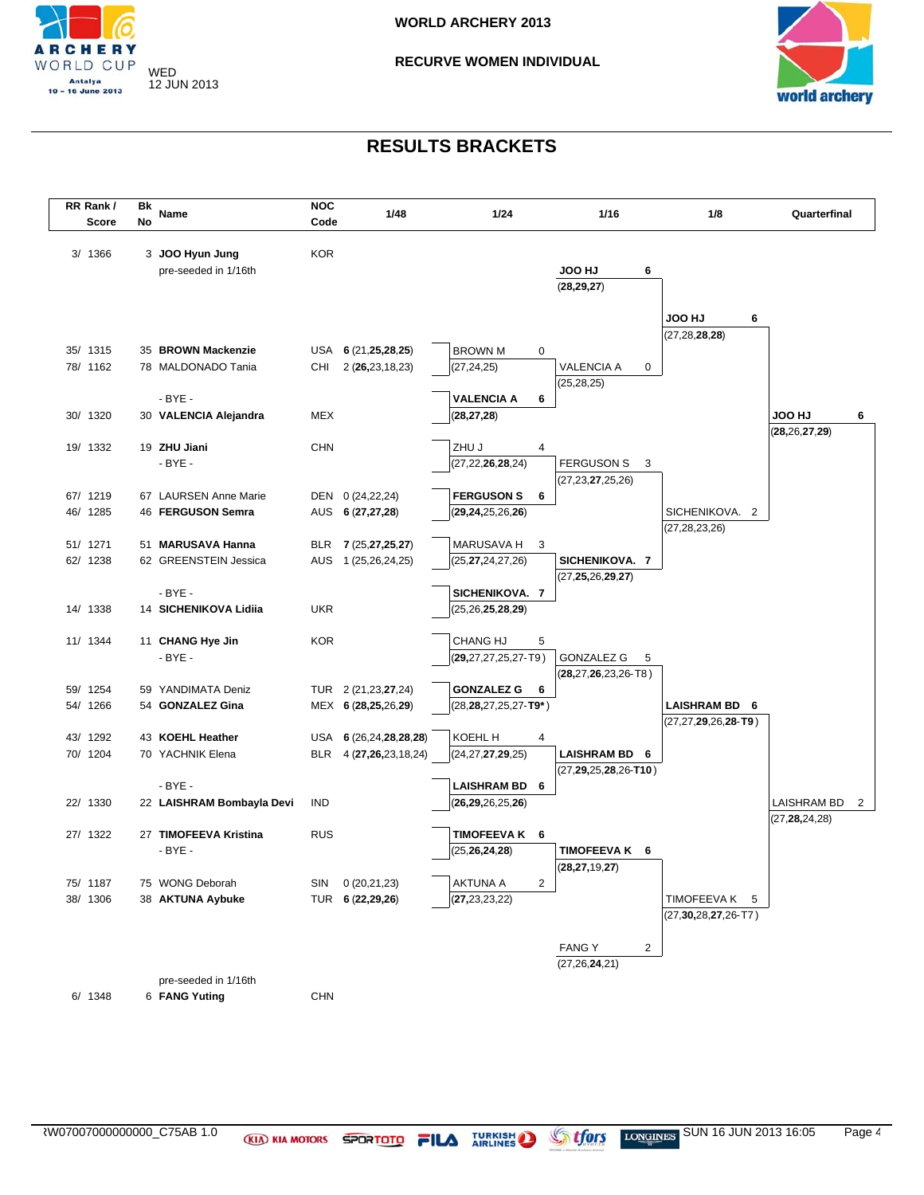WORLD ARCHERY 2013

RECURVE WOMEN INDIVIDUAL

WED 12 JUN 2013

# RESULTS BRACKETS

| RR Rank / Score | Bk No | Name | NOC Code | 1/48 | 1/24 | 1/16 | 1/8 | Quarterfinal |
|---|---|---|---|---|---|---|---|---|
| 3/ 1366 | 3 | **JOO Hyun Jung** (pre-seeded in 1/16th) | KOR | | | **JOO HJ 6** (**28**,**29**,**27**) | **JOO HJ 6** (27,28,**28**,**28**) | **JOO HJ 6** (**28**,26,**27**,**29**) |
| 35/ 1315 | 35 | **BROWN Mackenzie** | USA | **6** (21,**25**,**28**,**25**) | BROWN M 0 (27,24,25) | VALENCIA A 0 (25,28,25) | | |
| 78/ 1162 | 78 | MALDONADO Tania | CHI | 2 (**26**,23,18,23) | | | | |
| | | - BYE - | | | **VALENCIA A 6** (**28**,**27**,**28**) | | | |
| 30/ 1320 | 30 | **VALENCIA Alejandra** | MEX | | | | | |
| 19/ 1332 | 19 | **ZHU Jiani** | CHN | | ZHU J 4 (27,22,**26**,**28**,24) | FERGUSON S 3 (27,23,**27**,25,26) | SICHENIKOVA. 2 (27,28,23,26) | |
| | | - BYE - | | | | | | |
| 67/ 1219 | 67 | LAURSEN Anne Marie | DEN | 0 (24,22,24) | **FERGUSON S 6** (**29**,**24**,25,26,**26**) | | | |
| 46/ 1285 | 46 | **FERGUSON Semra** | AUS | **6** (**27**,**27**,**28**) | | | | |
| 51/ 1271 | 51 | **MARUSAVA Hanna** | BLR | **7** (25,**27**,**25**,**27**) | MARUSAVA H 3 (25,**27**,24,27,26) | **SICHENIKOVA. 7** (27,**25**,26,**29**,**27**) | | |
| 62/ 1238 | 62 | GREENSTEIN Jessica | AUS | 1 (25,26,24,25) | | | | |
| | | - BYE - | | | **SICHENIKOVA. 7** (25,26,**25**,**28**,**29**) | | | |
| 14/ 1338 | 14 | **SICHENIKOVA Lidiia** | UKR | | | | | |
| 11/ 1344 | 11 | **CHANG Hye Jin** | KOR | | CHANG HJ 5 (**29**,27,27,25,27-T9) | GONZALEZ G 5 (**28**,27,**26**,23,26-T8) | **LAISHRAM BD 6** (27,27,**29**,26,**28**-**T9**) | LAISHRAM BD 2 (27,**28**,24,28) |
| | | - BYE - | | | | | | |
| 59/ 1254 | 59 | YANDIMATA Deniz | TUR | 2 (21,23,**27**,24) | **GONZALEZ G 6** (28,**28**,27,25,27-**T9***) | | | |
| 54/ 1266 | 54 | **GONZALEZ Gina** | MEX | **6** (**28**,**25**,26,**29**) | | | | |
| 43/ 1292 | 43 | **KOEHL Heather** | USA | **6** (26,24,**28**,**28**,**28**) | KOEHL H 4 (24,27,**27**,**29**,25) | **LAISHRAM BD 6** (27,**29**,25,**28**,26-**T10**) | | |
| 70/ 1204 | 70 | YACHNIK Elena | BLR | 4 (**27**,**26**,23,18,24) | | | | |
| | | - BYE - | | | **LAISHRAM BD 6** (**26**,**29**,26,25,**26**) | | | |
| 22/ 1330 | 22 | **LAISHRAM Bombayla Devi** | IND | | | | | |
| 27/ 1322 | 27 | **TIMOFEEVA Kristina** | RUS | | **TIMOFEEVA K 6** (25,**26**,**24**,**28**) | **TIMOFEEVA K 6** (**28**,**27**,19,**27**) | TIMOFEEVA K 5 (27,**30**,28,**27**,26-T7) | |
| | | - BYE - | | | | | | |
| 75/ 1187 | 75 | WONG Deborah | SIN | 0 (20,21,23) | AKTUNA A 2 (**27**,23,23,22) | | | |
| 38/ 1306 | 38 | **AKTUNA Aybuke** | TUR | **6** (**22**,**29**,**26**) | | | | |
| 6/ 1348 | 6 | **FANG Yuting** (pre-seeded in 1/16th) | CHN | | | FANG Y 2 (27,26,**24**,21) | | |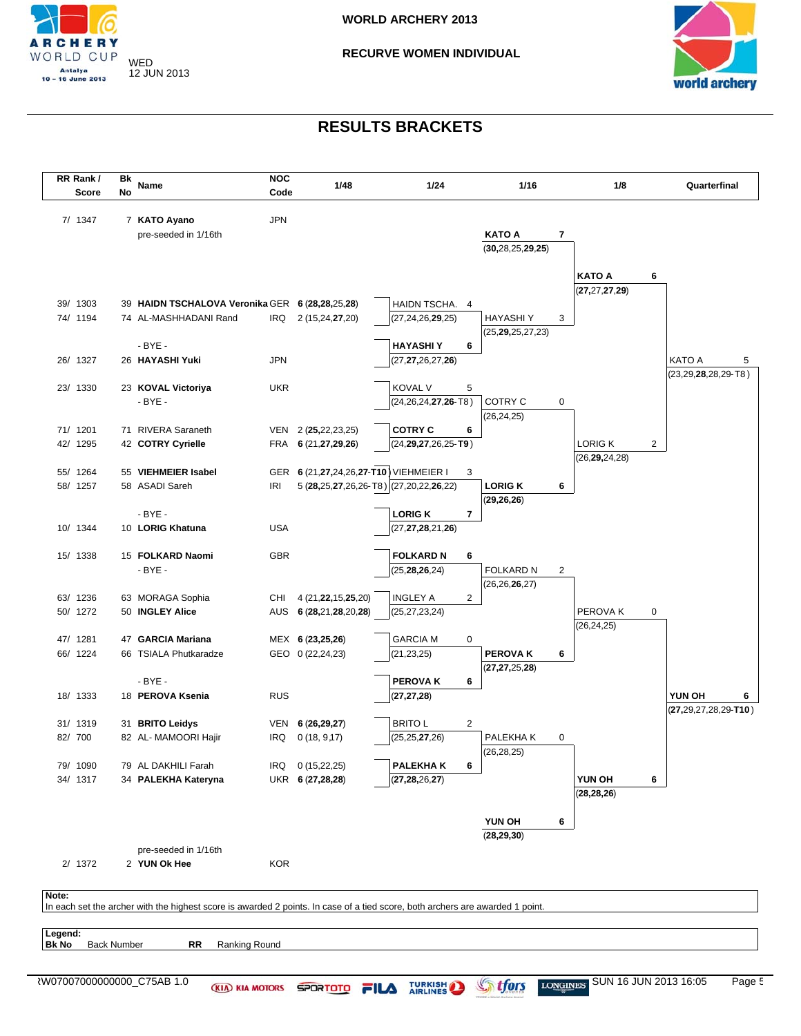WORLD ARCHERY 2013

RECURVE WOMEN INDIVIDUAL

WED 12 JUN 2013

# RESULTS BRACKETS

| RR Rank / Score | Bk No | Name | NOC Code | 1/48 |
|---|---|---|---|---|
| 7/ 1347 | 7 | **KATO Ayano** (pre-seeded in 1/16th) | JPN | |
| 39/ 1303 | 39 | **HAIDN TSCHALOVA Veronika** | GER | 6 (**28**,**28**,25,**28**) |
| 74/ 1194 | 74 | AL-MASHHADANI Rand | IRQ | 2 (15,24,**27**,20) |
| | | - BYE - | | |
| 26/ 1327 | 26 | **HAYASHI Yuki** | JPN | |
| 23/ 1330 | 23 | **KOVAL Victoriya** | UKR | |
| | | - BYE - | | |
| 71/ 1201 | 71 | RIVERA Saraneth | VEN | 2 (**25**,22,23,25) |
| 42/ 1295 | 42 | **COTRY Cyrielle** | FRA | 6 (21,**27**,**29**,**26**) |
| 55/ 1264 | 55 | **VIEHMEIER Isabel** | GER | 6 (21,**27**,24,26,**27**-**T10**) |
| 58/ 1257 | 58 | ASADI Sareh | IRI | 5 (**28**,25,**27**,26,26-T8) |
| | | - BYE - | | |
| 10/ 1344 | 10 | **LORIG Khatuna** | USA | |
| 15/ 1338 | 15 | **FOLKARD Naomi** | GBR | |
| | | - BYE - | | |
| 63/ 1236 | 63 | MORAGA Sophia | CHI | 4 (21,**22**,15,**25**,20) |
| 50/ 1272 | 50 | **INGLEY Alice** | AUS | 6 (**28**,21,**28**,20,**28**) |
| 47/ 1281 | 47 | **GARCIA Mariana** | MEX | 6 (**23**,**25**,**26**) |
| 66/ 1224 | 66 | TSIALA Phutkaradze | GEO | 0 (22,24,23) |
| | | - BYE - | | |
| 18/ 1333 | 18 | **PEROVA Ksenia** | RUS | |
| 31/ 1319 | 31 | **BRITO Leidys** | VEN | 6 (**26**,**29**,**27**) |
| 82/ 700 | 82 | AL- MAMOORI Hajir | IRQ | 0 (18, 9,17) |
| 79/ 1090 | 79 | AL DAKHILI Farah | IRQ | 0 (15,22,25) |
| 34/ 1317 | 34 | **PALEKHA Kateryna** | UKR | 6 (**27**,**28**,**28**) |
| 2/ 1372 | 2 | **YUN Ok Hee** (pre-seeded in 1/16th) | KOR | |

**1/24**

- HAIDN TSCHA. 4 (27,24,26,**29**,25) vs **HAYASHI Y** 6 (27,**27**,26,27,**26**)
- **KOVAL V** 5 (24,26,24,**27**,**26**-T8) vs **COTRY C** 6 (24,**29**,**27**,26,25-**T9**)
- VIEHMEIER I 3 (27,20,22,**26**,22) vs **LORIG K** 7 (27,**27**,**28**,21,**26**)
- **FOLKARD N** 6 (25,**28**,**26**,24) vs INGLEY A 2 (25,27,23,24)
- GARCIA M 0 (21,23,25) vs **PEROVA K** 6 (**27**,**27**,**28**)
- BRITO L 2 (25,25,**27**,26) vs **PALEKHA K** 6 (**27**,**28**,26,**27**)

**1/16**

- **KATO A** 7 (**30**,28,25,**29**,**25**) vs HAYASHI Y 3 (25,**29**,25,27,23)
- COTRY C 0 (26,24,25) vs **LORIG K** 6 (**29**,**26**,**26**)
- FOLKARD N 2 (26,26,**26**,27) vs **PEROVA K** 6 (**27**,**27**,25,**28**)
- PALEKHA K 0 (26,28,25) vs **YUN OH** 6 (**28**,**29**,**30**)

**1/8**

- **KATO A** 6 (**27**,27,**27**,**29**) vs LORIG K 2 (26,**29**,24,28)
- PEROVA K 0 (26,24,25) vs **YUN OH** 6 (**28**,**28**,26)

**Quarterfinal**

- KATO A 5 (23,29,**28**,28,29-T8) vs **YUN OH** 6 (**27**,29,27,28,29-**T10**)

**Note:** In each set the archer with the highest score is awarded 2 points. In case of a tied score, both archers are awarded 1 point.

**Legend:** **Bk No** Back Number **RR** Ranking Round

RW07007000000000_C75AB 1.0 — SUN 16 JUN 2013 16:05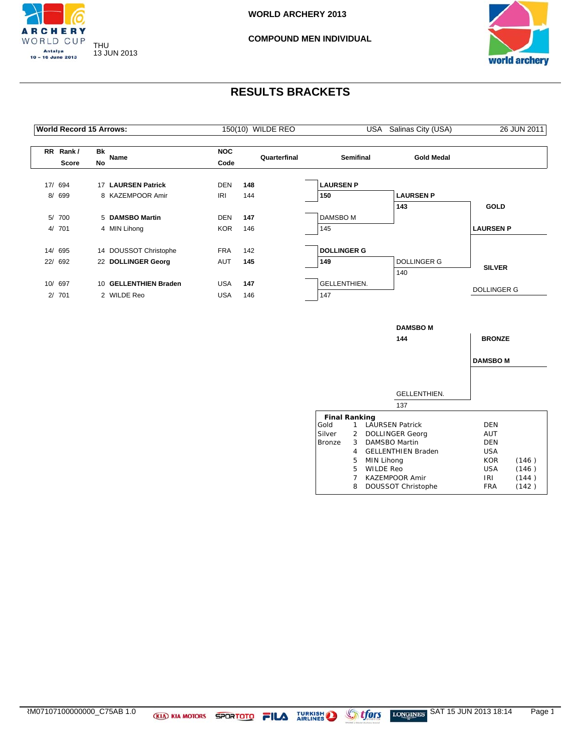WORLD ARCHERY 2013

COMPOUND MEN INDIVIDUAL

THU
13 JUN 2013

# RESULTS BRACKETS

| World Record 15 Arrows: | 150(10) WILDE REO | USA Salinas City (USA) | 26 JUN 2011 |
|---|---|---|---|

## Quarterfinal

| RR Rank / Score | Bk No | Name | NOC Code | Quarterfinal |
|---|---|---|---|---|
| 17/ 694 | 17 | **LAURSEN Patrick** | DEN | **148** |
| 8/ 699 | 8 | KAZEMPOOR Amir | IRI | 144 |
| 5/ 700 | 5 | **DAMSBO Martin** | DEN | **147** |
| 4/ 701 | 4 | MIN Lihong | KOR | 146 |
| 14/ 695 | 14 | DOUSSOT Christophe | FRA | 142 |
| 22/ 692 | 22 | **DOLLINGER Georg** | AUT | **145** |
| 10/ 697 | 10 | **GELLENTHIEN Braden** | USA | **147** |
| 2/ 701 | 2 | WILDE Reo | USA | 146 |

## Semifinal

| Name | Score |
|---|---|
| **LAURSEN P** | **150** |
| DAMSBO M | 145 |
| **DOLLINGER G** | **149** |
| GELLENTHIEN. | 147 |

## Gold Medal

| Name | Score |
|---|---|
| **LAURSEN P** | **143** |
| DOLLINGER G | 140 |

**GOLD**: **LAURSEN P**

**SILVER**: DOLLINGER G

## Bronze

| Name | Score |
|---|---|
| **DAMSBO M** | **144** |
| GELLENTHIEN. | 137 |

**BRONZE**: **DAMSBO M**

## Final Ranking

| Medal | Rank | Name | NOC | Score |
|---|---|---|---|---|
| Gold | 1 | LAURSEN Patrick | DEN | |
| Silver | 2 | DOLLINGER Georg | AUT | |
| Bronze | 3 | DAMSBO Martin | DEN | |
| | 4 | GELLENTHIEN Braden | USA | |
| | 5 | MIN Lihong | KOR | (146) |
| | 5 | WILDE Reo | USA | (146) |
| | 7 | KAZEMPOOR Amir | IRI | (144) |
| | 8 | DOUSSOT Christophe | FRA | (142) |

ЯM07107100000000_C75AB 1.0 SAT 15 JUN 2013 18:14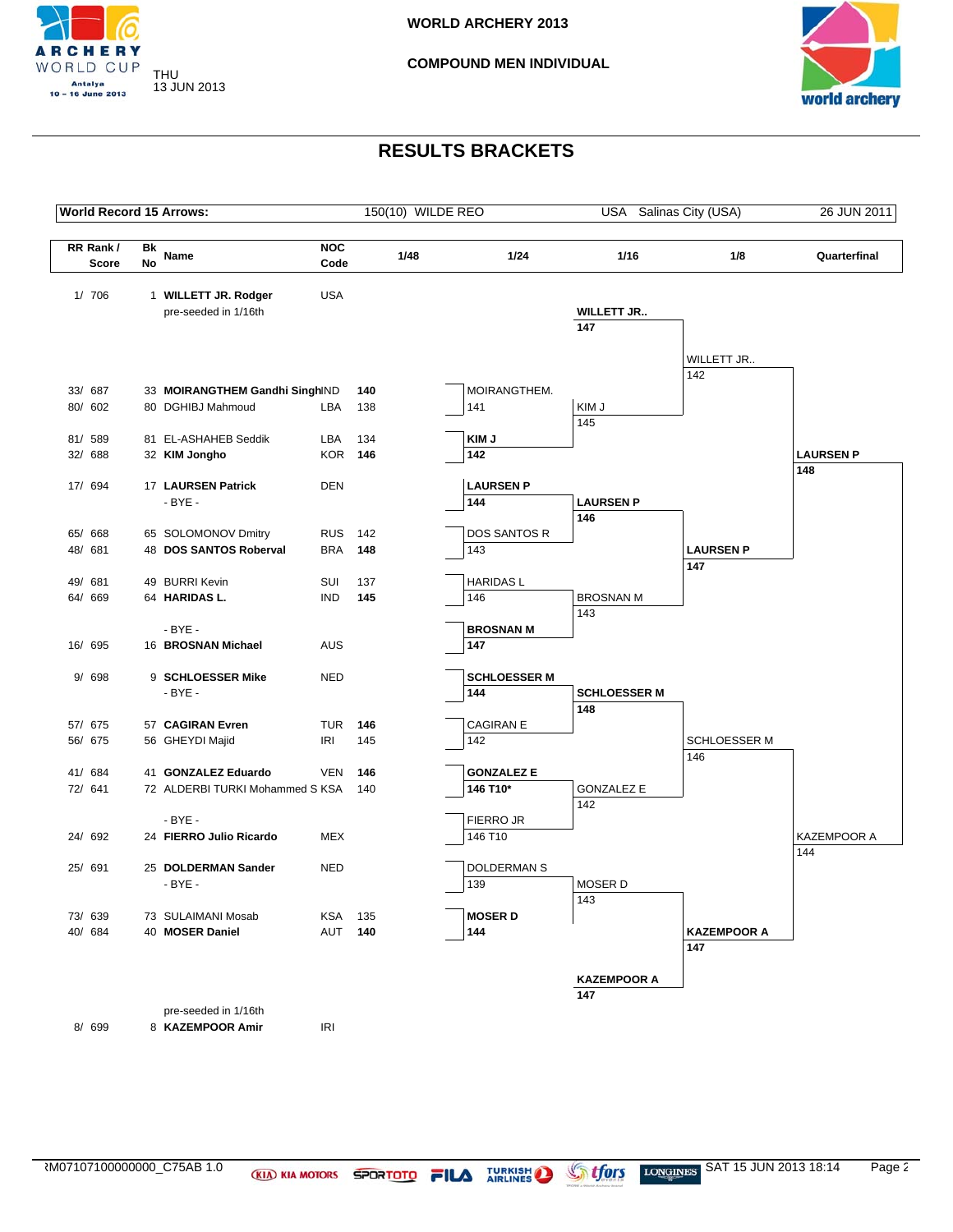# WORLD ARCHERY 2013

## COMPOUND MEN INDIVIDUAL

THU 13 JUN 2013

## RESULTS BRACKETS

| World Record 15 Arrows: | 150(10) WILDE REO | USA Salinas City (USA) | 26 JUN 2011 |
|---|---|---|---|

| RR Rank / Score | Bk No | Name | NOC Code | 1/48 | 1/24 | 1/16 | 1/8 | Quarterfinal |
|---|---|---|---|---|---|---|---|---|
| 1/ 706 | 1 | **WILLETT JR. Rodger** | USA | | | | | |
| | | pre-seeded in 1/16th | | | | **WILLETT JR..** 147 | | |
| | | | | | | | WILLETT JR.. 142 | |
| 33/ 687 | 33 | **MOIRANGTHEM Gandhi Singh** | IND | **140** | MOIRANGTHEM. 141 | | | |
| 80/ 602 | 80 | DGHIBJ Mahmoud | LBA | 138 | | KIM J 145 | | |
| 81/ 589 | 81 | EL-ASHAHEB Seddik | LBA | 134 | **KIM J** 142 | | | |
| 32/ 688 | 32 | **KIM Jongho** | KOR | **146** | | | | **LAURSEN P** 148 |
| 17/ 694 | 17 | **LAURSEN Patrick** | DEN | | **LAURSEN P** 144 | | | |
| | | - BYE - | | | | **LAURSEN P** 146 | | |
| 65/ 668 | 65 | SOLOMONOV Dmitry | RUS | 142 | DOS SANTOS R 143 | | | |
| 48/ 681 | 48 | **DOS SANTOS Roberval** | BRA | **148** | | | **LAURSEN P** 147 | |
| 49/ 681 | 49 | BURRI Kevin | SUI | 137 | HARIDAS L 146 | | | |
| 64/ 669 | 64 | **HARIDAS L.** | IND | **145** | | BROSNAN M 143 | | |
| | | - BYE - | | | **BROSNAN M** 147 | | | |
| 16/ 695 | 16 | **BROSNAN Michael** | AUS | | | | | |
| 9/ 698 | 9 | **SCHLOESSER Mike** | NED | | **SCHLOESSER M** 144 | | | |
| | | - BYE - | | | | **SCHLOESSER M** 148 | | |
| 57/ 675 | 57 | **CAGIRAN Evren** | TUR | **146** | CAGIRAN E 142 | | | |
| 56/ 675 | 56 | GHEYDI Majid | IRI | 145 | | | SCHLOESSER M 146 | |
| 41/ 684 | 41 | **GONZALEZ Eduardo** | VEN | **146** | **GONZALEZ E** 146 T10* | | | |
| 72/ 641 | 72 | ALDERBI TURKI Mohammed S | KSA | 140 | | GONZALEZ E 142 | | |
| | | - BYE - | | | FIERRO JR 146 T10 | | | |
| 24/ 692 | 24 | **FIERRO Julio Ricardo** | MEX | | | | | KAZEMPOOR A 144 |
| 25/ 691 | 25 | **DOLDERMAN Sander** | NED | | DOLDERMAN S 139 | | | |
| | | - BYE - | | | | MOSER D 143 | | |
| 73/ 639 | 73 | SULAIMANI Mosab | KSA | 135 | **MOSER D** 144 | | | |
| 40/ 684 | 40 | **MOSER Daniel** | AUT | **140** | | | **KAZEMPOOR A** 147 | |
| | | | | | | **KAZEMPOOR A** 147 | | |
| | | pre-seeded in 1/16th | | | | | | |
| 8/ 699 | 8 | **KAZEMPOOR Amir** | IRI | | | | | |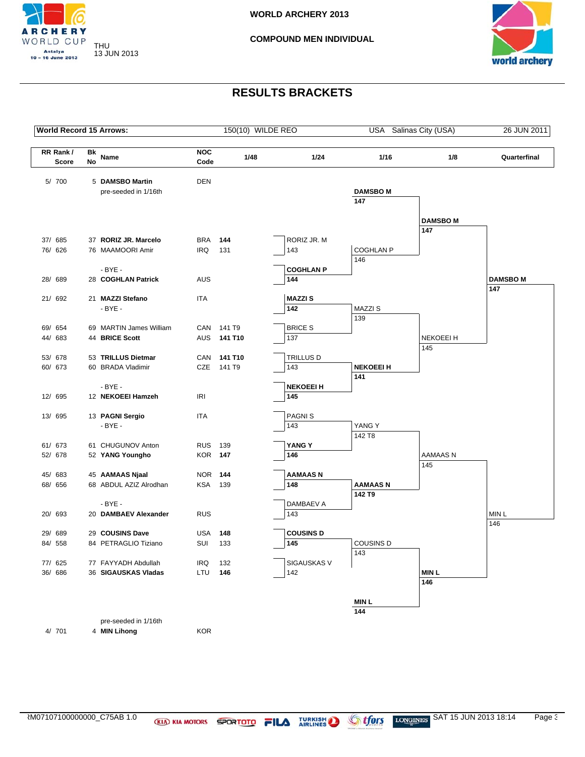# WORLD ARCHERY 2013

## COMPOUND MEN INDIVIDUAL

THU 13 JUN 2013

## RESULTS BRACKETS

| World Record 15 Arrows: | 150(10) WILDE REO | USA Salinas City (USA) | 26 JUN 2011 |
|---|---|---|---|

| RR Rank / Score | Bk No | Name | NOC Code | 1/48 | 1/24 | 1/16 | 1/8 | Quarterfinal |
|---|---|---|---|---|---|---|---|---|
| 5/ 700 | 5 | **DAMSBO Martin** (pre-seeded in 1/16th) | DEN | | | **DAMSBO M** 147 | **DAMSBO M** 147 | **DAMSBO M** 147 |
| 37/ 685 | 37 | **RORIZ JR. Marcelo** | BRA | **144** | RORIZ JR. M 143 | COGHLAN P 146 | | |
| 76/ 626 | 76 | MAAMOORI Amir | IRQ | 131 | | | | |
| | | - BYE - | | | **COGHLAN P** 144 | | | |
| 28/ 689 | 28 | **COGHLAN Patrick** | AUS | | | | | |
| 21/ 692 | 21 | **MAZZI Stefano** | ITA | | **MAZZI S** 142 | MAZZI S 139 | NEKOEEI H 145 | |
| | | - BYE - | | | | | | |
| 69/ 654 | 69 | MARTIN James William | CAN | 141 T9 | BRICE S 137 | | | |
| 44/ 683 | 44 | **BRICE Scott** | AUS | **141 T10** | | | | |
| 53/ 678 | 53 | **TRILLUS Dietmar** | CAN | **141 T10** | TRILLUS D 143 | **NEKOEEI H** 141 | | |
| 60/ 673 | 60 | BRADA Vladimir | CZE | 141 T9 | | | | |
| | | - BYE - | | | **NEKOEEI H** 145 | | | |
| 12/ 695 | 12 | **NEKOEEI Hamzeh** | IRI | | | | | |
| 13/ 695 | 13 | **PAGNI Sergio** | ITA | | PAGNI S 143 | YANG Y 142 T8 | AAMAAS N 145 | MIN L 146 |
| | | - BYE - | | | | | | |
| 61/ 673 | 61 | CHUGUNOV Anton | RUS | 139 | **YANG Y** 146 | | | |
| 52/ 678 | 52 | **YANG Youngho** | KOR | **147** | | | | |
| 45/ 683 | 45 | **AAMAAS Njaal** | NOR | **144** | **AAMAAS N** 148 | **AAMAAS N** 142 T9 | | |
| 68/ 656 | 68 | ABDUL AZIZ Alrodhan | KSA | 139 | | | | |
| | | - BYE - | | | DAMBAEV A 143 | | | |
| 20/ 693 | 20 | **DAMBAEV Alexander** | RUS | | | | | |
| 29/ 689 | 29 | **COUSINS Dave** | USA | **148** | **COUSINS D** 145 | COUSINS D 143 | **MIN L** 146 | |
| 84/ 558 | 84 | PETRAGLIO Tiziano | SUI | 133 | | | | |
| 77/ 625 | 77 | FAYYADH Abdullah | IRQ | 132 | SIGAUSKAS V 142 | | | |
| 36/ 686 | 36 | **SIGAUSKAS Vladas** | LTU | **146** | | | | |
| 4/ 701 | 4 | **MIN Lihong** (pre-seeded in 1/16th) | KOR | | | **MIN L** 144 | | |

ЯM07107100000000_C75AB 1.0 SAT 15 JUN 2013 18:14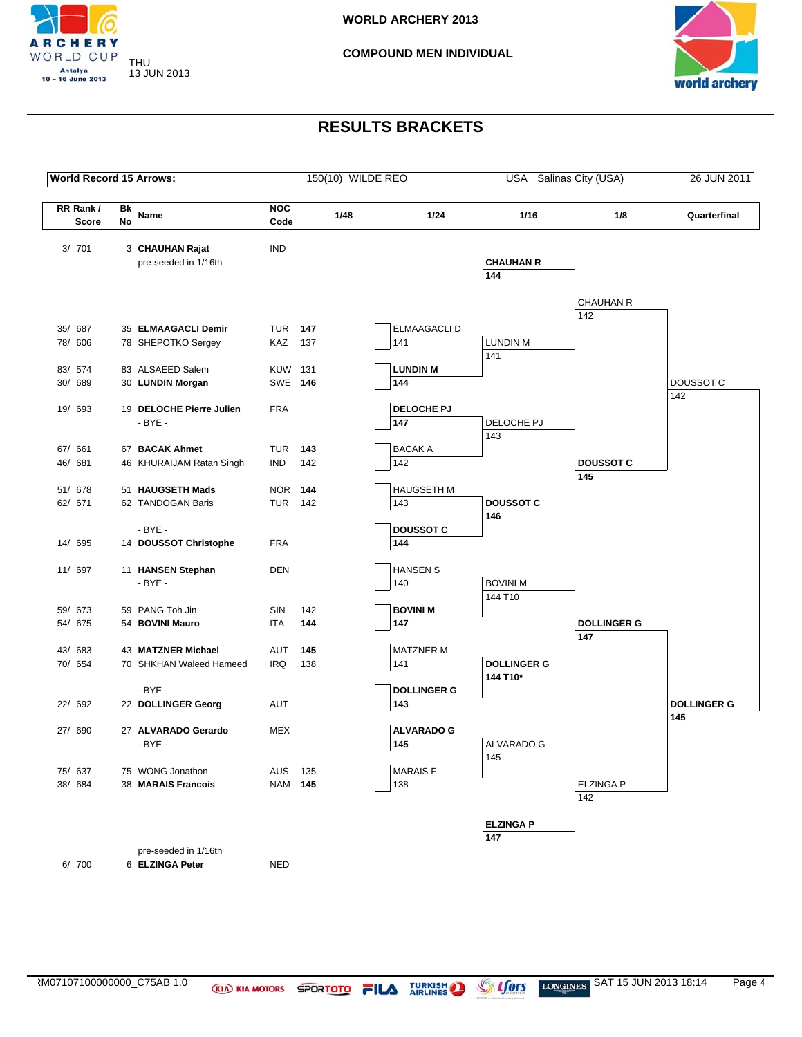WORLD ARCHERY 2013

COMPOUND MEN INDIVIDUAL

THU 13 JUN 2013

# RESULTS BRACKETS

| World Record 15 Arrows: | 150(10) WILDE REO | USA Salinas City (USA) | 26 JUN 2011 |
|---|---|---|---|

| RR Rank / Score | Bk No | Name | NOC Code | 1/48 | 1/24 | 1/16 | 1/8 | Quarterfinal |
|---|---|---|---|---|---|---|---|---|
| 3/ 701 | 3 | **CHAUHAN Rajat** (pre-seeded in 1/16th) | IND | | | **CHAUHAN R** **144** | CHAUHAN R 142 | DOUSSOT C 142 |
| 35/ 687 | 35 | **ELMAAGACLI Demir** | TUR | **147** | ELMAAGACLI D 141 | LUNDIN M 141 | | |
| 78/ 606 | 78 | SHEPOTKO Sergey | KAZ | 137 | | | | |
| 83/ 574 | 83 | ALSAEED Salem | KUW | 131 | **LUNDIN M** **144** | | | |
| 30/ 689 | 30 | **LUNDIN Morgan** | SWE | **146** | | | | |
| 19/ 693 | 19 | **DELOCHE Pierre Julien** | FRA | | **DELOCHE PJ** **147** | DELOCHE PJ 143 | **DOUSSOT C** **145** | |
| | | - BYE - | | | | | | |
| 67/ 661 | 67 | **BACAK Ahmet** | TUR | **143** | BACAK A 142 | | | |
| 46/ 681 | 46 | KHURAIJAM Ratan Singh | IND | 142 | | | | |
| 51/ 678 | 51 | **HAUGSETH Mads** | NOR | **144** | HAUGSETH M 143 | **DOUSSOT C** **146** | | |
| 62/ 671 | 62 | TANDOGAN Baris | TUR | 142 | | | | |
| | | - BYE - | | | | | | |
| 14/ 695 | 14 | **DOUSSOT Christophe** | FRA | | **DOUSSOT C** **144** | | | |
| 11/ 697 | 11 | **HANSEN Stephan** | DEN | | HANSEN S 140 | BOVINI M 144 T10 | **DOLLINGER G** **147** | **DOLLINGER G** **145** |
| | | - BYE - | | | | | | |
| 59/ 673 | 59 | PANG Toh Jin | SIN | 142 | **BOVINI M** **147** | | | |
| 54/ 675 | 54 | **BOVINI Mauro** | ITA | **144** | | | | |
| 43/ 683 | 43 | **MATZNER Michael** | AUT | **145** | MATZNER M 141 | **DOLLINGER G** **144 T10*** | | |
| 70/ 654 | 70 | SHKHAN Waleed Hameed | IRQ | 138 | | | | |
| | | - BYE - | | | | | | |
| 22/ 692 | 22 | **DOLLINGER Georg** | AUT | | **DOLLINGER G** **143** | | | |
| 27/ 690 | 27 | **ALVARADO Gerardo** | MEX | | **ALVARADO G** **145** | ALVARADO G 145 | ELZINGA P 142 | |
| | | - BYE - | | | | | | |
| 75/ 637 | 75 | WONG Jonathon | AUS | 135 | MARAIS F 138 | | | |
| 38/ 684 | 38 | **MARAIS Francois** | NAM | **145** | | | | |
| 6/ 700 | 6 | **ELZINGA Peter** (pre-seeded in 1/16th) | NED | | | **ELZINGA P** **147** | | |

ЯM07107100000000_C75AB 1.0 — SAT 15 JUN 2013 18:14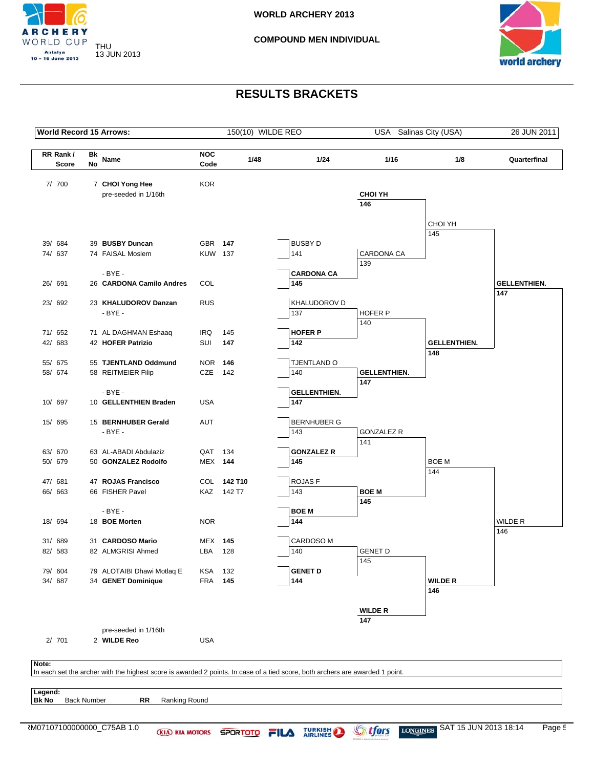# WORLD ARCHERY 2013

## COMPOUND MEN INDIVIDUAL

THU 13 JUN 2013

## RESULTS BRACKETS

| World Record 15 Arrows: | 150(10) WILDE REO | USA Salinas City (USA) | 26 JUN 2011 |
|---|---|---|---|

| RR Rank / Score | Bk No | Name | NOC Code | 1/48 | 1/24 | 1/16 | 1/8 | Quarterfinal |
|---|---|---|---|---|---|---|---|---|
| 7/ 700 | 7 | **CHOI Yong Hee** (pre-seeded in 1/16th) | KOR | | | **CHOI YH** 146 | CHOI YH 145 | |
| 39/ 684 | 39 | **BUSBY Duncan** | GBR | **147** | BUSBY D 141 | CARDONA CA 139 | | |
| 74/ 637 | 74 | FAISAL Moslem | KUW | 137 | | | | |
| | | - BYE - | | | **CARDONA CA** 145 | | | |
| 26/ 691 | 26 | **CARDONA Camilo Andres** | COL | | | | | **GELLENTHIEN.** 147 |
| 23/ 692 | 23 | **KHALUDOROV Danzan** | RUS | | KHALUDOROV D 137 | HOFER P 140 | | |
| | | - BYE - | | | | | | |
| 71/ 652 | 71 | AL DAGHMAN Eshaaq | IRQ | 145 | **HOFER P** 142 | | **GELLENTHIEN.** 148 | |
| 42/ 683 | 42 | **HOFER Patrizio** | SUI | **147** | | | | |
| 55/ 675 | 55 | **TJENTLAND Oddmund** | NOR | **146** | TJENTLAND O 140 | **GELLENTHIEN.** 147 | | |
| 58/ 674 | 58 | REITMEIER Filip | CZE | 142 | | | | |
| | | - BYE - | | | **GELLENTHIEN.** 147 | | | |
| 10/ 697 | 10 | **GELLENTHIEN Braden** | USA | | | | | |
| 15/ 695 | 15 | **BERNHUBER Gerald** | AUT | | BERNHUBER G 143 | GONZALEZ R 141 | | |
| | | - BYE - | | | | | | |
| 63/ 670 | 63 | AL-ABADI Abdulaziz | QAT | 134 | **GONZALEZ R** 145 | | BOE M 144 | |
| 50/ 679 | 50 | **GONZALEZ Rodolfo** | MEX | **144** | | | | |
| 47/ 681 | 47 | **ROJAS Francisco** | COL | **142 T10** | ROJAS F 143 | **BOE M** 145 | | |
| 66/ 663 | 66 | FISHER Pavel | KAZ | 142 T7 | | | | |
| | | - BYE - | | | **BOE M** 144 | | | |
| 18/ 694 | 18 | **BOE Morten** | NOR | | | | | WILDE R 146 |
| 31/ 689 | 31 | **CARDOSO Mario** | MEX | **145** | CARDOSO M 140 | GENET D 145 | | |
| 82/ 583 | 82 | ALMGRISI Ahmed | LBA | 128 | | | | |
| 79/ 604 | 79 | ALOTAIBI Dhawi Motlaq E | KSA | 132 | **GENET D** 144 | | **WILDE R** 146 | |
| 34/ 687 | 34 | **GENET Dominique** | FRA | **145** | | | | |
| 2/ 701 | 2 | **WILDE Reo** (pre-seeded in 1/16th) | USA | | | **WILDE R** 147 | | |

**Note:**
In each set the archer with the highest score is awarded 2 points. In case of a tied score, both archers are awarded 1 point.

**Legend:**
**Bk No** Back Number **RR** Ranking Round

RM07107100000000_C75AB 1.0 SAT 15 JUN 2013 18:14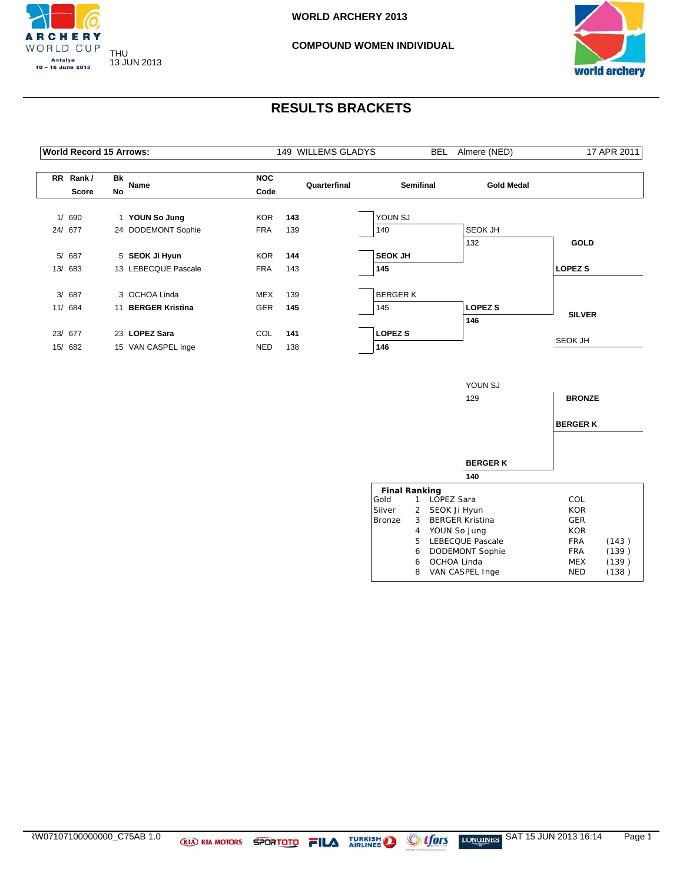WORLD ARCHERY 2013

COMPOUND WOMEN INDIVIDUAL

THU
13 JUN 2013

# RESULTS BRACKETS

| World Record 15 Arrows: | 149 WILLEMS GLADYS | BEL | Almere (NED) | 17 APR 2011 |
|---|---|---|---|---|

## Quarterfinal

| RR Rank / Score | Bk No | Name | NOC Code | Score |
|---|---|---|---|---|
| 1/ 690 | 1 | **YOUN So Jung** | KOR | **143** |
| 24/ 677 | 24 | DODEMONT Sophie | FRA | 139 |
| 5/ 687 | 5 | **SEOK Ji Hyun** | KOR | **144** |
| 13/ 683 | 13 | LEBECQUE Pascale | FRA | 143 |
| 3/ 687 | 3 | OCHOA Linda | MEX | 139 |
| 11/ 684 | 11 | **BERGER Kristina** | GER | **145** |
| 23/ 677 | 23 | **LOPEZ Sara** | COL | **141** |
| 15/ 682 | 15 | VAN CASPEL Inge | NED | 138 |

## Semifinal

| Match | Athlete | Score |
|---|---|---|
| 1 | YOUN SJ | 140 |
| 1 | **SEOK JH** | **145** |
| 2 | BERGER K | 145 |
| 2 | **LOPEZ S** | **146** |

## Gold Medal

| Athlete | Score |
|---|---|
| SEOK JH | 132 |
| **LOPEZ S** | **146** |

GOLD: **LOPEZ S**

SILVER: SEOK JH

## Bronze Medal

| Athlete | Score |
|---|---|
| YOUN SJ | 129 |
| **BERGER K** | **140** |

BRONZE: **BERGER K**

## Final Ranking

| Medal | Rank | Name | NOC | |
|---|---|---|---|---|
| Gold | 1 | LOPEZ Sara | COL | |
| Silver | 2 | SEOK Ji Hyun | KOR | |
| Bronze | 3 | BERGER Kristina | GER | |
| | 4 | YOUN So Jung | KOR | |
| | 5 | LEBECQUE Pascale | FRA | (143 ) |
| | 6 | DODEMONT Sophie | FRA | (139 ) |
| | 6 | OCHOA Linda | MEX | (139 ) |
| | 8 | VAN CASPEL Inge | NED | (138 ) |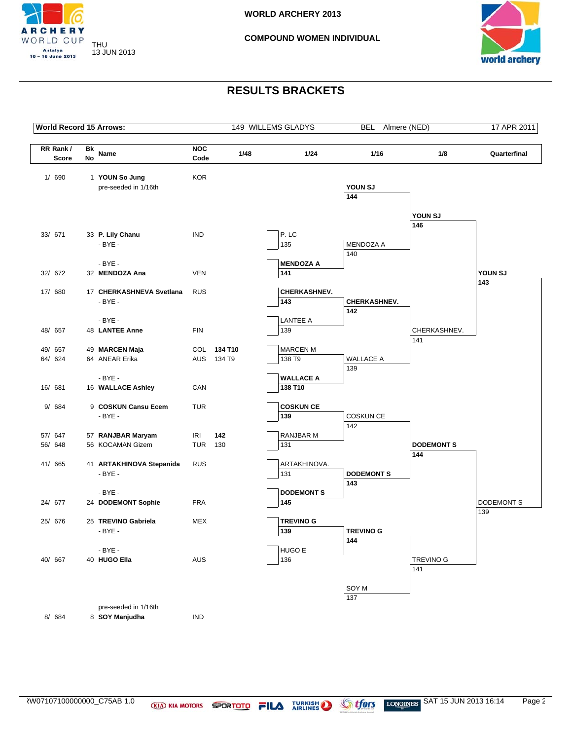# WORLD ARCHERY 2013

## COMPOUND WOMEN INDIVIDUAL

THU
13 JUN 2013

## RESULTS BRACKETS

| World Record 15 Arrows: | 149 WILLEMS GLADYS | BEL | Almere (NED) | 17 APR 2011 |
|---|---|---|---|---|

| RR Rank / Score | Bk No | Name | NOC Code | 1/48 | 1/24 | 1/16 | 1/8 | Quarterfinal |
|---|---|---|---|---|---|---|---|---|
| 1/ 690 | 1 | **YOUN So Jung** | KOR | | | | | |
| | | pre-seeded in 1/16th | | | | **YOUN SJ** 144 | **YOUN SJ** 146 | **YOUN SJ** 143 |
| 33/ 671 | 33 | **P. Lily Chanu** | IND | | P. LC 135 | MENDOZA A 140 | | |
| | | - BYE - | | | | | | |
| | | - BYE - | | | | | | |
| 32/ 672 | 32 | **MENDOZA Ana** | VEN | | **MENDOZA A** 141 | | | |
| 17/ 680 | 17 | **CHERKASHNEVA Svetlana** | RUS | | **CHERKASHNEV.** 143 | **CHERKASHNEV.** 142 | CHERKASHNEV. 141 | |
| | | - BYE - | | | | | | |
| | | - BYE - | | | | | | |
| 48/ 657 | 48 | **LANTEE Anne** | FIN | | LANTEE A 139 | | | |
| 49/ 657 | 49 | **MARCEN Maja** | COL | **134 T10** | MARCEN M 138 T9 | WALLACE A 139 | | |
| 64/ 624 | 64 | ANEAR Erika | AUS | 134 T9 | | | | |
| | | - BYE - | | | | | | |
| 16/ 681 | 16 | **WALLACE Ashley** | CAN | | **WALLACE A** 138 T10 | | | |
| 9/ 684 | 9 | **COSKUN Cansu Ecem** | TUR | | **COSKUN CE** 139 | COSKUN CE 142 | | |
| | | - BYE - | | | | | | |
| 57/ 647 | 57 | **RANJBAR Maryam** | IRI | **142** | RANJBAR M 131 | | **DODEMONT S** 144 | DODEMONT S 139 |
| 56/ 648 | 56 | KOCAMAN Gizem | TUR | 130 | | | | |
| 41/ 665 | 41 | **ARTAKHINOVA Stepanida** | RUS | | ARTAKHINOVA. 131 | **DODEMONT S** 143 | | |
| | | - BYE - | | | | | | |
| | | - BYE - | | | | | | |
| 24/ 677 | 24 | **DODEMONT Sophie** | FRA | | **DODEMONT S** 145 | | | |
| 25/ 676 | 25 | **TREVINO Gabriela** | MEX | | **TREVINO G** 139 | **TREVINO G** 144 | TREVINO G 141 | |
| | | - BYE - | | | | | | |
| | | - BYE - | | | | | | |
| 40/ 667 | 40 | **HUGO Ella** | AUS | | HUGO E 136 | | | |
| | | pre-seeded in 1/16th | | | | SOY M 137 | | |
| 8/ 684 | 8 | **SOY Manjudha** | IND | | | | | |

ARW07107100000000_C75AB 1.0 — SAT 15 JUN 2013 16:14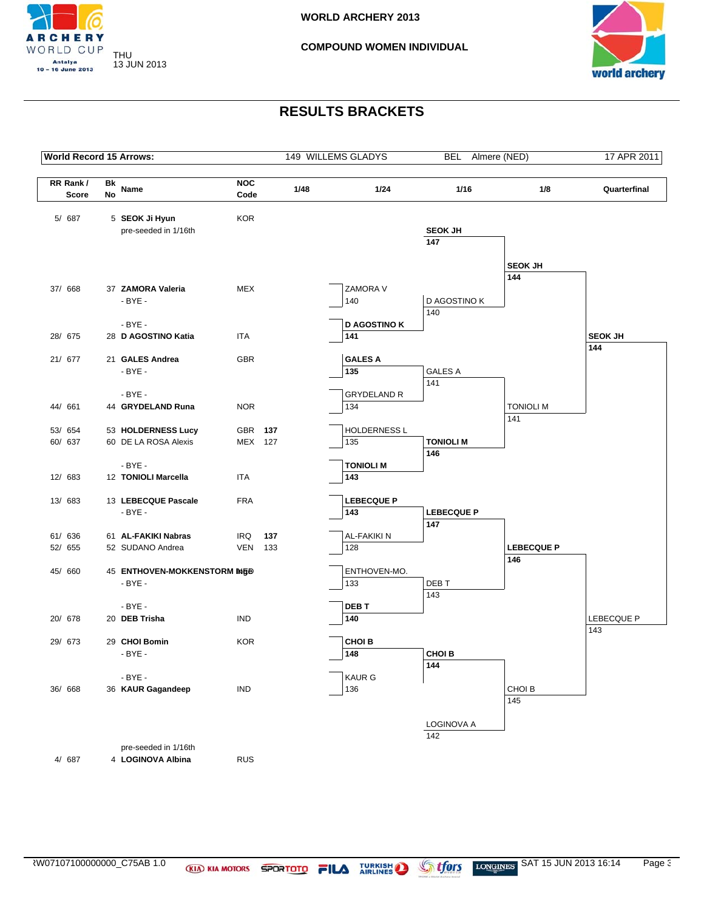WORLD ARCHERY 2013

COMPOUND WOMEN INDIVIDUAL

THU 13 JUN 2013

# RESULTS BRACKETS

| World Record 15 Arrows: | 149 WILLEMS GLADYS | BEL | Almere (NED) | 17 APR 2011 |
|---|---|---|---|---|

| RR Rank / Score | Bk No | Name | NOC Code | 1/48 | 1/24 | 1/16 | 1/8 | Quarterfinal |
|---|---|---|---|---|---|---|---|---|
| 5/ 687 | 5 | SEOK Ji Hyun (pre-seeded in 1/16th) | KOR | | | SEOK JH 147 | SEOK JH 144 | SEOK JH 144 |
| 37/ 668 | 37 | ZAMORA Valeria | MEX | | ZAMORA V 140 | D AGOSTINO K 140 | | |
| | | - BYE - | | | | | | |
| | | - BYE - | | | | | | |
| 28/ 675 | 28 | D AGOSTINO Katia | ITA | | D AGOSTINO K 141 | | | |
| 21/ 677 | 21 | GALES Andrea | GBR | | GALES A 135 | GALES A 141 | TONIOLI M 141 | |
| | | - BYE - | | | | | | |
| | | - BYE - | | | | | | |
| 44/ 661 | 44 | GRYDELAND Runa | NOR | | GRYDELAND R 134 | | | |
| 53/ 654 | 53 | HOLDERNESS Lucy | GBR | 137 | HOLDERNESS L 135 | TONIOLI M 146 | | |
| 60/ 637 | 60 | DE LA ROSA Alexis | MEX | 127 | | | | |
| | | - BYE - | | | | | | |
| 12/ 683 | 12 | TONIOLI Marcella | ITA | | TONIOLI M 143 | | | |
| 13/ 683 | 13 | LEBECQUE Pascale | FRA | | LEBECQUE P 143 | LEBECQUE P 147 | LEBECQUE P 146 | LEBECQUE P 143 |
| | | - BYE - | | | | | | |
| 61/ 636 | 61 | AL-FAKIKI Nabras | IRQ | 137 | AL-FAKIKI N 128 | | | |
| 52/ 655 | 52 | SUDANO Andrea | VEN | 133 | | | | |
| 45/ 660 | 45 | ENTHOVEN-MOKKENSTORM Inge | NED | | ENTHOVEN-MO. 133 | DEB T 143 | | |
| | | - BYE - | | | | | | |
| | | - BYE - | | | | | | |
| 20/ 678 | 20 | DEB Trisha | IND | | DEB T 140 | | | |
| 29/ 673 | 29 | CHOI Bomin | KOR | | CHOI B 148 | CHOI B 144 | CHOI B 145 | |
| | | - BYE - | | | | | | |
| | | - BYE - | | | | | | |
| 36/ 668 | 36 | KAUR Gagandeep | IND | | KAUR G 136 | | | |
| 4/ 687 | 4 | LOGINOVA Albina (pre-seeded in 1/16th) | RUS | | | LOGINOVA A 142 | | |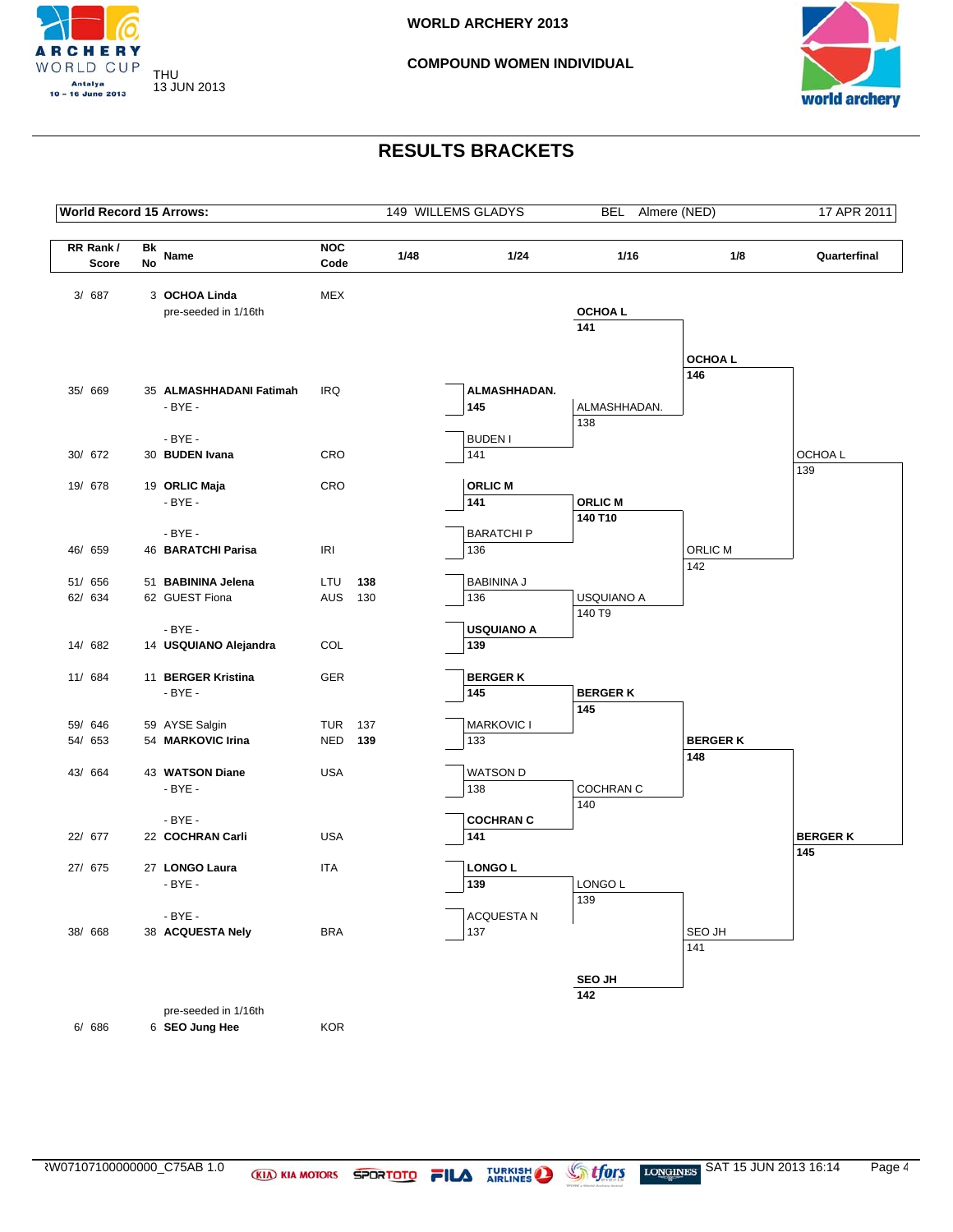# WORLD ARCHERY 2013

## COMPOUND WOMEN INDIVIDUAL

THU 13 JUN 2013

# RESULTS BRACKETS

| World Record 15 Arrows: | 149 WILLEMS GLADYS | BEL | Almere (NED) | 17 APR 2011 |
|---|---|---|---|---|

| RR Rank / Score | Bk No | Name | NOC Code | 1/48 | 1/24 | 1/16 | 1/8 | Quarterfinal |
|---|---|---|---|---|---|---|---|---|
| 3/ 687 | 3 | **OCHOA Linda** | MEX | | | | | |
| | | pre-seeded in 1/16th | | | | **OCHOA L** **141** | | |
| | | | | | | | **OCHOA L** **146** | |
| 35/ 669 | 35 | **ALMASHHADANI Fatimah** | IRQ | | **ALMASHHADAN.** **145** | | | |
| | | - BYE - | | | | ALMASHHADAN. 138 | | |
| | | - BYE - | | | BUDEN I 141 | | | |
| 30/ 672 | 30 | **BUDEN Ivana** | CRO | | | | | OCHOA L 139 |
| 19/ 678 | 19 | **ORLIC Maja** | CRO | | **ORLIC M** **141** | | | |
| | | - BYE - | | | | **ORLIC M** **140 T10** | | |
| | | - BYE - | | | BARATCHI P 136 | | | |
| 46/ 659 | 46 | **BARATCHI Parisa** | IRI | | | | ORLIC M 142 | |
| 51/ 656 | 51 | **BABININA Jelena** | LTU | **138** | BABININA J 136 | | | |
| 62/ 634 | 62 | GUEST Fiona | AUS | 130 | | USQUIANO A 140 T9 | | |
| | | - BYE - | | | **USQUIANO A** **139** | | | |
| 14/ 682 | 14 | **USQUIANO Alejandra** | COL | | | | | |
| 11/ 684 | 11 | **BERGER Kristina** | GER | | **BERGER K** **145** | | | |
| | | - BYE - | | | | **BERGER K** **145** | | |
| 59/ 646 | 59 | AYSE Salgin | TUR | 137 | MARKOVIC I 133 | | | |
| 54/ 653 | 54 | **MARKOVIC Irina** | NED | **139** | | | **BERGER K** **148** | |
| 43/ 664 | 43 | **WATSON Diane** | USA | | WATSON D 138 | | | |
| | | - BYE - | | | | COCHRAN C 140 | | |
| | | - BYE - | | | **COCHRAN C** **141** | | | |
| 22/ 677 | 22 | **COCHRAN Carli** | USA | | | | | **BERGER K** **145** |
| 27/ 675 | 27 | **LONGO Laura** | ITA | | **LONGO L** **139** | | | |
| | | - BYE - | | | | LONGO L 139 | | |
| | | - BYE - | | | ACQUESTA N 137 | | | |
| 38/ 668 | 38 | **ACQUESTA Nely** | BRA | | | | SEO JH 141 | |
| | | | | | | **SEO JH** **142** | | |
| | | pre-seeded in 1/16th | | | | | | |
| 6/ 686 | 6 | **SEO Jung Hee** | KOR | | | | | |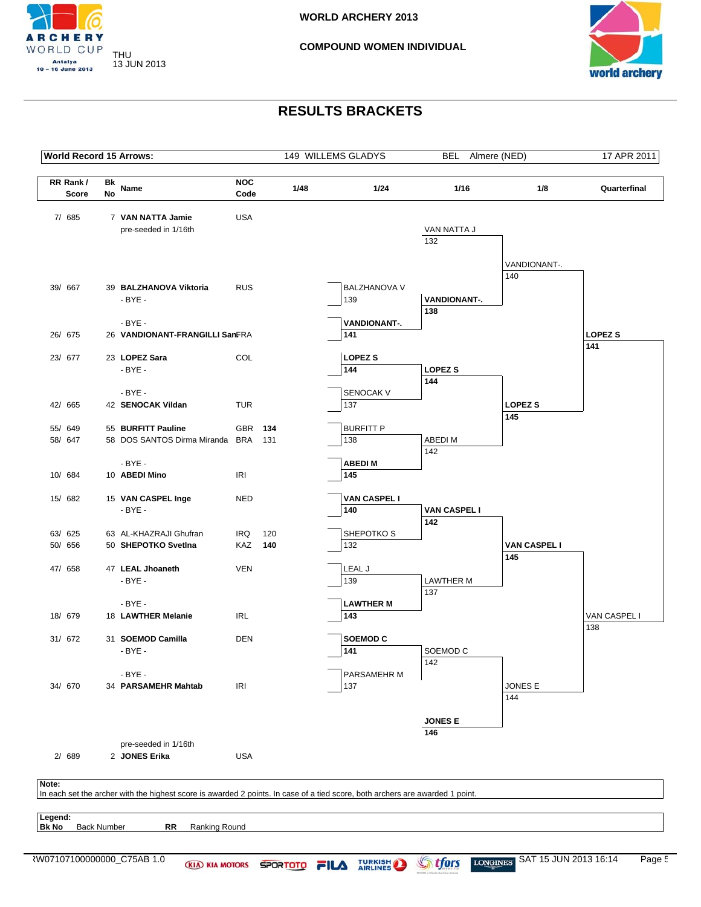WORLD ARCHERY 2013

COMPOUND WOMEN INDIVIDUAL

THU
13 JUN 2013

# RESULTS BRACKETS

| World Record 15 Arrows: | 149 WILLEMS GLADYS | BEL | Almere (NED) | 17 APR 2011 |
|---|---|---|---|---|

| RR Rank / Score | Bk No | Name | NOC Code | 1/48 |
|---|---|---|---|---|
| 7/ 685 | 7 | **VAN NATTA Jamie** (pre-seeded in 1/16th) | USA | |
| 39/ 667 | 39 | **BALZHANOVA Viktoria** | RUS | |
| | | - BYE - | | |
| | | - BYE - | | |
| 26/ 675 | 26 | **VANDIONANT-FRANGILLI San** | FRA | |
| 23/ 677 | 23 | **LOPEZ Sara** | COL | |
| | | - BYE - | | |
| | | - BYE - | | |
| 42/ 665 | 42 | **SENOCAK Vildan** | TUR | |
| 55/ 649 | 55 | **BURFITT Pauline** | GBR | **134** |
| 58/ 647 | 58 | DOS SANTOS Dirma Miranda | BRA | 131 |
| | | - BYE - | | |
| 10/ 684 | 10 | **ABEDI Mino** | IRI | |
| 15/ 682 | 15 | **VAN CASPEL Inge** | NED | |
| | | - BYE - | | |
| 63/ 625 | 63 | AL-KHAZRAJI Ghufran | IRQ | 120 |
| 50/ 656 | 50 | **SHEPOTKO Svetlna** | KAZ | **140** |
| 47/ 658 | 47 | **LEAL Jhoaneth** | VEN | |
| | | - BYE - | | |
| | | - BYE - | | |
| 18/ 679 | 18 | **LAWTHER Melanie** | IRL | |
| 31/ 672 | 31 | **SOEMOD Camilla** | DEN | |
| | | - BYE - | | |
| | | - BYE - | | |
| 34/ 670 | 34 | **PARSAMEHR Mahtab** | IRI | |
| 2/ 689 | 2 | **JONES Erika** (pre-seeded in 1/16th) | USA | |

**1/24**

| Match | Winner | Loser |
|---|---|---|
| 1 | **VANDIONANT-.** 141 | BALZHANOVA V 139 |
| 2 | **LOPEZ S** 144 | SENOCAK V 137 |
| 3 | **ABEDI M** 145 | BURFITT P 138 |
| 4 | **VAN CASPEL I** 140 | SHEPOTKO S 132 |
| 5 | **LAWTHER M** 143 | LEAL J 139 |
| 6 | **SOEMOD C** 141 | PARSAMEHR M 137 |

**1/16**

| Match | Winner | Loser |
|---|---|---|
| 1 | **VANDIONANT-.** 138 | VAN NATTA J 132 |
| 2 | **LOPEZ S** 144 | ABEDI M 142 |
| 3 | **VAN CASPEL I** 142 | LAWTHER M 137 |
| 4 | **JONES E** 146 | SOEMOD C 142 |

**1/8**

| Match | Winner | Loser |
|---|---|---|
| 1 | **LOPEZ S** 145 | VANDIONANT-. 140 |
| 2 | **VAN CASPEL I** 145 | JONES E 144 |

**Quarterfinal**

| Winner | Loser |
|---|---|
| **LOPEZ S** 141 | VAN CASPEL I 138 |

**Note:**
In each set the archer with the highest score is awarded 2 points. In case of a tied score, both archers are awarded 1 point.

**Legend:**
**Bk No** Back Number **RR** Ranking Round

RW07107100000000_C75AB 1.0 SAT 15 JUN 2013 16:14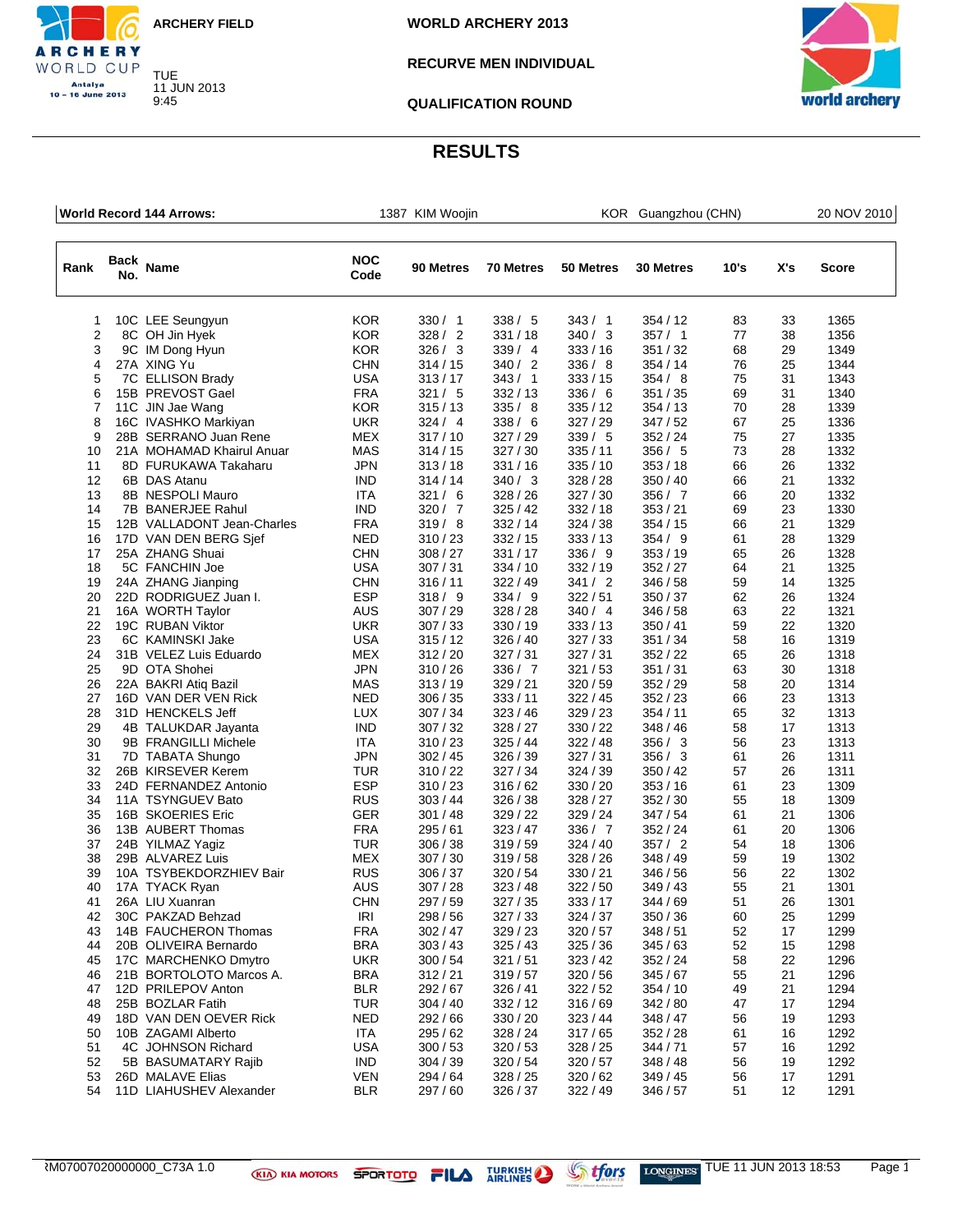ARCHERY FIELD

TUE 11 JUN 2013 9:45

# WORLD ARCHERY 2013

## RECURVE MEN INDIVIDUAL

## QUALIFICATION ROUND

## RESULTS

| World Record 144 Arrows: | 1387 KIM Woojin | KOR Guangzhou (CHN) | 20 NOV 2010 |
|---|---|---|---|

| Rank | Back No. | Name | NOC Code | 90 Metres | 70 Metres | 50 Metres | 30 Metres | 10's | X's | Score |
|---|---|---|---|---|---|---|---|---|---|---|
| 1 | 10C | LEE Seungyun | KOR | 330 / 1 | 338 / 5 | 343 / 1 | 354 / 12 | 83 | 33 | 1365 |
| 2 | 8C | OH Jin Hyek | KOR | 328 / 2 | 331 / 18 | 340 / 3 | 357 / 1 | 77 | 38 | 1356 |
| 3 | 9C | IM Dong Hyun | KOR | 326 / 3 | 339 / 4 | 333 / 16 | 351 / 32 | 68 | 29 | 1349 |
| 4 | 27A | XING Yu | CHN | 314 / 15 | 340 / 2 | 336 / 8 | 354 / 14 | 76 | 25 | 1344 |
| 5 | 7C | ELLISON Brady | USA | 313 / 17 | 343 / 1 | 333 / 15 | 354 / 8 | 75 | 31 | 1343 |
| 6 | 15B | PREVOST Gael | FRA | 321 / 5 | 332 / 13 | 336 / 6 | 351 / 35 | 69 | 31 | 1340 |
| 7 | 11C | JIN Jae Wang | KOR | 315 / 13 | 335 / 8 | 335 / 12 | 354 / 13 | 70 | 28 | 1339 |
| 8 | 16C | IVASHKO Markiyan | UKR | 324 / 4 | 338 / 6 | 327 / 29 | 347 / 52 | 67 | 25 | 1336 |
| 9 | 28B | SERRANO Juan Rene | MEX | 317 / 10 | 327 / 29 | 339 / 5 | 352 / 24 | 75 | 27 | 1335 |
| 10 | 21A | MOHAMAD Khairul Anuar | MAS | 314 / 15 | 327 / 30 | 335 / 11 | 356 / 5 | 73 | 28 | 1332 |
| 11 | 8D | FURUKAWA Takaharu | JPN | 313 / 18 | 331 / 16 | 335 / 10 | 353 / 18 | 66 | 26 | 1332 |
| 12 | 6B | DAS Atanu | IND | 314 / 14 | 340 / 3 | 328 / 28 | 350 / 40 | 66 | 21 | 1332 |
| 13 | 8B | NESPOLI Mauro | ITA | 321 / 6 | 328 / 26 | 327 / 30 | 356 / 7 | 66 | 20 | 1332 |
| 14 | 7B | BANERJEE Rahul | IND | 320 / 7 | 325 / 42 | 332 / 18 | 353 / 21 | 69 | 23 | 1330 |
| 15 | 12B | VALLADONT Jean-Charles | FRA | 319 / 8 | 332 / 14 | 324 / 38 | 354 / 15 | 66 | 21 | 1329 |
| 16 | 17D | VAN DEN BERG Sjef | NED | 310 / 23 | 332 / 15 | 333 / 13 | 354 / 9 | 61 | 28 | 1329 |
| 17 | 25A | ZHANG Shuai | CHN | 308 / 27 | 331 / 17 | 336 / 9 | 353 / 19 | 65 | 26 | 1328 |
| 18 | 5C | FANCHIN Joe | USA | 307 / 31 | 334 / 10 | 332 / 19 | 352 / 27 | 64 | 21 | 1325 |
| 19 | 24A | ZHANG Jianping | CHN | 316 / 11 | 322 / 49 | 341 / 2 | 346 / 58 | 59 | 14 | 1325 |
| 20 | 22D | RODRIGUEZ Juan I. | ESP | 318 / 9 | 334 / 9 | 322 / 51 | 350 / 37 | 62 | 26 | 1324 |
| 21 | 16A | WORTH Taylor | AUS | 307 / 29 | 328 / 28 | 340 / 4 | 346 / 58 | 63 | 22 | 1321 |
| 22 | 19C | RUBAN Viktor | UKR | 307 / 33 | 330 / 19 | 333 / 13 | 350 / 41 | 59 | 22 | 1320 |
| 23 | 6C | KAMINSKI Jake | USA | 315 / 12 | 326 / 40 | 327 / 33 | 351 / 34 | 58 | 16 | 1319 |
| 24 | 31B | VELEZ Luis Eduardo | MEX | 312 / 20 | 327 / 31 | 327 / 31 | 352 / 22 | 65 | 26 | 1318 |
| 25 | 9D | OTA Shohei | JPN | 310 / 26 | 336 / 7 | 321 / 53 | 351 / 31 | 63 | 30 | 1318 |
| 26 | 22A | BAKRI Atiq Bazil | MAS | 313 / 19 | 329 / 21 | 320 / 59 | 352 / 29 | 58 | 20 | 1314 |
| 27 | 16D | VAN DER VEN Rick | NED | 306 / 35 | 333 / 11 | 322 / 45 | 352 / 23 | 66 | 23 | 1313 |
| 28 | 31D | HENCKELS Jeff | LUX | 307 / 34 | 323 / 46 | 329 / 23 | 354 / 11 | 65 | 32 | 1313 |
| 29 | 4B | TALUKDAR Jayanta | IND | 307 / 32 | 328 / 27 | 330 / 22 | 348 / 46 | 58 | 17 | 1313 |
| 30 | 9B | FRANGILLI Michele | ITA | 310 / 23 | 325 / 44 | 322 / 48 | 356 / 3 | 56 | 23 | 1313 |
| 31 | 7D | TABATA Shungo | JPN | 302 / 45 | 326 / 39 | 327 / 31 | 356 / 3 | 61 | 26 | 1311 |
| 32 | 26B | KIRSEVER Kerem | TUR | 310 / 22 | 327 / 34 | 324 / 39 | 350 / 42 | 57 | 26 | 1311 |
| 33 | 24D | FERNANDEZ Antonio | ESP | 310 / 23 | 316 / 62 | 330 / 20 | 353 / 16 | 61 | 23 | 1309 |
| 34 | 11A | TSYNGUEV Bato | RUS | 303 / 44 | 326 / 38 | 328 / 27 | 352 / 30 | 55 | 18 | 1309 |
| 35 | 16B | SKOERIES Eric | GER | 301 / 48 | 329 / 22 | 329 / 24 | 347 / 54 | 61 | 21 | 1306 |
| 36 | 13B | AUBERT Thomas | FRA | 295 / 61 | 323 / 47 | 336 / 7 | 352 / 24 | 61 | 20 | 1306 |
| 37 | 24B | YILMAZ Yagiz | TUR | 306 / 38 | 319 / 59 | 324 / 40 | 357 / 2 | 54 | 18 | 1306 |
| 38 | 29B | ALVAREZ Luis | MEX | 307 / 30 | 319 / 58 | 328 / 26 | 348 / 49 | 59 | 19 | 1302 |
| 39 | 10A | TSYBEKDORZHIEV Bair | RUS | 306 / 37 | 320 / 54 | 330 / 21 | 346 / 56 | 56 | 22 | 1302 |
| 40 | 17A | TYACK Ryan | AUS | 307 / 28 | 323 / 48 | 322 / 50 | 349 / 43 | 55 | 21 | 1301 |
| 41 | 26A | LIU Xuanran | CHN | 297 / 59 | 327 / 35 | 333 / 17 | 344 / 69 | 51 | 26 | 1301 |
| 42 | 30C | PAKZAD Behzad | IRI | 298 / 56 | 327 / 33 | 324 / 37 | 350 / 36 | 60 | 25 | 1299 |
| 43 | 14B | FAUCHERON Thomas | FRA | 302 / 47 | 329 / 23 | 320 / 57 | 348 / 51 | 52 | 17 | 1299 |
| 44 | 20B | OLIVEIRA Bernardo | BRA | 303 / 43 | 325 / 43 | 325 / 36 | 345 / 63 | 52 | 15 | 1298 |
| 45 | 17C | MARCHENKO Dmytro | UKR | 300 / 54 | 321 / 51 | 323 / 42 | 352 / 24 | 58 | 22 | 1296 |
| 46 | 21B | BORTOLOTO Marcos A. | BRA | 312 / 21 | 319 / 57 | 320 / 56 | 345 / 67 | 55 | 21 | 1296 |
| 47 | 12D | PRILEPOV Anton | BLR | 292 / 67 | 326 / 41 | 322 / 52 | 354 / 10 | 49 | 21 | 1294 |
| 48 | 25B | BOZLAR Fatih | TUR | 304 / 40 | 332 / 12 | 316 / 69 | 342 / 80 | 47 | 17 | 1294 |
| 49 | 18D | VAN DEN OEVER Rick | NED | 292 / 66 | 330 / 20 | 323 / 44 | 348 / 47 | 56 | 19 | 1293 |
| 50 | 10B | ZAGAMI Alberto | ITA | 295 / 62 | 328 / 24 | 317 / 65 | 352 / 28 | 61 | 16 | 1292 |
| 51 | 4C | JOHNSON Richard | USA | 300 / 53 | 320 / 53 | 328 / 25 | 344 / 71 | 57 | 16 | 1292 |
| 52 | 5B | BASUMATARY Rajib | IND | 304 / 39 | 320 / 54 | 320 / 57 | 348 / 48 | 56 | 19 | 1292 |
| 53 | 26D | MALAVE Elias | VEN | 294 / 64 | 328 / 25 | 320 / 62 | 349 / 45 | 56 | 17 | 1291 |
| 54 | 11D | LIAHUSHEV Alexander | BLR | 297 / 60 | 326 / 37 | 322 / 49 | 346 / 57 | 51 | 12 | 1291 |

RM07007020000000_C73A 1.0 TUE 11 JUN 2013 18:53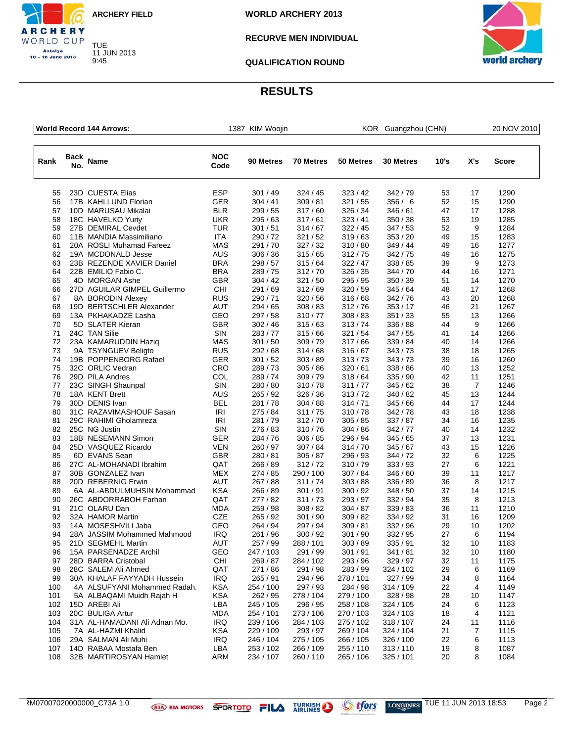ARCHERY FIELD

TUE
11 JUN 2013
9:45

WORLD ARCHERY 2013

RECURVE MEN INDIVIDUAL

QUALIFICATION ROUND

# RESULTS

| World Record 144 Arrows: | 1387 KIM Woojin | KOR Guangzhou (CHN) | 20 NOV 2010 |
|---|---|---|---|

| Rank | Back No. | Name | NOC Code | 90 Metres | 70 Metres | 50 Metres | 30 Metres | 10's | X's | Score |
|---|---|---|---|---|---|---|---|---|---|---|
| 55 | 23D | CUESTA Elias | ESP | 301 / 49 | 324 / 45 | 323 / 42 | 342 / 79 | 53 | 17 | 1290 |
| 56 | 17B | KAHLLUND Florian | GER | 304 / 41 | 309 / 81 | 321 / 55 | 356 / 6 | 52 | 15 | 1290 |
| 57 | 10D | MARUSAU Mikalai | BLR | 299 / 55 | 317 / 60 | 326 / 34 | 346 / 61 | 47 | 17 | 1288 |
| 58 | 18C | HAVELKO Yuriy | UKR | 295 / 63 | 317 / 61 | 323 / 41 | 350 / 38 | 53 | 19 | 1285 |
| 59 | 27B | DEMIRAL Cevdet | TUR | 301 / 51 | 314 / 67 | 322 / 45 | 347 / 53 | 52 | 9 | 1284 |
| 60 | 11B | MANDIA Massimiliano | ITA | 290 / 72 | 321 / 52 | 319 / 63 | 353 / 20 | 49 | 15 | 1283 |
| 61 | 20A | ROSLI Muhamad Fareez | MAS | 291 / 70 | 327 / 32 | 310 / 80 | 349 / 44 | 49 | 16 | 1277 |
| 62 | 19A | MCDONALD Jesse | AUS | 306 / 36 | 315 / 65 | 312 / 75 | 342 / 75 | 49 | 16 | 1275 |
| 63 | 23B | REZENDE XAVIER Daniel | BRA | 298 / 57 | 315 / 64 | 322 / 47 | 338 / 85 | 39 | 9 | 1273 |
| 64 | 22B | EMILIO Fabio C. | BRA | 289 / 75 | 312 / 70 | 326 / 35 | 344 / 70 | 44 | 16 | 1271 |
| 65 | 4D | MORGAN Ashe | GBR | 304 / 42 | 321 / 50 | 295 / 95 | 350 / 39 | 51 | 14 | 1270 |
| 66 | 27D | AGUILAR GIMPEL Guillermo | CHI | 291 / 69 | 312 / 69 | 320 / 59 | 345 / 64 | 48 | 17 | 1268 |
| 67 | 8A | BORODIN Alexey | RUS | 290 / 71 | 320 / 56 | 316 / 68 | 342 / 76 | 43 | 20 | 1268 |
| 68 | 19D | BERTSCHLER Alexander | AUT | 294 / 65 | 308 / 83 | 312 / 76 | 353 / 17 | 46 | 21 | 1267 |
| 69 | 13A | PKHAKADZE Lasha | GEO | 297 / 58 | 310 / 77 | 308 / 83 | 351 / 33 | 55 | 13 | 1266 |
| 70 | 5D | SLATER Kieran | GBR | 302 / 46 | 315 / 63 | 313 / 74 | 336 / 88 | 44 | 9 | 1266 |
| 71 | 24C | TAN Silie | SIN | 283 / 77 | 315 / 66 | 321 / 54 | 347 / 55 | 41 | 14 | 1266 |
| 72 | 23A | KAMARUDDIN Haziq | MAS | 301 / 50 | 309 / 79 | 317 / 66 | 339 / 84 | 40 | 14 | 1266 |
| 73 | 9A | TSYNGUEV Beligto | RUS | 292 / 68 | 314 / 67 | 316 / 67 | 343 / 73 | 38 | 18 | 1265 |
| 74 | 19B | POPPENBORG Rafael | GER | 301 / 52 | 303 / 89 | 313 / 73 | 343 / 73 | 39 | 16 | 1260 |
| 75 | 32C | ORLIC Vedran | CRO | 289 / 73 | 305 / 86 | 320 / 61 | 338 / 86 | 40 | 13 | 1252 |
| 76 | 29D | PILA Andres | COL | 289 / 74 | 309 / 79 | 318 / 64 | 335 / 90 | 42 | 11 | 1251 |
| 77 | 23C | SINGH Shaunpal | SIN | 280 / 80 | 310 / 78 | 311 / 77 | 345 / 62 | 38 | 7 | 1246 |
| 78 | 18A | KENT Brett | AUS | 265 / 92 | 326 / 36 | 313 / 72 | 340 / 82 | 45 | 13 | 1244 |
| 79 | 30D | DENIS Ivan | BEL | 281 / 78 | 304 / 88 | 314 / 71 | 345 / 66 | 44 | 17 | 1244 |
| 80 | 31C | RAZAVIMASHOUF Sasan | IRI | 275 / 84 | 311 / 75 | 310 / 78 | 342 / 78 | 43 | 18 | 1238 |
| 81 | 29C | RAHIMI Gholamreza | IRI | 281 / 79 | 312 / 70 | 305 / 85 | 337 / 87 | 34 | 16 | 1235 |
| 82 | 25C | NG Justin | SIN | 276 / 83 | 310 / 76 | 304 / 86 | 342 / 77 | 40 | 14 | 1232 |
| 83 | 18B | NESEMANN Simon | GER | 284 / 76 | 306 / 85 | 296 / 94 | 345 / 65 | 37 | 13 | 1231 |
| 84 | 25D | VASQUEZ Ricardo | VEN | 260 / 97 | 307 / 84 | 314 / 70 | 345 / 67 | 43 | 15 | 1226 |
| 85 | 6D | EVANS Sean | GBR | 280 / 81 | 305 / 87 | 296 / 93 | 344 / 72 | 32 | 6 | 1225 |
| 86 | 27C | AL-MOHANADI Ibrahim | QAT | 266 / 89 | 312 / 72 | 310 / 79 | 333 / 93 | 27 | 6 | 1221 |
| 87 | 30B | GONZALEZ Ivan | MEX | 274 / 85 | 290 / 100 | 307 / 84 | 346 / 60 | 39 | 11 | 1217 |
| 88 | 20D | REBERNIG Erwin | AUT | 267 / 88 | 311 / 74 | 303 / 88 | 336 / 89 | 36 | 8 | 1217 |
| 89 | 6A | AL-ABDULMUHSIN Mohammad | KSA | 266 / 89 | 301 / 91 | 300 / 92 | 348 / 50 | 37 | 14 | 1215 |
| 90 | 26C | ABDORRABOH Farhan | QAT | 277 / 82 | 311 / 73 | 293 / 97 | 332 / 94 | 35 | 8 | 1213 |
| 91 | 21C | OLARU Dan | MDA | 259 / 98 | 308 / 82 | 304 / 87 | 339 / 83 | 36 | 11 | 1210 |
| 92 | 32A | HAMOR Martin | CZE | 265 / 92 | 301 / 90 | 309 / 82 | 334 / 92 | 31 | 16 | 1209 |
| 93 | 14A | MOSESHVILI Jaba | GEO | 264 / 94 | 297 / 94 | 309 / 81 | 332 / 96 | 29 | 10 | 1202 |
| 94 | 28A | JASSIM Mohammed Mahmood | IRQ | 261 / 96 | 300 / 92 | 301 / 90 | 332 / 95 | 27 | 6 | 1194 |
| 95 | 21D | SEGMEHL Martin | AUT | 257 / 99 | 288 / 101 | 303 / 89 | 335 / 91 | 32 | 10 | 1183 |
| 96 | 15A | PARSENADZE Archil | GEO | 247 / 103 | 291 / 99 | 301 / 91 | 341 / 81 | 32 | 10 | 1180 |
| 97 | 28D | BARRA Cristobal | CHI | 269 / 87 | 284 / 102 | 293 / 96 | 329 / 97 | 32 | 11 | 1175 |
| 98 | 28C | SALEM Ali Ahmed | QAT | 271 / 86 | 291 / 98 | 283 / 99 | 324 / 102 | 29 | 6 | 1169 |
| 99 | 30A | KHALAF FAYYADH Hussein | IRQ | 265 / 91 | 294 / 96 | 278 / 101 | 327 / 99 | 34 | 8 | 1164 |
| 100 | 4A | ALSUFYANI Mohammed Radah. | KSA | 254 / 100 | 297 / 93 | 284 / 98 | 314 / 109 | 22 | 4 | 1149 |
| 101 | 5A | ALBAQAMI Muidh Rajah H | KSA | 262 / 95 | 278 / 104 | 279 / 100 | 328 / 98 | 28 | 10 | 1147 |
| 102 | 15D | AREBI Ali | LBA | 245 / 105 | 296 / 95 | 258 / 108 | 324 / 105 | 24 | 6 | 1123 |
| 103 | 20C | BULIGA Artur | MDA | 254 / 101 | 273 / 106 | 270 / 103 | 324 / 103 | 18 | 4 | 1121 |
| 104 | 31A | AL-HAMADANI Ali Adnan Mo. | IRQ | 239 / 106 | 284 / 103 | 275 / 102 | 318 / 107 | 24 | 11 | 1116 |
| 105 | 7A | AL-HAZMI Khalid | KSA | 229 / 109 | 293 / 97 | 269 / 104 | 324 / 104 | 21 | 7 | 1115 |
| 106 | 29A | SALMAN Ali Muhi | IRQ | 246 / 104 | 275 / 105 | 266 / 105 | 326 / 100 | 22 | 6 | 1113 |
| 107 | 14D | RABAA Mostafa Ben | LBA | 253 / 102 | 266 / 109 | 255 / 110 | 313 / 110 | 19 | 8 | 1087 |
| 108 | 32B | MARTIROSYAN Hamlet | ARM | 234 / 107 | 260 / 110 | 265 / 106 | 325 / 101 | 20 | 8 | 1084 |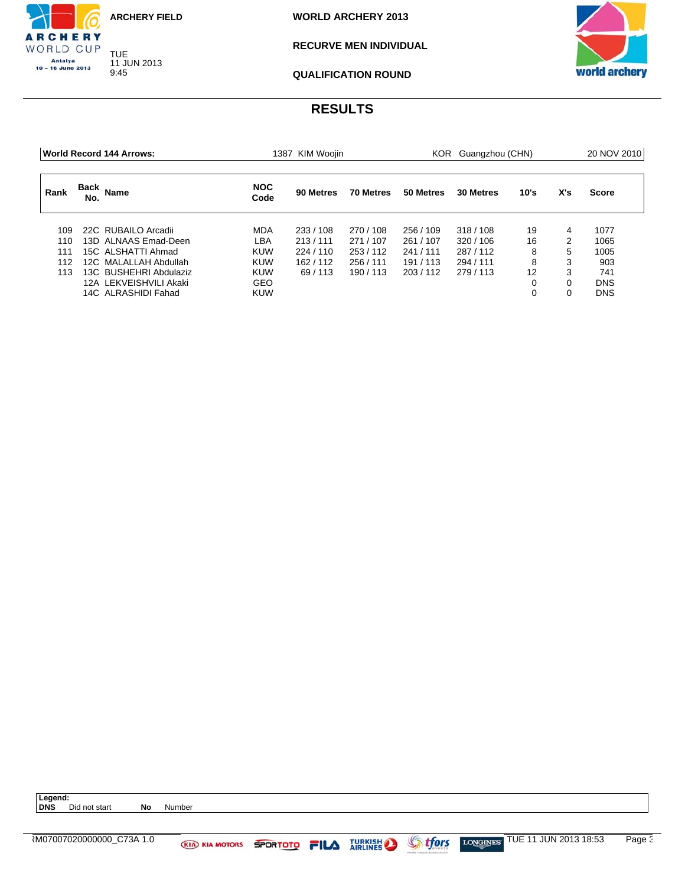ARCHERY FIELD

TUE 11 JUN 2013 9:45

**WORLD ARCHERY 2013**

**RECURVE MEN INDIVIDUAL**

**QUALIFICATION ROUND**

# RESULTS

| **World Record 144 Arrows:** | 1387 KIM Woojin | KOR Guangzhou (CHN) | 20 NOV 2010 |
|---|---|---|---|

| Rank | Back No. | Name | NOC Code | 90 Metres | 70 Metres | 50 Metres | 30 Metres | 10's | X's | Score |
|---|---|---|---|---|---|---|---|---|---|---|
| 109 | 22C | RUBAILO Arcadii | MDA | 233 / 108 | 270 / 108 | 256 / 109 | 318 / 108 | 19 | 4 | 1077 |
| 110 | 13D | ALNAAS Emad-Deen | LBA | 213 / 111 | 271 / 107 | 261 / 107 | 320 / 106 | 16 | 2 | 1065 |
| 111 | 15C | ALSHATTI Ahmad | KUW | 224 / 110 | 253 / 112 | 241 / 111 | 287 / 112 | 8 | 5 | 1005 |
| 112 | 12C | MALALLAH Abdullah | KUW | 162 / 112 | 256 / 111 | 191 / 113 | 294 / 111 | 8 | 3 | 903 |
| 113 | 13C | BUSHEHRI Abdulaziz | KUW | 69 / 113 | 190 / 113 | 203 / 112 | 279 / 113 | 12 | 3 | 741 |
| | 12A | LEKVEISHVILI Akaki | GEO | | | | | 0 | 0 | DNS |
| | 14C | ALRASHIDI Fahad | KUW | | | | | 0 | 0 | DNS |

**Legend:**
**DNS** Did not start **No** Number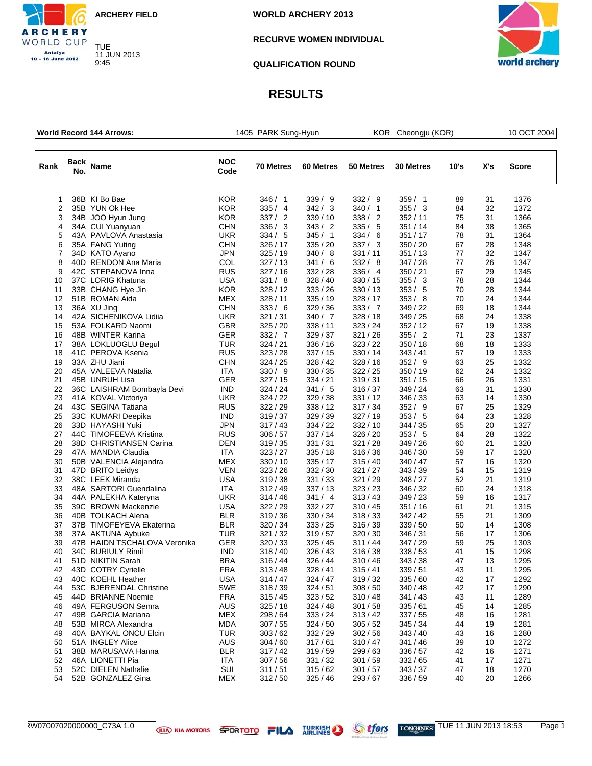ARCHERY FIELD

TUE 11 JUN 2013 9:45

# WORLD ARCHERY 2013

## RECURVE WOMEN INDIVIDUAL

## QUALIFICATION ROUND

# RESULTS

| World Record 144 Arrows: | 1405 PARK Sung-Hyun | KOR Cheongju (KOR) | 10 OCT 2004 |
|---|---|---|---|

| Rank | Back No. | Name | NOC Code | 70 Metres | 60 Metres | 50 Metres | 30 Metres | 10's | X's | Score |
|---|---|---|---|---|---|---|---|---|---|---|
| 1 | 36B | KI Bo Bae | KOR | 346 / 1 | 339 / 9 | 332 / 9 | 359 / 1 | 89 | 31 | 1376 |
| 2 | 35B | YUN Ok Hee | KOR | 335 / 4 | 342 / 3 | 340 / 1 | 355 / 3 | 84 | 32 | 1372 |
| 3 | 34B | JOO Hyun Jung | KOR | 337 / 2 | 339 / 10 | 338 / 2 | 352 / 11 | 75 | 31 | 1366 |
| 4 | 34A | CUI Yuanyuan | CHN | 336 / 3 | 343 / 2 | 335 / 5 | 351 / 14 | 84 | 38 | 1365 |
| 5 | 43A | PAVLOVA Anastasia | UKR | 334 / 5 | 345 / 1 | 334 / 6 | 351 / 17 | 78 | 31 | 1364 |
| 6 | 35A | FANG Yuting | CHN | 326 / 17 | 335 / 20 | 337 / 3 | 350 / 20 | 67 | 28 | 1348 |
| 7 | 34D | KATO Ayano | JPN | 325 / 19 | 340 / 8 | 331 / 11 | 351 / 13 | 77 | 32 | 1347 |
| 8 | 40D | RENDON Ana Maria | COL | 327 / 13 | 341 / 6 | 332 / 8 | 347 / 28 | 77 | 26 | 1347 |
| 9 | 42C | STEPANOVA Inna | RUS | 327 / 16 | 332 / 28 | 336 / 4 | 350 / 21 | 67 | 29 | 1345 |
| 10 | 37C | LORIG Khatuna | USA | 331 / 8 | 328 / 40 | 330 / 15 | 355 / 3 | 78 | 28 | 1344 |
| 11 | 33B | CHANG Hye Jin | KOR | 328 / 12 | 333 / 26 | 330 / 13 | 353 / 5 | 70 | 28 | 1344 |
| 12 | 51B | ROMAN Aida | MEX | 328 / 11 | 335 / 19 | 328 / 17 | 353 / 8 | 70 | 24 | 1344 |
| 13 | 36A | XU Jing | CHN | 333 / 6 | 329 / 36 | 333 / 7 | 349 / 22 | 69 | 18 | 1344 |
| 14 | 42A | SICHENIKOVA Lidiia | UKR | 321 / 31 | 340 / 7 | 328 / 18 | 349 / 25 | 68 | 24 | 1338 |
| 15 | 53A | FOLKARD Naomi | GBR | 325 / 20 | 338 / 11 | 323 / 24 | 352 / 12 | 67 | 19 | 1338 |
| 16 | 48B | WINTER Karina | GER | 332 / 7 | 329 / 37 | 321 / 26 | 355 / 2 | 71 | 23 | 1337 |
| 17 | 38A | LOKLUOGLU Begul | TUR | 324 / 21 | 336 / 16 | 323 / 22 | 350 / 18 | 68 | 18 | 1333 |
| 18 | 41C | PEROVA Ksenia | RUS | 323 / 28 | 337 / 15 | 330 / 14 | 343 / 41 | 57 | 19 | 1333 |
| 19 | 33A | ZHU Jiani | CHN | 324 / 25 | 328 / 42 | 328 / 16 | 352 / 9 | 63 | 25 | 1332 |
| 20 | 45A | VALEEVA Natalia | ITA | 330 / 9 | 330 / 35 | 322 / 25 | 350 / 19 | 62 | 24 | 1332 |
| 21 | 45B | UNRUH Lisa | GER | 327 / 15 | 334 / 21 | 319 / 31 | 351 / 15 | 66 | 26 | 1331 |
| 22 | 36C | LAISHRAM Bombayla Devi | IND | 324 / 24 | 341 / 5 | 316 / 37 | 349 / 24 | 63 | 31 | 1330 |
| 23 | 41A | KOVAL Victoriya | UKR | 324 / 22 | 329 / 38 | 331 / 12 | 346 / 33 | 63 | 14 | 1330 |
| 24 | 43C | SEGINA Tatiana | RUS | 322 / 29 | 338 / 12 | 317 / 34 | 352 / 9 | 67 | 25 | 1329 |
| 25 | 33C | KUMARI Deepika | IND | 319 / 37 | 329 / 39 | 327 / 19 | 353 / 5 | 64 | 23 | 1328 |
| 26 | 33D | HAYASHI Yuki | JPN | 317 / 43 | 334 / 22 | 332 / 10 | 344 / 35 | 65 | 20 | 1327 |
| 27 | 44C | TIMOFEEVA Kristina | RUS | 306 / 57 | 337 / 14 | 326 / 20 | 353 / 5 | 64 | 28 | 1322 |
| 28 | 38D | CHRISTIANSEN Carina | DEN | 319 / 35 | 331 / 31 | 321 / 28 | 349 / 26 | 60 | 21 | 1320 |
| 29 | 47A | MANDIA Claudia | ITA | 323 / 27 | 335 / 18 | 316 / 36 | 346 / 30 | 59 | 17 | 1320 |
| 30 | 50B | VALENCIA Alejandra | MEX | 330 / 10 | 335 / 17 | 315 / 40 | 340 / 47 | 57 | 16 | 1320 |
| 31 | 47D | BRITO Leidys | VEN | 323 / 26 | 332 / 30 | 321 / 27 | 343 / 39 | 54 | 15 | 1319 |
| 32 | 38C | LEEK Miranda | USA | 319 / 38 | 331 / 33 | 321 / 29 | 348 / 27 | 52 | 21 | 1319 |
| 33 | 48A | SARTORI Guendalina | ITA | 312 / 49 | 337 / 13 | 323 / 23 | 346 / 32 | 60 | 24 | 1318 |
| 34 | 44A | PALEKHA Kateryna | UKR | 314 / 46 | 341 / 4 | 313 / 43 | 349 / 23 | 59 | 16 | 1317 |
| 35 | 39C | BROWN Mackenzie | USA | 322 / 29 | 332 / 27 | 310 / 45 | 351 / 16 | 61 | 21 | 1315 |
| 36 | 40B | TOLKACH Alena | BLR | 319 / 36 | 330 / 34 | 318 / 33 | 342 / 42 | 55 | 21 | 1309 |
| 37 | 37B | TIMOFEYEVA Ekaterina | BLR | 320 / 34 | 333 / 25 | 316 / 39 | 339 / 50 | 50 | 14 | 1308 |
| 38 | 37A | AKTUNA Aybuke | TUR | 321 / 32 | 319 / 57 | 320 / 30 | 346 / 31 | 56 | 17 | 1306 |
| 39 | 47B | HAIDN TSCHALOVA Veronika | GER | 320 / 33 | 325 / 45 | 311 / 44 | 347 / 29 | 59 | 25 | 1303 |
| 40 | 34C | BURIULY Rimil | IND | 318 / 40 | 326 / 43 | 316 / 38 | 338 / 53 | 41 | 15 | 1298 |
| 41 | 51D | NIKITIN Sarah | BRA | 316 / 44 | 326 / 44 | 310 / 46 | 343 / 38 | 47 | 13 | 1295 |
| 42 | 43D | COTRY Cyrielle | FRA | 313 / 48 | 328 / 41 | 315 / 41 | 339 / 51 | 43 | 11 | 1295 |
| 43 | 40C | KOEHL Heather | USA | 314 / 47 | 324 / 47 | 319 / 32 | 335 / 60 | 42 | 17 | 1292 |
| 44 | 53C | BJERENDAL Christine | SWE | 318 / 39 | 324 / 51 | 308 / 50 | 340 / 48 | 42 | 17 | 1290 |
| 45 | 44D | BRIANNE Noemie | FRA | 315 / 45 | 323 / 52 | 310 / 48 | 341 / 43 | 43 | 11 | 1289 |
| 46 | 49A | FERGUSON Semra | AUS | 325 / 18 | 324 / 48 | 301 / 58 | 335 / 61 | 45 | 14 | 1285 |
| 47 | 49B | GARCIA Mariana | MEX | 298 / 64 | 333 / 24 | 313 / 42 | 337 / 55 | 48 | 16 | 1281 |
| 48 | 53B | MIRCA Alexandra | MDA | 307 / 55 | 324 / 50 | 305 / 52 | 345 / 34 | 44 | 19 | 1281 |
| 49 | 40A | BAYKAL ONCU Elcin | TUR | 303 / 62 | 332 / 29 | 302 / 56 | 343 / 40 | 43 | 16 | 1280 |
| 50 | 51A | INGLEY Alice | AUS | 304 / 60 | 317 / 61 | 310 / 47 | 341 / 46 | 39 | 10 | 1272 |
| 51 | 38B | MARUSAVA Hanna | BLR | 317 / 42 | 319 / 59 | 299 / 63 | 336 / 57 | 42 | 16 | 1271 |
| 52 | 46A | LIONETTI Pia | ITA | 307 / 56 | 331 / 32 | 301 / 59 | 332 / 65 | 41 | 17 | 1271 |
| 53 | 52C | DIELEN Nathalie | SUI | 311 / 51 | 315 / 62 | 301 / 57 | 343 / 37 | 47 | 18 | 1270 |
| 54 | 52B | GONZALEZ Gina | MEX | 312 / 50 | 325 / 46 | 293 / 67 | 336 / 59 | 40 | 20 | 1266 |

ꝚW07007020000000_C73A 1.0 — TUE 11 JUN 2013 18:53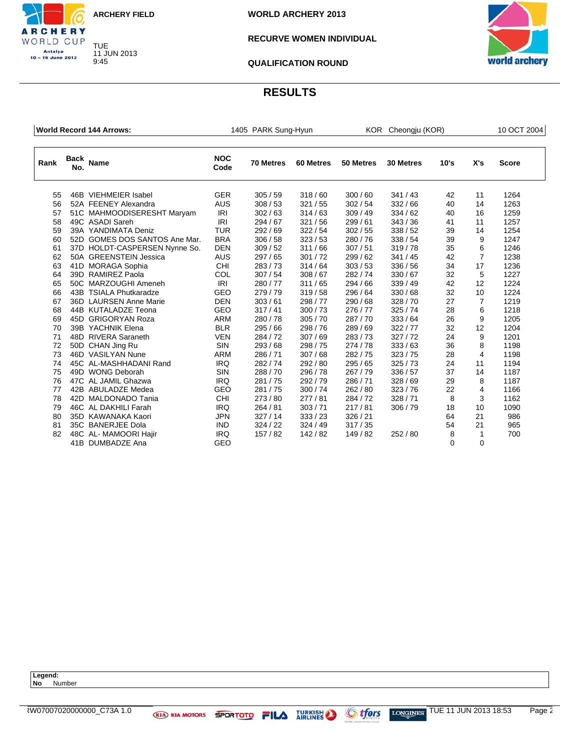ARCHERY FIELD

WORLD ARCHERY 2013

RECURVE WOMEN INDIVIDUAL

QUALIFICATION ROUND

TUE 11 JUN 2013 9:45

# RESULTS

| World Record 144 Arrows: | 1405 PARK Sung-Hyun | KOR Cheongju (KOR) | 10 OCT 2004 |
|---|---|---|---|

| Rank | Back No. | Name | NOC Code | 70 Metres | 60 Metres | 50 Metres | 30 Metres | 10's | X's | Score |
|---|---|---|---|---|---|---|---|---|---|---|
| 55 | 46B | VIEHMEIER Isabel | GER | 305 / 59 | 318 / 60 | 300 / 60 | 341 / 43 | 42 | 11 | 1264 |
| 56 | 52A | FEENEY Alexandra | AUS | 308 / 53 | 321 / 55 | 302 / 54 | 332 / 66 | 40 | 14 | 1263 |
| 57 | 51C | MAHMOODISERESHT Maryam | IRI | 302 / 63 | 314 / 63 | 309 / 49 | 334 / 62 | 40 | 16 | 1259 |
| 58 | 49C | ASADI Sareh | IRI | 294 / 67 | 321 / 56 | 299 / 61 | 343 / 36 | 41 | 11 | 1257 |
| 59 | 39A | YANDIMATA Deniz | TUR | 292 / 69 | 322 / 54 | 302 / 55 | 338 / 52 | 39 | 14 | 1254 |
| 60 | 52D | GOMES DOS SANTOS Ane Mar. | BRA | 306 / 58 | 323 / 53 | 280 / 76 | 338 / 54 | 39 | 9 | 1247 |
| 61 | 37D | HOLDT-CASPERSEN Nynne So. | DEN | 309 / 52 | 311 / 66 | 307 / 51 | 319 / 78 | 35 | 6 | 1246 |
| 62 | 50A | GREENSTEIN Jessica | AUS | 297 / 65 | 301 / 72 | 299 / 62 | 341 / 45 | 42 | 7 | 1238 |
| 63 | 41D | MORAGA Sophia | CHI | 283 / 73 | 314 / 64 | 303 / 53 | 336 / 56 | 34 | 17 | 1236 |
| 64 | 39D | RAMIREZ Paola | COL | 307 / 54 | 308 / 67 | 282 / 74 | 330 / 67 | 32 | 5 | 1227 |
| 65 | 50C | MARZOUGHI Ameneh | IRI | 280 / 77 | 311 / 65 | 294 / 66 | 339 / 49 | 42 | 12 | 1224 |
| 66 | 43B | TSIALA Phutkaradze | GEO | 279 / 79 | 319 / 58 | 296 / 64 | 330 / 68 | 32 | 10 | 1224 |
| 67 | 36D | LAURSEN Anne Marie | DEN | 303 / 61 | 298 / 77 | 290 / 68 | 328 / 70 | 27 | 7 | 1219 |
| 68 | 44B | KUTALADZE Teona | GEO | 317 / 41 | 300 / 73 | 276 / 77 | 325 / 74 | 28 | 6 | 1218 |
| 69 | 45D | GRIGORYAN Roza | ARM | 280 / 78 | 305 / 70 | 287 / 70 | 333 / 64 | 26 | 9 | 1205 |
| 70 | 39B | YACHNIK Elena | BLR | 295 / 66 | 298 / 76 | 289 / 69 | 322 / 77 | 32 | 12 | 1204 |
| 71 | 48D | RIVERA Saraneth | VEN | 284 / 72 | 307 / 69 | 283 / 73 | 327 / 72 | 24 | 9 | 1201 |
| 72 | 50D | CHAN Jing Ru | SIN | 293 / 68 | 298 / 75 | 274 / 78 | 333 / 63 | 36 | 8 | 1198 |
| 73 | 46D | VASILYAN Nune | ARM | 286 / 71 | 307 / 68 | 282 / 75 | 323 / 75 | 28 | 4 | 1198 |
| 74 | 45C | AL-MASHHADANI Rand | IRQ | 282 / 74 | 292 / 80 | 295 / 65 | 325 / 73 | 24 | 11 | 1194 |
| 75 | 49D | WONG Deborah | SIN | 288 / 70 | 296 / 78 | 267 / 79 | 336 / 57 | 37 | 14 | 1187 |
| 76 | 47C | AL JAMIL Ghazwa | IRQ | 281 / 75 | 292 / 79 | 286 / 71 | 328 / 69 | 29 | 8 | 1187 |
| 77 | 42B | ABULADZE Medea | GEO | 281 / 75 | 300 / 74 | 262 / 80 | 323 / 76 | 22 | 4 | 1166 |
| 78 | 42D | MALDONADO Tania | CHI | 273 / 80 | 277 / 81 | 284 / 72 | 328 / 71 | 8 | 3 | 1162 |
| 79 | 46C | AL DAKHILI Farah | IRQ | 264 / 81 | 303 / 71 | 217 / 81 | 306 / 79 | 18 | 10 | 1090 |
| 80 | 35D | KAWANAKA Kaori | JPN | 327 / 14 | 333 / 23 | 326 / 21 | | 64 | 21 | 986 |
| 81 | 35C | BANERJEE Dola | IND | 324 / 22 | 324 / 49 | 317 / 35 | | 54 | 21 | 965 |
| 82 | 48C | AL- MAMOORI Hajir | IRQ | 157 / 82 | 142 / 82 | 149 / 82 | 252 / 80 | 8 | 1 | 700 |
| | 41B | DUMBADZE Ana | GEO | | | | | 0 | 0 | |

**Legend:**
**No** Number

RW07007020000000_C73A 1.0 TUE 11 JUN 2013 18:53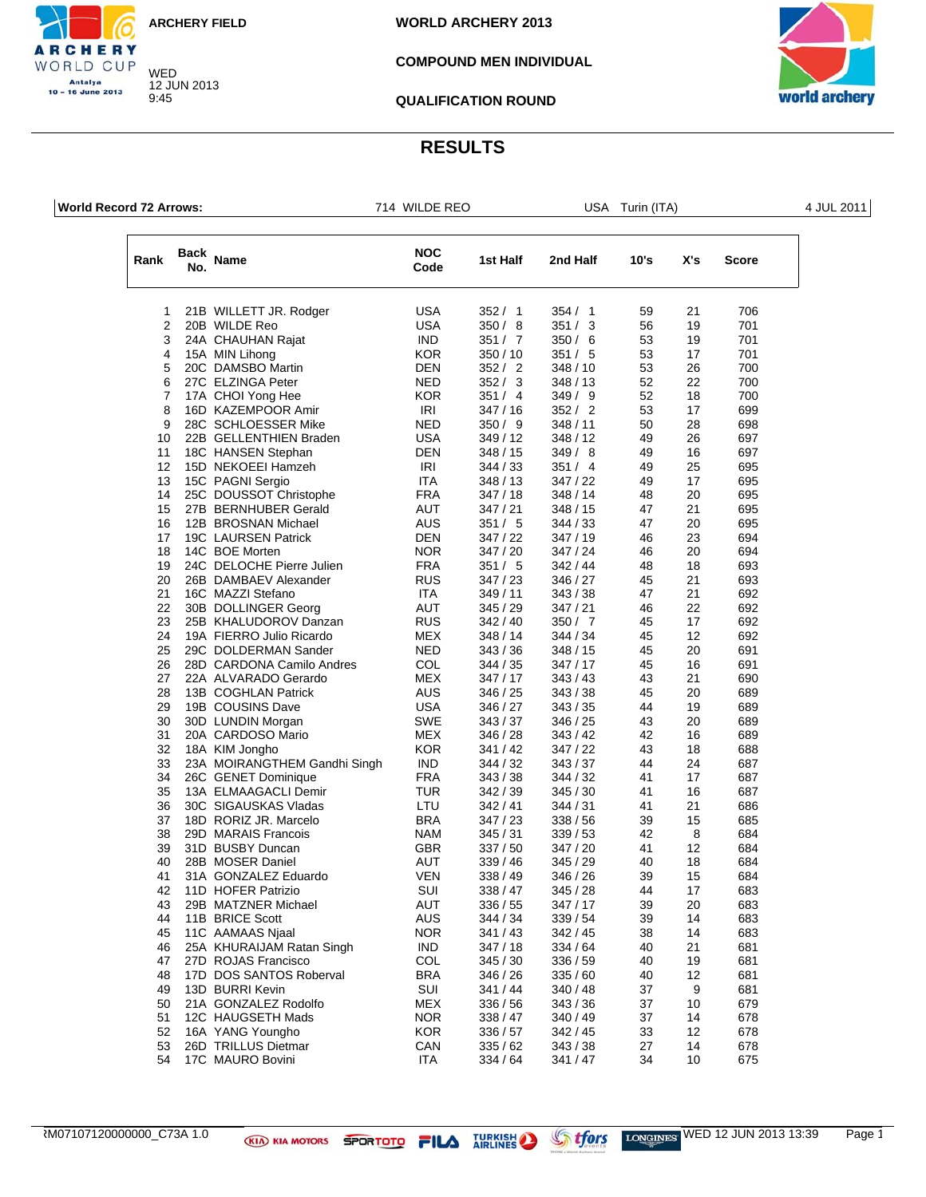ARCHERY FIELD

WED
12 JUN 2013
9:45

**WORLD ARCHERY 2013**

**COMPOUND MEN INDIVIDUAL**

**QUALIFICATION ROUND**

# RESULTS

**World Record 72 Arrows:** 714 WILDE REO USA Turin (ITA) 4 JUL 2011

| Rank | Back No. | Name | NOC Code | 1st Half | 2nd Half | 10's | X's | Score |
|---|---|---|---|---|---|---|---|---|
| 1 | 21B | WILLETT JR. Rodger | USA | 352 / 1 | 354 / 1 | 59 | 21 | 706 |
| 2 | 20B | WILDE Reo | USA | 350 / 8 | 351 / 3 | 56 | 19 | 701 |
| 3 | 24A | CHAUHAN Rajat | IND | 351 / 7 | 350 / 6 | 53 | 19 | 701 |
| 4 | 15A | MIN Lihong | KOR | 350 / 10 | 351 / 5 | 53 | 17 | 701 |
| 5 | 20C | DAMSBO Martin | DEN | 352 / 2 | 348 / 10 | 53 | 26 | 700 |
| 6 | 27C | ELZINGA Peter | NED | 352 / 3 | 348 / 13 | 52 | 22 | 700 |
| 7 | 17A | CHOI Yong Hee | KOR | 351 / 4 | 349 / 9 | 52 | 18 | 700 |
| 8 | 16D | KAZEMPOOR Amir | IRI | 347 / 16 | 352 / 2 | 53 | 17 | 699 |
| 9 | 28C | SCHLOESSER Mike | NED | 350 / 9 | 348 / 11 | 50 | 28 | 698 |
| 10 | 22B | GELLENTHIEN Braden | USA | 349 / 12 | 348 / 12 | 49 | 26 | 697 |
| 11 | 18C | HANSEN Stephan | DEN | 348 / 15 | 349 / 8 | 49 | 16 | 697 |
| 12 | 15D | NEKOEEI Hamzeh | IRI | 344 / 33 | 351 / 4 | 49 | 25 | 695 |
| 13 | 15C | PAGNI Sergio | ITA | 348 / 13 | 347 / 22 | 49 | 17 | 695 |
| 14 | 25C | DOUSSOT Christophe | FRA | 347 / 18 | 348 / 14 | 48 | 20 | 695 |
| 15 | 27B | BERNHUBER Gerald | AUT | 347 / 21 | 348 / 15 | 47 | 21 | 695 |
| 16 | 12B | BROSNAN Michael | AUS | 351 / 5 | 344 / 33 | 47 | 20 | 695 |
| 17 | 19C | LAURSEN Patrick | DEN | 347 / 22 | 347 / 19 | 46 | 23 | 694 |
| 18 | 14C | BOE Morten | NOR | 347 / 20 | 347 / 24 | 46 | 20 | 694 |
| 19 | 24C | DELOCHE Pierre Julien | FRA | 351 / 5 | 342 / 44 | 48 | 18 | 693 |
| 20 | 26B | DAMBAEV Alexander | RUS | 347 / 23 | 346 / 27 | 45 | 21 | 693 |
| 21 | 16C | MAZZI Stefano | ITA | 349 / 11 | 343 / 38 | 47 | 21 | 692 |
| 22 | 30B | DOLLINGER Georg | AUT | 345 / 29 | 347 / 21 | 46 | 22 | 692 |
| 23 | 25B | KHALUDOROV Danzan | RUS | 342 / 40 | 350 / 7 | 45 | 17 | 692 |
| 24 | 19A | FIERRO Julio Ricardo | MEX | 348 / 14 | 344 / 34 | 45 | 12 | 692 |
| 25 | 29C | DOLDERMAN Sander | NED | 343 / 36 | 348 / 15 | 45 | 20 | 691 |
| 26 | 28D | CARDONA Camilo Andres | COL | 344 / 35 | 347 / 17 | 45 | 16 | 691 |
| 27 | 22A | ALVARADO Gerardo | MEX | 347 / 17 | 343 / 43 | 43 | 21 | 690 |
| 28 | 13B | COGHLAN Patrick | AUS | 346 / 25 | 343 / 38 | 45 | 20 | 689 |
| 29 | 19B | COUSINS Dave | USA | 346 / 27 | 343 / 35 | 44 | 19 | 689 |
| 30 | 30D | LUNDIN Morgan | SWE | 343 / 37 | 346 / 25 | 43 | 20 | 689 |
| 31 | 20A | CARDOSO Mario | MEX | 346 / 28 | 343 / 42 | 42 | 16 | 689 |
| 32 | 18A | KIM Jongho | KOR | 341 / 42 | 347 / 22 | 43 | 18 | 688 |
| 33 | 23A | MOIRANGTHEM Gandhi Singh | IND | 344 / 32 | 343 / 37 | 44 | 24 | 687 |
| 34 | 26C | GENET Dominique | FRA | 343 / 38 | 344 / 32 | 41 | 17 | 687 |
| 35 | 13A | ELMAAGACLI Demir | TUR | 342 / 39 | 345 / 30 | 41 | 16 | 687 |
| 36 | 30C | SIGAUSKAS Vladas | LTU | 342 / 41 | 344 / 31 | 41 | 21 | 686 |
| 37 | 18D | RORIZ JR. Marcelo | BRA | 347 / 23 | 338 / 56 | 39 | 15 | 685 |
| 38 | 29D | MARAIS Francois | NAM | 345 / 31 | 339 / 53 | 42 | 8 | 684 |
| 39 | 31D | BUSBY Duncan | GBR | 337 / 50 | 347 / 20 | 41 | 12 | 684 |
| 40 | 28B | MOSER Daniel | AUT | 339 / 46 | 345 / 29 | 40 | 18 | 684 |
| 41 | 31A | GONZALEZ Eduardo | VEN | 338 / 49 | 346 / 26 | 39 | 15 | 684 |
| 42 | 11D | HOFER Patrizio | SUI | 338 / 47 | 345 / 28 | 44 | 17 | 683 |
| 43 | 29B | MATZNER Michael | AUT | 336 / 55 | 347 / 17 | 39 | 20 | 683 |
| 44 | 11B | BRICE Scott | AUS | 344 / 34 | 339 / 54 | 39 | 14 | 683 |
| 45 | 11C | AAMAAS Njaal | NOR | 341 / 43 | 342 / 45 | 38 | 14 | 683 |
| 46 | 25A | KHURAIJAM Ratan Singh | IND | 347 / 18 | 334 / 64 | 40 | 21 | 681 |
| 47 | 27D | ROJAS Francisco | COL | 345 / 30 | 336 / 59 | 40 | 19 | 681 |
| 48 | 17D | DOS SANTOS Roberval | BRA | 346 / 26 | 335 / 60 | 40 | 12 | 681 |
| 49 | 13D | BURRI Kevin | SUI | 341 / 44 | 340 / 48 | 37 | 9 | 681 |
| 50 | 21A | GONZALEZ Rodolfo | MEX | 336 / 56 | 343 / 36 | 37 | 10 | 679 |
| 51 | 12C | HAUGSETH Mads | NOR | 338 / 47 | 340 / 49 | 37 | 14 | 678 |
| 52 | 16A | YANG Youngho | KOR | 336 / 57 | 342 / 45 | 33 | 12 | 678 |
| 53 | 26D | TRILLUS Dietmar | CAN | 335 / 62 | 343 / 38 | 27 | 14 | 678 |
| 54 | 17C | MAURO Bovini | ITA | 334 / 64 | 341 / 47 | 34 | 10 | 675 |

RM07107120000000_C73A 1.0 WED 12 JUN 2013 13:39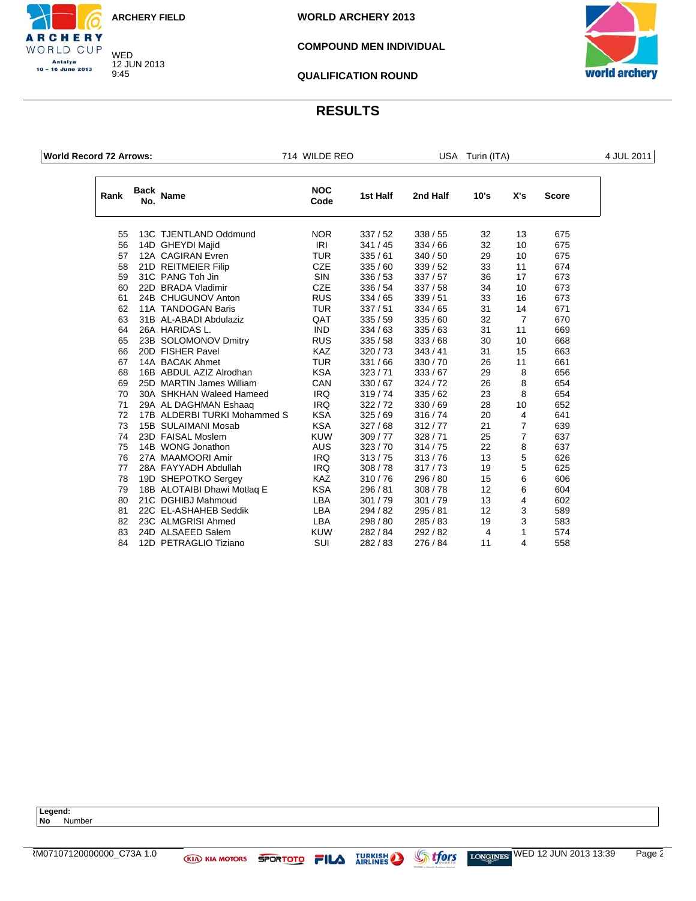ARCHERY FIELD

WED
12 JUN 2013
9:45

WORLD ARCHERY 2013

COMPOUND MEN INDIVIDUAL

QUALIFICATION ROUND

# RESULTS

| World Record 72 Arrows: | 714 WILDE REO | USA Turin (ITA) | 4 JUL 2011 |
|---|---|---|---|

| Rank | Back No. | Name | NOC Code | 1st Half | 2nd Half | 10's | X's | Score |
|---|---|---|---|---|---|---|---|---|
| 55 | 13C | TJENTLAND Oddmund | NOR | 337 / 52 | 338 / 55 | 32 | 13 | 675 |
| 56 | 14D | GHEYDI Majid | IRI | 341 / 45 | 334 / 66 | 32 | 10 | 675 |
| 57 | 12A | CAGIRAN Evren | TUR | 335 / 61 | 340 / 50 | 29 | 10 | 675 |
| 58 | 21D | REITMEIER Filip | CZE | 335 / 60 | 339 / 52 | 33 | 11 | 674 |
| 59 | 31C | PANG Toh Jin | SIN | 336 / 53 | 337 / 57 | 36 | 17 | 673 |
| 60 | 22D | BRADA Vladimir | CZE | 336 / 54 | 337 / 58 | 34 | 10 | 673 |
| 61 | 24B | CHUGUNOV Anton | RUS | 334 / 65 | 339 / 51 | 33 | 16 | 673 |
| 62 | 11A | TANDOGAN Baris | TUR | 337 / 51 | 334 / 65 | 31 | 14 | 671 |
| 63 | 31B | AL-ABADI Abdulaziz | QAT | 335 / 59 | 335 / 60 | 32 | 7 | 670 |
| 64 | 26A | HARIDAS L. | IND | 334 / 63 | 335 / 63 | 31 | 11 | 669 |
| 65 | 23B | SOLOMONOV Dmitry | RUS | 335 / 58 | 333 / 68 | 30 | 10 | 668 |
| 66 | 20D | FISHER Pavel | KAZ | 320 / 73 | 343 / 41 | 31 | 15 | 663 |
| 67 | 14A | BACAK Ahmet | TUR | 331 / 66 | 330 / 70 | 26 | 11 | 661 |
| 68 | 16B | ABDUL AZIZ Alrodhan | KSA | 323 / 71 | 333 / 67 | 29 | 8 | 656 |
| 69 | 25D | MARTIN James William | CAN | 330 / 67 | 324 / 72 | 26 | 8 | 654 |
| 70 | 30A | SHKHAN Waleed Hameed | IRQ | 319 / 74 | 335 / 62 | 23 | 8 | 654 |
| 71 | 29A | AL DAGHMAN Eshaaq | IRQ | 322 / 72 | 330 / 69 | 28 | 10 | 652 |
| 72 | 17B | ALDERBI TURKI Mohammed S | KSA | 325 / 69 | 316 / 74 | 20 | 4 | 641 |
| 73 | 15B | SULAIMANI Mosab | KSA | 327 / 68 | 312 / 77 | 21 | 7 | 639 |
| 74 | 23D | FAISAL Moslem | KUW | 309 / 77 | 328 / 71 | 25 | 7 | 637 |
| 75 | 14B | WONG Jonathon | AUS | 323 / 70 | 314 / 75 | 22 | 8 | 637 |
| 76 | 27A | MAAMOORI Amir | IRQ | 313 / 75 | 313 / 76 | 13 | 5 | 626 |
| 77 | 28A | FAYYADH Abdullah | IRQ | 308 / 78 | 317 / 73 | 19 | 5 | 625 |
| 78 | 19D | SHEPOTKO Sergey | KAZ | 310 / 76 | 296 / 80 | 15 | 6 | 606 |
| 79 | 18B | ALOTAIBI Dhawi Motlaq E | KSA | 296 / 81 | 308 / 78 | 12 | 6 | 604 |
| 80 | 21C | DGHIBJ Mahmoud | LBA | 301 / 79 | 301 / 79 | 13 | 4 | 602 |
| 81 | 22C | EL-ASHAHEB Seddik | LBA | 294 / 82 | 295 / 81 | 12 | 3 | 589 |
| 82 | 23C | ALMGRISI Ahmed | LBA | 298 / 80 | 285 / 83 | 19 | 3 | 583 |
| 83 | 24D | ALSAEED Salem | KUW | 282 / 84 | 292 / 82 | 4 | 1 | 574 |
| 84 | 12D | PETRAGLIO Tiziano | SUI | 282 / 83 | 276 / 84 | 11 | 4 | 558 |

**Legend:**
**No** Number

ARM07107120000000_C73A 1.0 WED 12 JUN 2013 13:39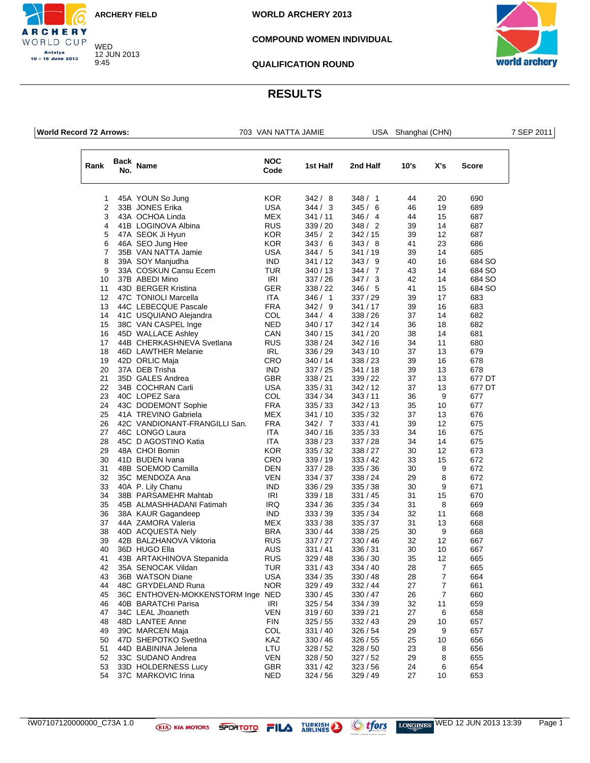ARCHERY FIELD

WED
12 JUN 2013
9:45

WORLD ARCHERY 2013

COMPOUND WOMEN INDIVIDUAL

QUALIFICATION ROUND

# RESULTS

**World Record 72 Arrows:** 703 VAN NATTA JAMIE USA Shanghai (CHN) 7 SEP 2011

| Rank | Back No. | Name | NOC Code | 1st Half | 2nd Half | 10's | X's | Score |
|---|---|---|---|---|---|---|---|---|
| 1 | 45A | YOUN So Jung | KOR | 342 / 8 | 348 / 1 | 44 | 20 | 690 |
| 2 | 33B | JONES Erika | USA | 344 / 3 | 345 / 6 | 46 | 19 | 689 |
| 3 | 43A | OCHOA Linda | MEX | 341 / 11 | 346 / 4 | 44 | 15 | 687 |
| 4 | 41B | LOGINOVA Albina | RUS | 339 / 20 | 348 / 2 | 39 | 14 | 687 |
| 5 | 47A | SEOK Ji Hyun | KOR | 345 / 2 | 342 / 15 | 39 | 12 | 687 |
| 6 | 46A | SEO Jung Hee | KOR | 343 / 6 | 343 / 8 | 41 | 23 | 686 |
| 7 | 35B | VAN NATTA Jamie | USA | 344 / 5 | 341 / 19 | 39 | 14 | 685 |
| 8 | 39A | SOY Manjudha | IND | 341 / 12 | 343 / 9 | 40 | 16 | 684 SO |
| 9 | 33A | COSKUN Cansu Ecem | TUR | 340 / 13 | 344 / 7 | 43 | 14 | 684 SO |
| 10 | 37B | ABEDI Mino | IRI | 337 / 26 | 347 / 3 | 42 | 14 | 684 SO |
| 11 | 43D | BERGER Kristina | GER | 338 / 22 | 346 / 5 | 41 | 15 | 684 SO |
| 12 | 47C | TONIOLI Marcella | ITA | 346 / 1 | 337 / 29 | 39 | 17 | 683 |
| 13 | 44C | LEBECQUE Pascale | FRA | 342 / 9 | 341 / 17 | 39 | 16 | 683 |
| 14 | 41C | USQUIANO Alejandra | COL | 344 / 4 | 338 / 26 | 37 | 14 | 682 |
| 15 | 38C | VAN CASPEL Inge | NED | 340 / 17 | 342 / 14 | 36 | 18 | 682 |
| 16 | 45D | WALLACE Ashley | CAN | 340 / 15 | 341 / 20 | 38 | 14 | 681 |
| 17 | 44B | CHERKASHNEVA Svetlana | RUS | 338 / 24 | 342 / 16 | 34 | 11 | 680 |
| 18 | 46D | LAWTHER Melanie | IRL | 336 / 29 | 343 / 10 | 37 | 13 | 679 |
| 19 | 42D | ORLIC Maja | CRO | 340 / 14 | 338 / 23 | 39 | 16 | 678 |
| 20 | 37A | DEB Trisha | IND | 337 / 25 | 341 / 18 | 39 | 13 | 678 |
| 21 | 35D | GALES Andrea | GBR | 338 / 21 | 339 / 22 | 37 | 13 | 677 DT |
| 22 | 34B | COCHRAN Carli | USA | 335 / 31 | 342 / 12 | 37 | 13 | 677 DT |
| 23 | 40C | LOPEZ Sara | COL | 334 / 34 | 343 / 11 | 36 | 9 | 677 |
| 24 | 43C | DODEMONT Sophie | FRA | 335 / 33 | 342 / 13 | 35 | 10 | 677 |
| 25 | 41A | TREVINO Gabriela | MEX | 341 / 10 | 335 / 32 | 37 | 13 | 676 |
| 26 | 42C | VANDIONANT-FRANGILLI San. | FRA | 342 / 7 | 333 / 41 | 39 | 12 | 675 |
| 27 | 46C | LONGO Laura | ITA | 340 / 16 | 335 / 33 | 34 | 16 | 675 |
| 28 | 45C | D AGOSTINO Katia | ITA | 338 / 23 | 337 / 28 | 34 | 14 | 675 |
| 29 | 48A | CHOI Bomin | KOR | 335 / 32 | 338 / 27 | 30 | 12 | 673 |
| 30 | 41D | BUDEN Ivana | CRO | 339 / 19 | 333 / 42 | 33 | 15 | 672 |
| 31 | 48B | SOEMOD Camilla | DEN | 337 / 28 | 335 / 36 | 30 | 9 | 672 |
| 32 | 35C | MENDOZA Ana | VEN | 334 / 37 | 338 / 24 | 29 | 8 | 672 |
| 33 | 40A | P. Lily Chanu | IND | 336 / 29 | 335 / 38 | 30 | 9 | 671 |
| 34 | 38B | PARSAMEHR Mahtab | IRI | 339 / 18 | 331 / 45 | 31 | 15 | 670 |
| 35 | 45B | ALMASHHADANI Fatimah | IRQ | 334 / 36 | 335 / 34 | 31 | 8 | 669 |
| 36 | 38A | KAUR Gagandeep | IND | 333 / 39 | 335 / 34 | 32 | 11 | 668 |
| 37 | 44A | ZAMORA Valeria | MEX | 333 / 38 | 335 / 37 | 31 | 13 | 668 |
| 38 | 40D | ACQUESTA Nely | BRA | 330 / 44 | 338 / 25 | 30 | 9 | 668 |
| 39 | 42B | BALZHANOVA Viktoria | RUS | 337 / 27 | 330 / 46 | 32 | 12 | 667 |
| 40 | 36D | HUGO Ella | AUS | 331 / 41 | 336 / 31 | 30 | 10 | 667 |
| 41 | 43B | ARTAKHINOVA Stepanida | RUS | 329 / 48 | 336 / 30 | 35 | 12 | 665 |
| 42 | 35A | SENOCAK Vildan | TUR | 331 / 43 | 334 / 40 | 28 | 7 | 665 |
| 43 | 36B | WATSON Diane | USA | 334 / 35 | 330 / 48 | 28 | 7 | 664 |
| 44 | 48C | GRYDELAND Runa | NOR | 329 / 49 | 332 / 44 | 27 | 7 | 661 |
| 45 | 36C | ENTHOVEN-MOKKENSTORM Inge | NED | 330 / 45 | 330 / 47 | 26 | 7 | 660 |
| 46 | 40B | BARATCHI Parisa | IRI | 325 / 54 | 334 / 39 | 32 | 11 | 659 |
| 47 | 34C | LEAL Jhoaneth | VEN | 319 / 60 | 339 / 21 | 27 | 6 | 658 |
| 48 | 48D | LANTEE Anne | FIN | 325 / 55 | 332 / 43 | 29 | 10 | 657 |
| 49 | 39C | MARCEN Maja | COL | 331 / 40 | 326 / 54 | 29 | 9 | 657 |
| 50 | 47D | SHEPOTKO Svetlna | KAZ | 330 / 46 | 326 / 55 | 25 | 10 | 656 |
| 51 | 44D | BABININA Jelena | LTU | 328 / 52 | 328 / 50 | 23 | 8 | 656 |
| 52 | 33C | SUDANO Andrea | VEN | 328 / 50 | 327 / 52 | 29 | 8 | 655 |
| 53 | 33D | HOLDERNESS Lucy | GBR | 331 / 42 | 323 / 56 | 24 | 6 | 654 |
| 54 | 37C | MARKOVIC Irina | NED | 324 / 56 | 329 / 49 | 27 | 10 | 653 |

ꝚW07107120000000_C73A 1.0 WED 12 JUN 2013 13:39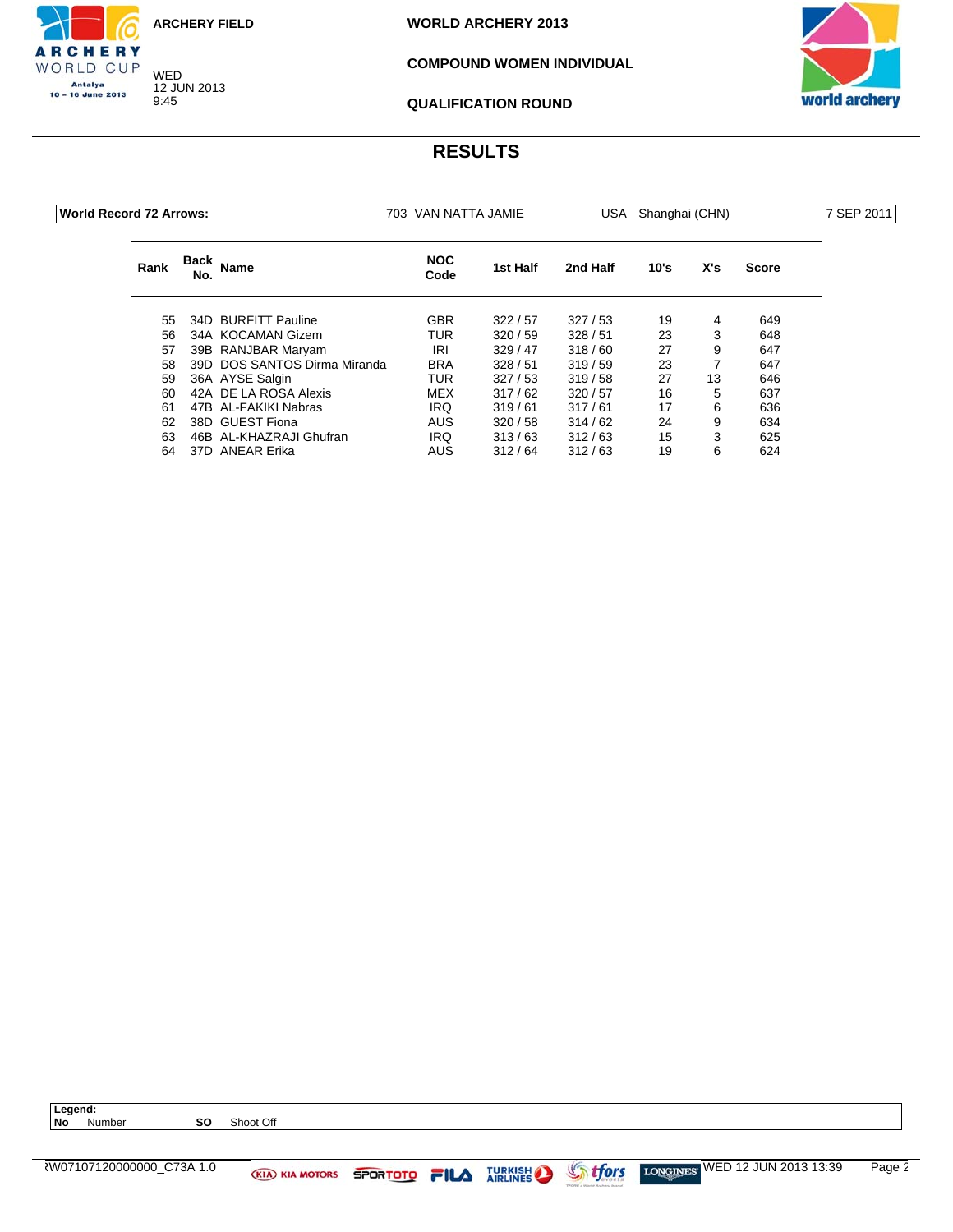ARCHERY FIELD

WED
12 JUN 2013
9:45

WORLD ARCHERY 2013

COMPOUND WOMEN INDIVIDUAL

QUALIFICATION ROUND

# RESULTS

| World Record 72 Arrows: | 703 VAN NATTA JAMIE | USA | Shanghai (CHN) | 7 SEP 2011 |
|---|---|---|---|---|

| Rank | Back No. | Name | NOC Code | 1st Half | 2nd Half | 10's | X's | Score |
|---|---|---|---|---|---|---|---|---|
| 55 | 34D | BURFITT Pauline | GBR | 322 / 57 | 327 / 53 | 19 | 4 | 649 |
| 56 | 34A | KOCAMAN Gizem | TUR | 320 / 59 | 328 / 51 | 23 | 3 | 648 |
| 57 | 39B | RANJBAR Maryam | IRI | 329 / 47 | 318 / 60 | 27 | 9 | 647 |
| 58 | 39D | DOS SANTOS Dirma Miranda | BRA | 328 / 51 | 319 / 59 | 23 | 7 | 647 |
| 59 | 36A | AYSE Salgin | TUR | 327 / 53 | 319 / 58 | 27 | 13 | 646 |
| 60 | 42A | DE LA ROSA Alexis | MEX | 317 / 62 | 320 / 57 | 16 | 5 | 637 |
| 61 | 47B | AL-FAKIKI Nabras | IRQ | 319 / 61 | 317 / 61 | 17 | 6 | 636 |
| 62 | 38D | GUEST Fiona | AUS | 320 / 58 | 314 / 62 | 24 | 9 | 634 |
| 63 | 46B | AL-KHAZRAJI Ghufran | IRQ | 313 / 63 | 312 / 63 | 15 | 3 | 625 |
| 64 | 37D | ANEAR Erika | AUS | 312 / 64 | 312 / 63 | 19 | 6 | 624 |

**Legend:**
**No** Number **SO** Shoot Off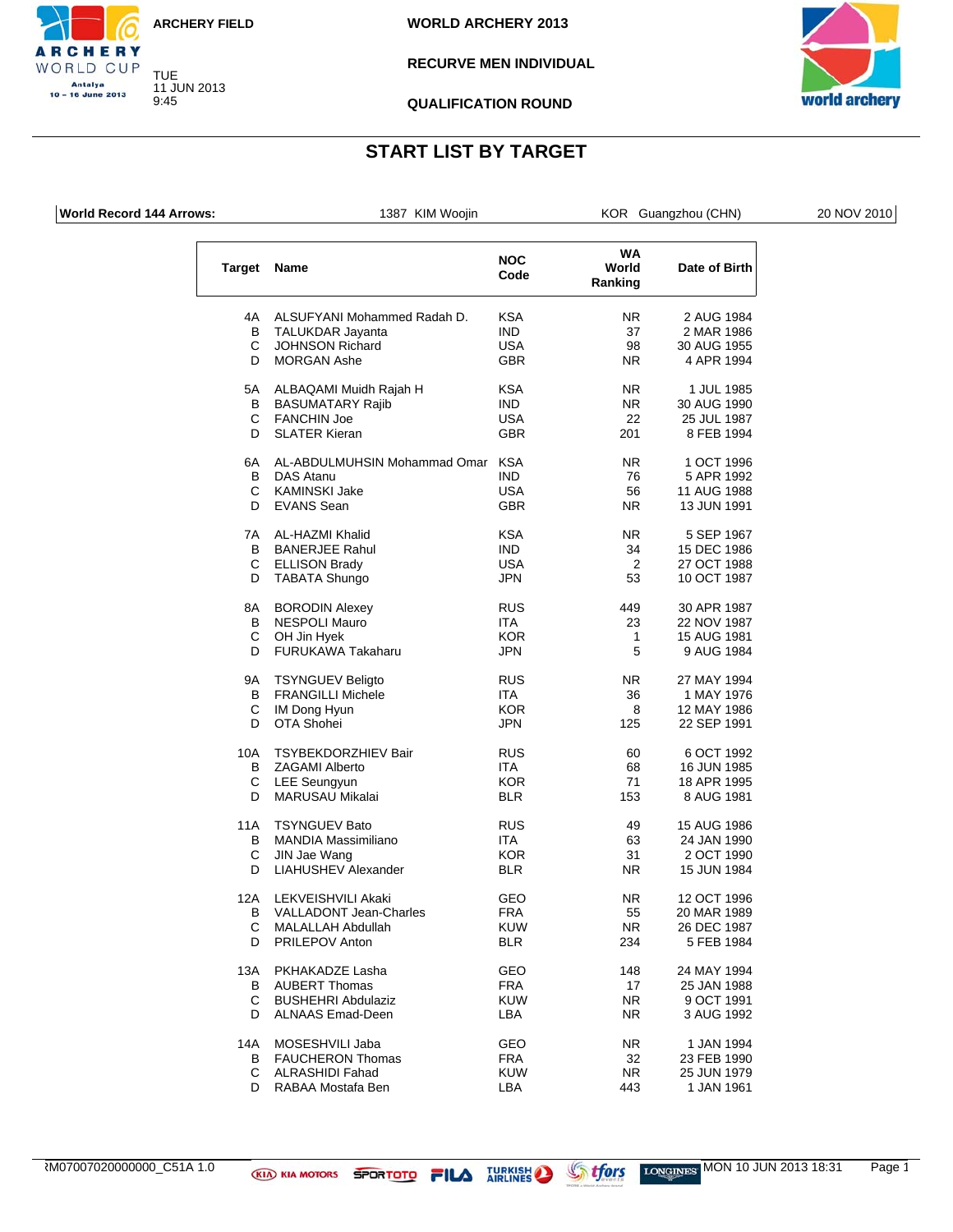ARCHERY FIELD

TUE 11 JUN 2013 9:45

**WORLD ARCHERY 2013**

**RECURVE MEN INDIVIDUAL**

**QUALIFICATION ROUND**

# START LIST BY TARGET

| World Record 144 Arrows: | 1387 KIM Woojin | KOR Guangzhou (CHN) | 20 NOV 2010 |
|---|---|---|---|

| Target | Name | NOC Code | WA World Ranking | Date of Birth |
|---|---|---|---|---|
| 4A | ALSUFYANI Mohammed Radah D. | KSA | NR | 2 AUG 1984 |
| B | TALUKDAR Jayanta | IND | 37 | 2 MAR 1986 |
| C | JOHNSON Richard | USA | 98 | 30 AUG 1955 |
| D | MORGAN Ashe | GBR | NR | 4 APR 1994 |
| 5A | ALBAQAMI Muidh Rajah H | KSA | NR | 1 JUL 1985 |
| B | BASUMATARY Rajib | IND | NR | 30 AUG 1990 |
| C | FANCHIN Joe | USA | 22 | 25 JUL 1987 |
| D | SLATER Kieran | GBR | 201 | 8 FEB 1994 |
| 6A | AL-ABDULMUHSIN Mohammad Omar | KSA | NR | 1 OCT 1996 |
| B | DAS Atanu | IND | 76 | 5 APR 1992 |
| C | KAMINSKI Jake | USA | 56 | 11 AUG 1988 |
| D | EVANS Sean | GBR | NR | 13 JUN 1991 |
| 7A | AL-HAZMI Khalid | KSA | NR | 5 SEP 1967 |
| B | BANERJEE Rahul | IND | 34 | 15 DEC 1986 |
| C | ELLISON Brady | USA | 2 | 27 OCT 1988 |
| D | TABATA Shungo | JPN | 53 | 10 OCT 1987 |
| 8A | BORODIN Alexey | RUS | 449 | 30 APR 1987 |
| B | NESPOLI Mauro | ITA | 23 | 22 NOV 1987 |
| C | OH Jin Hyek | KOR | 1 | 15 AUG 1981 |
| D | FURUKAWA Takaharu | JPN | 5 | 9 AUG 1984 |
| 9A | TSYNGUEV Beligto | RUS | NR | 27 MAY 1994 |
| B | FRANGILLI Michele | ITA | 36 | 1 MAY 1976 |
| C | IM Dong Hyun | KOR | 8 | 12 MAY 1986 |
| D | OTA Shohei | JPN | 125 | 22 SEP 1991 |
| 10A | TSYBEKDORZHIEV Bair | RUS | 60 | 6 OCT 1992 |
| B | ZAGAMI Alberto | ITA | 68 | 16 JUN 1985 |
| C | LEE Seungyun | KOR | 71 | 18 APR 1995 |
| D | MARUSAU Mikalai | BLR | 153 | 8 AUG 1981 |
| 11A | TSYNGUEV Bato | RUS | 49 | 15 AUG 1986 |
| B | MANDIA Massimiliano | ITA | 63 | 24 JAN 1990 |
| C | JIN Jae Wang | KOR | 31 | 2 OCT 1990 |
| D | LIAHUSHEV Alexander | BLR | NR | 15 JUN 1984 |
| 12A | LEKVEISHVILI Akaki | GEO | NR | 12 OCT 1996 |
| B | VALLADONT Jean-Charles | FRA | 55 | 20 MAR 1989 |
| C | MALALLAH Abdullah | KUW | NR | 26 DEC 1987 |
| D | PRILEPOV Anton | BLR | 234 | 5 FEB 1984 |
| 13A | PKHAKADZE Lasha | GEO | 148 | 24 MAY 1994 |
| B | AUBERT Thomas | FRA | 17 | 25 JAN 1988 |
| C | BUSHEHRI Abdulaziz | KUW | NR | 9 OCT 1991 |
| D | ALNAAS Emad-Deen | LBA | NR | 3 AUG 1992 |
| 14A | MOSESHVILI Jaba | GEO | NR | 1 JAN 1994 |
| B | FAUCHERON Thomas | FRA | 32 | 23 FEB 1990 |
| C | ALRASHIDI Fahad | KUW | NR | 25 JUN 1979 |
| D | RABAA Mostafa Ben | LBA | 443 | 1 JAN 1961 |

RM07007020000000_C51A 1.0 MON 10 JUN 2013 18:31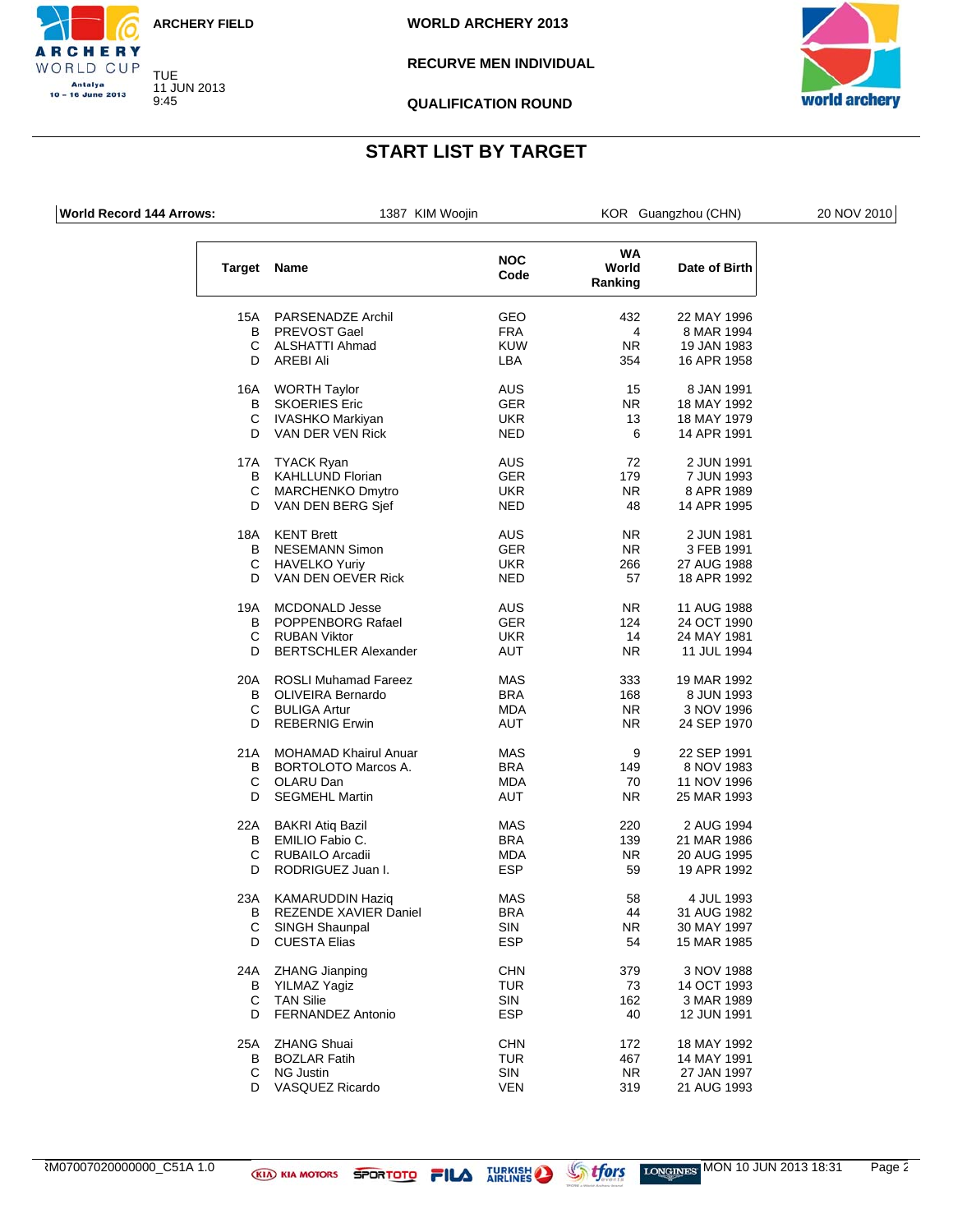ARCHERY FIELD

WORLD ARCHERY 2013

RECURVE MEN INDIVIDUAL

QUALIFICATION ROUND

TUE 11 JUN 2013 9:45

# START LIST BY TARGET

| World Record 144 Arrows: | 1387 KIM Woojin | KOR Guangzhou (CHN) | 20 NOV 2010 |
|---|---|---|---|

| Target | Name | NOC Code | WA World Ranking | Date of Birth |
|---|---|---|---|---|
| 15A | PARSENADZE Archil | GEO | 432 | 22 MAY 1996 |
| B | PREVOST Gael | FRA | 4 | 8 MAR 1994 |
| C | ALSHATTI Ahmad | KUW | NR | 19 JAN 1983 |
| D | AREBI Ali | LBA | 354 | 16 APR 1958 |
| 16A | WORTH Taylor | AUS | 15 | 8 JAN 1991 |
| B | SKOERIES Eric | GER | NR | 18 MAY 1992 |
| C | IVASHKO Markiyan | UKR | 13 | 18 MAY 1979 |
| D | VAN DER VEN Rick | NED | 6 | 14 APR 1991 |
| 17A | TYACK Ryan | AUS | 72 | 2 JUN 1991 |
| B | KAHLLUND Florian | GER | 179 | 7 JUN 1993 |
| C | MARCHENKO Dmytro | UKR | NR | 8 APR 1989 |
| D | VAN DEN BERG Sjef | NED | 48 | 14 APR 1995 |
| 18A | KENT Brett | AUS | NR | 2 JUN 1981 |
| B | NESEMANN Simon | GER | NR | 3 FEB 1991 |
| C | HAVELKO Yuriy | UKR | 266 | 27 AUG 1988 |
| D | VAN DEN OEVER Rick | NED | 57 | 18 APR 1992 |
| 19A | MCDONALD Jesse | AUS | NR | 11 AUG 1988 |
| B | POPPENBORG Rafael | GER | 124 | 24 OCT 1990 |
| C | RUBAN Viktor | UKR | 14 | 24 MAY 1981 |
| D | BERTSCHLER Alexander | AUT | NR | 11 JUL 1994 |
| 20A | ROSLI Muhamad Fareez | MAS | 333 | 19 MAR 1992 |
| B | OLIVEIRA Bernardo | BRA | 168 | 8 JUN 1993 |
| C | BULIGA Artur | MDA | NR | 3 NOV 1996 |
| D | REBERNIG Erwin | AUT | NR | 24 SEP 1970 |
| 21A | MOHAMAD Khairul Anuar | MAS | 9 | 22 SEP 1991 |
| B | BORTOLOTO Marcos A. | BRA | 149 | 8 NOV 1983 |
| C | OLARU Dan | MDA | 70 | 11 NOV 1996 |
| D | SEGMEHL Martin | AUT | NR | 25 MAR 1993 |
| 22A | BAKRI Atiq Bazil | MAS | 220 | 2 AUG 1994 |
| B | EMILIO Fabio C. | BRA | 139 | 21 MAR 1986 |
| C | RUBAILO Arcadii | MDA | NR | 20 AUG 1995 |
| D | RODRIGUEZ Juan I. | ESP | 59 | 19 APR 1992 |
| 23A | KAMARUDDIN Haziq | MAS | 58 | 4 JUL 1993 |
| B | REZENDE XAVIER Daniel | BRA | 44 | 31 AUG 1982 |
| C | SINGH Shaunpal | SIN | NR | 30 MAY 1997 |
| D | CUESTA Elias | ESP | 54 | 15 MAR 1985 |
| 24A | ZHANG Jianping | CHN | 379 | 3 NOV 1988 |
| B | YILMAZ Yagiz | TUR | 73 | 14 OCT 1993 |
| C | TAN Silie | SIN | 162 | 3 MAR 1989 |
| D | FERNANDEZ Antonio | ESP | 40 | 12 JUN 1991 |
| 25A | ZHANG Shuai | CHN | 172 | 18 MAY 1992 |
| B | BOZLAR Fatih | TUR | 467 | 14 MAY 1991 |
| C | NG Justin | SIN | NR | 27 JAN 1997 |
| D | VASQUEZ Ricardo | VEN | 319 | 21 AUG 1993 |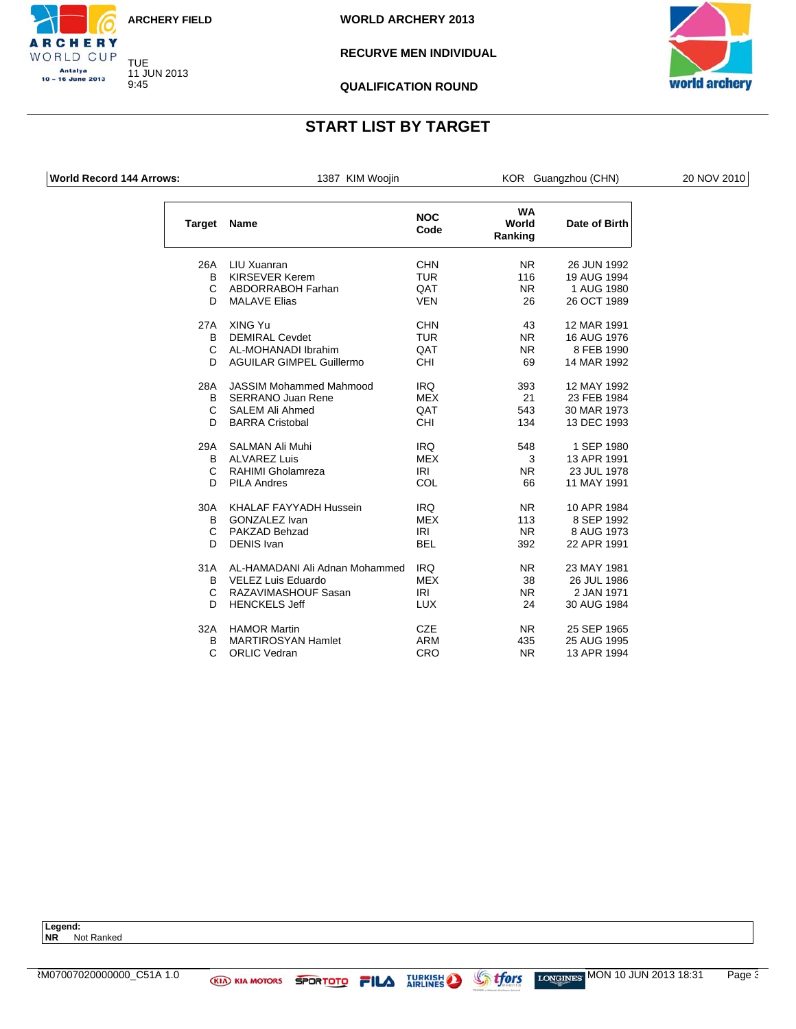ARCHERY FIELD

TUE
11 JUN 2013
9:45

WORLD ARCHERY 2013

RECURVE MEN INDIVIDUAL

QUALIFICATION ROUND

# START LIST BY TARGET

| World Record 144 Arrows: | 1387 KIM Woojin | KOR Guangzhou (CHN) | 20 NOV 2010 |
|---|---|---|---|

| Target | Name | NOC Code | WA World Ranking | Date of Birth |
|---|---|---|---|---|
| 26A | LIU Xuanran | CHN | NR | 26 JUN 1992 |
| B | KIRSEVER Kerem | TUR | 116 | 19 AUG 1994 |
| C | ABDORRABOH Farhan | QAT | NR | 1 AUG 1980 |
| D | MALAVE Elias | VEN | 26 | 26 OCT 1989 |
| 27A | XING Yu | CHN | 43 | 12 MAR 1991 |
| B | DEMIRAL Cevdet | TUR | NR | 16 AUG 1976 |
| C | AL-MOHANADI Ibrahim | QAT | NR | 8 FEB 1990 |
| D | AGUILAR GIMPEL Guillermo | CHI | 69 | 14 MAR 1992 |
| 28A | JASSIM Mohammed Mahmood | IRQ | 393 | 12 MAY 1992 |
| B | SERRANO Juan Rene | MEX | 21 | 23 FEB 1984 |
| C | SALEM Ali Ahmed | QAT | 543 | 30 MAR 1973 |
| D | BARRA Cristobal | CHI | 134 | 13 DEC 1993 |
| 29A | SALMAN Ali Muhi | IRQ | 548 | 1 SEP 1980 |
| B | ALVAREZ Luis | MEX | 3 | 13 APR 1991 |
| C | RAHIMI Gholamreza | IRI | NR | 23 JUL 1978 |
| D | PILA Andres | COL | 66 | 11 MAY 1991 |
| 30A | KHALAF FAYYADH Hussein | IRQ | NR | 10 APR 1984 |
| B | GONZALEZ Ivan | MEX | 113 | 8 SEP 1992 |
| C | PAKZAD Behzad | IRI | NR | 8 AUG 1973 |
| D | DENIS Ivan | BEL | 392 | 22 APR 1991 |
| 31A | AL-HAMADANI Ali Adnan Mohammed | IRQ | NR | 23 MAY 1981 |
| B | VELEZ Luis Eduardo | MEX | 38 | 26 JUL 1986 |
| C | RAZAVIMASHOUF Sasan | IRI | NR | 2 JAN 1971 |
| D | HENCKELS Jeff | LUX | 24 | 30 AUG 1984 |
| 32A | HAMOR Martin | CZE | NR | 25 SEP 1965 |
| B | MARTIROSYAN Hamlet | ARM | 435 | 25 AUG 1995 |
| C | ORLIC Vedran | CRO | NR | 13 APR 1994 |

**Legend:**
**NR** Not Ranked

RM07007020000000_C51A 1.0 — MON 10 JUN 2013 18:31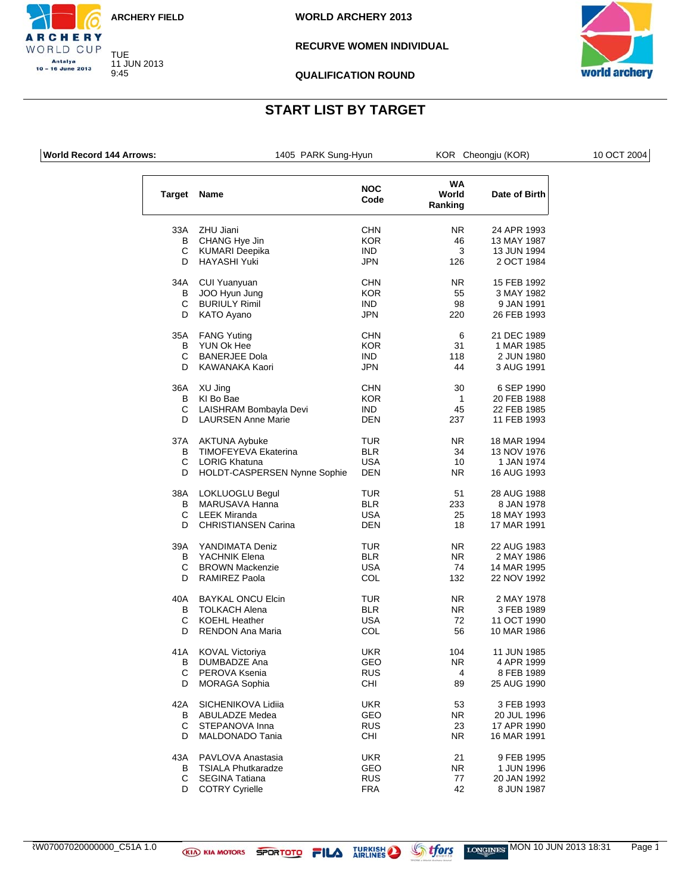ARCHERY FIELD

TUE
11 JUN 2013
9:45

WORLD ARCHERY 2013

RECURVE WOMEN INDIVIDUAL

QUALIFICATION ROUND

# START LIST BY TARGET

| World Record 144 Arrows: | 1405 PARK Sung-Hyun | KOR Cheongju (KOR) | 10 OCT 2004 |
|---|---|---|---|

| Target | Name | NOC Code | WA World Ranking | Date of Birth |
|---|---|---|---|---|
| 33A | ZHU Jiani | CHN | NR | 24 APR 1993 |
| B | CHANG Hye Jin | KOR | 46 | 13 MAY 1987 |
| C | KUMARI Deepika | IND | 3 | 13 JUN 1994 |
| D | HAYASHI Yuki | JPN | 126 | 2 OCT 1984 |
| 34A | CUI Yuanyuan | CHN | NR | 15 FEB 1992 |
| B | JOO Hyun Jung | KOR | 55 | 3 MAY 1982 |
| C | BURIULY Rimil | IND | 98 | 9 JAN 1991 |
| D | KATO Ayano | JPN | 220 | 26 FEB 1993 |
| 35A | FANG Yuting | CHN | 6 | 21 DEC 1989 |
| B | YUN Ok Hee | KOR | 31 | 1 MAR 1985 |
| C | BANERJEE Dola | IND | 118 | 2 JUN 1980 |
| D | KAWANAKA Kaori | JPN | 44 | 3 AUG 1991 |
| 36A | XU Jing | CHN | 30 | 6 SEP 1990 |
| B | KI Bo Bae | KOR | 1 | 20 FEB 1988 |
| C | LAISHRAM Bombayla Devi | IND | 45 | 22 FEB 1985 |
| D | LAURSEN Anne Marie | DEN | 237 | 11 FEB 1993 |
| 37A | AKTUNA Aybuke | TUR | NR | 18 MAR 1994 |
| B | TIMOFEYEVA Ekaterina | BLR | 34 | 13 NOV 1976 |
| C | LORIG Khatuna | USA | 10 | 1 JAN 1974 |
| D | HOLDT-CASPERSEN Nynne Sophie | DEN | NR | 16 AUG 1993 |
| 38A | LOKLUOGLU Begul | TUR | 51 | 28 AUG 1988 |
| B | MARUSAVA Hanna | BLR | 233 | 8 JAN 1978 |
| C | LEEK Miranda | USA | 25 | 18 MAY 1993 |
| D | CHRISTIANSEN Carina | DEN | 18 | 17 MAR 1991 |
| 39A | YANDIMATA Deniz | TUR | NR | 22 AUG 1983 |
| B | YACHNIK Elena | BLR | NR | 2 MAY 1986 |
| C | BROWN Mackenzie | USA | 74 | 14 MAR 1995 |
| D | RAMIREZ Paola | COL | 132 | 22 NOV 1992 |
| 40A | BAYKAL ONCU Elcin | TUR | NR | 2 MAY 1978 |
| B | TOLKACH Alena | BLR | NR | 3 FEB 1989 |
| C | KOEHL Heather | USA | 72 | 11 OCT 1990 |
| D | RENDON Ana Maria | COL | 56 | 10 MAR 1986 |
| 41A | KOVAL Victoriya | UKR | 104 | 11 JUN 1985 |
| B | DUMBADZE Ana | GEO | NR | 4 APR 1999 |
| C | PEROVA Ksenia | RUS | 4 | 8 FEB 1989 |
| D | MORAGA Sophia | CHI | 89 | 25 AUG 1990 |
| 42A | SICHENIKOVA Lidiia | UKR | 53 | 3 FEB 1993 |
| B | ABULADZE Medea | GEO | NR | 20 JUL 1996 |
| C | STEPANOVA Inna | RUS | 23 | 17 APR 1990 |
| D | MALDONADO Tania | CHI | NR | 16 MAR 1991 |
| 43A | PAVLOVA Anastasia | UKR | 21 | 9 FEB 1995 |
| B | TSIALA Phutkaradze | GEO | NR | 1 JUN 1996 |
| C | SEGINA Tatiana | RUS | 77 | 20 JAN 1992 |
| D | COTRY Cyrielle | FRA | 42 | 8 JUN 1987 |

RW07007020000000_C51A 1.0 — MON 10 JUN 2013 18:31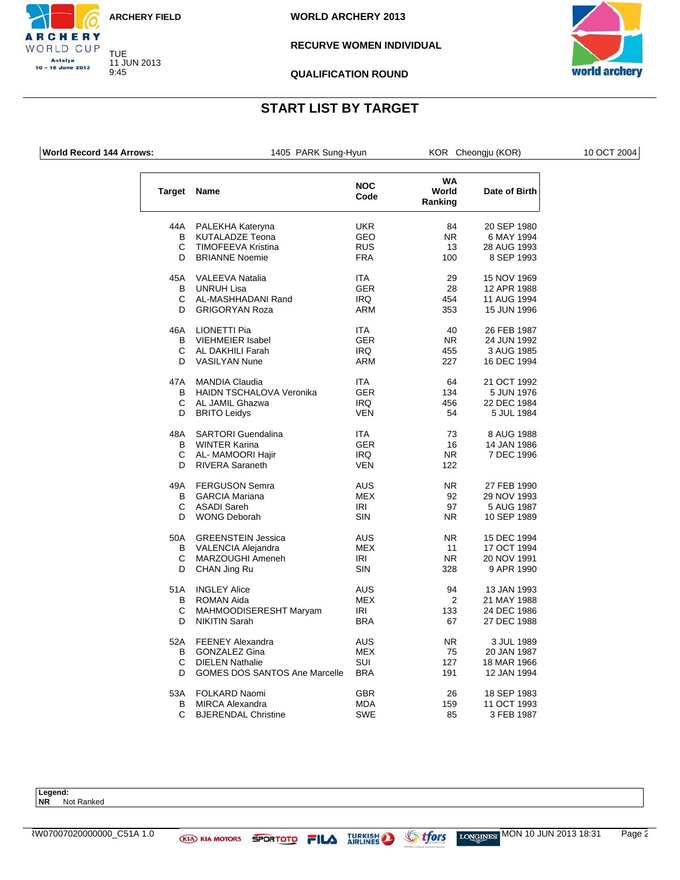ARCHERY FIELD

TUE
11 JUN 2013
9:45

WORLD ARCHERY 2013

RECURVE WOMEN INDIVIDUAL

QUALIFICATION ROUND

## START LIST BY TARGET

| World Record 144 Arrows: | 1405 PARK Sung-Hyun | KOR Cheongju (KOR) | 10 OCT 2004 |
|---|---|---|---|

| Target | Name | NOC Code | WA World Ranking | Date of Birth |
|---|---|---|---|---|
| 44A | PALEKHA Kateryna | UKR | 84 | 20 SEP 1980 |
| B | KUTALADZE Teona | GEO | NR | 6 MAY 1994 |
| C | TIMOFEEVA Kristina | RUS | 13 | 28 AUG 1993 |
| D | BRIANNE Noemie | FRA | 100 | 8 SEP 1993 |
| 45A | VALEEVA Natalia | ITA | 29 | 15 NOV 1969 |
| B | UNRUH Lisa | GER | 28 | 12 APR 1988 |
| C | AL-MASHHADANI Rand | IRQ | 454 | 11 AUG 1994 |
| D | GRIGORYAN Roza | ARM | 353 | 15 JUN 1996 |
| 46A | LIONETTI Pia | ITA | 40 | 26 FEB 1987 |
| B | VIEHMEIER Isabel | GER | NR | 24 JUN 1992 |
| C | AL DAKHILI Farah | IRQ | 455 | 3 AUG 1985 |
| D | VASILYAN Nune | ARM | 227 | 16 DEC 1994 |
| 47A | MANDIA Claudia | ITA | 64 | 21 OCT 1992 |
| B | HAIDN TSCHALOVA Veronika | GER | 134 | 5 JUN 1976 |
| C | AL JAMIL Ghazwa | IRQ | 456 | 22 DEC 1984 |
| D | BRITO Leidys | VEN | 54 | 5 JUL 1984 |
| 48A | SARTORI Guendalina | ITA | 73 | 8 AUG 1988 |
| B | WINTER Karina | GER | 16 | 14 JAN 1986 |
| C | AL- MAMOORI Hajir | IRQ | NR | 7 DEC 1996 |
| D | RIVERA Saraneth | VEN | 122 | |
| 49A | FERGUSON Semra | AUS | NR | 27 FEB 1990 |
| B | GARCIA Mariana | MEX | 92 | 29 NOV 1993 |
| C | ASADI Sareh | IRI | 97 | 5 AUG 1987 |
| D | WONG Deborah | SIN | NR | 10 SEP 1989 |
| 50A | GREENSTEIN Jessica | AUS | NR | 15 DEC 1994 |
| B | VALENCIA Alejandra | MEX | 11 | 17 OCT 1994 |
| C | MARZOUGHI Ameneh | IRI | NR | 20 NOV 1991 |
| D | CHAN Jing Ru | SIN | 328 | 9 APR 1990 |
| 51A | INGLEY Alice | AUS | 94 | 13 JAN 1993 |
| B | ROMAN Aida | MEX | 2 | 21 MAY 1988 |
| C | MAHMOODISERESHT Maryam | IRI | 133 | 24 DEC 1986 |
| D | NIKITIN Sarah | BRA | 67 | 27 DEC 1988 |
| 52A | FEENEY Alexandra | AUS | NR | 3 JUL 1989 |
| B | GONZALEZ Gina | MEX | 75 | 20 JAN 1987 |
| C | DIELEN Nathalie | SUI | 127 | 18 MAR 1966 |
| D | GOMES DOS SANTOS Ane Marcelle | BRA | 191 | 12 JAN 1994 |
| 53A | FOLKARD Naomi | GBR | 26 | 18 SEP 1983 |
| B | MIRCA Alexandra | MDA | 159 | 11 OCT 1993 |
| C | BJERENDAL Christine | SWE | 85 | 3 FEB 1987 |

**Legend:**
**NR** Not Ranked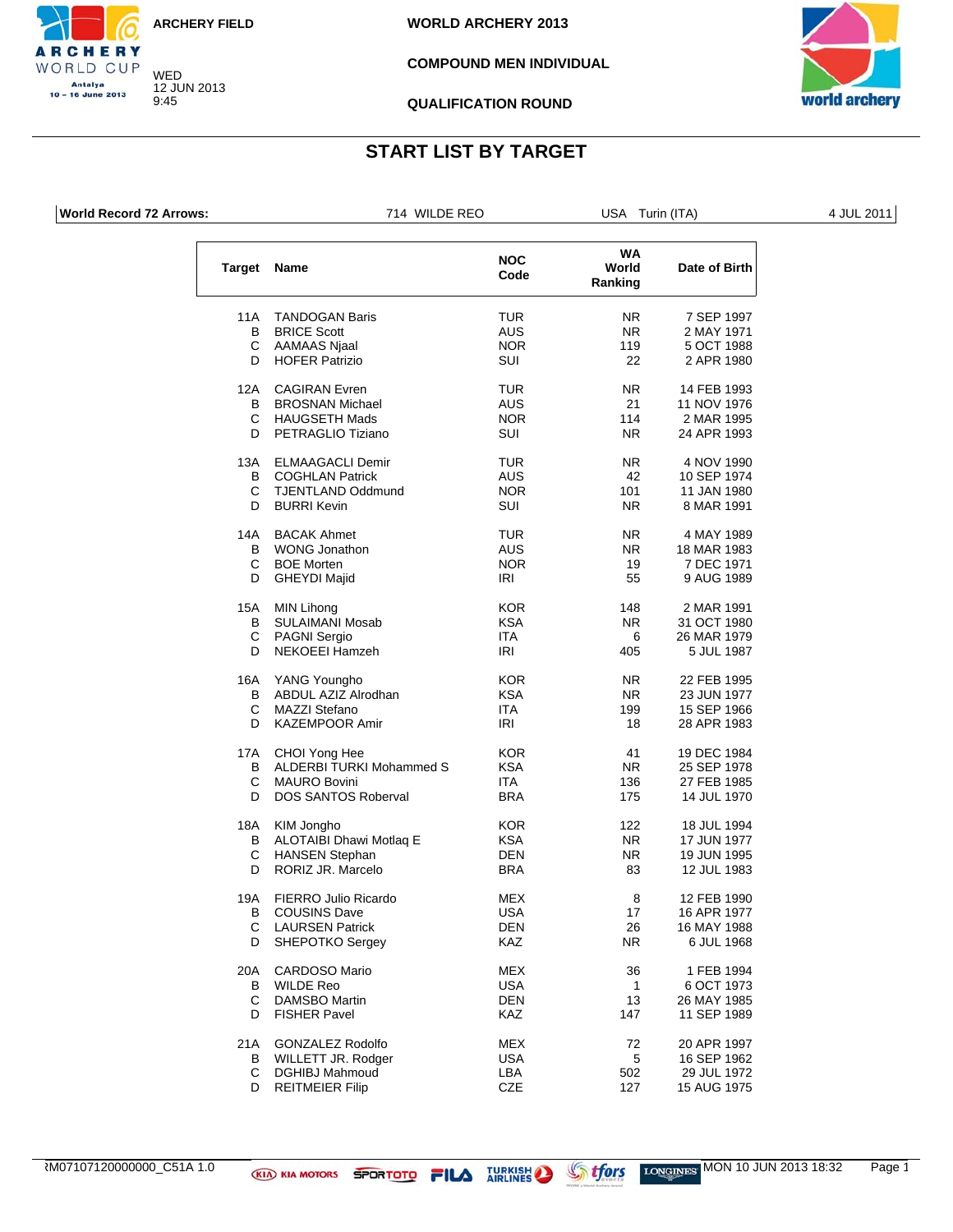ARCHERY FIELD

WED
12 JUN 2013
9:45

WORLD ARCHERY 2013

COMPOUND MEN INDIVIDUAL

QUALIFICATION ROUND

# START LIST BY TARGET

| World Record 72 Arrows: | 714 WILDE REO | USA Turin (ITA) | 4 JUL 2011 |
|---|---|---|---|

| Target | Name | NOC Code | WA World Ranking | Date of Birth |
|---|---|---|---|---|
| 11A | TANDOGAN Baris | TUR | NR | 7 SEP 1997 |
| B | BRICE Scott | AUS | NR | 2 MAY 1971 |
| C | AAMAAS Njaal | NOR | 119 | 5 OCT 1988 |
| D | HOFER Patrizio | SUI | 22 | 2 APR 1980 |
| 12A | CAGIRAN Evren | TUR | NR | 14 FEB 1993 |
| B | BROSNAN Michael | AUS | 21 | 11 NOV 1976 |
| C | HAUGSETH Mads | NOR | 114 | 2 MAR 1995 |
| D | PETRAGLIO Tiziano | SUI | NR | 24 APR 1993 |
| 13A | ELMAAGACLI Demir | TUR | NR | 4 NOV 1990 |
| B | COGHLAN Patrick | AUS | 42 | 10 SEP 1974 |
| C | TJENTLAND Oddmund | NOR | 101 | 11 JAN 1980 |
| D | BURRI Kevin | SUI | NR | 8 MAR 1991 |
| 14A | BACAK Ahmet | TUR | NR | 4 MAY 1989 |
| B | WONG Jonathon | AUS | NR | 18 MAR 1983 |
| C | BOE Morten | NOR | 19 | 7 DEC 1971 |
| D | GHEYDI Majid | IRI | 55 | 9 AUG 1989 |
| 15A | MIN Lihong | KOR | 148 | 2 MAR 1991 |
| B | SULAIMANI Mosab | KSA | NR | 31 OCT 1980 |
| C | PAGNI Sergio | ITA | 6 | 26 MAR 1979 |
| D | NEKOEEI Hamzeh | IRI | 405 | 5 JUL 1987 |
| 16A | YANG Youngho | KOR | NR | 22 FEB 1995 |
| B | ABDUL AZIZ Alrodhan | KSA | NR | 23 JUN 1977 |
| C | MAZZI Stefano | ITA | 199 | 15 SEP 1966 |
| D | KAZEMPOOR Amir | IRI | 18 | 28 APR 1983 |
| 17A | CHOI Yong Hee | KOR | 41 | 19 DEC 1984 |
| B | ALDERBI TURKI Mohammed S | KSA | NR | 25 SEP 1978 |
| C | MAURO Bovini | ITA | 136 | 27 FEB 1985 |
| D | DOS SANTOS Roberval | BRA | 175 | 14 JUL 1970 |
| 18A | KIM Jongho | KOR | 122 | 18 JUL 1994 |
| B | ALOTAIBI Dhawi Motlaq E | KSA | NR | 17 JUN 1977 |
| C | HANSEN Stephan | DEN | NR | 19 JUN 1995 |
| D | RORIZ JR. Marcelo | BRA | 83 | 12 JUL 1983 |
| 19A | FIERRO Julio Ricardo | MEX | 8 | 12 FEB 1990 |
| B | COUSINS Dave | USA | 17 | 16 APR 1977 |
| C | LAURSEN Patrick | DEN | 26 | 16 MAY 1988 |
| D | SHEPOTKO Sergey | KAZ | NR | 6 JUL 1968 |
| 20A | CARDOSO Mario | MEX | 36 | 1 FEB 1994 |
| B | WILDE Reo | USA | 1 | 6 OCT 1973 |
| C | DAMSBO Martin | DEN | 13 | 26 MAY 1985 |
| D | FISHER Pavel | KAZ | 147 | 11 SEP 1989 |
| 21A | GONZALEZ Rodolfo | MEX | 72 | 20 APR 1997 |
| B | WILLETT JR. Rodger | USA | 5 | 16 SEP 1962 |
| C | DGHIBJ Mahmoud | LBA | 502 | 29 JUL 1972 |
| D | REITMEIER Filip | CZE | 127 | 15 AUG 1975 |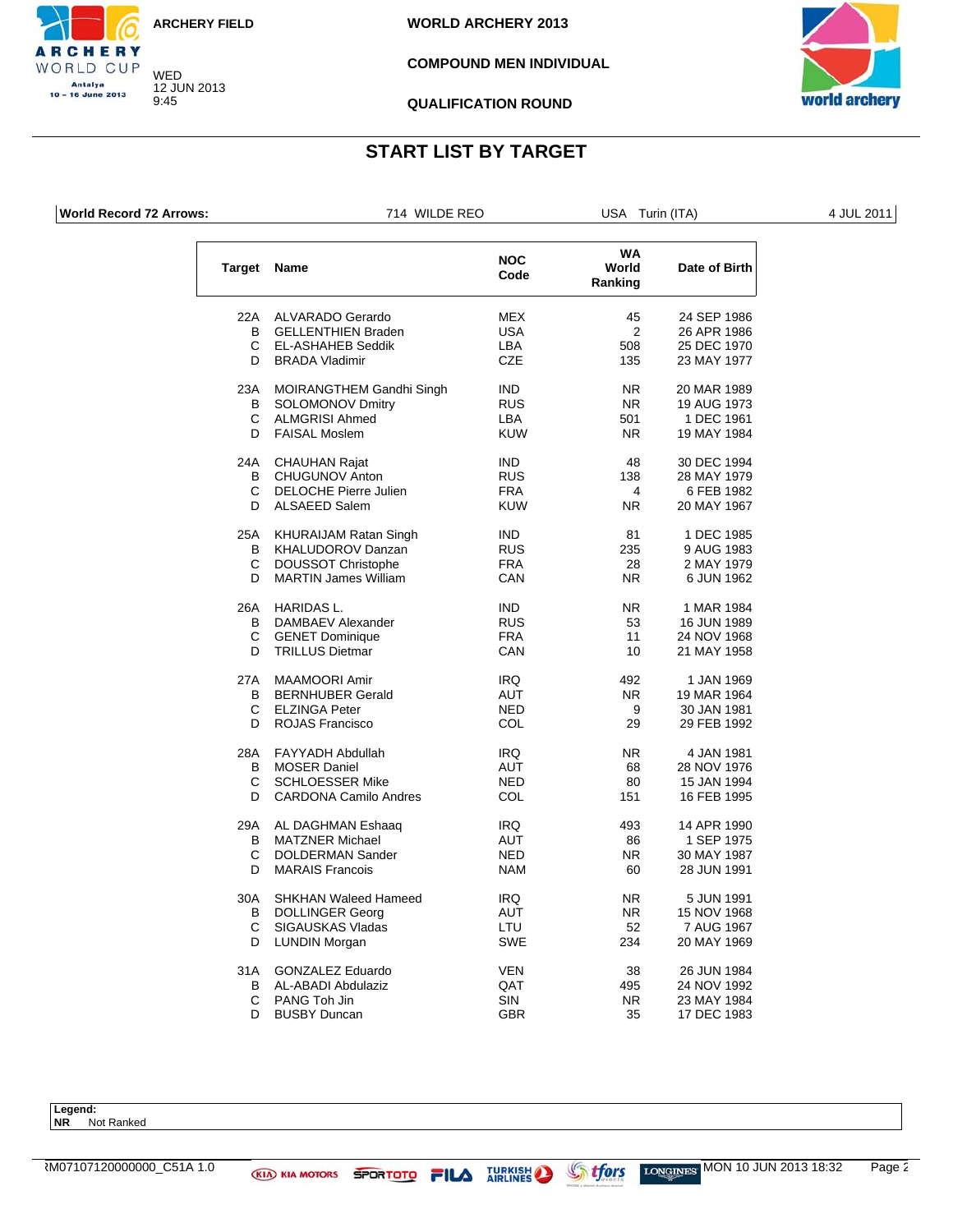ARCHERY FIELD

WED 12 JUN 2013 9:45

WORLD ARCHERY 2013

COMPOUND MEN INDIVIDUAL

QUALIFICATION ROUND

## START LIST BY TARGET

| World Record 72 Arrows: | 714 WILDE REO | USA Turin (ITA) | 4 JUL 2011 |
|---|---|---|---|

| Target | Name | NOC Code | WA World Ranking | Date of Birth |
|---|---|---|---|---|
| 22A | ALVARADO Gerardo | MEX | 45 | 24 SEP 1986 |
| B | GELLENTHIEN Braden | USA | 2 | 26 APR 1986 |
| C | EL-ASHAHEB Seddik | LBA | 508 | 25 DEC 1970 |
| D | BRADA Vladimir | CZE | 135 | 23 MAY 1977 |
| 23A | MOIRANGTHEM Gandhi Singh | IND | NR | 20 MAR 1989 |
| B | SOLOMONOV Dmitry | RUS | NR | 19 AUG 1973 |
| C | ALMGRISI Ahmed | LBA | 501 | 1 DEC 1961 |
| D | FAISAL Moslem | KUW | NR | 19 MAY 1984 |
| 24A | CHAUHAN Rajat | IND | 48 | 30 DEC 1994 |
| B | CHUGUNOV Anton | RUS | 138 | 28 MAY 1979 |
| C | DELOCHE Pierre Julien | FRA | 4 | 6 FEB 1982 |
| D | ALSAEED Salem | KUW | NR | 20 MAY 1967 |
| 25A | KHURAIJAM Ratan Singh | IND | 81 | 1 DEC 1985 |
| B | KHALUDOROV Danzan | RUS | 235 | 9 AUG 1983 |
| C | DOUSSOT Christophe | FRA | 28 | 2 MAY 1979 |
| D | MARTIN James William | CAN | NR | 6 JUN 1962 |
| 26A | HARIDAS L. | IND | NR | 1 MAR 1984 |
| B | DAMBAEV Alexander | RUS | 53 | 16 JUN 1989 |
| C | GENET Dominique | FRA | 11 | 24 NOV 1968 |
| D | TRILLUS Dietmar | CAN | 10 | 21 MAY 1958 |
| 27A | MAAMOORI Amir | IRQ | 492 | 1 JAN 1969 |
| B | BERNHUBER Gerald | AUT | NR | 19 MAR 1964 |
| C | ELZINGA Peter | NED | 9 | 30 JAN 1981 |
| D | ROJAS Francisco | COL | 29 | 29 FEB 1992 |
| 28A | FAYYADH Abdullah | IRQ | NR | 4 JAN 1981 |
| B | MOSER Daniel | AUT | 68 | 28 NOV 1976 |
| C | SCHLOESSER Mike | NED | 80 | 15 JAN 1994 |
| D | CARDONA Camilo Andres | COL | 151 | 16 FEB 1995 |
| 29A | AL DAGHMAN Eshaaq | IRQ | 493 | 14 APR 1990 |
| B | MATZNER Michael | AUT | 86 | 1 SEP 1975 |
| C | DOLDERMAN Sander | NED | NR | 30 MAY 1987 |
| D | MARAIS Francois | NAM | 60 | 28 JUN 1991 |
| 30A | SHKHAN Waleed Hameed | IRQ | NR | 5 JUN 1991 |
| B | DOLLINGER Georg | AUT | NR | 15 NOV 1968 |
| C | SIGAUSKAS Vladas | LTU | 52 | 7 AUG 1967 |
| D | LUNDIN Morgan | SWE | 234 | 20 MAY 1969 |
| 31A | GONZALEZ Eduardo | VEN | 38 | 26 JUN 1984 |
| B | AL-ABADI Abdulaziz | QAT | 495 | 24 NOV 1992 |
| C | PANG Toh Jin | SIN | NR | 23 MAY 1984 |
| D | BUSBY Duncan | GBR | 35 | 17 DEC 1983 |

**Legend:**
**NR** Not Ranked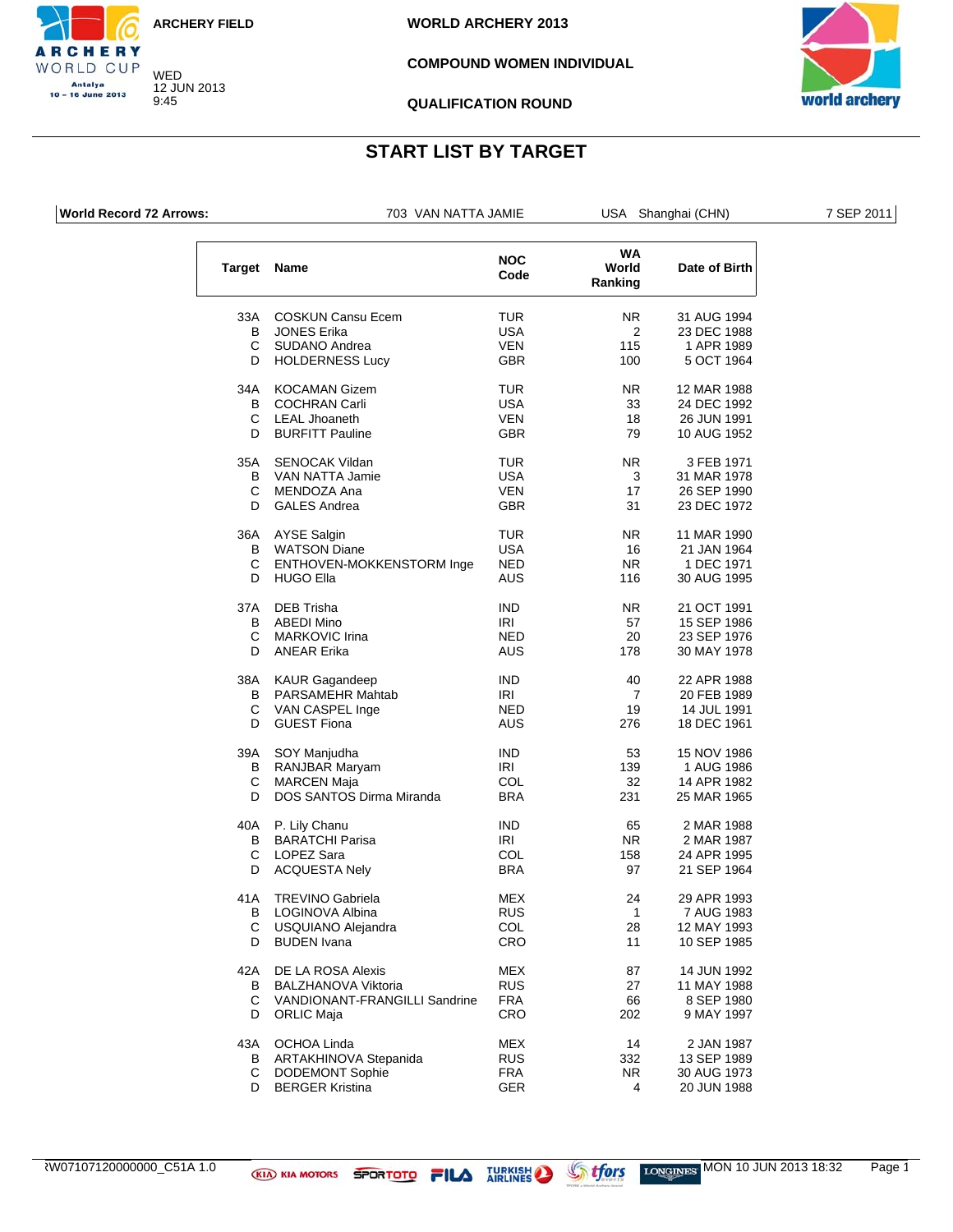ARCHERY FIELD

WED
12 JUN 2013
9:45

WORLD ARCHERY 2013

COMPOUND WOMEN INDIVIDUAL

QUALIFICATION ROUND

# START LIST BY TARGET

| World Record 72 Arrows: | 703 VAN NATTA JAMIE | USA Shanghai (CHN) | 7 SEP 2011 |
|---|---|---|---|

| Target | Name | NOC Code | WA World Ranking | Date of Birth |
|---|---|---|---|---|
| 33A | COSKUN Cansu Ecem | TUR | NR | 31 AUG 1994 |
| B | JONES Erika | USA | 2 | 23 DEC 1988 |
| C | SUDANO Andrea | VEN | 115 | 1 APR 1989 |
| D | HOLDERNESS Lucy | GBR | 100 | 5 OCT 1964 |
| 34A | KOCAMAN Gizem | TUR | NR | 12 MAR 1988 |
| B | COCHRAN Carli | USA | 33 | 24 DEC 1992 |
| C | LEAL Jhoaneth | VEN | 18 | 26 JUN 1991 |
| D | BURFITT Pauline | GBR | 79 | 10 AUG 1952 |
| 35A | SENOCAK Vildan | TUR | NR | 3 FEB 1971 |
| B | VAN NATTA Jamie | USA | 3 | 31 MAR 1978 |
| C | MENDOZA Ana | VEN | 17 | 26 SEP 1990 |
| D | GALES Andrea | GBR | 31 | 23 DEC 1972 |
| 36A | AYSE Salgin | TUR | NR | 11 MAR 1990 |
| B | WATSON Diane | USA | 16 | 21 JAN 1964 |
| C | ENTHOVEN-MOKKENSTORM Inge | NED | NR | 1 DEC 1971 |
| D | HUGO Ella | AUS | 116 | 30 AUG 1995 |
| 37A | DEB Trisha | IND | NR | 21 OCT 1991 |
| B | ABEDI Mino | IRI | 57 | 15 SEP 1986 |
| C | MARKOVIC Irina | NED | 20 | 23 SEP 1976 |
| D | ANEAR Erika | AUS | 178 | 30 MAY 1978 |
| 38A | KAUR Gagandeep | IND | 40 | 22 APR 1988 |
| B | PARSAMEHR Mahtab | IRI | 7 | 20 FEB 1989 |
| C | VAN CASPEL Inge | NED | 19 | 14 JUL 1991 |
| D | GUEST Fiona | AUS | 276 | 18 DEC 1961 |
| 39A | SOY Manjudha | IND | 53 | 15 NOV 1986 |
| B | RANJBAR Maryam | IRI | 139 | 1 AUG 1986 |
| C | MARCEN Maja | COL | 32 | 14 APR 1982 |
| D | DOS SANTOS Dirma Miranda | BRA | 231 | 25 MAR 1965 |
| 40A | P. Lily Chanu | IND | 65 | 2 MAR 1988 |
| B | BARATCHI Parisa | IRI | NR | 2 MAR 1987 |
| C | LOPEZ Sara | COL | 158 | 24 APR 1995 |
| D | ACQUESTA Nely | BRA | 97 | 21 SEP 1964 |
| 41A | TREVINO Gabriela | MEX | 24 | 29 APR 1993 |
| B | LOGINOVA Albina | RUS | 1 | 7 AUG 1983 |
| C | USQUIANO Alejandra | COL | 28 | 12 MAY 1993 |
| D | BUDEN Ivana | CRO | 11 | 10 SEP 1985 |
| 42A | DE LA ROSA Alexis | MEX | 87 | 14 JUN 1992 |
| B | BALZHANOVA Viktoria | RUS | 27 | 11 MAY 1988 |
| C | VANDIONANT-FRANGILLI Sandrine | FRA | 66 | 8 SEP 1980 |
| D | ORLIC Maja | CRO | 202 | 9 MAY 1997 |
| 43A | OCHOA Linda | MEX | 14 | 2 JAN 1987 |
| B | ARTAKHINOVA Stepanida | RUS | 332 | 13 SEP 1989 |
| C | DODEMONT Sophie | FRA | NR | 30 AUG 1973 |
| D | BERGER Kristina | GER | 4 | 20 JUN 1988 |

ꝚW07107120000000_C51A 1.0 MON 10 JUN 2013 18:32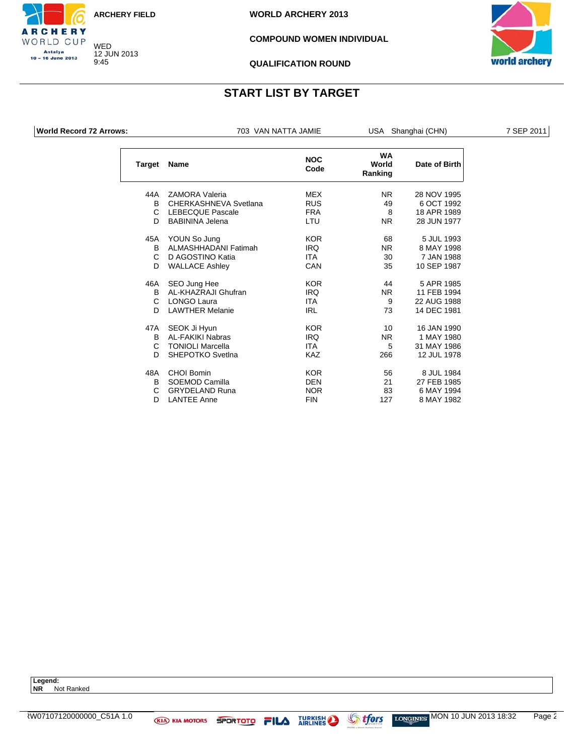ARCHERY FIELD

WED
12 JUN 2013
9:45

WORLD ARCHERY 2013

COMPOUND WOMEN INDIVIDUAL

QUALIFICATION ROUND

## START LIST BY TARGET

| World Record 72 Arrows: | 703 VAN NATTA JAMIE | USA Shanghai (CHN) | 7 SEP 2011 |
|---|---|---|---|

| Target | Name | NOC Code | WA World Ranking | Date of Birth |
|---|---|---|---|---|
| 44A | ZAMORA Valeria | MEX | NR | 28 NOV 1995 |
| B | CHERKASHNEVA Svetlana | RUS | 49 | 6 OCT 1992 |
| C | LEBECQUE Pascale | FRA | 8 | 18 APR 1989 |
| D | BABININA Jelena | LTU | NR | 28 JUN 1977 |
| 45A | YOUN So Jung | KOR | 68 | 5 JUL 1993 |
| B | ALMASHHADANI Fatimah | IRQ | NR | 8 MAY 1998 |
| C | D AGOSTINO Katia | ITA | 30 | 7 JAN 1988 |
| D | WALLACE Ashley | CAN | 35 | 10 SEP 1987 |
| 46A | SEO Jung Hee | KOR | 44 | 5 APR 1985 |
| B | AL-KHAZRAJI Ghufran | IRQ | NR | 11 FEB 1994 |
| C | LONGO Laura | ITA | 9 | 22 AUG 1988 |
| D | LAWTHER Melanie | IRL | 73 | 14 DEC 1981 |
| 47A | SEOK Ji Hyun | KOR | 10 | 16 JAN 1990 |
| B | AL-FAKIKI Nabras | IRQ | NR | 1 MAY 1980 |
| C | TONIOLI Marcella | ITA | 5 | 31 MAY 1986 |
| D | SHEPOTKO Svetlna | KAZ | 266 | 12 JUL 1978 |
| 48A | CHOI Bomin | KOR | 56 | 8 JUL 1984 |
| B | SOEMOD Camilla | DEN | 21 | 27 FEB 1985 |
| C | GRYDELAND Runa | NOR | 83 | 6 MAY 1994 |
| D | LANTEE Anne | FIN | 127 | 8 MAY 1982 |

**Legend:**
**NR** Not Ranked

RW07107120000000_C51A 1.0 MON 10 JUN 2013 18:32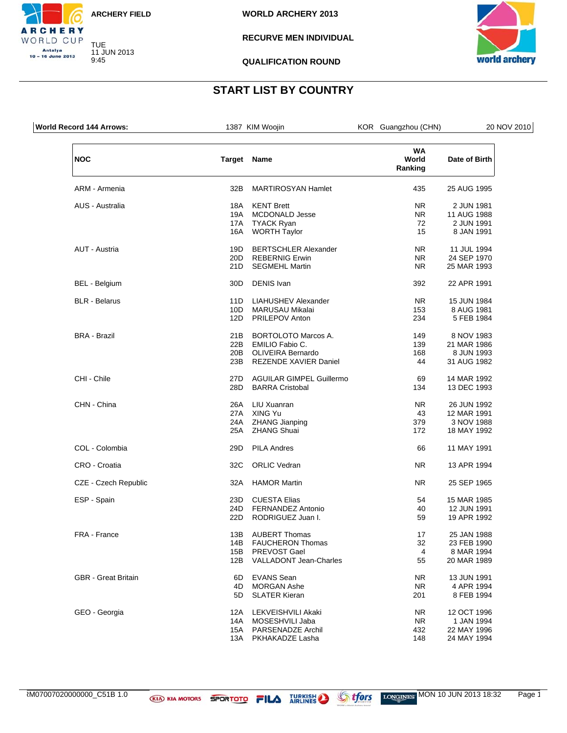ARCHERY FIELD

TUE
11 JUN 2013
9:45

**WORLD ARCHERY 2013**

**RECURVE MEN INDIVIDUAL**

**QUALIFICATION ROUND**

# START LIST BY COUNTRY

| World Record 144 Arrows: | 1387 KIM Woojin | KOR Guangzhou (CHN) | 20 NOV 2010 |
|---|---|---|---|

| NOC | Target | Name | WA World Ranking | Date of Birth |
|---|---|---|---|---|
| ARM - Armenia | 32B | MARTIROSYAN Hamlet | 435 | 25 AUG 1995 |
| AUS - Australia | 18A | KENT Brett | NR | 2 JUN 1981 |
| | 19A | MCDONALD Jesse | NR | 11 AUG 1988 |
| | 17A | TYACK Ryan | 72 | 2 JUN 1991 |
| | 16A | WORTH Taylor | 15 | 8 JAN 1991 |
| AUT - Austria | 19D | BERTSCHLER Alexander | NR | 11 JUL 1994 |
| | 20D | REBERNIG Erwin | NR | 24 SEP 1970 |
| | 21D | SEGMEHL Martin | NR | 25 MAR 1993 |
| BEL - Belgium | 30D | DENIS Ivan | 392 | 22 APR 1991 |
| BLR - Belarus | 11D | LIAHUSHEV Alexander | NR | 15 JUN 1984 |
| | 10D | MARUSAU Mikalai | 153 | 8 AUG 1981 |
| | 12D | PRILEPOV Anton | 234 | 5 FEB 1984 |
| BRA - Brazil | 21B | BORTOLOTO Marcos A. | 149 | 8 NOV 1983 |
| | 22B | EMILIO Fabio C. | 139 | 21 MAR 1986 |
| | 20B | OLIVEIRA Bernardo | 168 | 8 JUN 1993 |
| | 23B | REZENDE XAVIER Daniel | 44 | 31 AUG 1982 |
| CHI - Chile | 27D | AGUILAR GIMPEL Guillermo | 69 | 14 MAR 1992 |
| | 28D | BARRA Cristobal | 134 | 13 DEC 1993 |
| CHN - China | 26A | LIU Xuanran | NR | 26 JUN 1992 |
| | 27A | XING Yu | 43 | 12 MAR 1991 |
| | 24A | ZHANG Jianping | 379 | 3 NOV 1988 |
| | 25A | ZHANG Shuai | 172 | 18 MAY 1992 |
| COL - Colombia | 29D | PILA Andres | 66 | 11 MAY 1991 |
| CRO - Croatia | 32C | ORLIC Vedran | NR | 13 APR 1994 |
| CZE - Czech Republic | 32A | HAMOR Martin | NR | 25 SEP 1965 |
| ESP - Spain | 23D | CUESTA Elias | 54 | 15 MAR 1985 |
| | 24D | FERNANDEZ Antonio | 40 | 12 JUN 1991 |
| | 22D | RODRIGUEZ Juan I. | 59 | 19 APR 1992 |
| FRA - France | 13B | AUBERT Thomas | 17 | 25 JAN 1988 |
| | 14B | FAUCHERON Thomas | 32 | 23 FEB 1990 |
| | 15B | PREVOST Gael | 4 | 8 MAR 1994 |
| | 12B | VALLADONT Jean-Charles | 55 | 20 MAR 1989 |
| GBR - Great Britain | 6D | EVANS Sean | NR | 13 JUN 1991 |
| | 4D | MORGAN Ashe | NR | 4 APR 1994 |
| | 5D | SLATER Kieran | 201 | 8 FEB 1994 |
| GEO - Georgia | 12A | LEKVEISHVILI Akaki | NR | 12 OCT 1996 |
| | 14A | MOSESHVILI Jaba | NR | 1 JAN 1994 |
| | 15A | PARSENADZE Archil | 432 | 22 MAY 1996 |
| | 13A | PKHAKADZE Lasha | 148 | 24 MAY 1994 |

RM07007020000000_C51B 1.0 MON 10 JUN 2013 18:32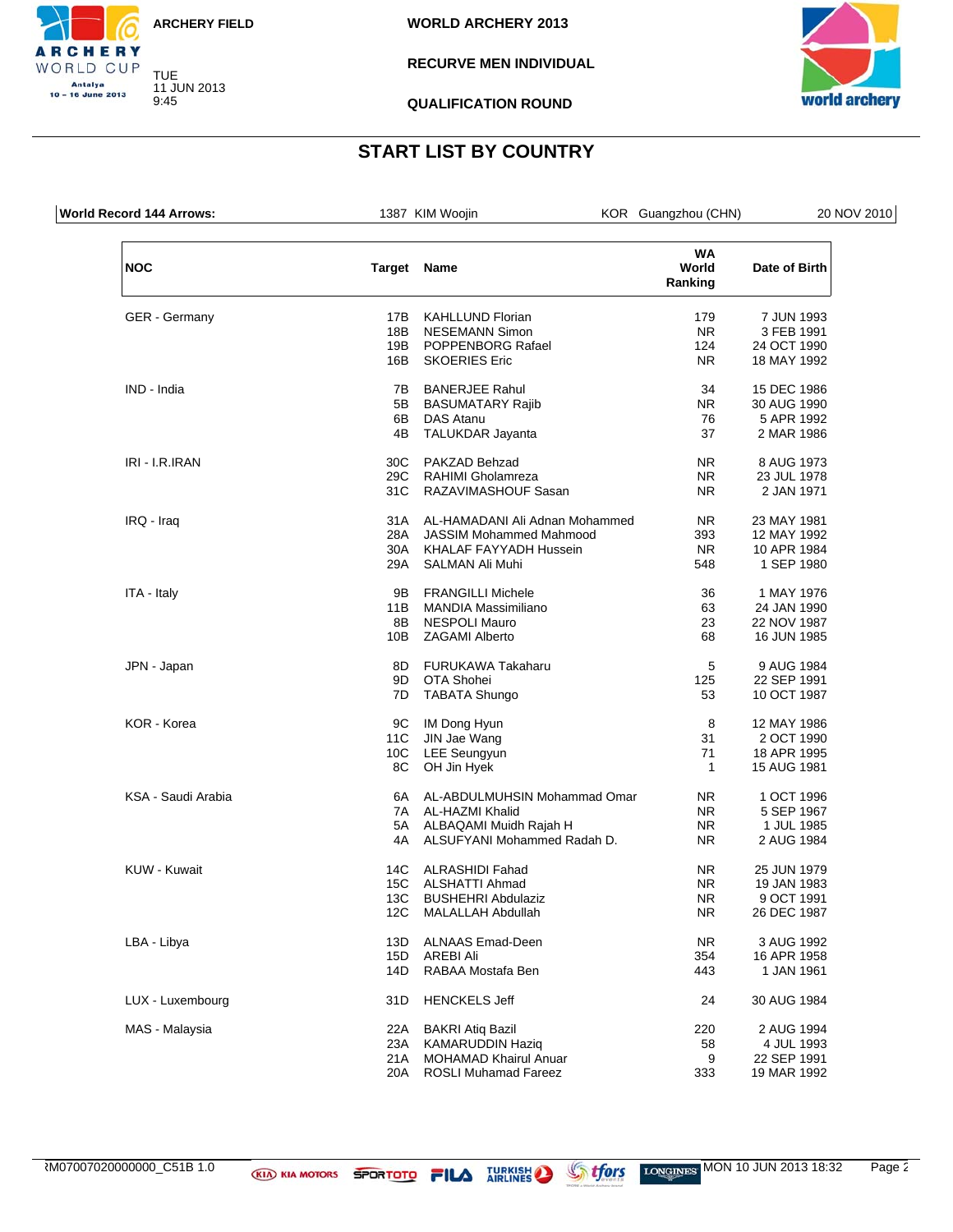ARCHERY FIELD

WORLD ARCHERY 2013

RECURVE MEN INDIVIDUAL

QUALIFICATION ROUND

TUE 11 JUN 2013 9:45

## START LIST BY COUNTRY

| World Record 144 Arrows: | 1387 KIM Woojin | KOR Guangzhou (CHN) | 20 NOV 2010 |
|---|---|---|---|

| NOC | Target | Name | WA World Ranking | Date of Birth |
|---|---|---|---|---|
| GER - Germany | 17B | KAHLLUND Florian | 179 | 7 JUN 1993 |
| | 18B | NESEMANN Simon | NR | 3 FEB 1991 |
| | 19B | POPPENBORG Rafael | 124 | 24 OCT 1990 |
| | 16B | SKOERIES Eric | NR | 18 MAY 1992 |
| IND - India | 7B | BANERJEE Rahul | 34 | 15 DEC 1986 |
| | 5B | BASUMATARY Rajib | NR | 30 AUG 1990 |
| | 6B | DAS Atanu | 76 | 5 APR 1992 |
| | 4B | TALUKDAR Jayanta | 37 | 2 MAR 1986 |
| IRI - I.R.IRAN | 30C | PAKZAD Behzad | NR | 8 AUG 1973 |
| | 29C | RAHIMI Gholamreza | NR | 23 JUL 1978 |
| | 31C | RAZAVIMASHOUF Sasan | NR | 2 JAN 1971 |
| IRQ - Iraq | 31A | AL-HAMADANI Ali Adnan Mohammed | NR | 23 MAY 1981 |
| | 28A | JASSIM Mohammed Mahmood | 393 | 12 MAY 1992 |
| | 30A | KHALAF FAYYADH Hussein | NR | 10 APR 1984 |
| | 29A | SALMAN Ali Muhi | 548 | 1 SEP 1980 |
| ITA - Italy | 9B | FRANGILLI Michele | 36 | 1 MAY 1976 |
| | 11B | MANDIA Massimiliano | 63 | 24 JAN 1990 |
| | 8B | NESPOLI Mauro | 23 | 22 NOV 1987 |
| | 10B | ZAGAMI Alberto | 68 | 16 JUN 1985 |
| JPN - Japan | 8D | FURUKAWA Takaharu | 5 | 9 AUG 1984 |
| | 9D | OTA Shohei | 125 | 22 SEP 1991 |
| | 7D | TABATA Shungo | 53 | 10 OCT 1987 |
| KOR - Korea | 9C | IM Dong Hyun | 8 | 12 MAY 1986 |
| | 11C | JIN Jae Wang | 31 | 2 OCT 1990 |
| | 10C | LEE Seungyun | 71 | 18 APR 1995 |
| | 8C | OH Jin Hyek | 1 | 15 AUG 1981 |
| KSA - Saudi Arabia | 6A | AL-ABDULMUHSIN Mohammad Omar | NR | 1 OCT 1996 |
| | 7A | AL-HAZMI Khalid | NR | 5 SEP 1967 |
| | 5A | ALBAQAMI Muidh Rajah H | NR | 1 JUL 1985 |
| | 4A | ALSUFYANI Mohammed Radah D. | NR | 2 AUG 1984 |
| KUW - Kuwait | 14C | ALRASHIDI Fahad | NR | 25 JUN 1979 |
| | 15C | ALSHATTI Ahmad | NR | 19 JAN 1983 |
| | 13C | BUSHEHRI Abdulaziz | NR | 9 OCT 1991 |
| | 12C | MALALLAH Abdullah | NR | 26 DEC 1987 |
| LBA - Libya | 13D | ALNAAS Emad-Deen | NR | 3 AUG 1992 |
| | 15D | AREBI Ali | 354 | 16 APR 1958 |
| | 14D | RABAA Mostafa Ben | 443 | 1 JAN 1961 |
| LUX - Luxembourg | 31D | HENCKELS Jeff | 24 | 30 AUG 1984 |
| MAS - Malaysia | 22A | BAKRI Atiq Bazil | 220 | 2 AUG 1994 |
| | 23A | KAMARUDDIN Haziq | 58 | 4 JUL 1993 |
| | 21A | MOHAMAD Khairul Anuar | 9 | 22 SEP 1991 |
| | 20A | ROSLI Muhamad Fareez | 333 | 19 MAR 1992 |

RM07007020000000_C51B 1.0 — MON 10 JUN 2013 18:32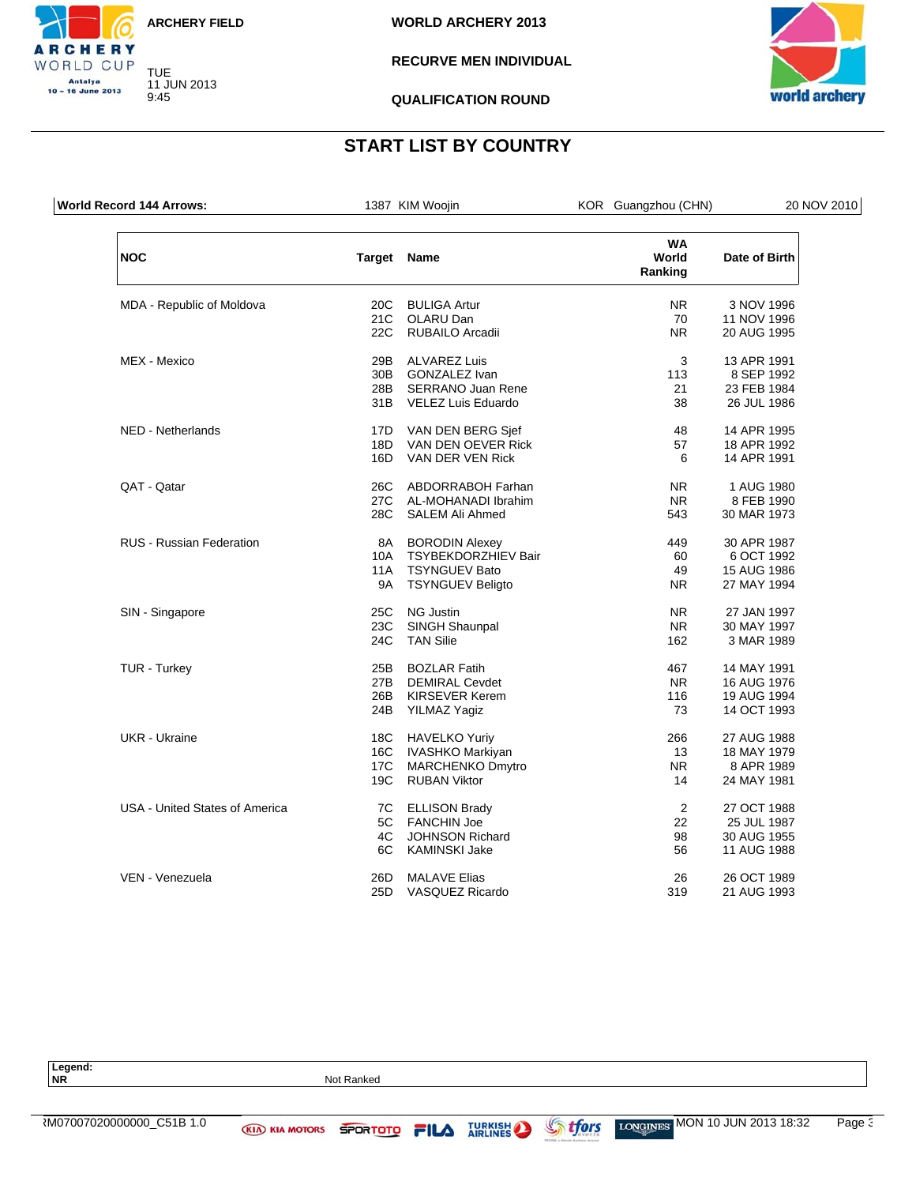ARCHERY FIELD

WORLD ARCHERY 2013

RECURVE MEN INDIVIDUAL

QUALIFICATION ROUND

TUE 11 JUN 2013 9:45

## START LIST BY COUNTRY

| World Record 144 Arrows: | 1387 KIM Woojin | KOR Guangzhou (CHN) | 20 NOV 2010 |
|---|---|---|---|

| NOC | Target | Name | WA World Ranking | Date of Birth |
|---|---|---|---|---|
| MDA - Republic of Moldova | 20C | BULIGA Artur | NR | 3 NOV 1996 |
| | 21C | OLARU Dan | 70 | 11 NOV 1996 |
| | 22C | RUBAILO Arcadii | NR | 20 AUG 1995 |
| MEX - Mexico | 29B | ALVAREZ Luis | 3 | 13 APR 1991 |
| | 30B | GONZALEZ Ivan | 113 | 8 SEP 1992 |
| | 28B | SERRANO Juan Rene | 21 | 23 FEB 1984 |
| | 31B | VELEZ Luis Eduardo | 38 | 26 JUL 1986 |
| NED - Netherlands | 17D | VAN DEN BERG Sjef | 48 | 14 APR 1995 |
| | 18D | VAN DEN OEVER Rick | 57 | 18 APR 1992 |
| | 16D | VAN DER VEN Rick | 6 | 14 APR 1991 |
| QAT - Qatar | 26C | ABDORRABOH Farhan | NR | 1 AUG 1980 |
| | 27C | AL-MOHANADI Ibrahim | NR | 8 FEB 1990 |
| | 28C | SALEM Ali Ahmed | 543 | 30 MAR 1973 |
| RUS - Russian Federation | 8A | BORODIN Alexey | 449 | 30 APR 1987 |
| | 10A | TSYBEKDORZHIEV Bair | 60 | 6 OCT 1992 |
| | 11A | TSYNGUEV Bato | 49 | 15 AUG 1986 |
| | 9A | TSYNGUEV Beligto | NR | 27 MAY 1994 |
| SIN - Singapore | 25C | NG Justin | NR | 27 JAN 1997 |
| | 23C | SINGH Shaunpal | NR | 30 MAY 1997 |
| | 24C | TAN Silie | 162 | 3 MAR 1989 |
| TUR - Turkey | 25B | BOZLAR Fatih | 467 | 14 MAY 1991 |
| | 27B | DEMIRAL Cevdet | NR | 16 AUG 1976 |
| | 26B | KIRSEVER Kerem | 116 | 19 AUG 1994 |
| | 24B | YILMAZ Yagiz | 73 | 14 OCT 1993 |
| UKR - Ukraine | 18C | HAVELKO Yuriy | 266 | 27 AUG 1988 |
| | 16C | IVASHKO Markiyan | 13 | 18 MAY 1979 |
| | 17C | MARCHENKO Dmytro | NR | 8 APR 1989 |
| | 19C | RUBAN Viktor | 14 | 24 MAY 1981 |
| USA - United States of America | 7C | ELLISON Brady | 2 | 27 OCT 1988 |
| | 5C | FANCHIN Joe | 22 | 25 JUL 1987 |
| | 4C | JOHNSON Richard | 98 | 30 AUG 1955 |
| | 6C | KAMINSKI Jake | 56 | 11 AUG 1988 |
| VEN - Venezuela | 26D | MALAVE Elias | 26 | 26 OCT 1989 |
| | 25D | VASQUEZ Ricardo | 319 | 21 AUG 1993 |

**Legend:**
**NR** Not Ranked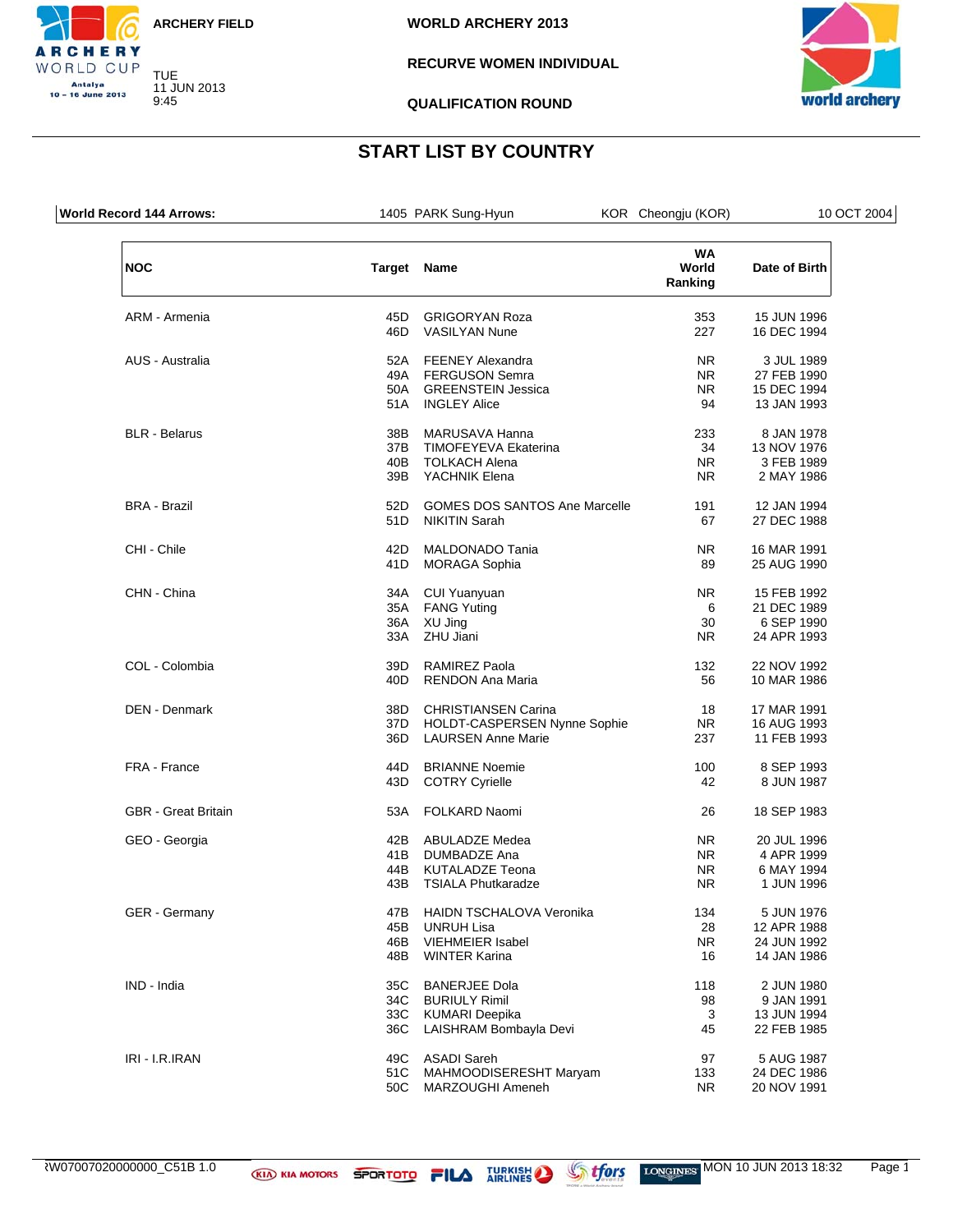ARCHERY FIELD

TUE 11 JUN 2013 9:45

**WORLD ARCHERY 2013**

**RECURVE WOMEN INDIVIDUAL**

**QUALIFICATION ROUND**

## START LIST BY COUNTRY

| **World Record 144 Arrows:** | 1405 PARK Sung-Hyun | KOR Cheongju (KOR) | 10 OCT 2004 |
|---|---|---|---|

| NOC | Target | Name | WA World Ranking | Date of Birth |
|---|---|---|---|---|
| ARM - Armenia | 45D | GRIGORYAN Roza | 353 | 15 JUN 1996 |
| | 46D | VASILYAN Nune | 227 | 16 DEC 1994 |
| AUS - Australia | 52A | FEENEY Alexandra | NR | 3 JUL 1989 |
| | 49A | FERGUSON Semra | NR | 27 FEB 1990 |
| | 50A | GREENSTEIN Jessica | NR | 15 DEC 1994 |
| | 51A | INGLEY Alice | 94 | 13 JAN 1993 |
| BLR - Belarus | 38B | MARUSAVA Hanna | 233 | 8 JAN 1978 |
| | 37B | TIMOFEYEVA Ekaterina | 34 | 13 NOV 1976 |
| | 40B | TOLKACH Alena | NR | 3 FEB 1989 |
| | 39B | YACHNIK Elena | NR | 2 MAY 1986 |
| BRA - Brazil | 52D | GOMES DOS SANTOS Ane Marcelle | 191 | 12 JAN 1994 |
| | 51D | NIKITIN Sarah | 67 | 27 DEC 1988 |
| CHI - Chile | 42D | MALDONADO Tania | NR | 16 MAR 1991 |
| | 41D | MORAGA Sophia | 89 | 25 AUG 1990 |
| CHN - China | 34A | CUI Yuanyuan | NR | 15 FEB 1992 |
| | 35A | FANG Yuting | 6 | 21 DEC 1989 |
| | 36A | XU Jing | 30 | 6 SEP 1990 |
| | 33A | ZHU Jiani | NR | 24 APR 1993 |
| COL - Colombia | 39D | RAMIREZ Paola | 132 | 22 NOV 1992 |
| | 40D | RENDON Ana Maria | 56 | 10 MAR 1986 |
| DEN - Denmark | 38D | CHRISTIANSEN Carina | 18 | 17 MAR 1991 |
| | 37D | HOLDT-CASPERSEN Nynne Sophie | NR | 16 AUG 1993 |
| | 36D | LAURSEN Anne Marie | 237 | 11 FEB 1993 |
| FRA - France | 44D | BRIANNE Noemie | 100 | 8 SEP 1993 |
| | 43D | COTRY Cyrielle | 42 | 8 JUN 1987 |
| GBR - Great Britain | 53A | FOLKARD Naomi | 26 | 18 SEP 1983 |
| GEO - Georgia | 42B | ABULADZE Medea | NR | 20 JUL 1996 |
| | 41B | DUMBADZE Ana | NR | 4 APR 1999 |
| | 44B | KUTALADZE Teona | NR | 6 MAY 1994 |
| | 43B | TSIALA Phutkaradze | NR | 1 JUN 1996 |
| GER - Germany | 47B | HAIDN TSCHALOVA Veronika | 134 | 5 JUN 1976 |
| | 45B | UNRUH Lisa | 28 | 12 APR 1988 |
| | 46B | VIEHMEIER Isabel | NR | 24 JUN 1992 |
| | 48B | WINTER Karina | 16 | 14 JAN 1986 |
| IND - India | 35C | BANERJEE Dola | 118 | 2 JUN 1980 |
| | 34C | BURIULY Rimil | 98 | 9 JAN 1991 |
| | 33C | KUMARI Deepika | 3 | 13 JUN 1994 |
| | 36C | LAISHRAM Bombayla Devi | 45 | 22 FEB 1985 |
| IRI - I.R.IRAN | 49C | ASADI Sareh | 97 | 5 AUG 1987 |
| | 51C | MAHMOODISERESHT Maryam | 133 | 24 DEC 1986 |
| | 50C | MARZOUGHI Ameneh | NR | 20 NOV 1991 |

RW07007020000000_C51B 1.0 MON 10 JUN 2013 18:32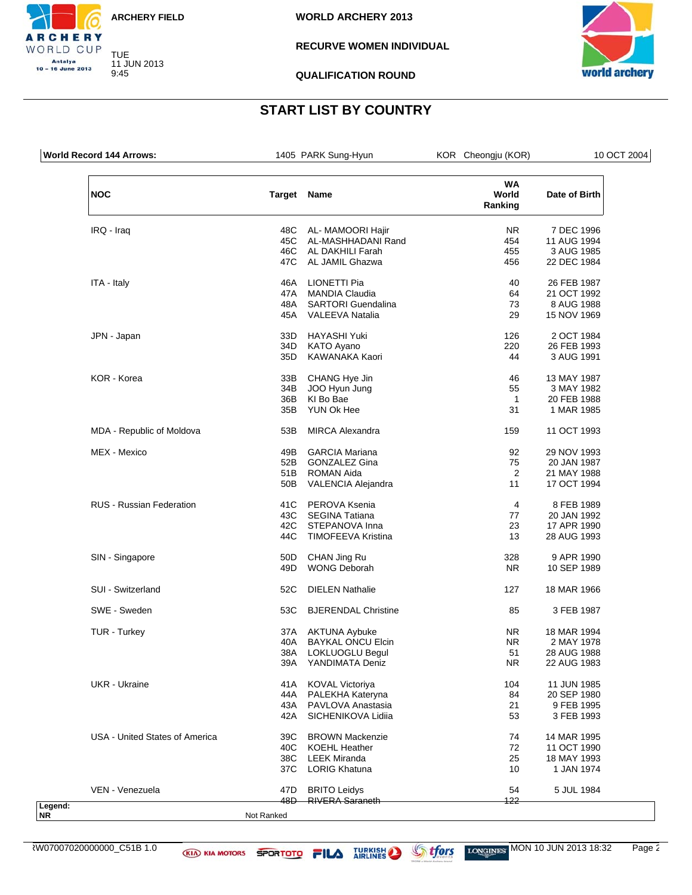ARCHERY FIELD

WORLD ARCHERY 2013

RECURVE WOMEN INDIVIDUAL

QUALIFICATION ROUND

TUE 11 JUN 2013 9:45

# START LIST BY COUNTRY

**World Record 144 Arrows:** 1405 PARK Sung-Hyun KOR Cheongju (KOR) 10 OCT 2004

| NOC | Target | Name | WA World Ranking | Date of Birth |
|---|---|---|---|---|
| IRQ - Iraq | 48C | AL- MAMOORI Hajir | NR | 7 DEC 1996 |
| | 45C | AL-MASHHADANI Rand | 454 | 11 AUG 1994 |
| | 46C | AL DAKHILI Farah | 455 | 3 AUG 1985 |
| | 47C | AL JAMIL Ghazwa | 456 | 22 DEC 1984 |
| ITA - Italy | 46A | LIONETTI Pia | 40 | 26 FEB 1987 |
| | 47A | MANDIA Claudia | 64 | 21 OCT 1992 |
| | 48A | SARTORI Guendalina | 73 | 8 AUG 1988 |
| | 45A | VALEEVA Natalia | 29 | 15 NOV 1969 |
| JPN - Japan | 33D | HAYASHI Yuki | 126 | 2 OCT 1984 |
| | 34D | KATO Ayano | 220 | 26 FEB 1993 |
| | 35D | KAWANAKA Kaori | 44 | 3 AUG 1991 |
| KOR - Korea | 33B | CHANG Hye Jin | 46 | 13 MAY 1987 |
| | 34B | JOO Hyun Jung | 55 | 3 MAY 1982 |
| | 36B | KI Bo Bae | 1 | 20 FEB 1988 |
| | 35B | YUN Ok Hee | 31 | 1 MAR 1985 |
| MDA - Republic of Moldova | 53B | MIRCA Alexandra | 159 | 11 OCT 1993 |
| MEX - Mexico | 49B | GARCIA Mariana | 92 | 29 NOV 1993 |
| | 52B | GONZALEZ Gina | 75 | 20 JAN 1987 |
| | 51B | ROMAN Aida | 2 | 21 MAY 1988 |
| | 50B | VALENCIA Alejandra | 11 | 17 OCT 1994 |
| RUS - Russian Federation | 41C | PEROVA Ksenia | 4 | 8 FEB 1989 |
| | 43C | SEGINA Tatiana | 77 | 20 JAN 1992 |
| | 42C | STEPANOVA Inna | 23 | 17 APR 1990 |
| | 44C | TIMOFEEVA Kristina | 13 | 28 AUG 1993 |
| SIN - Singapore | 50D | CHAN Jing Ru | 328 | 9 APR 1990 |
| | 49D | WONG Deborah | NR | 10 SEP 1989 |
| SUI - Switzerland | 52C | DIELEN Nathalie | 127 | 18 MAR 1966 |
| SWE - Sweden | 53C | BJERENDAL Christine | 85 | 3 FEB 1987 |
| TUR - Turkey | 37A | AKTUNA Aybuke | NR | 18 MAR 1994 |
| | 40A | BAYKAL ONCU Elcin | NR | 2 MAY 1978 |
| | 38A | LOKLUOGLU Begul | 51 | 28 AUG 1988 |
| | 39A | YANDIMATA Deniz | NR | 22 AUG 1983 |
| UKR - Ukraine | 41A | KOVAL Victoriya | 104 | 11 JUN 1985 |
| | 44A | PALEKHA Kateryna | 84 | 20 SEP 1980 |
| | 43A | PAVLOVA Anastasia | 21 | 9 FEB 1995 |
| | 42A | SICHENIKOVA Lidiia | 53 | 3 FEB 1993 |
| USA - United States of America | 39C | BROWN Mackenzie | 74 | 14 MAR 1995 |
| | 40C | KOEHL Heather | 72 | 11 OCT 1990 |
| | 38C | LEEK Miranda | 25 | 18 MAY 1993 |
| | 37C | LORIG Khatuna | 10 | 1 JAN 1974 |
| VEN - Venezuela | 47D | BRITO Leidys | 54 | 5 JUL 1984 |
| | 48D | RIVERA Saraneth | 122 | |

**Legend:**

**NR** Not Ranked

RW07007020000000_C51B 1.0 MON 10 JUN 2013 18:32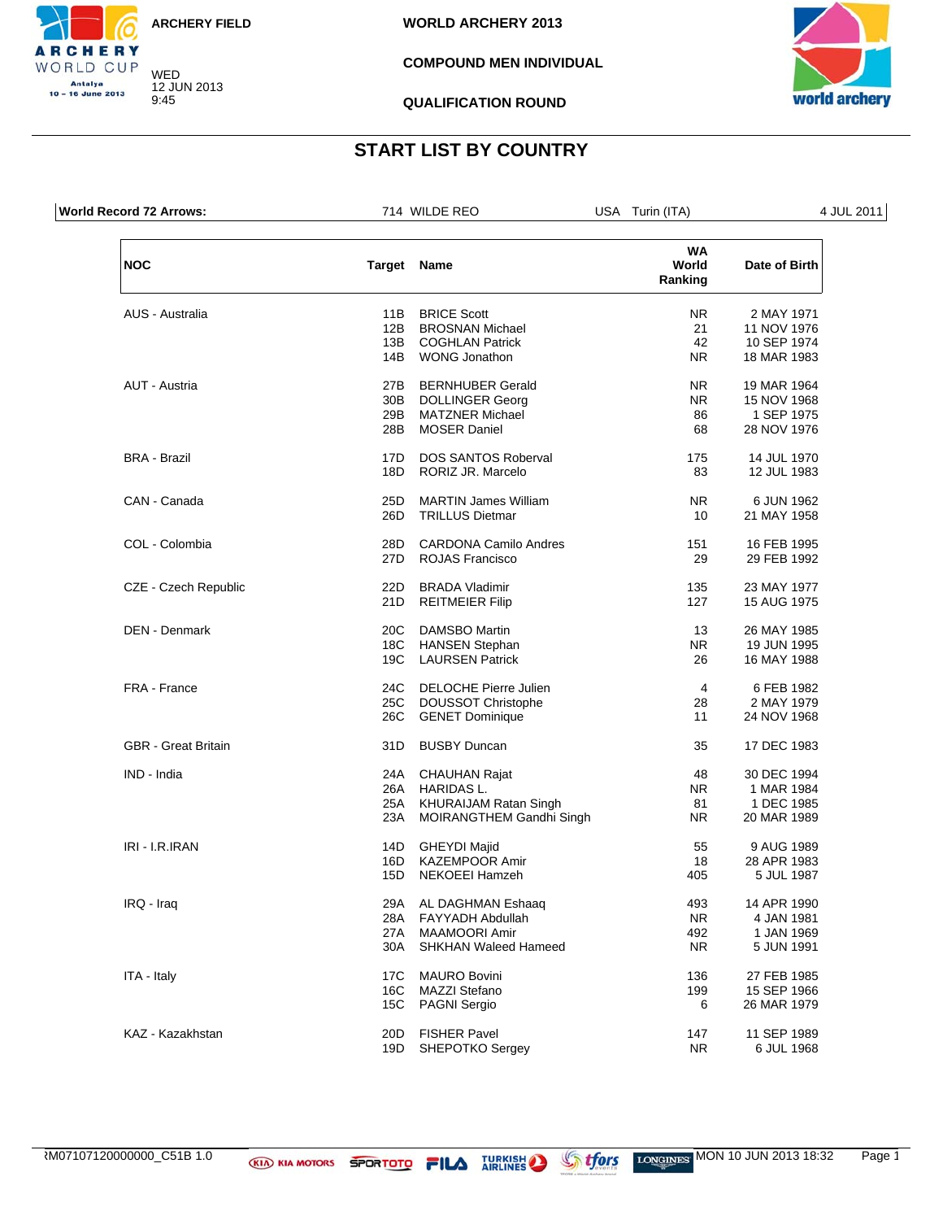ARCHERY FIELD

WED 12 JUN 2013 9:45

WORLD ARCHERY 2013

COMPOUND MEN INDIVIDUAL

QUALIFICATION ROUND

# START LIST BY COUNTRY

| World Record 72 Arrows: | 714 WILDE REO | USA Turin (ITA) | 4 JUL 2011 |
|---|---|---|---|

| NOC | Target | Name | WA World Ranking | Date of Birth |
|---|---|---|---|---|
| AUS - Australia | 11B | BRICE Scott | NR | 2 MAY 1971 |
| | 12B | BROSNAN Michael | 21 | 11 NOV 1976 |
| | 13B | COGHLAN Patrick | 42 | 10 SEP 1974 |
| | 14B | WONG Jonathon | NR | 18 MAR 1983 |
| AUT - Austria | 27B | BERNHUBER Gerald | NR | 19 MAR 1964 |
| | 30B | DOLLINGER Georg | NR | 15 NOV 1968 |
| | 29B | MATZNER Michael | 86 | 1 SEP 1975 |
| | 28B | MOSER Daniel | 68 | 28 NOV 1976 |
| BRA - Brazil | 17D | DOS SANTOS Roberval | 175 | 14 JUL 1970 |
| | 18D | RORIZ JR. Marcelo | 83 | 12 JUL 1983 |
| CAN - Canada | 25D | MARTIN James William | NR | 6 JUN 1962 |
| | 26D | TRILLUS Dietmar | 10 | 21 MAY 1958 |
| COL - Colombia | 28D | CARDONA Camilo Andres | 151 | 16 FEB 1995 |
| | 27D | ROJAS Francisco | 29 | 29 FEB 1992 |
| CZE - Czech Republic | 22D | BRADA Vladimir | 135 | 23 MAY 1977 |
| | 21D | REITMEIER Filip | 127 | 15 AUG 1975 |
| DEN - Denmark | 20C | DAMSBO Martin | 13 | 26 MAY 1985 |
| | 18C | HANSEN Stephan | NR | 19 JUN 1995 |
| | 19C | LAURSEN Patrick | 26 | 16 MAY 1988 |
| FRA - France | 24C | DELOCHE Pierre Julien | 4 | 6 FEB 1982 |
| | 25C | DOUSSOT Christophe | 28 | 2 MAY 1979 |
| | 26C | GENET Dominique | 11 | 24 NOV 1968 |
| GBR - Great Britain | 31D | BUSBY Duncan | 35 | 17 DEC 1983 |
| IND - India | 24A | CHAUHAN Rajat | 48 | 30 DEC 1994 |
| | 26A | HARIDAS L. | NR | 1 MAR 1984 |
| | 25A | KHURAIJAM Ratan Singh | 81 | 1 DEC 1985 |
| | 23A | MOIRANGTHEM Gandhi Singh | NR | 20 MAR 1989 |
| IRI - I.R.IRAN | 14D | GHEYDI Majid | 55 | 9 AUG 1989 |
| | 16D | KAZEMPOOR Amir | 18 | 28 APR 1983 |
| | 15D | NEKOEEI Hamzeh | 405 | 5 JUL 1987 |
| IRQ - Iraq | 29A | AL DAGHMAN Eshaaq | 493 | 14 APR 1990 |
| | 28A | FAYYADH Abdullah | NR | 4 JAN 1981 |
| | 27A | MAAMOORI Amir | 492 | 1 JAN 1969 |
| | 30A | SHKHAN Waleed Hameed | NR | 5 JUN 1991 |
| ITA - Italy | 17C | MAURO Bovini | 136 | 27 FEB 1985 |
| | 16C | MAZZI Stefano | 199 | 15 SEP 1966 |
| | 15C | PAGNI Sergio | 6 | 26 MAR 1979 |
| KAZ - Kazakhstan | 20D | FISHER Pavel | 147 | 11 SEP 1989 |
| | 19D | SHEPOTKO Sergey | NR | 6 JUL 1968 |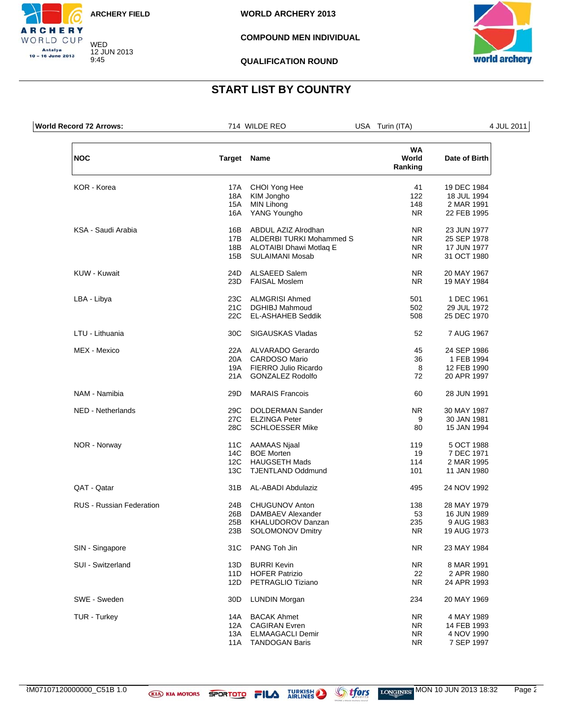ARCHERY FIELD

WED 12 JUN 2013 9:45

WORLD ARCHERY 2013

COMPOUND MEN INDIVIDUAL

QUALIFICATION ROUND

# START LIST BY COUNTRY

| World Record 72 Arrows: | 714 WILDE REO | USA | Turin (ITA) | 4 JUL 2011 |
|---|---|---|---|---|

| NOC | Target | Name | WA World Ranking | Date of Birth |
|---|---|---|---|---|
| KOR - Korea | 17A | CHOI Yong Hee | 41 | 19 DEC 1984 |
| | 18A | KIM Jongho | 122 | 18 JUL 1994 |
| | 15A | MIN Lihong | 148 | 2 MAR 1991 |
| | 16A | YANG Youngho | NR | 22 FEB 1995 |
| KSA - Saudi Arabia | 16B | ABDUL AZIZ Alrodhan | NR | 23 JUN 1977 |
| | 17B | ALDERBI TURKI Mohammed S | NR | 25 SEP 1978 |
| | 18B | ALOTAIBI Dhawi Motlaq E | NR | 17 JUN 1977 |
| | 15B | SULAIMANI Mosab | NR | 31 OCT 1980 |
| KUW - Kuwait | 24D | ALSAEED Salem | NR | 20 MAY 1967 |
| | 23D | FAISAL Moslem | NR | 19 MAY 1984 |
| LBA - Libya | 23C | ALMGRISI Ahmed | 501 | 1 DEC 1961 |
| | 21C | DGHIBJ Mahmoud | 502 | 29 JUL 1972 |
| | 22C | EL-ASHAHEB Seddik | 508 | 25 DEC 1970 |
| LTU - Lithuania | 30C | SIGAUSKAS Vladas | 52 | 7 AUG 1967 |
| MEX - Mexico | 22A | ALVARADO Gerardo | 45 | 24 SEP 1986 |
| | 20A | CARDOSO Mario | 36 | 1 FEB 1994 |
| | 19A | FIERRO Julio Ricardo | 8 | 12 FEB 1990 |
| | 21A | GONZALEZ Rodolfo | 72 | 20 APR 1997 |
| NAM - Namibia | 29D | MARAIS Francois | 60 | 28 JUN 1991 |
| NED - Netherlands | 29C | DOLDERMAN Sander | NR | 30 MAY 1987 |
| | 27C | ELZINGA Peter | 9 | 30 JAN 1981 |
| | 28C | SCHLOESSER Mike | 80 | 15 JAN 1994 |
| NOR - Norway | 11C | AAMAAS Njaal | 119 | 5 OCT 1988 |
| | 14C | BOE Morten | 19 | 7 DEC 1971 |
| | 12C | HAUGSETH Mads | 114 | 2 MAR 1995 |
| | 13C | TJENTLAND Oddmund | 101 | 11 JAN 1980 |
| QAT - Qatar | 31B | AL-ABADI Abdulaziz | 495 | 24 NOV 1992 |
| RUS - Russian Federation | 24B | CHUGUNOV Anton | 138 | 28 MAY 1979 |
| | 26B | DAMBAEV Alexander | 53 | 16 JUN 1989 |
| | 25B | KHALUDOROV Danzan | 235 | 9 AUG 1983 |
| | 23B | SOLOMONOV Dmitry | NR | 19 AUG 1973 |
| SIN - Singapore | 31C | PANG Toh Jin | NR | 23 MAY 1984 |
| SUI - Switzerland | 13D | BURRI Kevin | NR | 8 MAR 1991 |
| | 11D | HOFER Patrizio | 22 | 2 APR 1980 |
| | 12D | PETRAGLIO Tiziano | NR | 24 APR 1993 |
| SWE - Sweden | 30D | LUNDIN Morgan | 234 | 20 MAY 1969 |
| TUR - Turkey | 14A | BACAK Ahmet | NR | 4 MAY 1989 |
| | 12A | CAGIRAN Evren | NR | 14 FEB 1993 |
| | 13A | ELMAAGACLI Demir | NR | 4 NOV 1990 |
| | 11A | TANDOGAN Baris | NR | 7 SEP 1997 |

RM07107120000000_C51B 1.0 MON 10 JUN 2013 18:32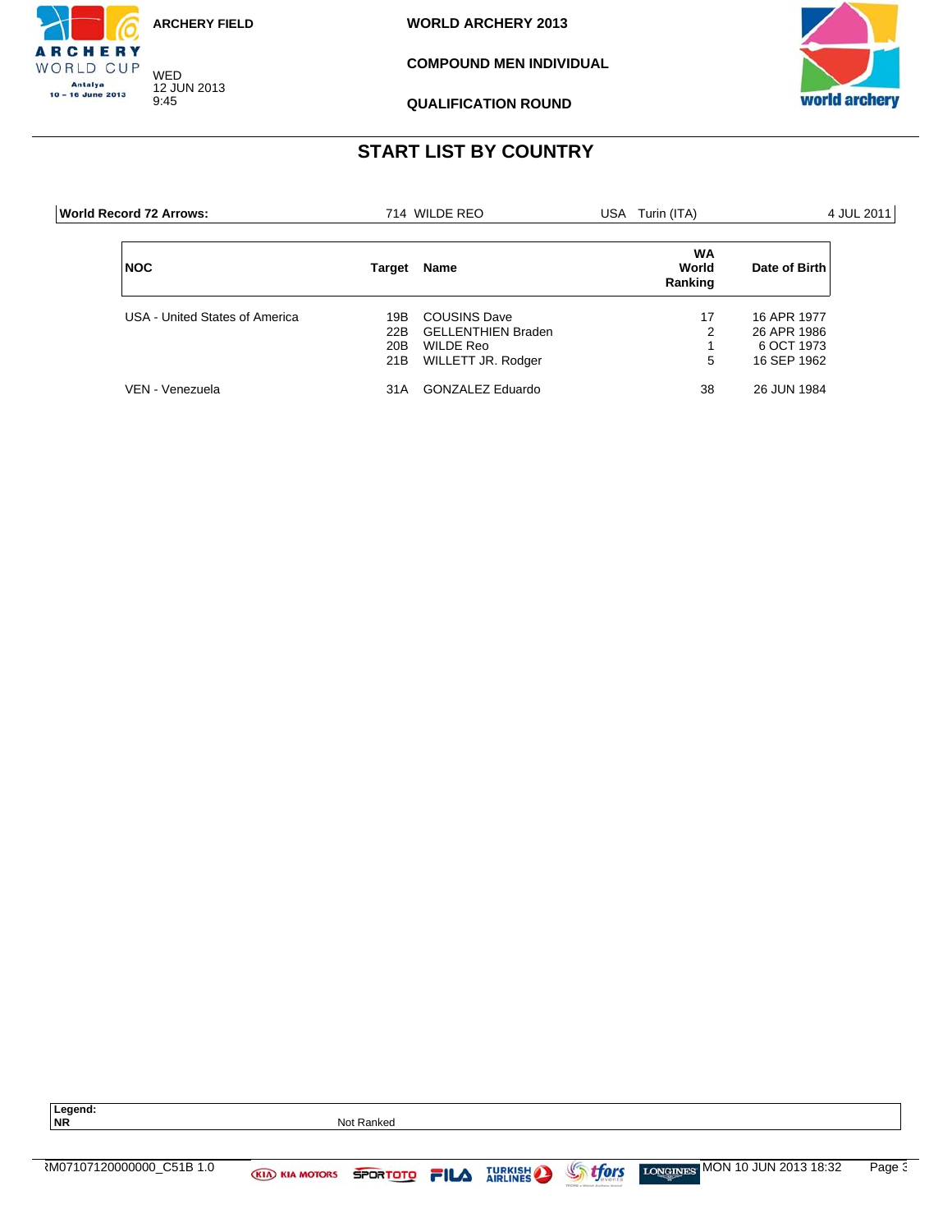ARCHERY FIELD

WED
12 JUN 2013
9:45

**WORLD ARCHERY 2013**

**COMPOUND MEN INDIVIDUAL**

**QUALIFICATION ROUND**

# START LIST BY COUNTRY

| **World Record 72 Arrows:** | 714 WILDE REO | USA Turin (ITA) | 4 JUL 2011 |
|---|---|---|---|

| NOC | Target | Name | WA World Ranking | Date of Birth |
|---|---|---|---|---|
| USA - United States of America | 19B | COUSINS Dave | 17 | 16 APR 1977 |
| | 22B | GELLENTHIEN Braden | 2 | 26 APR 1986 |
| | 20B | WILDE Reo | 1 | 6 OCT 1973 |
| | 21B | WILLETT JR. Rodger | 5 | 16 SEP 1962 |
| VEN - Venezuela | 31A | GONZALEZ Eduardo | 38 | 26 JUN 1984 |

**Legend:**
**NR** Not Ranked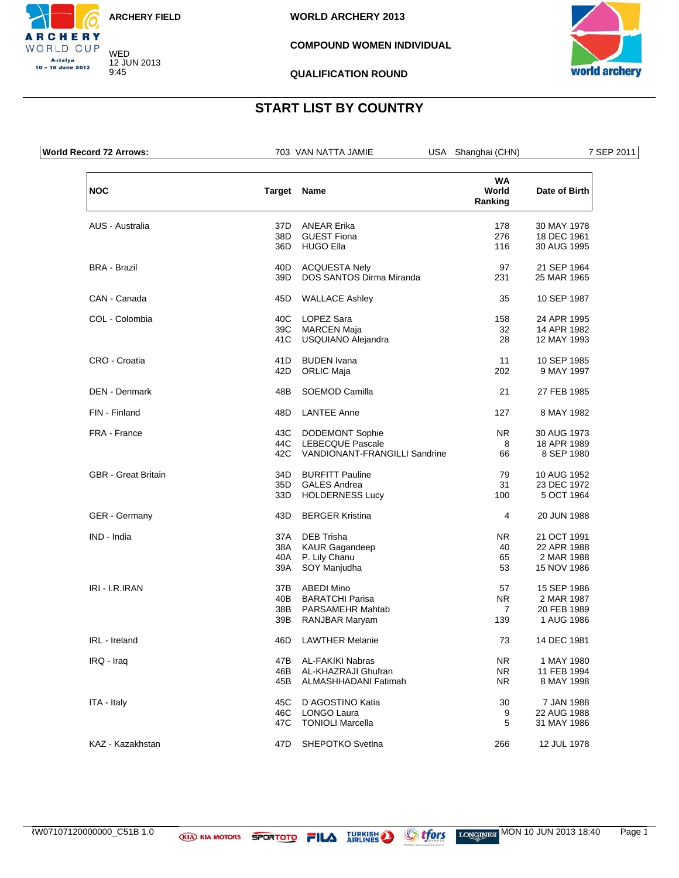ARCHERY FIELD

WED 12 JUN 2013 9:45

**WORLD ARCHERY 2013**

**COMPOUND WOMEN INDIVIDUAL**

**QUALIFICATION ROUND**

## START LIST BY COUNTRY

| World Record 72 Arrows: | 703 VAN NATTA JAMIE | USA | Shanghai (CHN) | 7 SEP 2011 |
|---|---|---|---|---|

| NOC | Target | Name | WA World Ranking | Date of Birth |
|---|---|---|---|---|
| AUS - Australia | 37D | ANEAR Erika | 178 | 30 MAY 1978 |
| | 38D | GUEST Fiona | 276 | 18 DEC 1961 |
| | 36D | HUGO Ella | 116 | 30 AUG 1995 |
| BRA - Brazil | 40D | ACQUESTA Nely | 97 | 21 SEP 1964 |
| | 39D | DOS SANTOS Dirma Miranda | 231 | 25 MAR 1965 |
| CAN - Canada | 45D | WALLACE Ashley | 35 | 10 SEP 1987 |
| COL - Colombia | 40C | LOPEZ Sara | 158 | 24 APR 1995 |
| | 39C | MARCEN Maja | 32 | 14 APR 1982 |
| | 41C | USQUIANO Alejandra | 28 | 12 MAY 1993 |
| CRO - Croatia | 41D | BUDEN Ivana | 11 | 10 SEP 1985 |
| | 42D | ORLIC Maja | 202 | 9 MAY 1997 |
| DEN - Denmark | 48B | SOEMOD Camilla | 21 | 27 FEB 1985 |
| FIN - Finland | 48D | LANTEE Anne | 127 | 8 MAY 1982 |
| FRA - France | 43C | DODEMONT Sophie | NR | 30 AUG 1973 |
| | 44C | LEBECQUE Pascale | 8 | 18 APR 1989 |
| | 42C | VANDIONANT-FRANGILLI Sandrine | 66 | 8 SEP 1980 |
| GBR - Great Britain | 34D | BURFITT Pauline | 79 | 10 AUG 1952 |
| | 35D | GALES Andrea | 31 | 23 DEC 1972 |
| | 33D | HOLDERNESS Lucy | 100 | 5 OCT 1964 |
| GER - Germany | 43D | BERGER Kristina | 4 | 20 JUN 1988 |
| IND - India | 37A | DEB Trisha | NR | 21 OCT 1991 |
| | 38A | KAUR Gagandeep | 40 | 22 APR 1988 |
| | 40A | P. Lily Chanu | 65 | 2 MAR 1988 |
| | 39A | SOY Manjudha | 53 | 15 NOV 1986 |
| IRI - I.R.IRAN | 37B | ABEDI Mino | 57 | 15 SEP 1986 |
| | 40B | BARATCHI Parisa | NR | 2 MAR 1987 |
| | 38B | PARSAMEHR Mahtab | 7 | 20 FEB 1989 |
| | 39B | RANJBAR Maryam | 139 | 1 AUG 1986 |
| IRL - Ireland | 46D | LAWTHER Melanie | 73 | 14 DEC 1981 |
| IRQ - Iraq | 47B | AL-FAKIKI Nabras | NR | 1 MAY 1980 |
| | 46B | AL-KHAZRAJI Ghufran | NR | 11 FEB 1994 |
| | 45B | ALMASHHADANI Fatimah | NR | 8 MAY 1998 |
| ITA - Italy | 45C | D AGOSTINO Katia | 30 | 7 JAN 1988 |
| | 46C | LONGO Laura | 9 | 22 AUG 1988 |
| | 47C | TONIOLI Marcella | 5 | 31 MAY 1986 |
| KAZ - Kazakhstan | 47D | SHEPOTKO Svetlna | 266 | 12 JUL 1978 |

RW07107120000000_C51B 1.0 MON 10 JUN 2013 18:40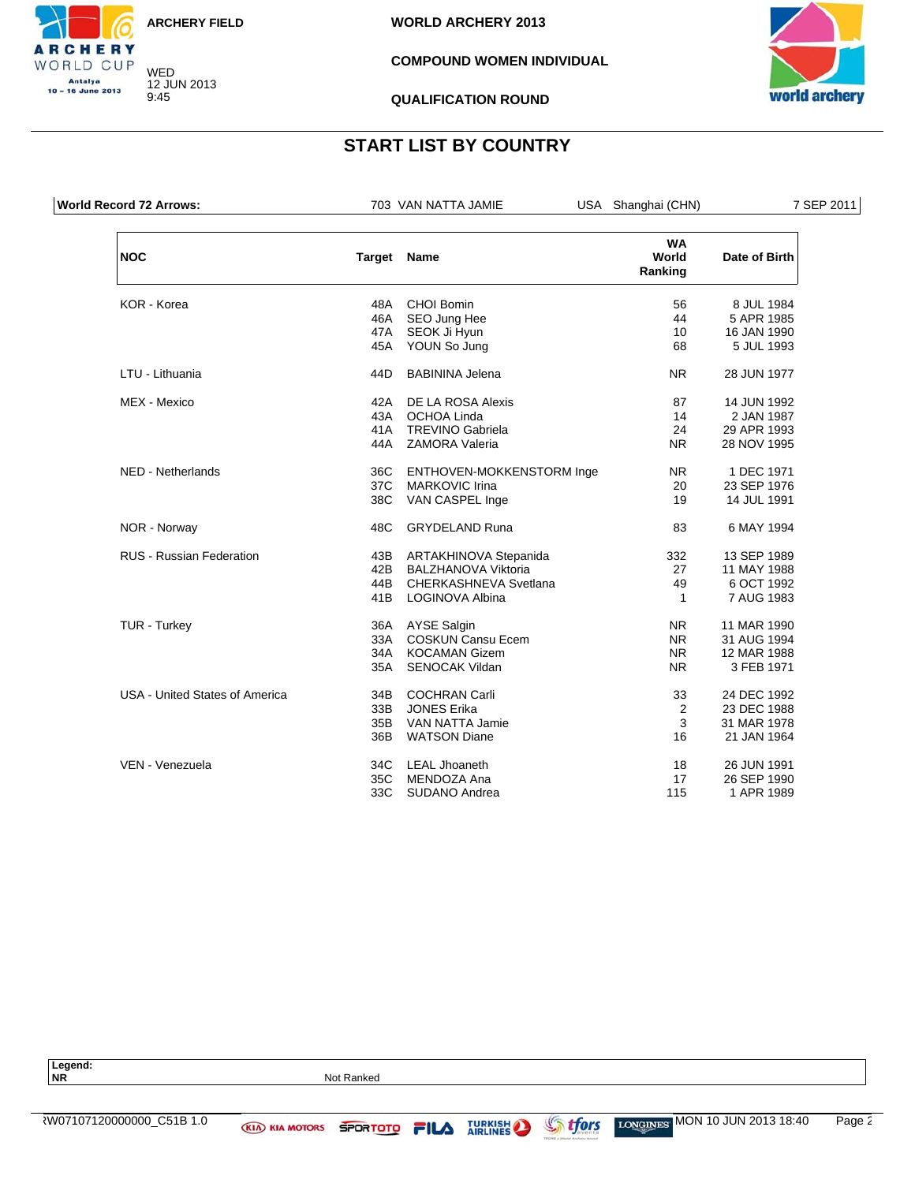ARCHERY FIELD

WED
12 JUN 2013
9:45

WORLD ARCHERY 2013

COMPOUND WOMEN INDIVIDUAL

QUALIFICATION ROUND

# START LIST BY COUNTRY

| World Record 72 Arrows: | 703 VAN NATTA JAMIE | USA | Shanghai (CHN) | 7 SEP 2011 |
|---|---|---|---|---|

| NOC | Target | Name | WA World Ranking | Date of Birth |
|---|---|---|---|---|
| KOR - Korea | 48A | CHOI Bomin | 56 | 8 JUL 1984 |
| | 46A | SEO Jung Hee | 44 | 5 APR 1985 |
| | 47A | SEOK Ji Hyun | 10 | 16 JAN 1990 |
| | 45A | YOUN So Jung | 68 | 5 JUL 1993 |
| LTU - Lithuania | 44D | BABININA Jelena | NR | 28 JUN 1977 |
| MEX - Mexico | 42A | DE LA ROSA Alexis | 87 | 14 JUN 1992 |
| | 43A | OCHOA Linda | 14 | 2 JAN 1987 |
| | 41A | TREVINO Gabriela | 24 | 29 APR 1993 |
| | 44A | ZAMORA Valeria | NR | 28 NOV 1995 |
| NED - Netherlands | 36C | ENTHOVEN-MOKKENSTORM Inge | NR | 1 DEC 1971 |
| | 37C | MARKOVIC Irina | 20 | 23 SEP 1976 |
| | 38C | VAN CASPEL Inge | 19 | 14 JUL 1991 |
| NOR - Norway | 48C | GRYDELAND Runa | 83 | 6 MAY 1994 |
| RUS - Russian Federation | 43B | ARTAKHINOVA Stepanida | 332 | 13 SEP 1989 |
| | 42B | BALZHANOVA Viktoria | 27 | 11 MAY 1988 |
| | 44B | CHERKASHNEVA Svetlana | 49 | 6 OCT 1992 |
| | 41B | LOGINOVA Albina | 1 | 7 AUG 1983 |
| TUR - Turkey | 36A | AYSE Salgin | NR | 11 MAR 1990 |
| | 33A | COSKUN Cansu Ecem | NR | 31 AUG 1994 |
| | 34A | KOCAMAN Gizem | NR | 12 MAR 1988 |
| | 35A | SENOCAK Vildan | NR | 3 FEB 1971 |
| USA - United States of America | 34B | COCHRAN Carli | 33 | 24 DEC 1992 |
| | 33B | JONES Erika | 2 | 23 DEC 1988 |
| | 35B | VAN NATTA Jamie | 3 | 31 MAR 1978 |
| | 36B | WATSON Diane | 16 | 21 JAN 1964 |
| VEN - Venezuela | 34C | LEAL Jhoaneth | 18 | 26 JUN 1991 |
| | 35C | MENDOZA Ana | 17 | 26 SEP 1990 |
| | 33C | SUDANO Andrea | 115 | 1 APR 1989 |

**Legend:**
**NR** Not Ranked

RW07107120000000_C51B 1.0 MON 10 JUN 2013 18:40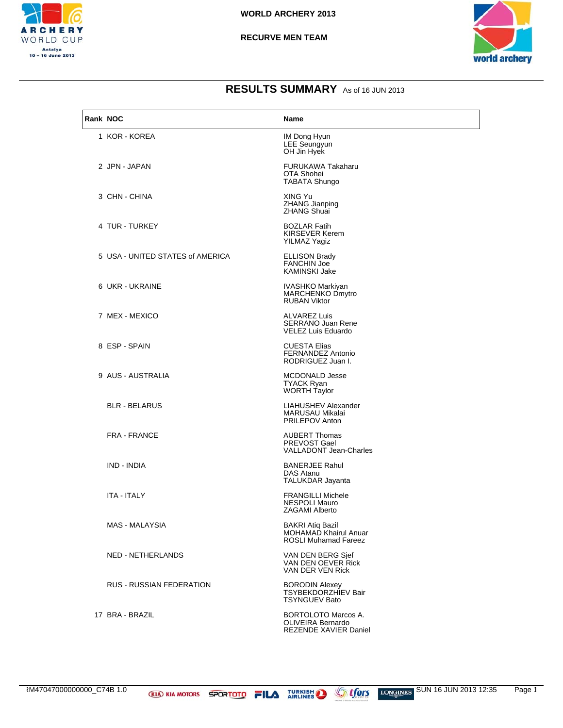WORLD ARCHERY 2013

RECURVE MEN TEAM

## RESULTS SUMMARY As of 16 JUN 2013

| Rank | NOC | Name |
|---|---|---|
| 1 | KOR - KOREA | IM Dong Hyun<br>LEE Seungyun<br>OH Jin Hyek |
| 2 | JPN - JAPAN | FURUKAWA Takaharu<br>OTA Shohei<br>TABATA Shungo |
| 3 | CHN - CHINA | XING Yu<br>ZHANG Jianping<br>ZHANG Shuai |
| 4 | TUR - TURKEY | BOZLAR Fatih<br>KIRSEVER Kerem<br>YILMAZ Yagiz |
| 5 | USA - UNITED STATES of AMERICA | ELLISON Brady<br>FANCHIN Joe<br>KAMINSKI Jake |
| 6 | UKR - UKRAINE | IVASHKO Markiyan<br>MARCHENKO Dmytro<br>RUBAN Viktor |
| 7 | MEX - MEXICO | ALVAREZ Luis<br>SERRANO Juan Rene<br>VELEZ Luis Eduardo |
| 8 | ESP - SPAIN | CUESTA Elias<br>FERNANDEZ Antonio<br>RODRIGUEZ Juan I. |
| 9 | AUS - AUSTRALIA | MCDONALD Jesse<br>TYACK Ryan<br>WORTH Taylor |
| | BLR - BELARUS | LIAHUSHEV Alexander<br>MARUSAU Mikalai<br>PRILEPOV Anton |
| | FRA - FRANCE | AUBERT Thomas<br>PREVOST Gael<br>VALLADONT Jean-Charles |
| | IND - INDIA | BANERJEE Rahul<br>DAS Atanu<br>TALUKDAR Jayanta |
| | ITA - ITALY | FRANGILLI Michele<br>NESPOLI Mauro<br>ZAGAMI Alberto |
| | MAS - MALAYSIA | BAKRI Atiq Bazil<br>MOHAMAD Khairul Anuar<br>ROSLI Muhamad Fareez |
| | NED - NETHERLANDS | VAN DEN BERG Sjef<br>VAN DEN OEVER Rick<br>VAN DER VEN Rick |
| | RUS - RUSSIAN FEDERATION | BORODIN Alexey<br>TSYBEKDORZHIEV Bair<br>TSYNGUEV Bato |
| 17 | BRA - BRAZIL | BORTOLOTO Marcos A.<br>OLIVEIRA Bernardo<br>REZENDE XAVIER Daniel |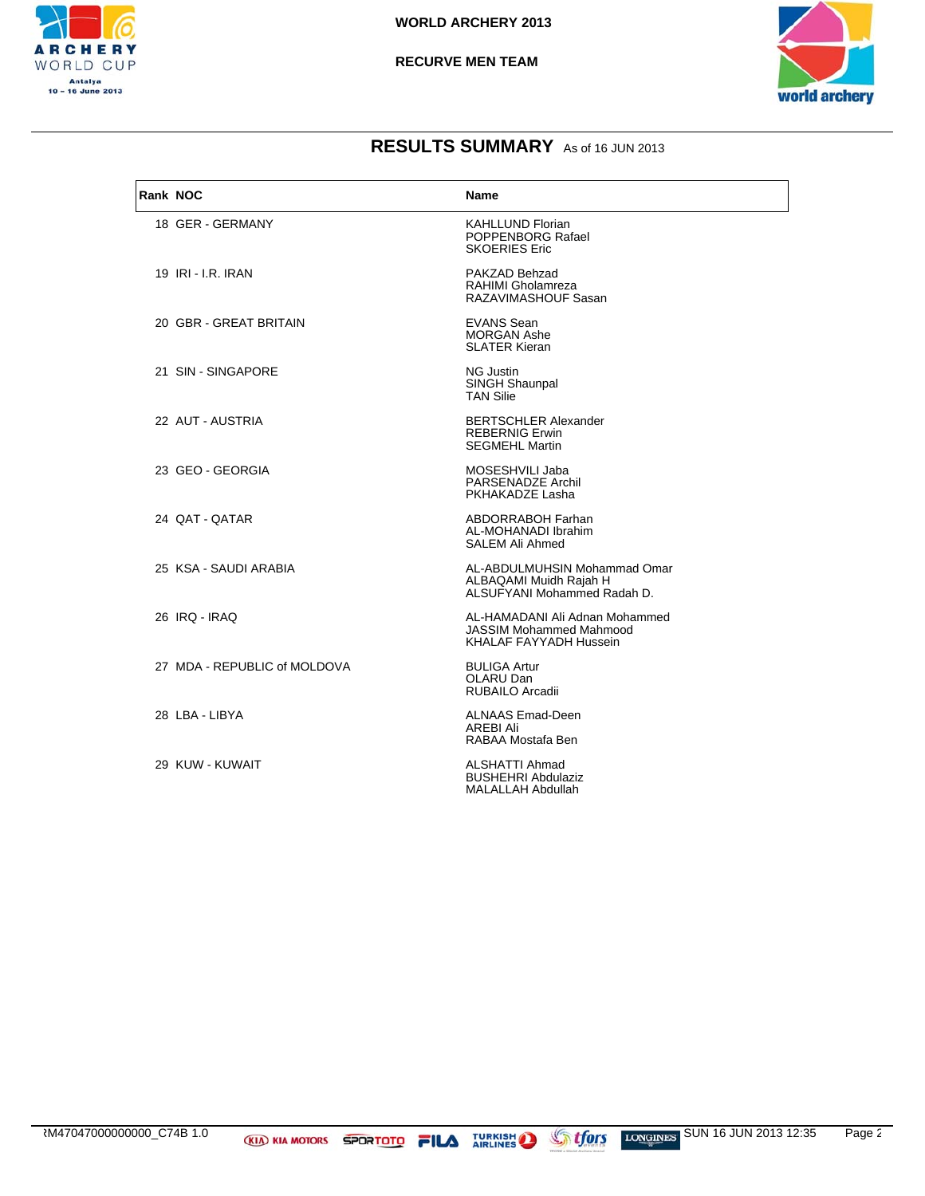# WORLD ARCHERY 2013

## RECURVE MEN TEAM

## RESULTS SUMMARY As of 16 JUN 2013

| Rank | NOC | Name |
|---|---|---|
| 18 | GER - GERMANY | KAHLLUND Florian<br>POPPENBORG Rafael<br>SKOERIES Eric |
| 19 | IRI - I.R. IRAN | PAKZAD Behzad<br>RAHIMI Gholamreza<br>RAZAVIMASHOUF Sasan |
| 20 | GBR - GREAT BRITAIN | EVANS Sean<br>MORGAN Ashe<br>SLATER Kieran |
| 21 | SIN - SINGAPORE | NG Justin<br>SINGH Shaunpal<br>TAN Silie |
| 22 | AUT - AUSTRIA | BERTSCHLER Alexander<br>REBERNIG Erwin<br>SEGMEHL Martin |
| 23 | GEO - GEORGIA | MOSESHVILI Jaba<br>PARSENADZE Archil<br>PKHAKADZE Lasha |
| 24 | QAT - QATAR | ABDORRABOH Farhan<br>AL-MOHANADI Ibrahim<br>SALEM Ali Ahmed |
| 25 | KSA - SAUDI ARABIA | AL-ABDULMUHSIN Mohammad Omar<br>ALBAQAMI Muidh Rajah H<br>ALSUFYANI Mohammed Radah D. |
| 26 | IRQ - IRAQ | AL-HAMADANI Ali Adnan Mohammed<br>JASSIM Mohammed Mahmood<br>KHALAF FAYYADH Hussein |
| 27 | MDA - REPUBLIC of MOLDOVA | BULIGA Artur<br>OLARU Dan<br>RUBAILO Arcadii |
| 28 | LBA - LIBYA | ALNAAS Emad-Deen<br>AREBI Ali<br>RABAA Mostafa Ben |
| 29 | KUW - KUWAIT | ALSHATTI Ahmad<br>BUSHEHRI Abdulaziz<br>MALALLAH Abdullah |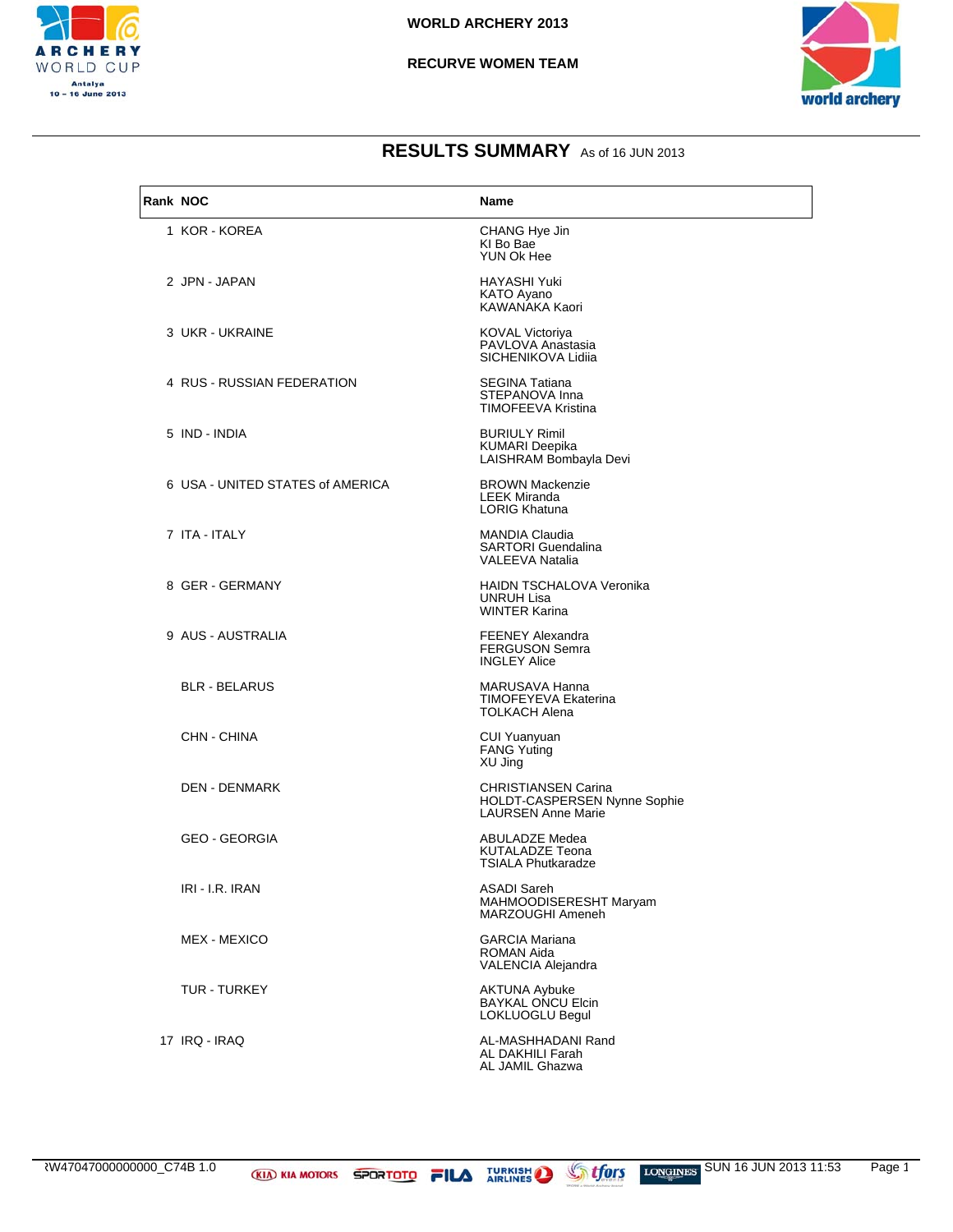# WORLD ARCHERY 2013

## RECURVE WOMEN TEAM

ARCHERY WORLD CUP
Antalya
10 - 16 June 2013

## RESULTS SUMMARY As of 16 JUN 2013

| Rank | NOC | Name |
|---|---|---|
| 1 | KOR - KOREA | CHANG Hye Jin<br>KI Bo Bae<br>YUN Ok Hee |
| 2 | JPN - JAPAN | HAYASHI Yuki<br>KATO Ayano<br>KAWANAKA Kaori |
| 3 | UKR - UKRAINE | KOVAL Victoriya<br>PAVLOVA Anastasia<br>SICHENIKOVA Lidiia |
| 4 | RUS - RUSSIAN FEDERATION | SEGINA Tatiana<br>STEPANOVA Inna<br>TIMOFEEVA Kristina |
| 5 | IND - INDIA | BURIULY Rimil<br>KUMARI Deepika<br>LAISHRAM Bombayla Devi |
| 6 | USA - UNITED STATES of AMERICA | BROWN Mackenzie<br>LEEK Miranda<br>LORIG Khatuna |
| 7 | ITA - ITALY | MANDIA Claudia<br>SARTORI Guendalina<br>VALEEVA Natalia |
| 8 | GER - GERMANY | HAIDN TSCHALOVA Veronika<br>UNRUH Lisa<br>WINTER Karina |
| 9 | AUS - AUSTRALIA | FEENEY Alexandra<br>FERGUSON Semra<br>INGLEY Alice |
| | BLR - BELARUS | MARUSAVA Hanna<br>TIMOFEYEVA Ekaterina<br>TOLKACH Alena |
| | CHN - CHINA | CUI Yuanyuan<br>FANG Yuting<br>XU Jing |
| | DEN - DENMARK | CHRISTIANSEN Carina<br>HOLDT-CASPERSEN Nynne Sophie<br>LAURSEN Anne Marie |
| | GEO - GEORGIA | ABULADZE Medea<br>KUTALADZE Teona<br>TSIALA Phutkaradze |
| | IRI - I.R. IRAN | ASADI Sareh<br>MAHMOODISERESHT Maryam<br>MARZOUGHI Ameneh |
| | MEX - MEXICO | GARCIA Mariana<br>ROMAN Aida<br>VALENCIA Alejandra |
| | TUR - TURKEY | AKTUNA Aybuke<br>BAYKAL ONCU Elcin<br>LOKLUOGLU Begul |
| 17 | IRQ - IRAQ | AL-MASHHADANI Rand<br>AL DAKHILI Farah<br>AL JAMIL Ghazwa |

RW47047000000000_C74B 1.0 SUN 16 JUN 2013 11:53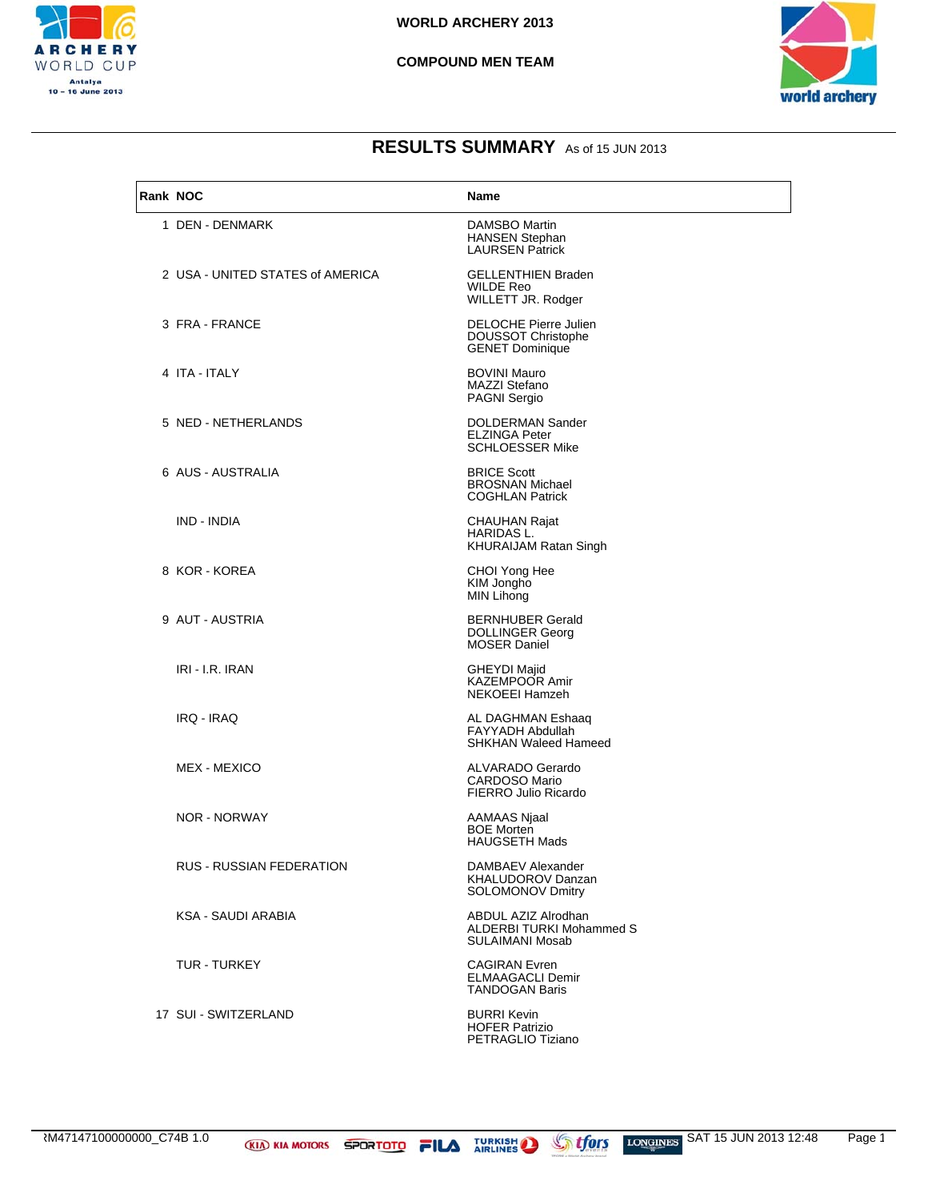# WORLD ARCHERY 2013

## COMPOUND MEN TEAM

## RESULTS SUMMARY As of 15 JUN 2013

| Rank | NOC | Name |
|---|---|---|
| 1 | DEN - DENMARK | DAMSBO Martin<br>HANSEN Stephan<br>LAURSEN Patrick |
| 2 | USA - UNITED STATES of AMERICA | GELLENTHIEN Braden<br>WILDE Reo<br>WILLETT JR. Rodger |
| 3 | FRA - FRANCE | DELOCHE Pierre Julien<br>DOUSSOT Christophe<br>GENET Dominique |
| 4 | ITA - ITALY | BOVINI Mauro<br>MAZZI Stefano<br>PAGNI Sergio |
| 5 | NED - NETHERLANDS | DOLDERMAN Sander<br>ELZINGA Peter<br>SCHLOESSER Mike |
| 6 | AUS - AUSTRALIA | BRICE Scott<br>BROSNAN Michael<br>COGHLAN Patrick |
| | IND - INDIA | CHAUHAN Rajat<br>HARIDAS L.<br>KHURAIJAM Ratan Singh |
| 8 | KOR - KOREA | CHOI Yong Hee<br>KIM Jongho<br>MIN Lihong |
| 9 | AUT - AUSTRIA | BERNHUBER Gerald<br>DOLLINGER Georg<br>MOSER Daniel |
| | IRI - I.R. IRAN | GHEYDI Majid<br>KAZEMPOOR Amir<br>NEKOEEI Hamzeh |
| | IRQ - IRAQ | AL DAGHMAN Eshaaq<br>FAYYADH Abdullah<br>SHKHAN Waleed Hameed |
| | MEX - MEXICO | ALVARADO Gerardo<br>CARDOSO Mario<br>FIERRO Julio Ricardo |
| | NOR - NORWAY | AAMAAS Njaal<br>BOE Morten<br>HAUGSETH Mads |
| | RUS - RUSSIAN FEDERATION | DAMBAEV Alexander<br>KHALUDOROV Danzan<br>SOLOMONOV Dmitry |
| | KSA - SAUDI ARABIA | ABDUL AZIZ Alrodhan<br>ALDERBI TURKI Mohammed S<br>SULAIMANI Mosab |
| | TUR - TURKEY | CAGIRAN Evren<br>ELMAAGACLI Demir<br>TANDOGAN Baris |
| 17 | SUI - SWITZERLAND | BURRI Kevin<br>HOFER Patrizio<br>PETRAGLIO Tiziano |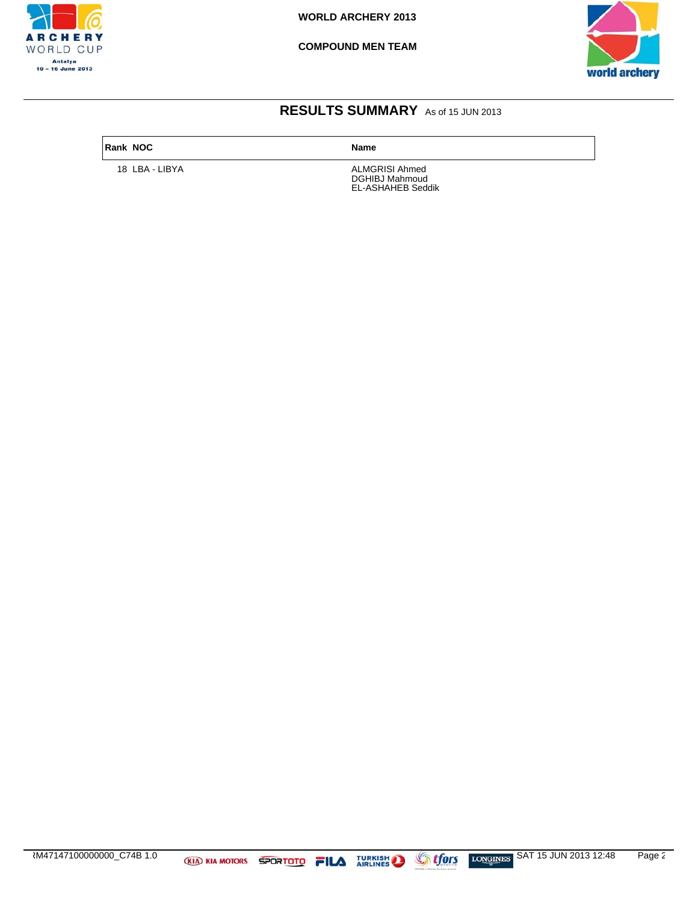# RESULTS SUMMARY As of 15 JUN 2013

| Rank | NOC | Name |
|---|---|---|
| 18 | LBA - LIBYA | ALMGRISI Ahmed<br>DGHIBJ Mahmoud<br>EL-ASHAHEB Seddik |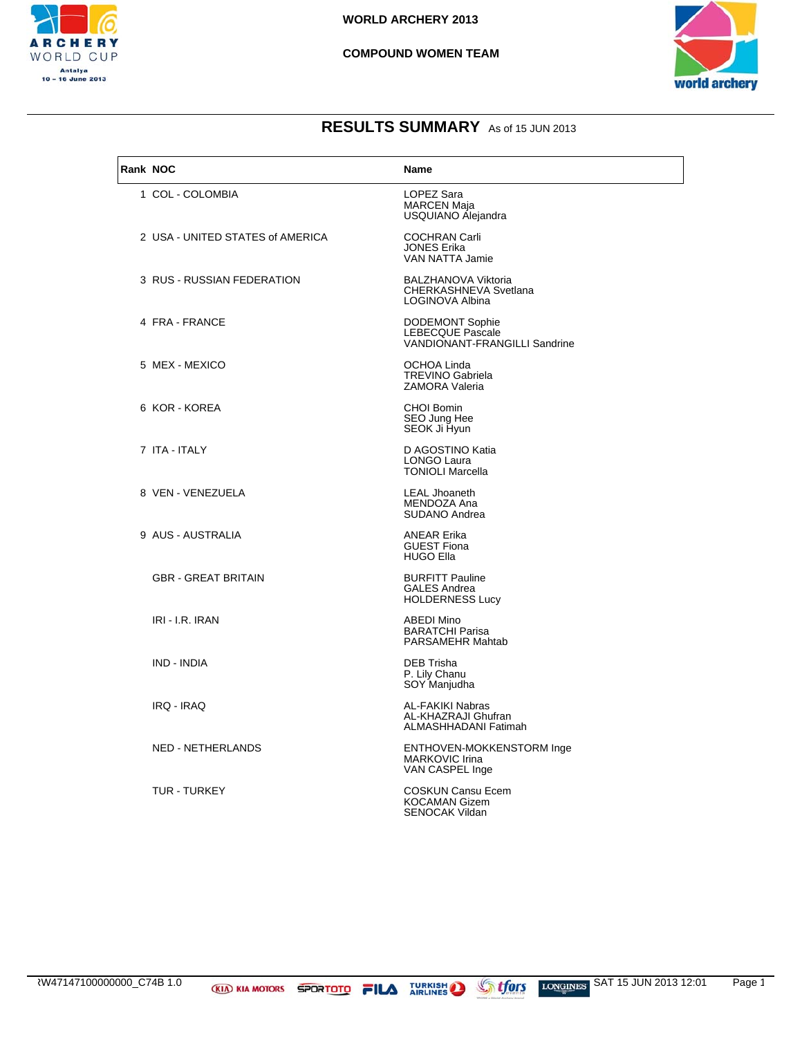WORLD ARCHERY 2013

COMPOUND WOMEN TEAM

## RESULTS SUMMARY As of 15 JUN 2013

| Rank | NOC | Name |
|---|---|---|
| 1 | COL - COLOMBIA | LOPEZ Sara<br>MARCEN Maja<br>USQUIANO Alejandra |
| 2 | USA - UNITED STATES of AMERICA | COCHRAN Carli<br>JONES Erika<br>VAN NATTA Jamie |
| 3 | RUS - RUSSIAN FEDERATION | BALZHANOVA Viktoria<br>CHERKASHNEVA Svetlana<br>LOGINOVA Albina |
| 4 | FRA - FRANCE | DODEMONT Sophie<br>LEBECQUE Pascale<br>VANDIONANT-FRANGILLI Sandrine |
| 5 | MEX - MEXICO | OCHOA Linda<br>TREVINO Gabriela<br>ZAMORA Valeria |
| 6 | KOR - KOREA | CHOI Bomin<br>SEO Jung Hee<br>SEOK Ji Hyun |
| 7 | ITA - ITALY | D AGOSTINO Katia<br>LONGO Laura<br>TONIOLI Marcella |
| 8 | VEN - VENEZUELA | LEAL Jhoaneth<br>MENDOZA Ana<br>SUDANO Andrea |
| 9 | AUS - AUSTRALIA | ANEAR Erika<br>GUEST Fiona<br>HUGO Ella |
| | GBR - GREAT BRITAIN | BURFITT Pauline<br>GALES Andrea<br>HOLDERNESS Lucy |
| | IRI - I.R. IRAN | ABEDI Mino<br>BARATCHI Parisa<br>PARSAMEHR Mahtab |
| | IND - INDIA | DEB Trisha<br>P. Lily Chanu<br>SOY Manjudha |
| | IRQ - IRAQ | AL-FAKIKI Nabras<br>AL-KHAZRAJI Ghufran<br>ALMASHHADANI Fatimah |
| | NED - NETHERLANDS | ENTHOVEN-MOKKENSTORM Inge<br>MARKOVIC Irina<br>VAN CASPEL Inge |
| | TUR - TURKEY | COSKUN Cansu Ecem<br>KOCAMAN Gizem<br>SENOCAK Vildan |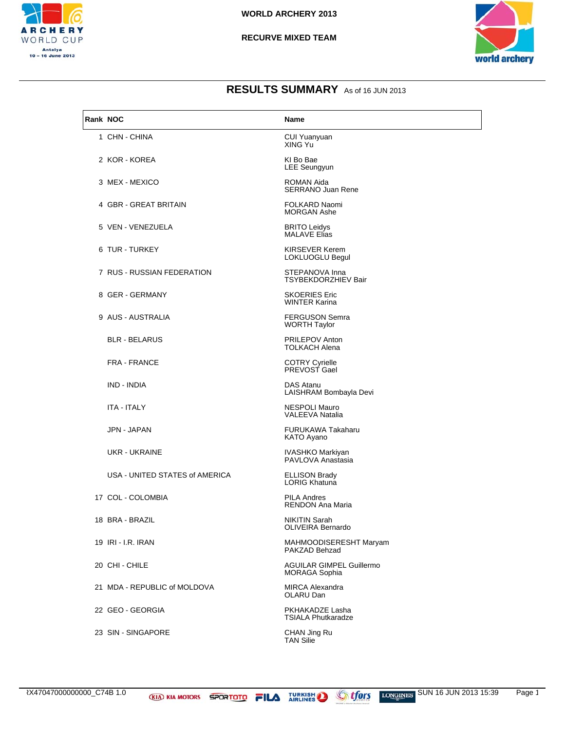WORLD ARCHERY 2013

RECURVE MIXED TEAM

# RESULTS SUMMARY

As of 16 JUN 2013

| Rank | NOC | Name |
|---|---|---|
| 1 | CHN - CHINA | CUI Yuanyuan<br>XING Yu |
| 2 | KOR - KOREA | KI Bo Bae<br>LEE Seungyun |
| 3 | MEX - MEXICO | ROMAN Aida<br>SERRANO Juan Rene |
| 4 | GBR - GREAT BRITAIN | FOLKARD Naomi<br>MORGAN Ashe |
| 5 | VEN - VENEZUELA | BRITO Leidys<br>MALAVE Elias |
| 6 | TUR - TURKEY | KIRSEVER Kerem<br>LOKLUOGLU Begul |
| 7 | RUS - RUSSIAN FEDERATION | STEPANOVA Inna<br>TSYBEKDORZHIEV Bair |
| 8 | GER - GERMANY | SKOERIES Eric<br>WINTER Karina |
| 9 | AUS - AUSTRALIA | FERGUSON Semra<br>WORTH Taylor |
| | BLR - BELARUS | PRILEPOV Anton<br>TOLKACH Alena |
| | FRA - FRANCE | COTRY Cyrielle<br>PREVOST Gael |
| | IND - INDIA | DAS Atanu<br>LAISHRAM Bombayla Devi |
| | ITA - ITALY | NESPOLI Mauro<br>VALEEVA Natalia |
| | JPN - JAPAN | FURUKAWA Takaharu<br>KATO Ayano |
| | UKR - UKRAINE | IVASHKO Markiyan<br>PAVLOVA Anastasia |
| | USA - UNITED STATES of AMERICA | ELLISON Brady<br>LORIG Khatuna |
| 17 | COL - COLOMBIA | PILA Andres<br>RENDON Ana Maria |
| 18 | BRA - BRAZIL | NIKITIN Sarah<br>OLIVEIRA Bernardo |
| 19 | IRI - I.R. IRAN | MAHMOODISERESHT Maryam<br>PAKZAD Behzad |
| 20 | CHI - CHILE | AGUILAR GIMPEL Guillermo<br>MORAGA Sophia |
| 21 | MDA - REPUBLIC of MOLDOVA | MIRCA Alexandra<br>OLARU Dan |
| 22 | GEO - GEORGIA | PKHAKADZE Lasha<br>TSIALA Phutkaradze |
| 23 | SIN - SINGAPORE | CHAN Jing Ru<br>TAN Silie |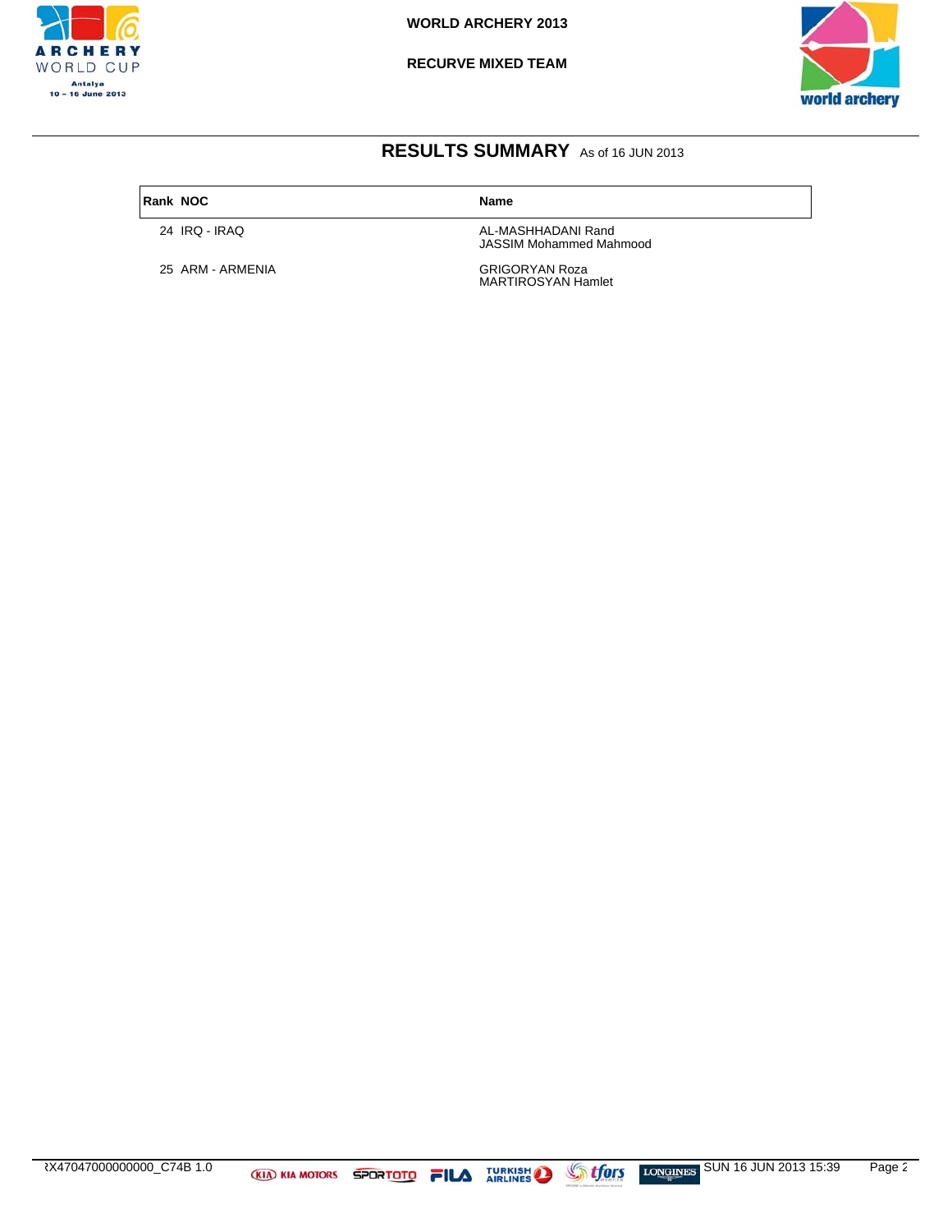WORLD ARCHERY 2013

RECURVE MIXED TEAM

## RESULTS SUMMARY As of 16 JUN 2013

| Rank | NOC | Name |
|---|---|---|
| 24 | IRQ - IRAQ | AL-MASHHADANI Rand<br>JASSIM Mohammed Mahmood |
| 25 | ARM - ARMENIA | GRIGORYAN Roza<br>MARTIROSYAN Hamlet |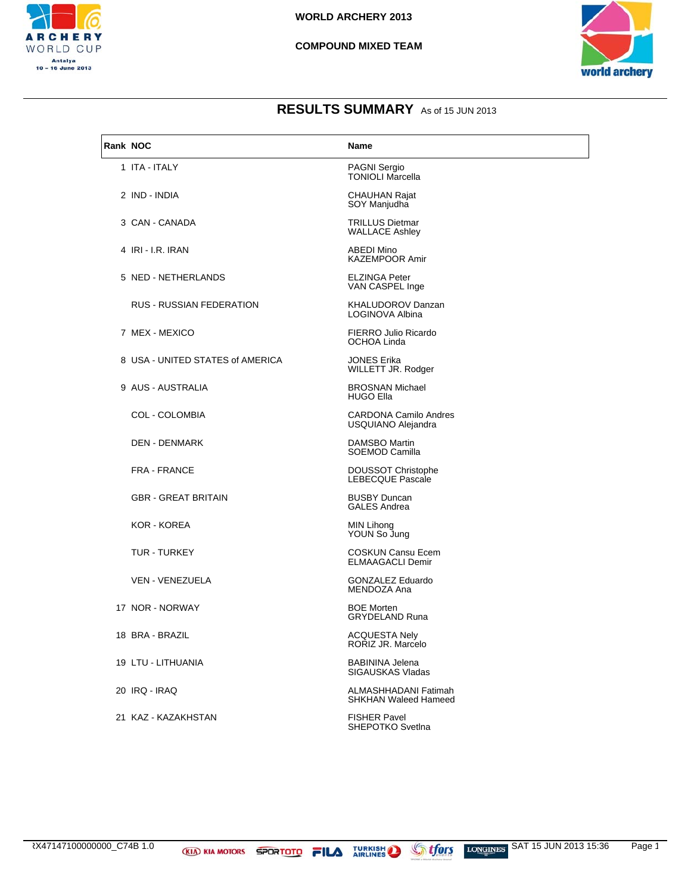# WORLD ARCHERY 2013

## COMPOUND MIXED TEAM

## RESULTS SUMMARY As of 15 JUN 2013

| Rank | NOC | Name |
|---|---|---|
| 1 | ITA - ITALY | PAGNI Sergio<br>TONIOLI Marcella |
| 2 | IND - INDIA | CHAUHAN Rajat<br>SOY Manjudha |
| 3 | CAN - CANADA | TRILLUS Dietmar<br>WALLACE Ashley |
| 4 | IRI - I.R. IRAN | ABEDI Mino<br>KAZEMPOOR Amir |
| 5 | NED - NETHERLANDS | ELZINGA Peter<br>VAN CASPEL Inge |
| | RUS - RUSSIAN FEDERATION | KHALUDOROV Danzan<br>LOGINOVA Albina |
| 7 | MEX - MEXICO | FIERRO Julio Ricardo<br>OCHOA Linda |
| 8 | USA - UNITED STATES of AMERICA | JONES Erika<br>WILLETT JR. Rodger |
| 9 | AUS - AUSTRALIA | BROSNAN Michael<br>HUGO Ella |
| | COL - COLOMBIA | CARDONA Camilo Andres<br>USQUIANO Alejandra |
| | DEN - DENMARK | DAMSBO Martin<br>SOEMOD Camilla |
| | FRA - FRANCE | DOUSSOT Christophe<br>LEBECQUE Pascale |
| | GBR - GREAT BRITAIN | BUSBY Duncan<br>GALES Andrea |
| | KOR - KOREA | MIN Lihong<br>YOUN So Jung |
| | TUR - TURKEY | COSKUN Cansu Ecem<br>ELMAAGACLI Demir |
| | VEN - VENEZUELA | GONZALEZ Eduardo<br>MENDOZA Ana |
| 17 | NOR - NORWAY | BOE Morten<br>GRYDELAND Runa |
| 18 | BRA - BRAZIL | ACQUESTA Nely<br>RORIZ JR. Marcelo |
| 19 | LTU - LITHUANIA | BABININA Jelena<br>SIGAUSKAS Vladas |
| 20 | IRQ - IRAQ | ALMASHHADANI Fatimah<br>SHKHAN Waleed Hameed |
| 21 | KAZ - KAZAKHSTAN | FISHER Pavel<br>SHEPOTKO Svetlna |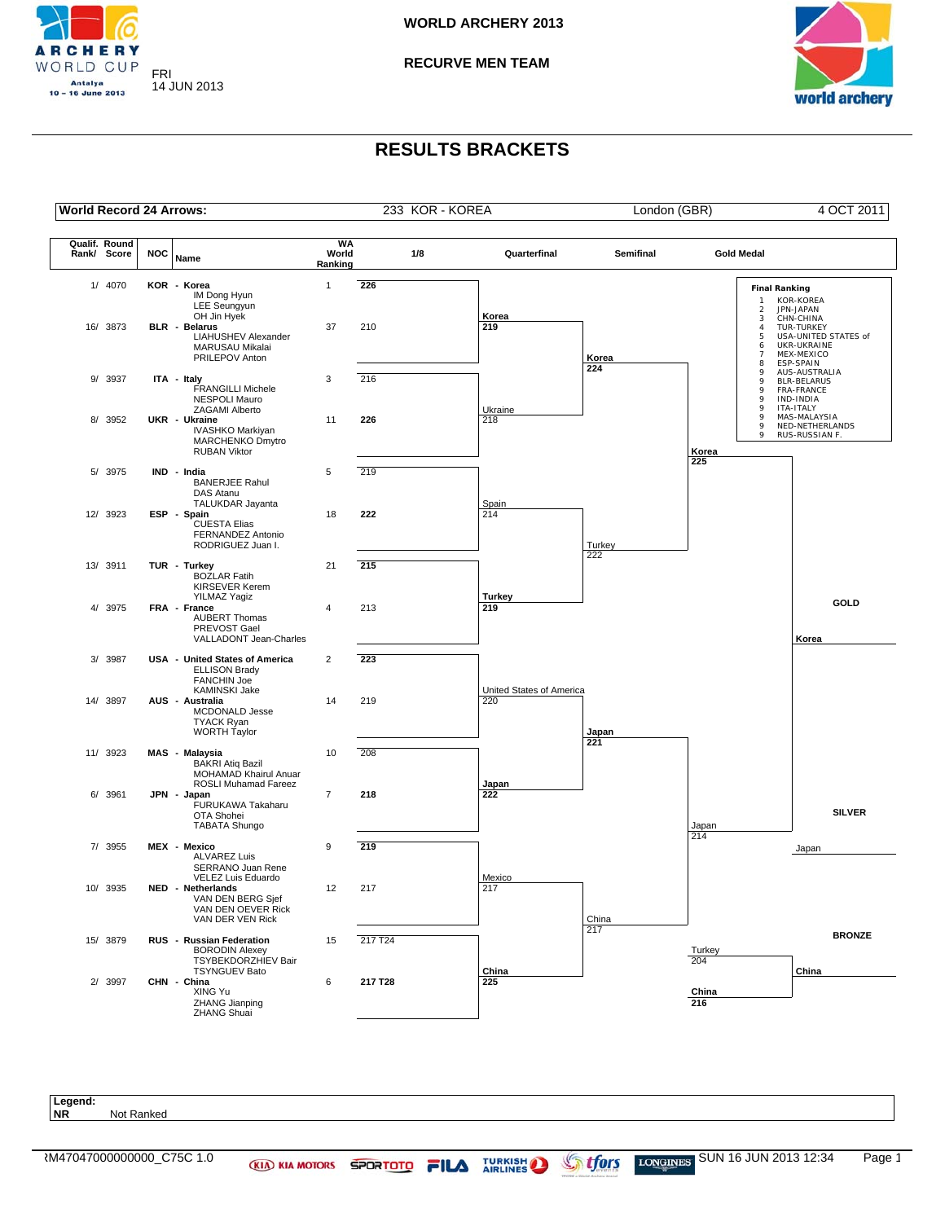# WORLD ARCHERY 2013

## RECURVE MEN TEAM

FRI 14 JUN 2013

# RESULTS BRACKETS

| World Record 24 Arrows: | 233 KOR - KOREA | London (GBR) | 4 OCT 2011 |
|---|---|---|---|

| Qualif. Rank/ Round Score | NOC | Name | WA World Ranking | 1/8 |
|---|---|---|---|---|
| 1/ 4070 | KOR | Korea (IM Dong Hyun, LEE Seungyun, OH Jin Hyek) | 1 | **226** |
| 16/ 3873 | BLR | Belarus (LIAHUSHEV Alexander, MARUSAU Mikalai, PRILEPOV Anton) | 37 | 210 |
| 9/ 3937 | ITA | Italy (FRANGILLI Michele, NESPOLI Mauro, ZAGAMI Alberto) | 3 | 216 |
| 8/ 3952 | UKR | Ukraine (IVASHKO Markiyan, MARCHENKO Dmytro, RUBAN Viktor) | 11 | **226** |
| 5/ 3975 | IND | India (BANERJEE Rahul, DAS Atanu, TALUKDAR Jayanta) | 5 | 219 |
| 12/ 3923 | ESP | Spain (CUESTA Elias, FERNANDEZ Antonio, RODRIGUEZ Juan I.) | 18 | **222** |
| 13/ 3911 | TUR | Turkey (BOZLAR Fatih, KIRSEVER Kerem, YILMAZ Yagiz) | 21 | **215** |
| 4/ 3975 | FRA | France (AUBERT Thomas, PREVOST Gael, VALLADONT Jean-Charles) | 4 | 213 |
| 3/ 3987 | USA | United States of America (ELLISON Brady, FANCHIN Joe, KAMINSKI Jake) | 2 | **223** |
| 14/ 3897 | AUS | Australia (MCDONALD Jesse, TYACK Ryan, WORTH Taylor) | 14 | 219 |
| 11/ 3923 | MAS | Malaysia (BAKRI Atiq Bazil, MOHAMAD Khairul Anuar, ROSLI Muhamad Fareez) | 10 | 208 |
| 6/ 3961 | JPN | Japan (FURUKAWA Takaharu, OTA Shohei, TABATA Shungo) | 7 | **218** |
| 7/ 3955 | MEX | Mexico (ALVAREZ Luis, SERRANO Juan Rene, VELEZ Luis Eduardo) | 9 | **219** |
| 10/ 3935 | NED | Netherlands (VAN DEN BERG Sjef, VAN DEN OEVER Rick, VAN DER VEN Rick) | 12 | 217 |
| 15/ 3879 | RUS | Russian Federation (BORODIN Alexey, TSYBEKDORZHIEV Bair, TSYNGUEV Bato) | 15 | 217 T24 |
| 2/ 3997 | CHN | China (XING Yu, ZHANG Jianping, ZHANG Shuai) | 6 | **217 T28** |

**Quarterfinal**
- **Korea 219** – Ukraine 218
- Spain 214 – **Turkey 219**
- United States of America 220 – **Japan 222**
- Mexico 217 – **China 225**

**Semifinal**
- **Korea 224** – Turkey 222
- **Japan 221** – China 217

**Gold Medal**
- **Korea 225** – Japan 214

**Bronze Medal**
- Turkey 204 – **China 216**

GOLD: **Korea**
SILVER: Japan
BRONZE: **China**

**Final Ranking**

| Rank | Team |
|---|---|
| 1 | KOR-KOREA |
| 2 | JPN-JAPAN |
| 3 | CHN-CHINA |
| 4 | TUR-TURKEY |
| 5 | USA-UNITED STATES of |
| 6 | UKR-UKRAINE |
| 7 | MEX-MEXICO |
| 8 | ESP-SPAIN |
| 9 | AUS-AUSTRALIA |
| 9 | BLR-BELARUS |
| 9 | FRA-FRANCE |
| 9 | IND-INDIA |
| 9 | ITA-ITALY |
| 9 | MAS-MALAYSIA |
| 9 | NED-NETHERLANDS |
| 9 | RUS-RUSSIAN F. |

**Legend:**
**NR** Not Ranked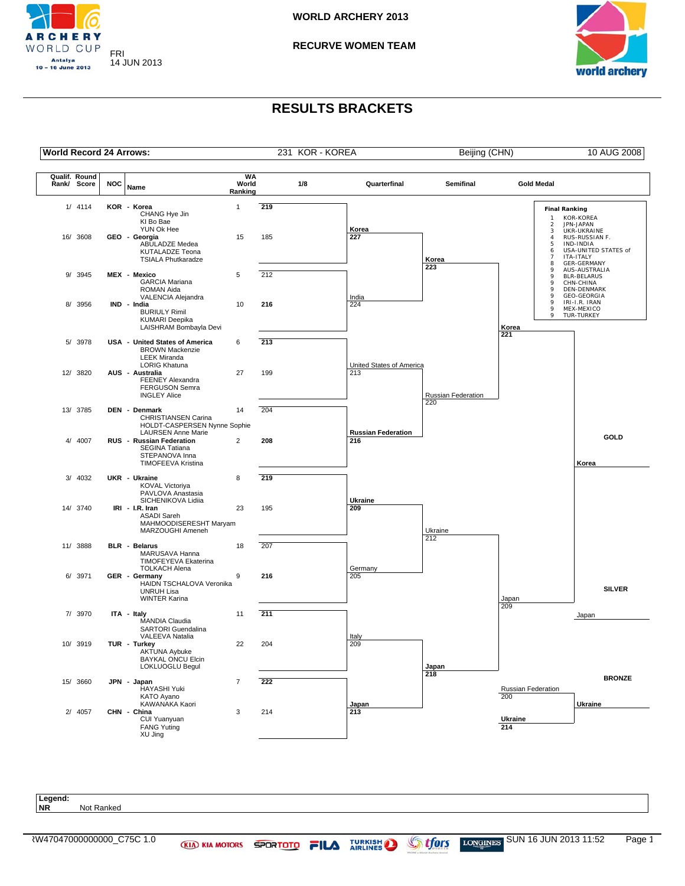# WORLD ARCHERY 2013

## RECURVE WOMEN TEAM

FRI 14 JUN 2013

# RESULTS BRACKETS

| World Record 24 Arrows: | 231 KOR - KOREA | Beijing (CHN) | 10 AUG 2008 |
|---|---|---|---|

| Qualif. Rank/ Round Score | NOC | Name | WA World Ranking | 1/8 |
|---|---|---|---|---|
| 1/ 4114 | KOR | Korea (CHANG Hye Jin, KI Bo Bae, YUN Ok Hee) | 1 | **219** |
| 16/ 3608 | GEO | Georgia (ABULADZE Medea, KUTALADZE Teona, TSIALA Phutkaradze) | 15 | 185 |
| 9/ 3945 | MEX | Mexico (GARCIA Mariana, ROMAN Aida, VALENCIA Alejandra) | 5 | 212 |
| 8/ 3956 | IND | India (BURIULY Rimil, KUMARI Deepika, LAISHRAM Bombayla Devi) | 10 | **216** |
| 5/ 3978 | USA | United States of America (BROWN Mackenzie, LEEK Miranda, LORIG Khatuna) | 6 | **213** |
| 12/ 3820 | AUS | Australia (FEENEY Alexandra, FERGUSON Semra, INGLEY Alice) | 27 | 199 |
| 13/ 3785 | DEN | Denmark (CHRISTIANSEN Carina, HOLDT-CASPERSEN Nynne Sophie, LAURSEN Anne Marie) | 14 | 204 |
| 4/ 4007 | RUS | Russian Federation (SEGINA Tatiana, STEPANOVA Inna, TIMOFEEVA Kristina) | 2 | **208** |
| 3/ 4032 | UKR | Ukraine (KOVAL Victoriya, PAVLOVA Anastasia, SICHENIKOVA Lidiia) | 8 | **219** |
| 14/ 3740 | IRI | I.R. Iran (ASADI Sareh, MAHMOODISERESHT Maryam, MARZOUGHI Ameneh) | 23 | 195 |
| 11/ 3888 | BLR | Belarus (MARUSAVA Hanna, TIMOFEYEVA Ekaterina, TOLKACH Alena) | 18 | 207 |
| 6/ 3971 | GER | Germany (HAIDN TSCHALOVA Veronika, UNRUH Lisa, WINTER Karina) | 9 | **216** |
| 7/ 3970 | ITA | Italy (MANDIA Claudia, SARTORI Guendalina, VALEEVA Natalia) | 11 | **211** |
| 10/ 3919 | TUR | Turkey (AKTUNA Aybuke, BAYKAL ONCU Elcin, LOKLUOGLU Begul) | 22 | 204 |
| 15/ 3660 | JPN | Japan (HAYASHI Yuki, KATO Ayano, KAWANAKA Kaori) | 7 | **222** |
| 2/ 4057 | CHN | China (CUI Yuanyuan, FANG Yuting, XU Jing) | 3 | 214 |

**Quarterfinal**

| Match | Winner | Loser |
|---|---|---|
| KOR vs IND | **Korea 227** | India 224 |
| USA vs RUS | **Russian Federation 216** | United States of America 213 |
| UKR vs GER | **Ukraine 209** | Germany 205 |
| ITA vs JPN | **Japan 213** | Italy 209 |

**Semifinal**

| Match | Winner | Loser |
|---|---|---|
| KOR vs RUS | **Korea 223** | Russian Federation 220 |
| UKR vs JPN | **Japan 218** | Ukraine 212 |

**Gold Medal**

| Match | Winner | Loser |
|---|---|---|
| KOR vs JPN | **Korea 221** | Japan 209 |

**Bronze Medal**

| Match | Winner | Loser |
|---|---|---|
| RUS vs UKR | **Ukraine 214** | Russian Federation 200 |

GOLD: **Korea**

SILVER: Japan

BRONZE: **Ukraine**

**Final Ranking**

| Rank | Team |
|---|---|
| 1 | KOR-KOREA |
| 2 | JPN-JAPAN |
| 3 | UKR-UKRAINE |
| 4 | RUS-RUSSIAN F. |
| 5 | IND-INDIA |
| 6 | USA-UNITED STATES of |
| 7 | ITA-ITALY |
| 8 | GER-GERMANY |
| 9 | AUS-AUSTRALIA |
| 9 | BLR-BELARUS |
| 9 | CHN-CHINA |
| 9 | DEN-DENMARK |
| 9 | GEO-GEORGIA |
| 9 | IRI-I.R. IRAN |
| 9 | MEX-MEXICO |
| 9 | TUR-TURKEY |

**Legend:**
**NR** Not Ranked

RW47047000000000_C75C 1.0 — SUN 16 JUN 2013 11:52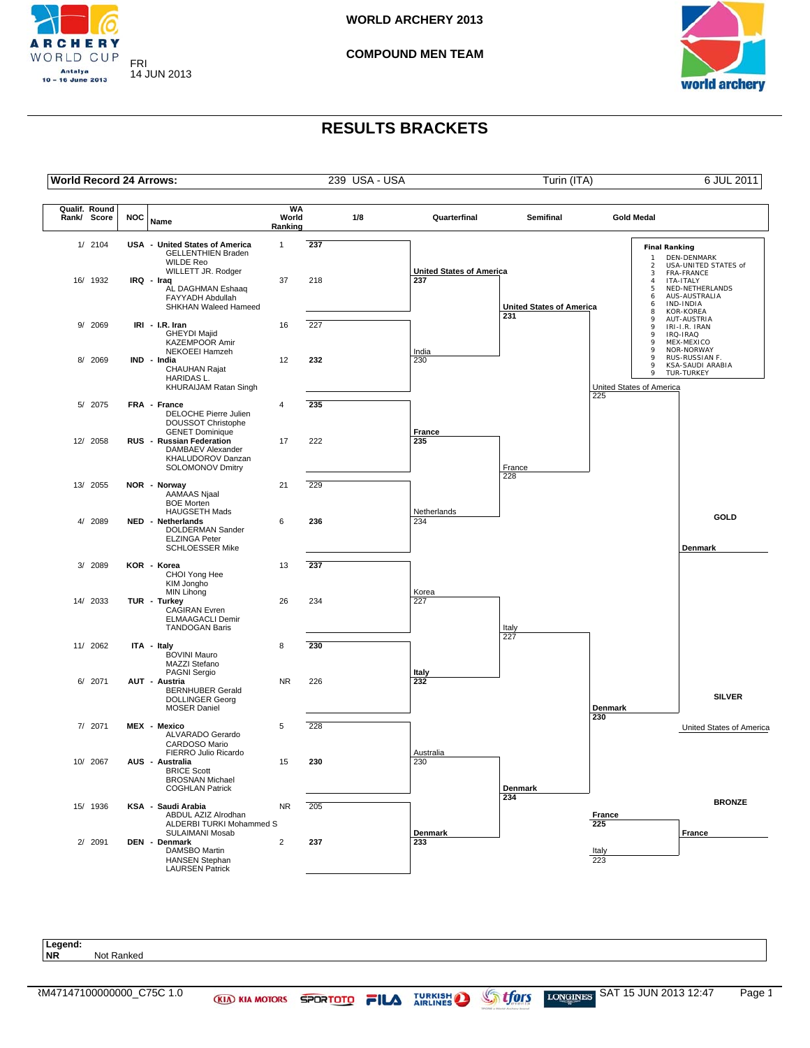# WORLD ARCHERY 2013

## COMPOUND MEN TEAM

FRI 14 JUN 2013

# RESULTS BRACKETS

| World Record 24 Arrows: | 239 USA - USA | Turin (ITA) | 6 JUL 2011 |
|---|---|---|---|

| Qualif. Rank/ Round Score | NOC | Name | WA World Ranking | 1/8 |
|---|---|---|---|---|
| 1/ 2104 | USA | United States of America (GELLENTHIEN Braden, WILDE Reo, WILLETT JR. Rodger) | 1 | **237** |
| 16/ 1932 | IRQ | Iraq (AL DAGHMAN Eshaaq, FAYYADH Abdullah, SHKHAN Waleed Hameed) | 37 | 218 |
| 9/ 2069 | IRI | I.R. Iran (GHEYDI Majid, KAZEMPOOR Amir, NEKOEEI Hamzeh) | 16 | 227 |
| 8/ 2069 | IND | India (CHAUHAN Rajat, HARIDAS L., KHURAIJAM Ratan Singh) | 12 | **232** |
| 5/ 2075 | FRA | France (DELOCHE Pierre Julien, DOUSSOT Christophe, GENET Dominique) | 4 | **235** |
| 12/ 2058 | RUS | Russian Federation (DAMBAEV Alexander, KHALUDOROV Danzan, SOLOMONOV Dmitry) | 17 | 222 |
| 13/ 2055 | NOR | Norway (AAMAAS Njaal, BOE Morten, HAUGSETH Mads) | 21 | 229 |
| 4/ 2089 | NED | Netherlands (DOLDERMAN Sander, ELZINGA Peter, SCHLOESSER Mike) | 6 | **236** |
| 3/ 2089 | KOR | Korea (CHOI Yong Hee, KIM Jongho, MIN Lihong) | 13 | **237** |
| 14/ 2033 | TUR | Turkey (CAGIRAN Evren, ELMAAGACLI Demir, TANDOGAN Baris) | 26 | 234 |
| 11/ 2062 | ITA | Italy (BOVINI Mauro, MAZZI Stefano, PAGNI Sergio) | 8 | **230** |
| 6/ 2071 | AUT | Austria (BERNHUBER Gerald, DOLLINGER Georg, MOSER Daniel) | NR | 226 |
| 7/ 2071 | MEX | Mexico (ALVARADO Gerardo, CARDOSO Mario, FIERRO Julio Ricardo) | 5 | 228 |
| 10/ 2067 | AUS | Australia (BRICE Scott, BROSNAN Michael, COGHLAN Patrick) | 15 | **230** |
| 15/ 1936 | KSA | Saudi Arabia (ABDUL AZIZ Alrodhan, ALDERBI TURKI Mohammed S, SULAIMANI Mosab) | NR | 205 |
| 2/ 2091 | DEN | Denmark (DAMSBO Martin, HANSEN Stephan, LAURSEN Patrick) | 2 | **237** |

**Quarterfinal**

| Match | Winner | Loser |
|---|---|---|
| 1 | **United States of America 237** | India 230 |
| 2 | **France 235** | Netherlands 234 |
| 3 | Korea 227 | **Italy 232** |
| 4 | Australia 230 | **Denmark 233** |

**Semifinal**

| Match | Winner | Loser |
|---|---|---|
| 1 | **United States of America 231** | France 228 |
| 2 | Italy 227 | **Denmark 234** |

**Gold Medal**

| Team | Score |
|---|---|
| United States of America | 225 |
| **Denmark** | **230** |

**Bronze Medal**

| Team | Score |
|---|---|
| **France** | **225** |
| Italy | 223 |

**GOLD:** Denmark

**SILVER:** United States of America

**BRONZE:** France

**Final Ranking**

| Rank | Team |
|---|---|
| 1 | DEN-DENMARK |
| 2 | USA-UNITED STATES of |
| 3 | FRA-FRANCE |
| 4 | ITA-ITALY |
| 5 | NED-NETHERLANDS |
| 6 | AUS-AUSTRALIA |
| 6 | IND-INDIA |
| 8 | KOR-KOREA |
| 9 | AUT-AUSTRIA |
| 9 | IRI-I.R. IRAN |
| 9 | IRQ-IRAQ |
| 9 | MEX-MEXICO |
| 9 | NOR-NORWAY |
| 9 | RUS-RUSSIAN F. |
| 9 | KSA-SAUDI ARABIA |
| 9 | TUR-TURKEY |

**Legend:**
**NR** Not Ranked

ƎM47147100000000_C75C 1.0 SAT 15 JUN 2013 12:47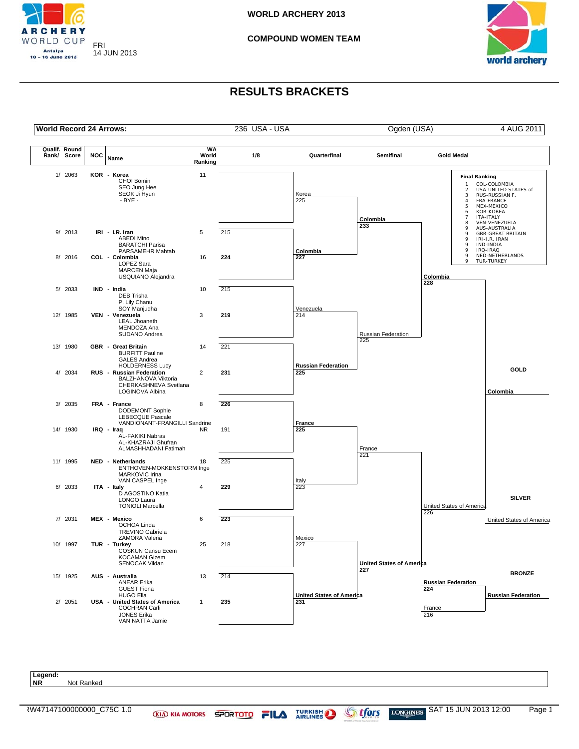# WORLD ARCHERY 2013

## COMPOUND WOMEN TEAM

FRI 14 JUN 2013

## RESULTS BRACKETS

| World Record 24 Arrows: | 236 USA - USA | Ogden (USA) | 4 AUG 2011 |
|---|---|---|---|

| Qualif. Rank/ | Round Score | NOC | Name | WA World Ranking | 1/8 |
|---|---|---|---|---|---|
| 1/ | 2063 | KOR | Korea (CHOI Bomin, SEO Jung Hee, SEOK Ji Hyun) | 11 | - BYE - |
| 9/ | 2013 | IRI | I.R. Iran (ABEDI Mino, BARATCHI Parisa, PARSAMEHR Mahtab) | 5 | 215 |
| 8/ | 2016 | COL | Colombia (LOPEZ Sara, MARCEN Maja, USQUIANO Alejandra) | 16 | **224** |
| 5/ | 2033 | IND | India (DEB Trisha, P. Lily Chanu, SOY Manjudha) | 10 | 215 |
| 12/ | 1985 | VEN | Venezuela (LEAL Jhoaneth, MENDOZA Ana, SUDANO Andrea) | 3 | **219** |
| 13/ | 1980 | GBR | Great Britain (BURFITT Pauline, GALES Andrea, HOLDERNESS Lucy) | 14 | 221 |
| 4/ | 2034 | RUS | Russian Federation (BALZHANOVA Viktoria, CHERKASHNEVA Svetlana, LOGINOVA Albina) | 2 | **231** |
| 3/ | 2035 | FRA | France (DODEMONT Sophie, LEBECQUE Pascale, VANDIONANT-FRANGILLI Sandrine) | 8 | **226** |
| 14/ | 1930 | IRQ | Iraq (AL-FAKIKI Nabras, AL-KHAZRAJI Ghufran, ALMASHHADANI Fatimah) | NR | 191 |
| 11/ | 1995 | NED | Netherlands (ENTHOVEN-MOKKENSTORM Inge, MARKOVIC Irina, VAN CASPEL Inge) | 18 | 225 |
| 6/ | 2033 | ITA | Italy (D AGOSTINO Katia, LONGO Laura, TONIOLI Marcella) | 4 | **229** |
| 7/ | 2031 | MEX | Mexico (OCHOA Linda, TREVINO Gabriela, ZAMORA Valeria) | 6 | **223** |
| 10/ | 1997 | TUR | Turkey (COSKUN Cansu Ecem, KOCAMAN Gizem, SENOCAK Vildan) | 25 | 218 |
| 15/ | 1925 | AUS | Australia (ANEAR Erika, GUEST Fiona, HUGO Ella) | 13 | 214 |
| 2/ | 2051 | USA | United States of America (COCHRAN Carli, JONES Erika, VAN NATTA Jamie) | 1 | **235** |

### Quarterfinal

| Match | Score |
|---|---|
| Korea | 225 |
| **Colombia** | **227** |
| Venezuela | 214 |
| **Russian Federation** | **225** |
| **France** | **225** |
| Italy | 223 |
| Mexico | 227 |
| **United States of America** | **231** |

### Semifinal

| Match | Score |
|---|---|
| **Colombia** | **233** |
| Russian Federation | 225 |
| France | 221 |
| **United States of America** | **227** |

### Gold Medal

| Match | Score |
|---|---|
| **Colombia** | **228** |
| United States of America | 226 |

### Bronze Medal

| Match | Score |
|---|---|
| **Russian Federation** | **224** |
| France | 216 |

**GOLD:** Colombia

**SILVER:** United States of America

**BRONZE:** Russian Federation

### Final Ranking

| Rank | Team |
|---|---|
| 1 | COL-COLOMBIA |
| 2 | USA-UNITED STATES of |
| 3 | RUS-RUSSIAN F. |
| 4 | FRA-FRANCE |
| 5 | MEX-MEXICO |
| 6 | KOR-KOREA |
| 7 | ITA-ITALY |
| 8 | VEN-VENEZUELA |
| 9 | AUS-AUSTRALIA |
| 9 | GBR-GREAT BRITAIN |
| 9 | IRI-I.R. IRAN |
| 9 | IND-INDIA |
| 9 | IRQ-IRAQ |
| 9 | NED-NETHERLANDS |
| 9 | TUR-TURKEY |

**Legend:**
**NR** Not Ranked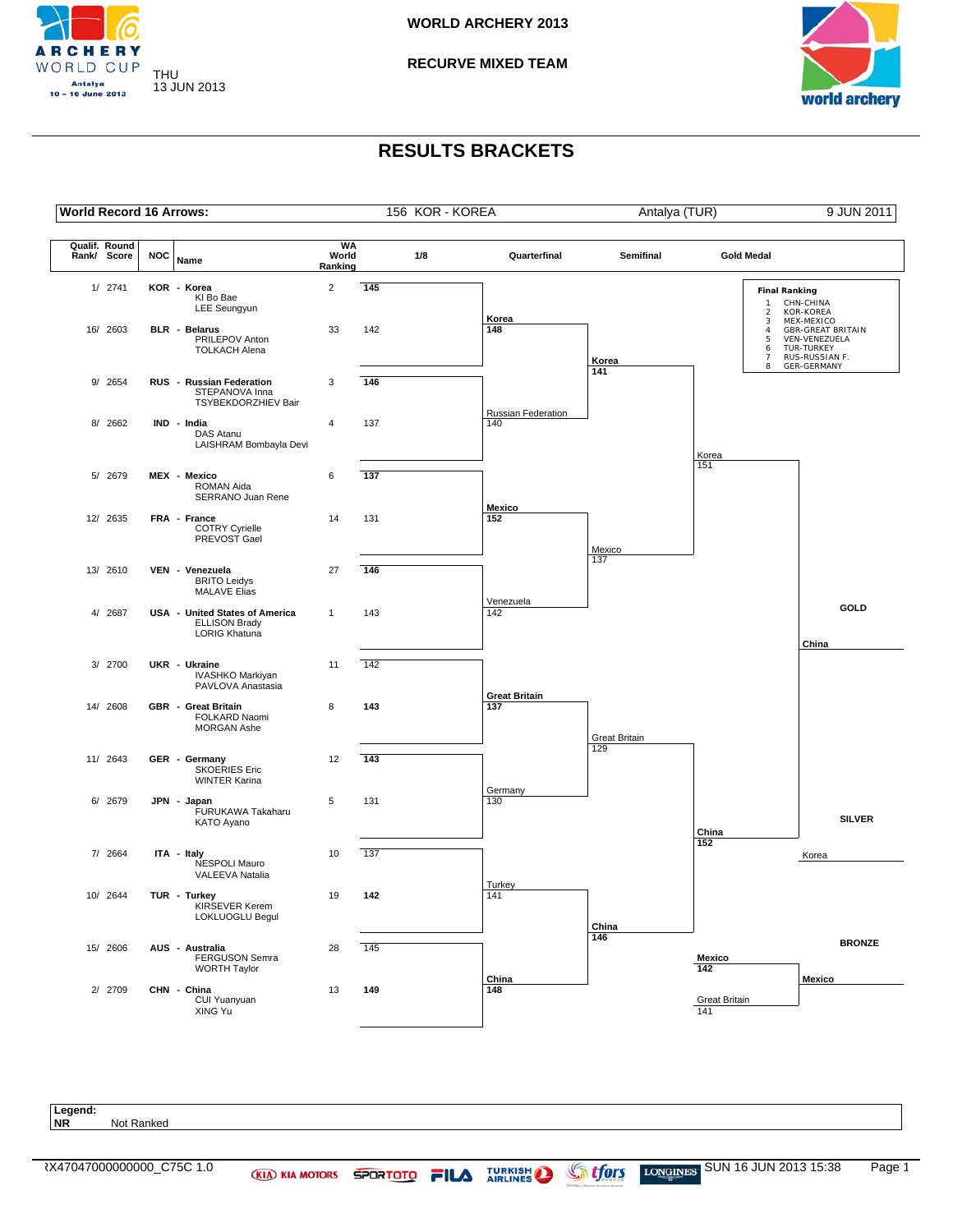# WORLD ARCHERY 2013

## RECURVE MIXED TEAM

THU 13 JUN 2013

# RESULTS BRACKETS

| World Record 16 Arrows: | 156 KOR - KOREA | Antalya (TUR) | 9 JUN 2011 |
|---|---|---|---|

| Qualif. Rank/ Round Score | NOC | Name | WA World Ranking | 1/8 |
|---|---|---|---|---|
| 1/ 2741 | KOR | Korea (KI Bo Bae, LEE Seungyun) | 2 | **145** |
| 16/ 2603 | BLR | Belarus (PRILEPOV Anton, TOLKACH Alena) | 33 | 142 |
| 9/ 2654 | RUS | Russian Federation (STEPANOVA Inna, TSYBEKDORZHIEV Bair) | 3 | **146** |
| 8/ 2662 | IND | India (DAS Atanu, LAISHRAM Bombayla Devi) | 4 | 137 |
| 5/ 2679 | MEX | Mexico (ROMAN Aida, SERRANO Juan Rene) | 6 | **137** |
| 12/ 2635 | FRA | France (COTRY Cyrielle, PREVOST Gael) | 14 | 131 |
| 13/ 2610 | VEN | Venezuela (BRITO Leidys, MALAVE Elias) | 27 | **146** |
| 4/ 2687 | USA | United States of America (ELLISON Brady, LORIG Khatuna) | 1 | 143 |
| 3/ 2700 | UKR | Ukraine (IVASHKO Markiyan, PAVLOVA Anastasia) | 11 | 142 |
| 14/ 2608 | GBR | Great Britain (FOLKARD Naomi, MORGAN Ashe) | 8 | **143** |
| 11/ 2643 | GER | Germany (SKOERIES Eric, WINTER Karina) | 12 | **143** |
| 6/ 2679 | JPN | Japan (FURUKAWA Takaharu, KATO Ayano) | 5 | 131 |
| 7/ 2664 | ITA | Italy (NESPOLI Mauro, VALEEVA Natalia) | 10 | 137 |
| 10/ 2644 | TUR | Turkey (KIRSEVER Kerem, LOKLUOGLU Begul) | 19 | **142** |
| 15/ 2606 | AUS | Australia (FERGUSON Semra, WORTH Taylor) | 28 | 145 |
| 2/ 2709 | CHN | China (CUI Yuanyuan, XING Yu) | 13 | **149** |

**Quarterfinal**

| Match | Team | Score |
|---|---|---|
| 1 | **Korea** | **148** |
| 1 | Russian Federation | 140 |
| 2 | **Mexico** | **152** |
| 2 | Venezuela | 142 |
| 3 | **Great Britain** | **137** |
| 3 | Germany | 130 |
| 4 | Turkey | 141 |
| 4 | **China** | **148** |

**Semifinal**

| Match | Team | Score |
|---|---|---|
| 1 | **Korea** | **141** |
| 1 | Mexico | 137 |
| 2 | Great Britain | 129 |
| 2 | **China** | **146** |

**Gold Medal**

| Team | Score |
|---|---|
| Korea | 151 |
| **China** | **152** |

GOLD: **China**

SILVER: Korea

**Bronze Medal**

| Team | Score |
|---|---|
| **Mexico** | **142** |
| Great Britain | 141 |

BRONZE: **Mexico**

**Final Ranking**

| Rank | Team |
|---|---|
| 1 | CHN-CHINA |
| 2 | KOR-KOREA |
| 3 | MEX-MEXICO |
| 4 | GBR-GREAT BRITAIN |
| 5 | VEN-VENEZUELA |
| 6 | TUR-TURKEY |
| 7 | RUS-RUSSIAN F. |
| 8 | GER-GERMANY |

**Legend:**
NR Not Ranked

ꓤX47047000000000_C75C 1.0 SUN 16 JUN 2013 15:38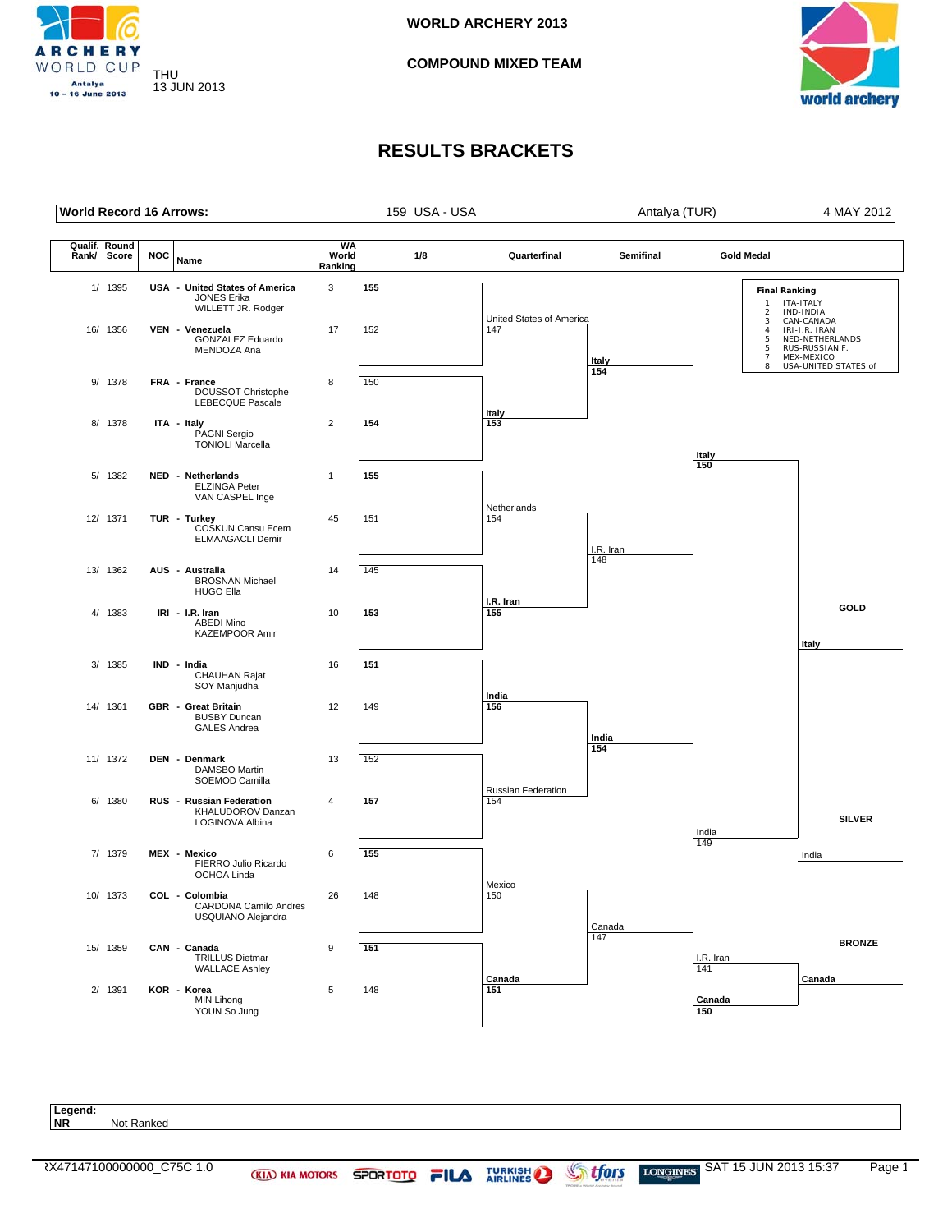WORLD ARCHERY 2013

COMPOUND MIXED TEAM

THU 13 JUN 2013

# RESULTS BRACKETS

| World Record 16 Arrows: | 159 USA - USA | Antalya (TUR) | 4 MAY 2012 |
|---|---|---|---|

| Qualif. Rank/ Round Score | NOC | Name | WA World Ranking | 1/8 |
|---|---|---|---|---|
| 1/ 1395 | USA | United States of America (JONES Erika, WILLETT JR. Rodger) | 3 | **155** |
| 16/ 1356 | VEN | Venezuela (GONZALEZ Eduardo, MENDOZA Ana) | 17 | 152 |
| 9/ 1378 | FRA | France (DOUSSOT Christophe, LEBECQUE Pascale) | 8 | 150 |
| 8/ 1378 | ITA | Italy (PAGNI Sergio, TONIOLI Marcella) | 2 | **154** |
| 5/ 1382 | NED | Netherlands (ELZINGA Peter, VAN CASPEL Inge) | 1 | **155** |
| 12/ 1371 | TUR | Turkey (COSKUN Cansu Ecem, ELMAAGACLI Demir) | 45 | 151 |
| 13/ 1362 | AUS | Australia (BROSNAN Michael, HUGO Ella) | 14 | 145 |
| 4/ 1383 | IRI | I.R. Iran (ABEDI Mino, KAZEMPOOR Amir) | 10 | **153** |
| 3/ 1385 | IND | India (CHAUHAN Rajat, SOY Manjudha) | 16 | **151** |
| 14/ 1361 | GBR | Great Britain (BUSBY Duncan, GALES Andrea) | 12 | 149 |
| 11/ 1372 | DEN | Denmark (DAMSBO Martin, SOEMOD Camilla) | 13 | 152 |
| 6/ 1380 | RUS | Russian Federation (KHALUDOROV Danzan, LOGINOVA Albina) | 4 | **157** |
| 7/ 1379 | MEX | Mexico (FIERRO Julio Ricardo, OCHOA Linda) | 6 | **155** |
| 10/ 1373 | COL | Colombia (CARDONA Camilo Andres, USQUIANO Alejandra) | 26 | 148 |
| 15/ 1359 | CAN | Canada (TRILLUS Dietmar, WALLACE Ashley) | 9 | **151** |
| 2/ 1391 | KOR | Korea (MIN Lihong, YOUN So Jung) | 5 | 148 |

**Quarterfinal**

- United States of America 147 vs **Italy 153**
- Netherlands 154 vs **I.R. Iran 155**
- **India 156** vs Russian Federation 154
- Mexico 150 vs **Canada 151**

**Semifinal**

- **Italy 154** vs I.R. Iran 148
- **India 154** vs Canada 147

**Gold Medal**

- **Italy 150** vs India 149

**Bronze**

- I.R. Iran 141 vs **Canada 150**

GOLD: **Italy**

SILVER: India

BRONZE: **Canada**

**Final Ranking**

1 ITA-ITALY
2 IND-INDIA
3 CAN-CANADA
4 IRI-I.R. IRAN
5 NED-NETHERLANDS
5 RUS-RUSSIAN F.
7 MEX-MEXICO
8 USA-UNITED STATES of

**Legend:**
NR Not Ranked

ꓤX47147100000000_C75C 1.0 SAT 15 JUN 2013 15:37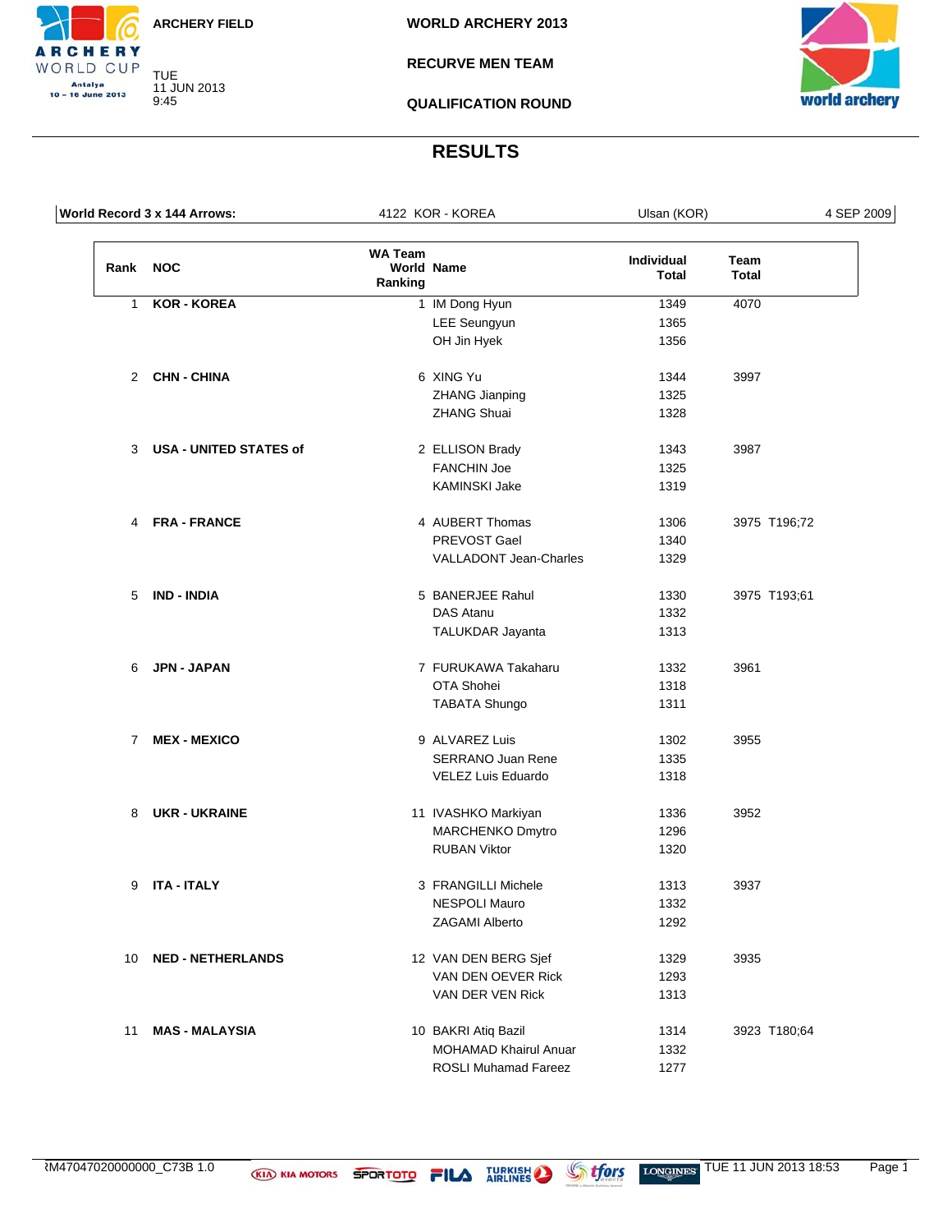ARCHERY FIELD

TUE
11 JUN 2013
9:45

**WORLD ARCHERY 2013**

**RECURVE MEN TEAM**

**QUALIFICATION ROUND**

# RESULTS

| World Record 3 x 144 Arrows: | 4122 KOR - KOREA | Ulsan (KOR) | 4 SEP 2009 |
|---|---|---|---|

| Rank | NOC | WA Team World Ranking | Name | Individual Total | Team Total |
|---|---|---|---|---|---|
| 1 | KOR - KOREA | 1 | IM Dong Hyun | 1349 | 4070 |
| | | | LEE Seungyun | 1365 | |
| | | | OH Jin Hyek | 1356 | |
| 2 | CHN - CHINA | 6 | XING Yu | 1344 | 3997 |
| | | | ZHANG Jianping | 1325 | |
| | | | ZHANG Shuai | 1328 | |
| 3 | USA - UNITED STATES of | 2 | ELLISON Brady | 1343 | 3987 |
| | | | FANCHIN Joe | 1325 | |
| | | | KAMINSKI Jake | 1319 | |
| 4 | FRA - FRANCE | 4 | AUBERT Thomas | 1306 | 3975 T196;72 |
| | | | PREVOST Gael | 1340 | |
| | | | VALLADONT Jean-Charles | 1329 | |
| 5 | IND - INDIA | 5 | BANERJEE Rahul | 1330 | 3975 T193;61 |
| | | | DAS Atanu | 1332 | |
| | | | TALUKDAR Jayanta | 1313 | |
| 6 | JPN - JAPAN | 7 | FURUKAWA Takaharu | 1332 | 3961 |
| | | | OTA Shohei | 1318 | |
| | | | TABATA Shungo | 1311 | |
| 7 | MEX - MEXICO | 9 | ALVAREZ Luis | 1302 | 3955 |
| | | | SERRANO Juan Rene | 1335 | |
| | | | VELEZ Luis Eduardo | 1318 | |
| 8 | UKR - UKRAINE | 11 | IVASHKO Markiyan | 1336 | 3952 |
| | | | MARCHENKO Dmytro | 1296 | |
| | | | RUBAN Viktor | 1320 | |
| 9 | ITA - ITALY | 3 | FRANGILLI Michele | 1313 | 3937 |
| | | | NESPOLI Mauro | 1332 | |
| | | | ZAGAMI Alberto | 1292 | |
| 10 | NED - NETHERLANDS | 12 | VAN DEN BERG Sjef | 1329 | 3935 |
| | | | VAN DEN OEVER Rick | 1293 | |
| | | | VAN DER VEN Rick | 1313 | |
| 11 | MAS - MALAYSIA | 10 | BAKRI Atiq Bazil | 1314 | 3923 T180;64 |
| | | | MOHAMAD Khairul Anuar | 1332 | |
| | | | ROSLI Muhamad Fareez | 1277 | |

RM47047020000000_C73B 1.0 TUE 11 JUN 2013 18:53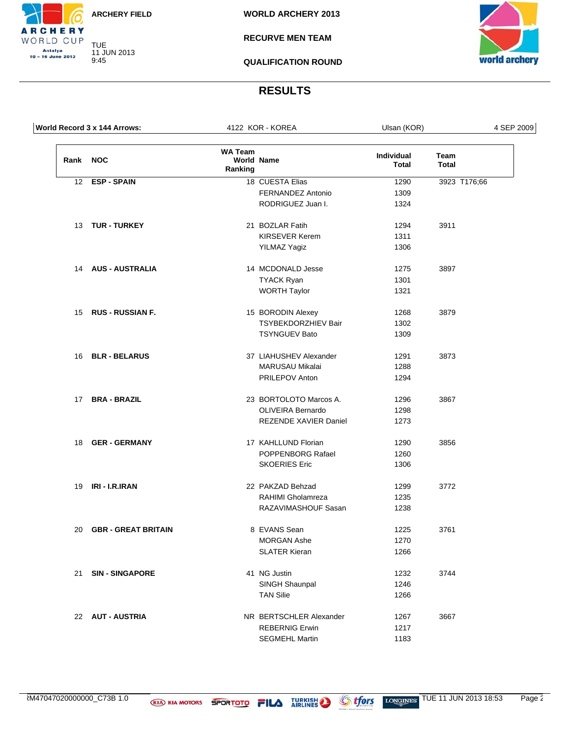ARCHERY FIELD

WORLD ARCHERY 2013

RECURVE MEN TEAM

QUALIFICATION ROUND

TUE 11 JUN 2013 9:45

# RESULTS

| World Record 3 x 144 Arrows: | 4122 KOR - KOREA | Ulsan (KOR) | 4 SEP 2009 |
|---|---|---|---|

| Rank | NOC | WA Team World Ranking | Name | Individual Total | Team Total |
|---|---|---|---|---|---|
| 12 | ESP - SPAIN | 18 | CUESTA Elias | 1290 | 3923 T176;66 |
| | | | FERNANDEZ Antonio | 1309 | |
| | | | RODRIGUEZ Juan I. | 1324 | |
| 13 | TUR - TURKEY | 21 | BOZLAR Fatih | 1294 | 3911 |
| | | | KIRSEVER Kerem | 1311 | |
| | | | YILMAZ Yagiz | 1306 | |
| 14 | AUS - AUSTRALIA | 14 | MCDONALD Jesse | 1275 | 3897 |
| | | | TYACK Ryan | 1301 | |
| | | | WORTH Taylor | 1321 | |
| 15 | RUS - RUSSIAN F. | 15 | BORODIN Alexey | 1268 | 3879 |
| | | | TSYBEKDORZHIEV Bair | 1302 | |
| | | | TSYNGUEV Bato | 1309 | |
| 16 | BLR - BELARUS | 37 | LIAHUSHEV Alexander | 1291 | 3873 |
| | | | MARUSAU Mikalai | 1288 | |
| | | | PRILEPOV Anton | 1294 | |
| 17 | BRA - BRAZIL | 23 | BORTOLOTO Marcos A. | 1296 | 3867 |
| | | | OLIVEIRA Bernardo | 1298 | |
| | | | REZENDE XAVIER Daniel | 1273 | |
| 18 | GER - GERMANY | 17 | KAHLLUND Florian | 1290 | 3856 |
| | | | POPPENBORG Rafael | 1260 | |
| | | | SKOERIES Eric | 1306 | |
| 19 | IRI - I.R.IRAN | 22 | PAKZAD Behzad | 1299 | 3772 |
| | | | RAHIMI Gholamreza | 1235 | |
| | | | RAZAVIMASHOUF Sasan | 1238 | |
| 20 | GBR - GREAT BRITAIN | 8 | EVANS Sean | 1225 | 3761 |
| | | | MORGAN Ashe | 1270 | |
| | | | SLATER Kieran | 1266 | |
| 21 | SIN - SINGAPORE | 41 | NG Justin | 1232 | 3744 |
| | | | SINGH Shaunpal | 1246 | |
| | | | TAN Silie | 1266 | |
| 22 | AUT - AUSTRIA | NR | BERTSCHLER Alexander | 1267 | 3667 |
| | | | REBERNIG Erwin | 1217 | |
| | | | SEGMEHL Martin | 1183 | |

RM47047020000000_C73B 1.0 TUE 11 JUN 2013 18:53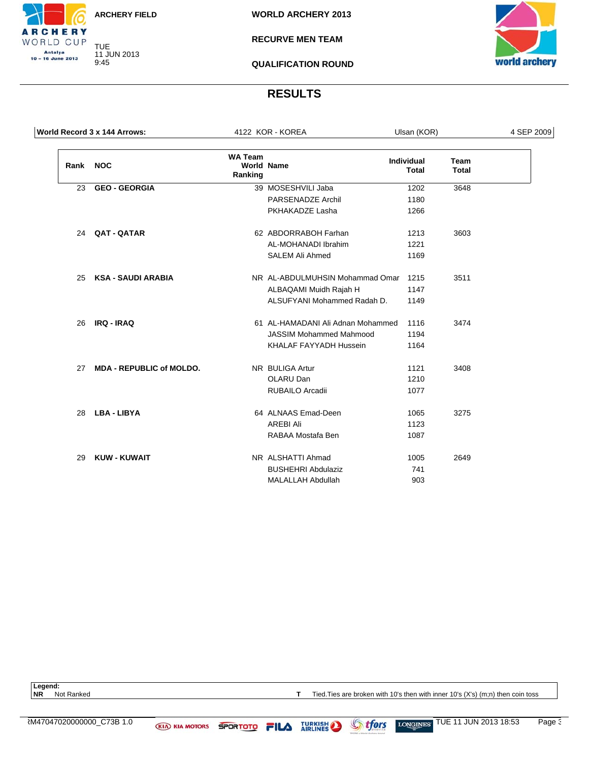ARCHERY FIELD

TUE
11 JUN 2013
9:45

WORLD ARCHERY 2013

RECURVE MEN TEAM

QUALIFICATION ROUND

## RESULTS

| World Record 3 x 144 Arrows: | 4122 KOR - KOREA | Ulsan (KOR) | 4 SEP 2009 |
|---|---|---|---|

| Rank | NOC | WA Team World Ranking | Name | Individual Total | Team Total |
|---|---|---|---|---|---|
| 23 | GEO - GEORGIA | 39 | MOSESHVILI Jaba | 1202 | 3648 |
| | | | PARSENADZE Archil | 1180 | |
| | | | PKHAKADZE Lasha | 1266 | |
| 24 | QAT - QATAR | 62 | ABDORRABOH Farhan | 1213 | 3603 |
| | | | AL-MOHANADI Ibrahim | 1221 | |
| | | | SALEM Ali Ahmed | 1169 | |
| 25 | KSA - SAUDI ARABIA | NR | AL-ABDULMUHSIN Mohammad Omar | 1215 | 3511 |
| | | | ALBAQAMI Muidh Rajah H | 1147 | |
| | | | ALSUFYANI Mohammed Radah D. | 1149 | |
| 26 | IRQ - IRAQ | 61 | AL-HAMADANI Ali Adnan Mohammed | 1116 | 3474 |
| | | | JASSIM Mohammed Mahmood | 1194 | |
| | | | KHALAF FAYYADH Hussein | 1164 | |
| 27 | MDA - REPUBLIC of MOLDO. | NR | BULIGA Artur | 1121 | 3408 |
| | | | OLARU Dan | 1210 | |
| | | | RUBAILO Arcadii | 1077 | |
| 28 | LBA - LIBYA | 64 | ALNAAS Emad-Deen | 1065 | 3275 |
| | | | AREBI Ali | 1123 | |
| | | | RABAA Mostafa Ben | 1087 | |
| 29 | KUW - KUWAIT | NR | ALSHATTI Ahmad | 1005 | 2649 |
| | | | BUSHEHRI Abdulaziz | 741 | |
| | | | MALALLAH Abdullah | 903 | |

**Legend:**
**NR** Not Ranked
**T** Tied.Ties are broken with 10's then with inner 10's (X's) (m;n) then coin toss

RM47047020000000_C73B 1.0 TUE 11 JUN 2013 18:53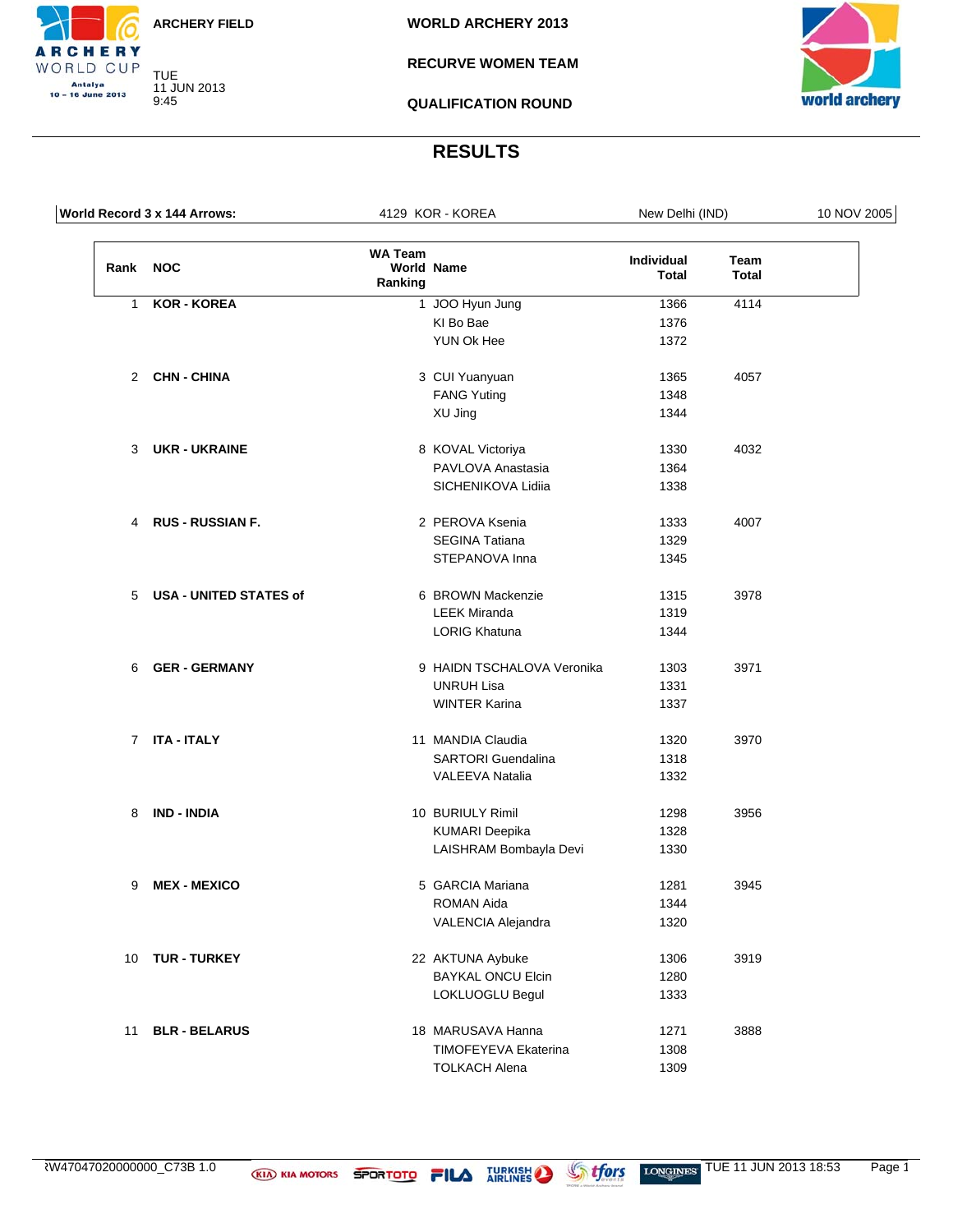ARCHERY FIELD

TUE
11 JUN 2013
9:45

WORLD ARCHERY 2013

RECURVE WOMEN TEAM

QUALIFICATION ROUND

# RESULTS

| World Record 3 x 144 Arrows: | 4129 KOR - KOREA | New Delhi (IND) | 10 NOV 2005 |
|---|---|---|---|

| Rank | NOC | WA Team World Ranking | Name | Individual Total | Team Total |
|---|---|---|---|---|---|
| 1 | KOR - KOREA | 1 | JOO Hyun Jung | 1366 | 4114 |
| | | | KI Bo Bae | 1376 | |
| | | | YUN Ok Hee | 1372 | |
| 2 | CHN - CHINA | 3 | CUI Yuanyuan | 1365 | 4057 |
| | | | FANG Yuting | 1348 | |
| | | | XU Jing | 1344 | |
| 3 | UKR - UKRAINE | 8 | KOVAL Victoriya | 1330 | 4032 |
| | | | PAVLOVA Anastasia | 1364 | |
| | | | SICHENIKOVA Lidiia | 1338 | |
| 4 | RUS - RUSSIAN F. | 2 | PEROVA Ksenia | 1333 | 4007 |
| | | | SEGINA Tatiana | 1329 | |
| | | | STEPANOVA Inna | 1345 | |
| 5 | USA - UNITED STATES of | 6 | BROWN Mackenzie | 1315 | 3978 |
| | | | LEEK Miranda | 1319 | |
| | | | LORIG Khatuna | 1344 | |
| 6 | GER - GERMANY | 9 | HAIDN TSCHALOVA Veronika | 1303 | 3971 |
| | | | UNRUH Lisa | 1331 | |
| | | | WINTER Karina | 1337 | |
| 7 | ITA - ITALY | 11 | MANDIA Claudia | 1320 | 3970 |
| | | | SARTORI Guendalina | 1318 | |
| | | | VALEEVA Natalia | 1332 | |
| 8 | IND - INDIA | 10 | BURIULY Rimil | 1298 | 3956 |
| | | | KUMARI Deepika | 1328 | |
| | | | LAISHRAM Bombayla Devi | 1330 | |
| 9 | MEX - MEXICO | 5 | GARCIA Mariana | 1281 | 3945 |
| | | | ROMAN Aida | 1344 | |
| | | | VALENCIA Alejandra | 1320 | |
| 10 | TUR - TURKEY | 22 | AKTUNA Aybuke | 1306 | 3919 |
| | | | BAYKAL ONCU Elcin | 1280 | |
| | | | LOKLUOGLU Begul | 1333 | |
| 11 | BLR - BELARUS | 18 | MARUSAVA Hanna | 1271 | 3888 |
| | | | TIMOFEYEVA Ekaterina | 1308 | |
| | | | TOLKACH Alena | 1309 | |

RW47047020000000_C73B 1.0 TUE 11 JUN 2013 18:53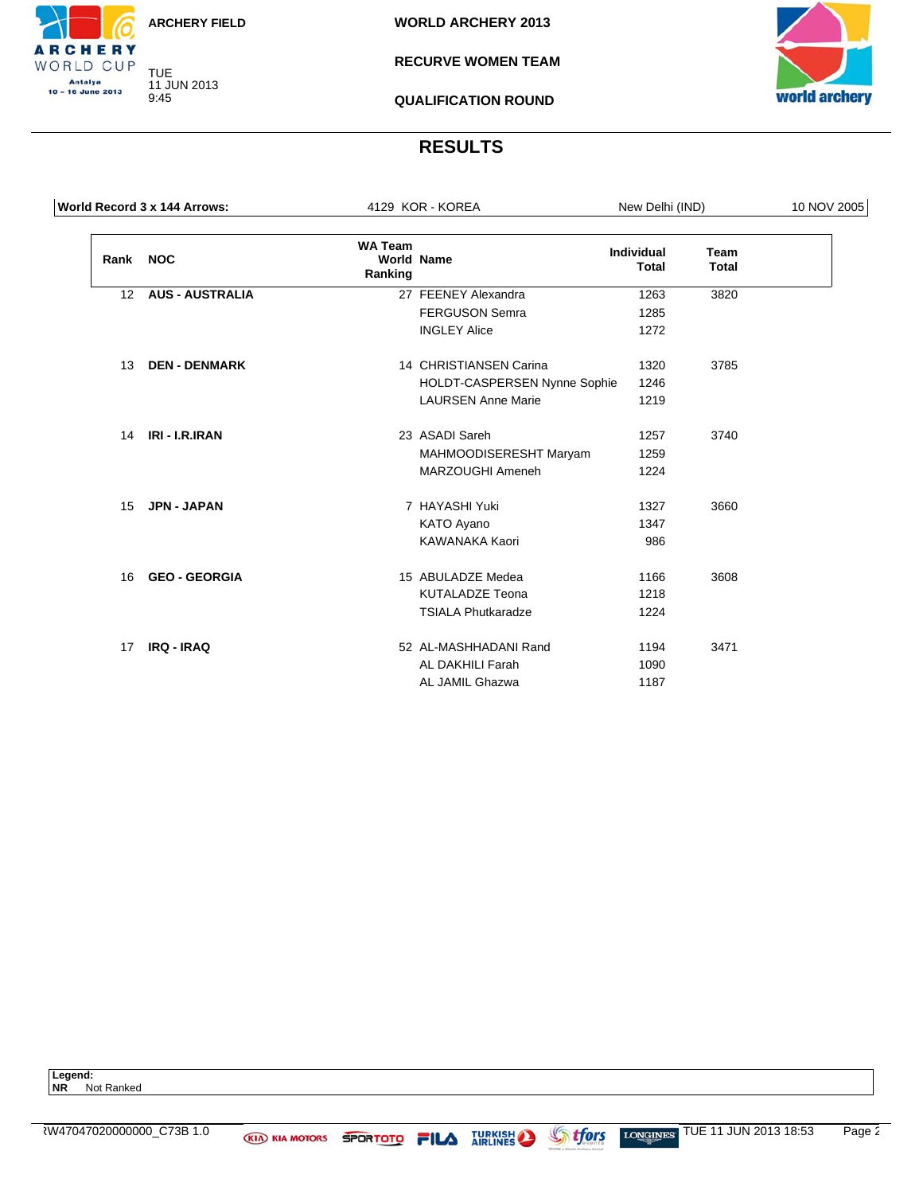ARCHERY FIELD

TUE
11 JUN 2013
9:45

WORLD ARCHERY 2013

RECURVE WOMEN TEAM

QUALIFICATION ROUND

# RESULTS

| World Record 3 x 144 Arrows: | 4129 KOR - KOREA | New Delhi (IND) | 10 NOV 2005 |
|---|---|---|---|

| Rank | NOC | WA Team World Ranking | Name | Individual Total | Team Total |
|---|---|---|---|---|---|
| 12 | AUS - AUSTRALIA | 27 | FEENEY Alexandra | 1263 | 3820 |
| | | | FERGUSON Semra | 1285 | |
| | | | INGLEY Alice | 1272 | |
| 13 | DEN - DENMARK | 14 | CHRISTIANSEN Carina | 1320 | 3785 |
| | | | HOLDT-CASPERSEN Nynne Sophie | 1246 | |
| | | | LAURSEN Anne Marie | 1219 | |
| 14 | IRI - I.R.IRAN | 23 | ASADI Sareh | 1257 | 3740 |
| | | | MAHMOODISERESHT Maryam | 1259 | |
| | | | MARZOUGHI Ameneh | 1224 | |
| 15 | JPN - JAPAN | 7 | HAYASHI Yuki | 1327 | 3660 |
| | | | KATO Ayano | 1347 | |
| | | | KAWANAKA Kaori | 986 | |
| 16 | GEO - GEORGIA | 15 | ABULADZE Medea | 1166 | 3608 |
| | | | KUTALADZE Teona | 1218 | |
| | | | TSIALA Phutkaradze | 1224 | |
| 17 | IRQ - IRAQ | 52 | AL-MASHHADANI Rand | 1194 | 3471 |
| | | | AL DAKHILI Farah | 1090 | |
| | | | AL JAMIL Ghazwa | 1187 | |

**Legend:**
**NR** Not Ranked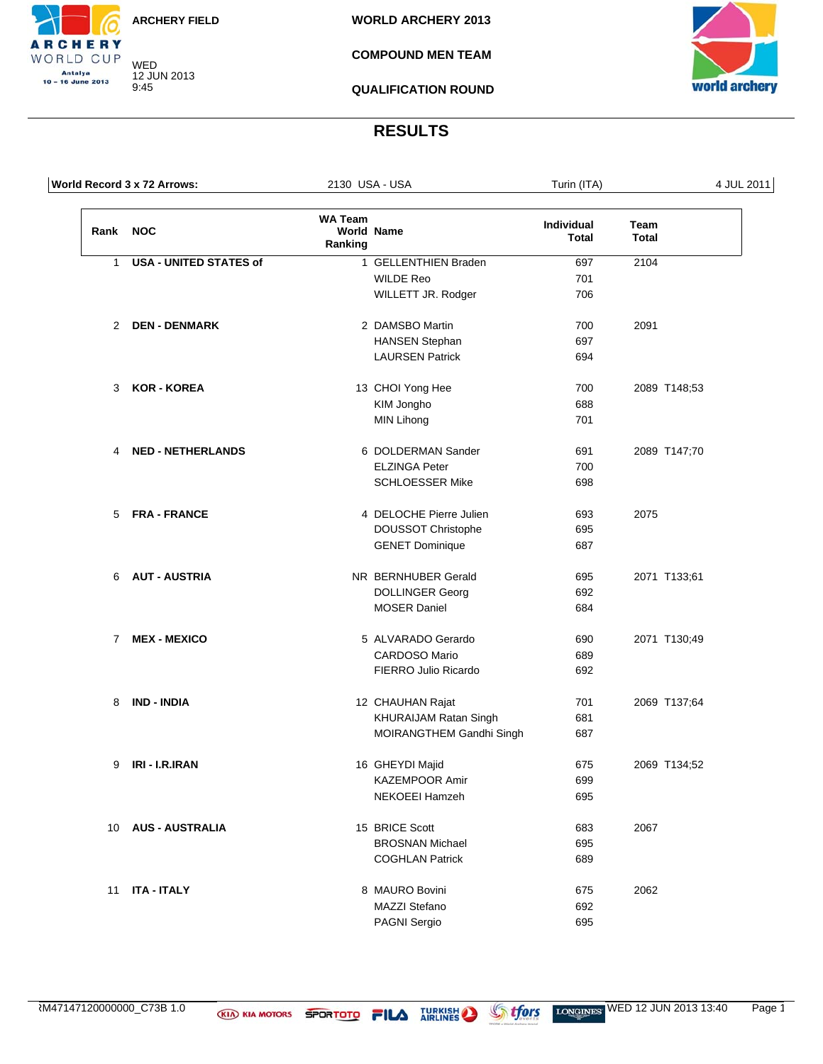ARCHERY FIELD

WED
12 JUN 2013
9:45

**WORLD ARCHERY 2013**

**COMPOUND MEN TEAM**

**QUALIFICATION ROUND**

# RESULTS

| World Record 3 x 72 Arrows: | 2130 USA - USA | Turin (ITA) | 4 JUL 2011 |
|---|---|---|---|

| Rank | NOC | WA Team World Ranking | Name | Individual Total | Team Total |
|---|---|---|---|---|---|
| 1 | USA - UNITED STATES of | 1 | GELLENTHIEN Braden | 697 | 2104 |
| | | | WILDE Reo | 701 | |
| | | | WILLETT JR. Rodger | 706 | |
| 2 | DEN - DENMARK | 2 | DAMSBO Martin | 700 | 2091 |
| | | | HANSEN Stephan | 697 | |
| | | | LAURSEN Patrick | 694 | |
| 3 | KOR - KOREA | 13 | CHOI Yong Hee | 700 | 2089 T148;53 |
| | | | KIM Jongho | 688 | |
| | | | MIN Lihong | 701 | |
| 4 | NED - NETHERLANDS | 6 | DOLDERMAN Sander | 691 | 2089 T147;70 |
| | | | ELZINGA Peter | 700 | |
| | | | SCHLOESSER Mike | 698 | |
| 5 | FRA - FRANCE | 4 | DELOCHE Pierre Julien | 693 | 2075 |
| | | | DOUSSOT Christophe | 695 | |
| | | | GENET Dominique | 687 | |
| 6 | AUT - AUSTRIA | NR | BERNHUBER Gerald | 695 | 2071 T133;61 |
| | | | DOLLINGER Georg | 692 | |
| | | | MOSER Daniel | 684 | |
| 7 | MEX - MEXICO | 5 | ALVARADO Gerardo | 690 | 2071 T130;49 |
| | | | CARDOSO Mario | 689 | |
| | | | FIERRO Julio Ricardo | 692 | |
| 8 | IND - INDIA | 12 | CHAUHAN Rajat | 701 | 2069 T137;64 |
| | | | KHURAIJAM Ratan Singh | 681 | |
| | | | MOIRANGTHEM Gandhi Singh | 687 | |
| 9 | IRI - I.R.IRAN | 16 | GHEYDI Majid | 675 | 2069 T134;52 |
| | | | KAZEMPOOR Amir | 699 | |
| | | | NEKOEEI Hamzeh | 695 | |
| 10 | AUS - AUSTRALIA | 15 | BRICE Scott | 683 | 2067 |
| | | | BROSNAN Michael | 695 | |
| | | | COGHLAN Patrick | 689 | |
| 11 | ITA - ITALY | 8 | MAURO Bovini | 675 | 2062 |
| | | | MAZZI Stefano | 692 | |
| | | | PAGNI Sergio | 695 | |

ꝚM47147120000000_C73B 1.0 WED 12 JUN 2013 13:40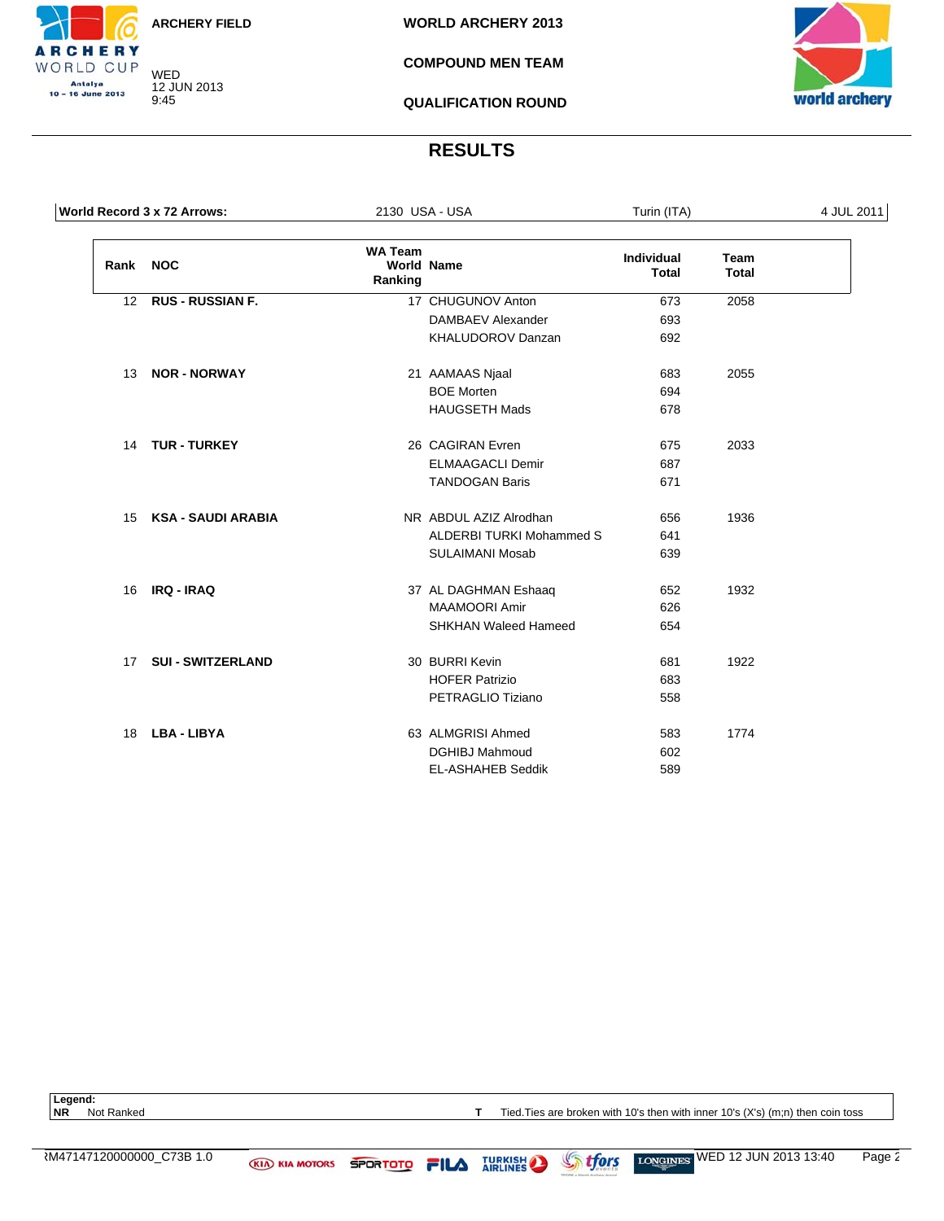ARCHERY FIELD

WED
12 JUN 2013
9:45

**WORLD ARCHERY 2013**

**COMPOUND MEN TEAM**

**QUALIFICATION ROUND**

# RESULTS

| World Record 3 x 72 Arrows: | 2130 USA - USA | Turin (ITA) | 4 JUL 2011 |
|---|---|---|---|

| Rank | NOC | WA Team World Ranking | Name | Individual Total | Team Total |
|---|---|---|---|---|---|
| 12 | **RUS - RUSSIAN F.** | 17 | CHUGUNOV Anton | 673 | 2058 |
| | | | DAMBAEV Alexander | 693 | |
| | | | KHALUDOROV Danzan | 692 | |
| 13 | **NOR - NORWAY** | 21 | AAMAAS Njaal | 683 | 2055 |
| | | | BOE Morten | 694 | |
| | | | HAUGSETH Mads | 678 | |
| 14 | **TUR - TURKEY** | 26 | CAGIRAN Evren | 675 | 2033 |
| | | | ELMAAGACLI Demir | 687 | |
| | | | TANDOGAN Baris | 671 | |
| 15 | **KSA - SAUDI ARABIA** | NR | ABDUL AZIZ Alrodhan | 656 | 1936 |
| | | | ALDERBI TURKI Mohammed S | 641 | |
| | | | SULAIMANI Mosab | 639 | |
| 16 | **IRQ - IRAQ** | 37 | AL DAGHMAN Eshaaq | 652 | 1932 |
| | | | MAAMOORI Amir | 626 | |
| | | | SHKHAN Waleed Hameed | 654 | |
| 17 | **SUI - SWITZERLAND** | 30 | BURRI Kevin | 681 | 1922 |
| | | | HOFER Patrizio | 683 | |
| | | | PETRAGLIO Tiziano | 558 | |
| 18 | **LBA - LIBYA** | 63 | ALMGRISI Ahmed | 583 | 1774 |
| | | | DGHIBJ Mahmoud | 602 | |
| | | | EL-ASHAHEB Seddik | 589 | |

**Legend:**
**NR** Not Ranked
**T** Tied.Ties are broken with 10's then with inner 10's (X's) (m;n) then coin toss

RM47147120000000_C73B 1.0 WED 12 JUN 2013 13:40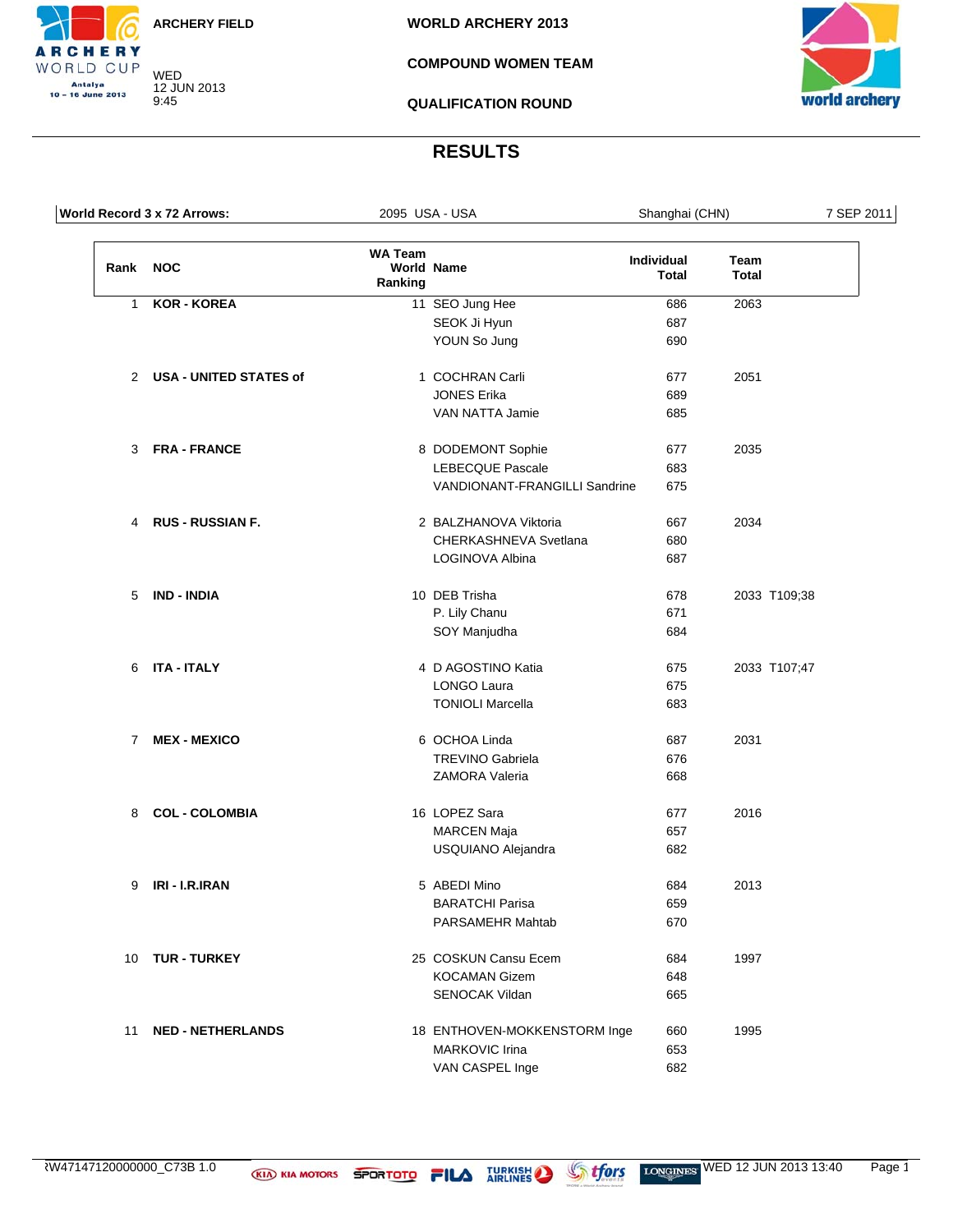ARCHERY FIELD

WED
12 JUN 2013
9:45

**WORLD ARCHERY 2013**

**COMPOUND WOMEN TEAM**

**QUALIFICATION ROUND**

## RESULTS

| World Record 3 x 72 Arrows: | 2095 USA - USA | Shanghai (CHN) | 7 SEP 2011 |
|---|---|---|---|

| Rank | NOC | WA Team World Ranking | Name | Individual Total | Team Total |
|---|---|---|---|---|---|
| 1 | KOR - KOREA | 11 | SEO Jung Hee | 686 | 2063 |
| | | | SEOK Ji Hyun | 687 | |
| | | | YOUN So Jung | 690 | |
| 2 | USA - UNITED STATES of | 1 | COCHRAN Carli | 677 | 2051 |
| | | | JONES Erika | 689 | |
| | | | VAN NATTA Jamie | 685 | |
| 3 | FRA - FRANCE | 8 | DODEMONT Sophie | 677 | 2035 |
| | | | LEBECQUE Pascale | 683 | |
| | | | VANDIONANT-FRANGILLI Sandrine | 675 | |
| 4 | RUS - RUSSIAN F. | 2 | BALZHANOVA Viktoria | 667 | 2034 |
| | | | CHERKASHNEVA Svetlana | 680 | |
| | | | LOGINOVA Albina | 687 | |
| 5 | IND - INDIA | 10 | DEB Trisha | 678 | 2033 T109;38 |
| | | | P. Lily Chanu | 671 | |
| | | | SOY Manjudha | 684 | |
| 6 | ITA - ITALY | 4 | D AGOSTINO Katia | 675 | 2033 T107;47 |
| | | | LONGO Laura | 675 | |
| | | | TONIOLI Marcella | 683 | |
| 7 | MEX - MEXICO | 6 | OCHOA Linda | 687 | 2031 |
| | | | TREVINO Gabriela | 676 | |
| | | | ZAMORA Valeria | 668 | |
| 8 | COL - COLOMBIA | 16 | LOPEZ Sara | 677 | 2016 |
| | | | MARCEN Maja | 657 | |
| | | | USQUIANO Alejandra | 682 | |
| 9 | IRI - I.R.IRAN | 5 | ABEDI Mino | 684 | 2013 |
| | | | BARATCHI Parisa | 659 | |
| | | | PARSAMEHR Mahtab | 670 | |
| 10 | TUR - TURKEY | 25 | COSKUN Cansu Ecem | 684 | 1997 |
| | | | KOCAMAN Gizem | 648 | |
| | | | SENOCAK Vildan | 665 | |
| 11 | NED - NETHERLANDS | 18 | ENTHOVEN-MOKKENSTORM Inge | 660 | 1995 |
| | | | MARKOVIC Irina | 653 | |
| | | | VAN CASPEL Inge | 682 | |

RW47147120000000_C73B 1.0 — WED 12 JUN 2013 13:40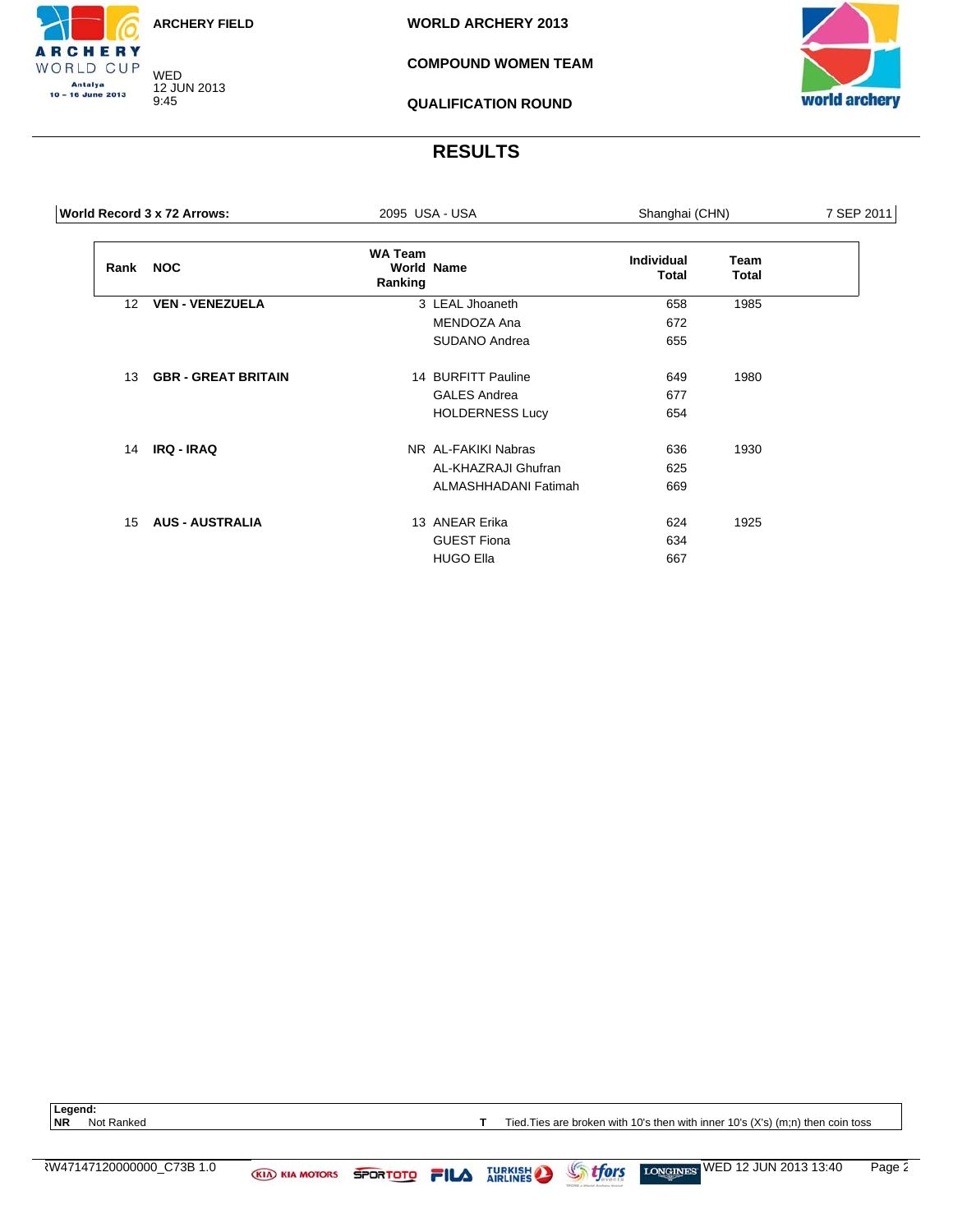ARCHERY FIELD

WED
12 JUN 2013
9:45

WORLD ARCHERY 2013

COMPOUND WOMEN TEAM

QUALIFICATION ROUND

## RESULTS

| World Record 3 x 72 Arrows: | 2095 USA - USA | Shanghai (CHN) | 7 SEP 2011 |
|---|---|---|---|

| Rank | NOC | WA Team World Ranking | Name | Individual Total | Team Total |
|---|---|---|---|---|---|
| 12 | VEN - VENEZUELA | 3 | LEAL Jhoaneth | 658 | 1985 |
| | | | MENDOZA Ana | 672 | |
| | | | SUDANO Andrea | 655 | |
| 13 | GBR - GREAT BRITAIN | 14 | BURFITT Pauline | 649 | 1980 |
| | | | GALES Andrea | 677 | |
| | | | HOLDERNESS Lucy | 654 | |
| 14 | IRQ - IRAQ | NR | AL-FAKIKI Nabras | 636 | 1930 |
| | | | AL-KHAZRAJI Ghufran | 625 | |
| | | | ALMASHHADANI Fatimah | 669 | |
| 15 | AUS - AUSTRALIA | 13 | ANEAR Erika | 624 | 1925 |
| | | | GUEST Fiona | 634 | |
| | | | HUGO Ella | 667 | |

**Legend:**
**NR** Not Ranked
**T** Tied.Ties are broken with 10's then with inner 10's (X's) (m;n) then coin toss

RW47147120000000_C73B 1.0 — WED 12 JUN 2013 13:40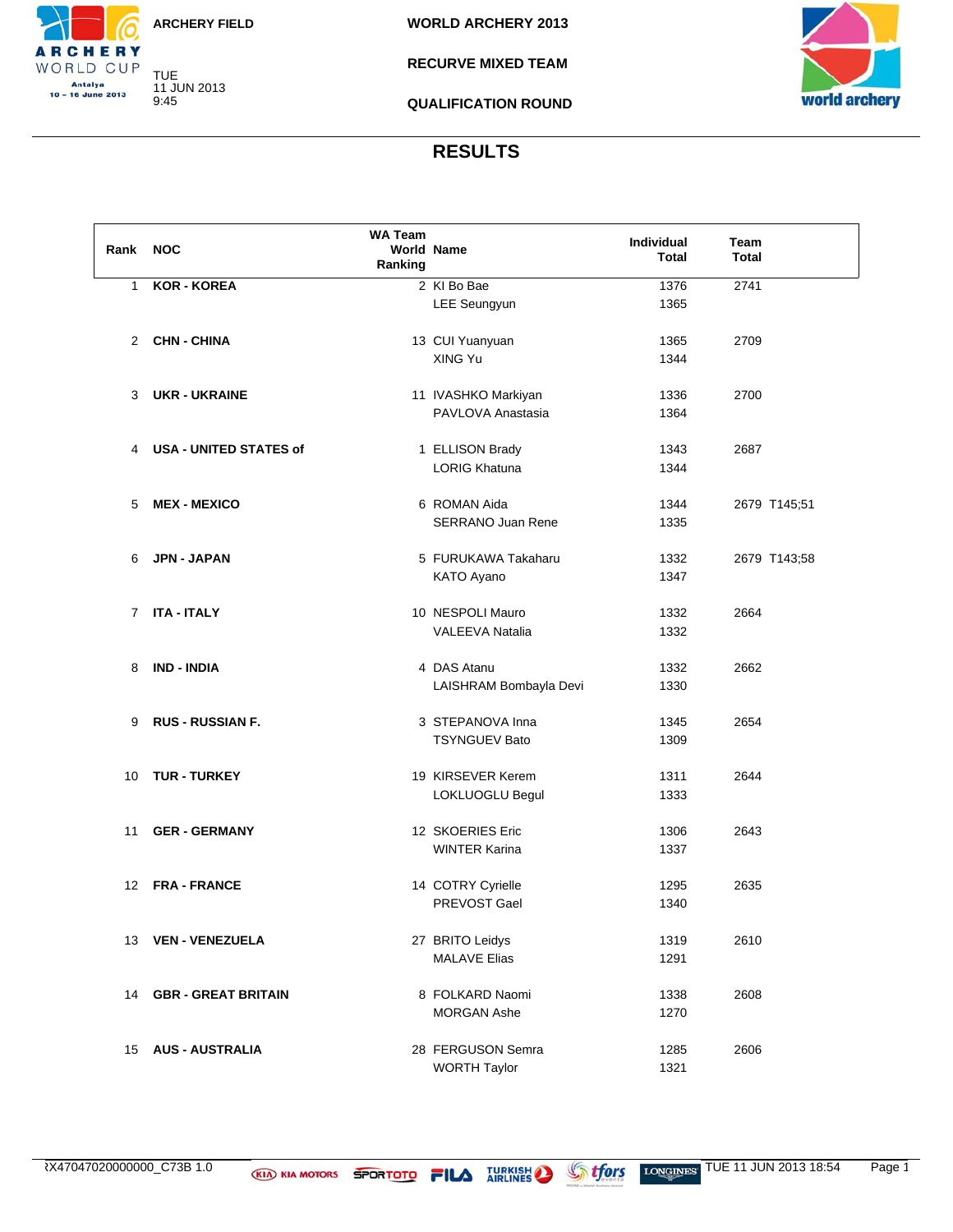ARCHERY FIELD

TUE 11 JUN 2013 9:45

# WORLD ARCHERY 2013

## RECURVE MIXED TEAM

## QUALIFICATION ROUND

## RESULTS

| Rank | NOC | WA Team World Ranking | Name | Individual Total | Team Total |
|---|---|---|---|---|---|
| 1 | KOR - KOREA | 2 | KI Bo Bae | 1376 | 2741 |
| | | | LEE Seungyun | 1365 | |
| 2 | CHN - CHINA | 13 | CUI Yuanyuan | 1365 | 2709 |
| | | | XING Yu | 1344 | |
| 3 | UKR - UKRAINE | 11 | IVASHKO Markiyan | 1336 | 2700 |
| | | | PAVLOVA Anastasia | 1364 | |
| 4 | USA - UNITED STATES of | 1 | ELLISON Brady | 1343 | 2687 |
| | | | LORIG Khatuna | 1344 | |
| 5 | MEX - MEXICO | 6 | ROMAN Aida | 1344 | 2679 T145;51 |
| | | | SERRANO Juan Rene | 1335 | |
| 6 | JPN - JAPAN | 5 | FURUKAWA Takaharu | 1332 | 2679 T143;58 |
| | | | KATO Ayano | 1347 | |
| 7 | ITA - ITALY | 10 | NESPOLI Mauro | 1332 | 2664 |
| | | | VALEEVA Natalia | 1332 | |
| 8 | IND - INDIA | 4 | DAS Atanu | 1332 | 2662 |
| | | | LAISHRAM Bombayla Devi | 1330 | |
| 9 | RUS - RUSSIAN F. | 3 | STEPANOVA Inna | 1345 | 2654 |
| | | | TSYNGUEV Bato | 1309 | |
| 10 | TUR - TURKEY | 19 | KIRSEVER Kerem | 1311 | 2644 |
| | | | LOKLUOGLU Begul | 1333 | |
| 11 | GER - GERMANY | 12 | SKOERIES Eric | 1306 | 2643 |
| | | | WINTER Karina | 1337 | |
| 12 | FRA - FRANCE | 14 | COTRY Cyrielle | 1295 | 2635 |
| | | | PREVOST Gael | 1340 | |
| 13 | VEN - VENEZUELA | 27 | BRITO Leidys | 1319 | 2610 |
| | | | MALAVE Elias | 1291 | |
| 14 | GBR - GREAT BRITAIN | 8 | FOLKARD Naomi | 1338 | 2608 |
| | | | MORGAN Ashe | 1270 | |
| 15 | AUS - AUSTRALIA | 28 | FERGUSON Semra | 1285 | 2606 |
| | | | WORTH Taylor | 1321 | |

RX47047020000000_C73B 1.0 — TUE 11 JUN 2013 18:54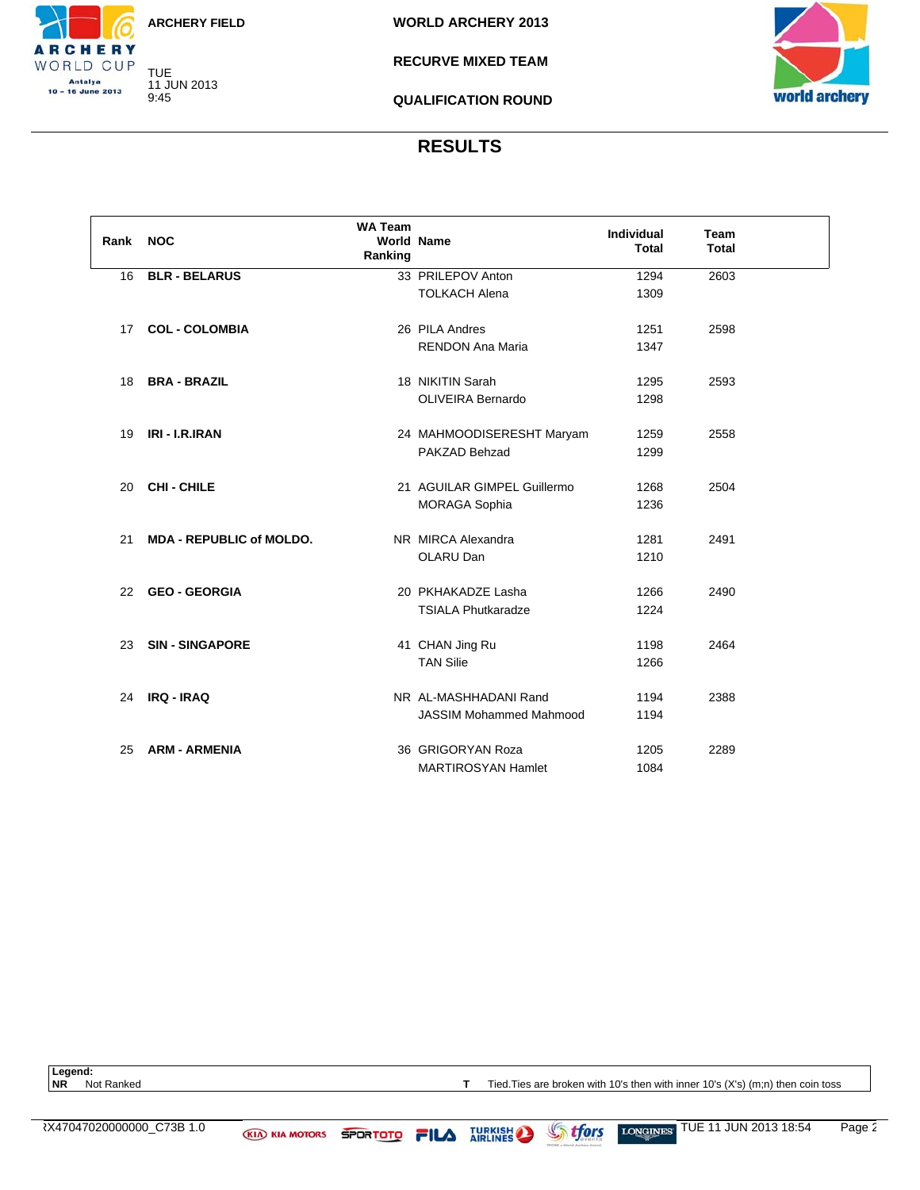ARCHERY FIELD

TUE 11 JUN 2013 9:45

WORLD ARCHERY 2013

RECURVE MIXED TEAM

QUALIFICATION ROUND

## RESULTS

| Rank | NOC | WA Team World Ranking | Name | Individual Total | Team Total |
|---|---|---|---|---|---|
| 16 | **BLR - BELARUS** | 33 | PRILEPOV Anton | 1294 | 2603 |
| | | | TOLKACH Alena | 1309 | |
| 17 | **COL - COLOMBIA** | 26 | PILA Andres | 1251 | 2598 |
| | | | RENDON Ana Maria | 1347 | |
| 18 | **BRA - BRAZIL** | 18 | NIKITIN Sarah | 1295 | 2593 |
| | | | OLIVEIRA Bernardo | 1298 | |
| 19 | **IRI - I.R.IRAN** | 24 | MAHMOODISERESHT Maryam | 1259 | 2558 |
| | | | PAKZAD Behzad | 1299 | |
| 20 | **CHI - CHILE** | 21 | AGUILAR GIMPEL Guillermo | 1268 | 2504 |
| | | | MORAGA Sophia | 1236 | |
| 21 | **MDA - REPUBLIC of MOLDO.** | NR | MIRCA Alexandra | 1281 | 2491 |
| | | | OLARU Dan | 1210 | |
| 22 | **GEO - GEORGIA** | 20 | PKHAKADZE Lasha | 1266 | 2490 |
| | | | TSIALA Phutkaradze | 1224 | |
| 23 | **SIN - SINGAPORE** | 41 | CHAN Jing Ru | 1198 | 2464 |
| | | | TAN Silie | 1266 | |
| 24 | **IRQ - IRAQ** | NR | AL-MASHHADANI Rand | 1194 | 2388 |
| | | | JASSIM Mohammed Mahmood | 1194 | |
| 25 | **ARM - ARMENIA** | 36 | GRIGORYAN Roza | 1205 | 2289 |
| | | | MARTIROSYAN Hamlet | 1084 | |

**Legend:**
**NR** Not Ranked
**T** Tied.Ties are broken with 10's then with inner 10's (X's) (m;n) then coin toss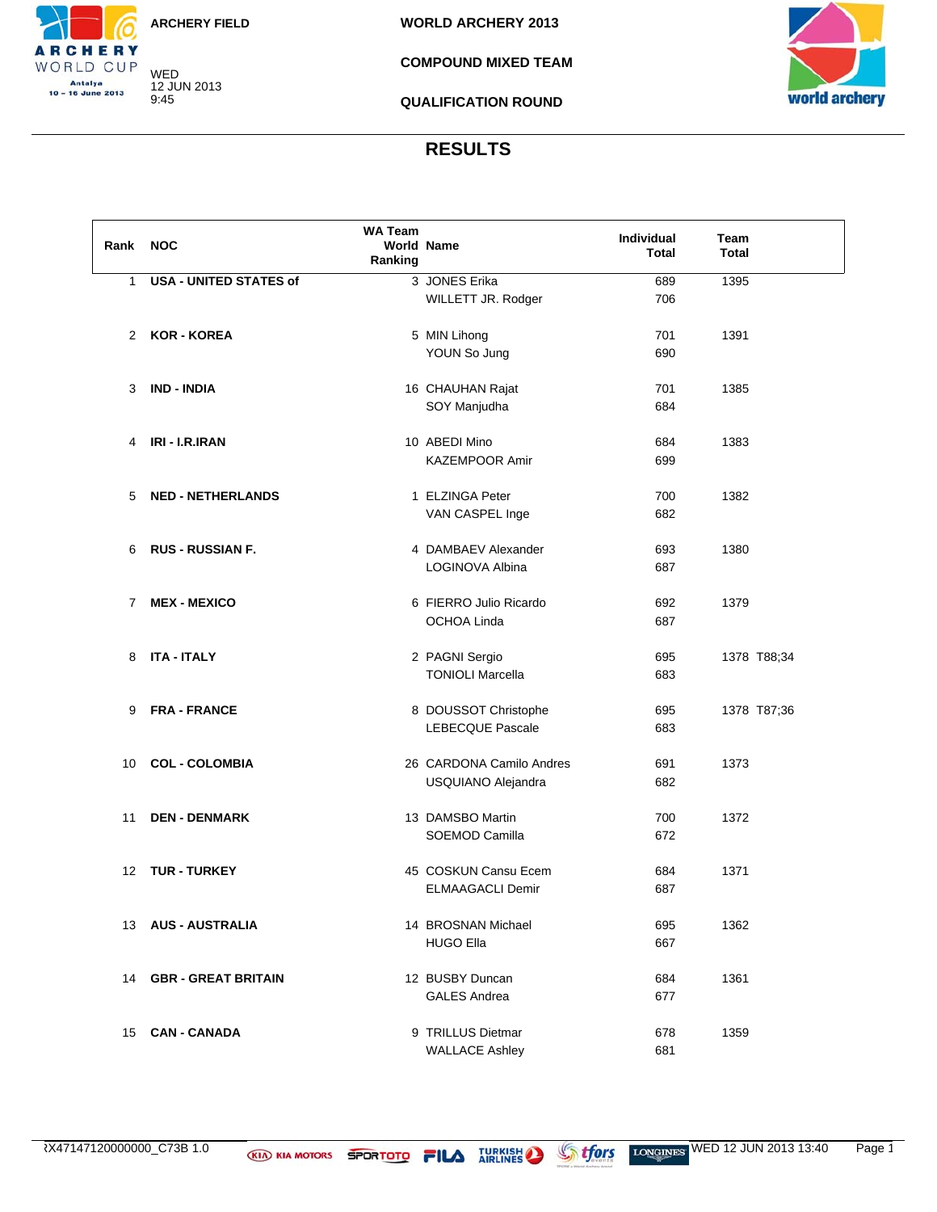ARCHERY FIELD

WED
12 JUN 2013
9:45

**WORLD ARCHERY 2013**

**COMPOUND MIXED TEAM**

**QUALIFICATION ROUND**

## RESULTS

| Rank | NOC | WA Team World Ranking | Name | Individual Total | Team Total |
|---|---|---|---|---|---|
| 1 | **USA - UNITED STATES of** | 3 | JONES Erika | 689 | 1395 |
| | | | WILLETT JR. Rodger | 706 | |
| 2 | **KOR - KOREA** | 5 | MIN Lihong | 701 | 1391 |
| | | | YOUN So Jung | 690 | |
| 3 | **IND - INDIA** | 16 | CHAUHAN Rajat | 701 | 1385 |
| | | | SOY Manjudha | 684 | |
| 4 | **IRI - I.R.IRAN** | 10 | ABEDI Mino | 684 | 1383 |
| | | | KAZEMPOOR Amir | 699 | |
| 5 | **NED - NETHERLANDS** | 1 | ELZINGA Peter | 700 | 1382 |
| | | | VAN CASPEL Inge | 682 | |
| 6 | **RUS - RUSSIAN F.** | 4 | DAMBAEV Alexander | 693 | 1380 |
| | | | LOGINOVA Albina | 687 | |
| 7 | **MEX - MEXICO** | 6 | FIERRO Julio Ricardo | 692 | 1379 |
| | | | OCHOA Linda | 687 | |
| 8 | **ITA - ITALY** | 2 | PAGNI Sergio | 695 | 1378 T88;34 |
| | | | TONIOLI Marcella | 683 | |
| 9 | **FRA - FRANCE** | 8 | DOUSSOT Christophe | 695 | 1378 T87;36 |
| | | | LEBECQUE Pascale | 683 | |
| 10 | **COL - COLOMBIA** | 26 | CARDONA Camilo Andres | 691 | 1373 |
| | | | USQUIANO Alejandra | 682 | |
| 11 | **DEN - DENMARK** | 13 | DAMSBO Martin | 700 | 1372 |
| | | | SOEMOD Camilla | 672 | |
| 12 | **TUR - TURKEY** | 45 | COSKUN Cansu Ecem | 684 | 1371 |
| | | | ELMAAGACLI Demir | 687 | |
| 13 | **AUS - AUSTRALIA** | 14 | BROSNAN Michael | 695 | 1362 |
| | | | HUGO Ella | 667 | |
| 14 | **GBR - GREAT BRITAIN** | 12 | BUSBY Duncan | 684 | 1361 |
| | | | GALES Andrea | 677 | |
| 15 | **CAN - CANADA** | 9 | TRILLUS Dietmar | 678 | 1359 |
| | | | WALLACE Ashley | 681 | |

RX47147120000000_C73B 1.0 WED 12 JUN 2013 13:40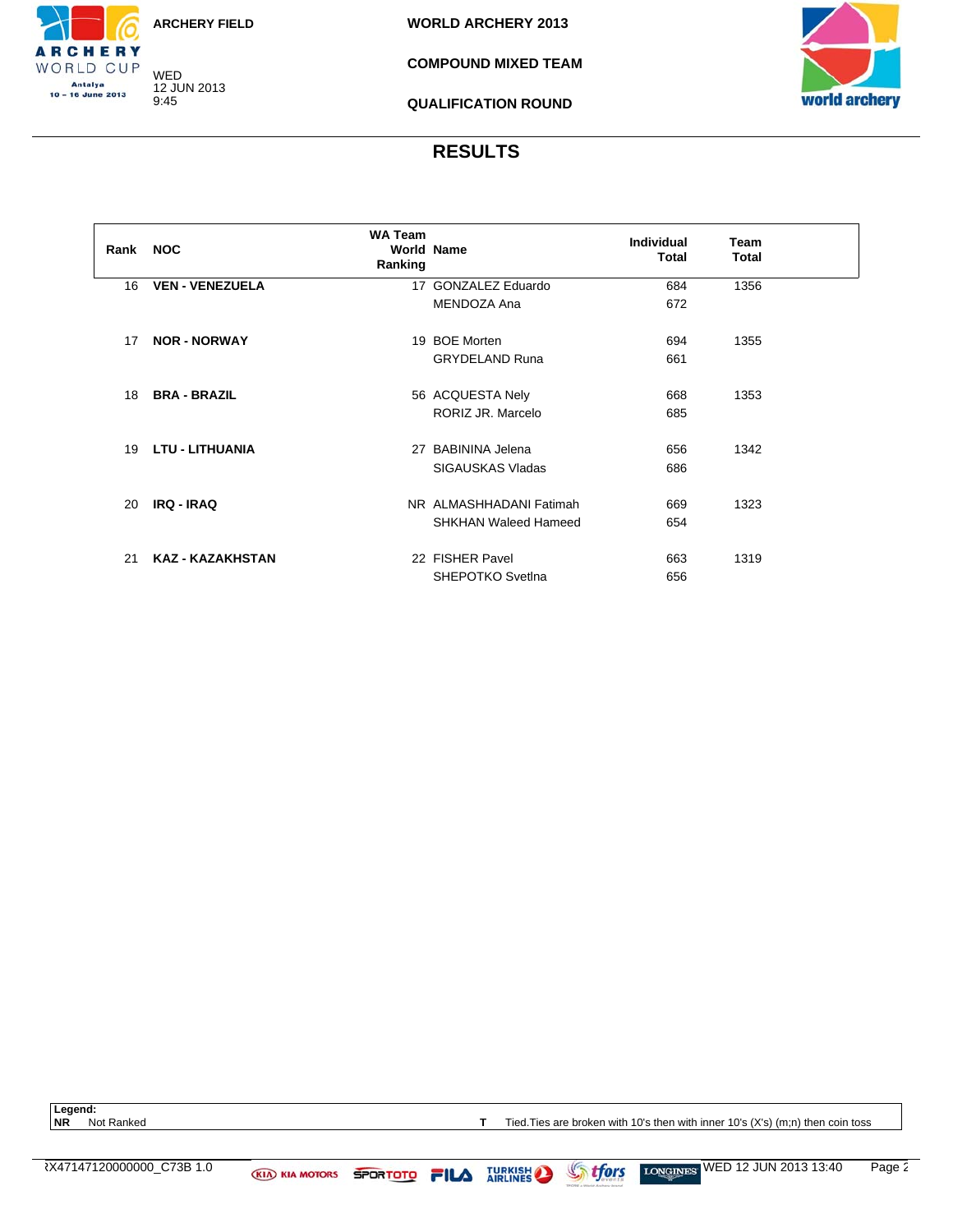ARCHERY FIELD

WED
12 JUN 2013
9:45

WORLD ARCHERY 2013

COMPOUND MIXED TEAM

QUALIFICATION ROUND

# RESULTS

| Rank | NOC | WA Team World Ranking | Name | Individual Total | Team Total |
|---|---|---|---|---|---|
| 16 | **VEN - VENEZUELA** | 17 | GONZALEZ Eduardo | 684 | 1356 |
| | | | MENDOZA Ana | 672 | |
| 17 | **NOR - NORWAY** | 19 | BOE Morten | 694 | 1355 |
| | | | GRYDELAND Runa | 661 | |
| 18 | **BRA - BRAZIL** | 56 | ACQUESTA Nely | 668 | 1353 |
| | | | RORIZ JR. Marcelo | 685 | |
| 19 | **LTU - LITHUANIA** | 27 | BABININA Jelena | 656 | 1342 |
| | | | SIGAUSKAS Vladas | 686 | |
| 20 | **IRQ - IRAQ** | NR | ALMASHHADANI Fatimah | 669 | 1323 |
| | | | SHKHAN Waleed Hameed | 654 | |
| 21 | **KAZ - KAZAKHSTAN** | 22 | FISHER Pavel | 663 | 1319 |
| | | | SHEPOTKO Svetlna | 656 | |

**Legend:**
**NR** Not Ranked
**T** Tied.Ties are broken with 10's then with inner 10's (X's) (m;n) then coin toss

RX47147120000000_C73B 1.0 WED 12 JUN 2013 13:40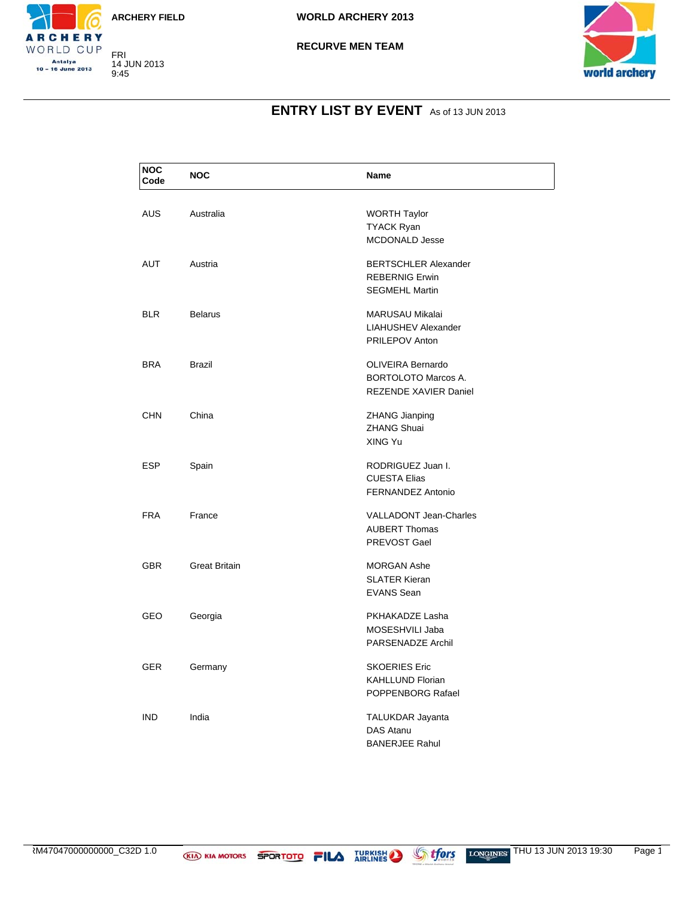ARCHERY FIELD

FRI
14 JUN 2013
9:45

WORLD ARCHERY 2013

RECURVE MEN TEAM

## ENTRY LIST BY EVENT As of 13 JUN 2013

| NOC Code | NOC | Name |
|---|---|---|
| AUS | Australia | WORTH Taylor<br>TYACK Ryan<br>MCDONALD Jesse |
| AUT | Austria | BERTSCHLER Alexander<br>REBERNIG Erwin<br>SEGMEHL Martin |
| BLR | Belarus | MARUSAU Mikalai<br>LIAHUSHEV Alexander<br>PRILEPOV Anton |
| BRA | Brazil | OLIVEIRA Bernardo<br>BORTOLOTO Marcos A.<br>REZENDE XAVIER Daniel |
| CHN | China | ZHANG Jianping<br>ZHANG Shuai<br>XING Yu |
| ESP | Spain | RODRIGUEZ Juan I.<br>CUESTA Elias<br>FERNANDEZ Antonio |
| FRA | France | VALLADONT Jean-Charles<br>AUBERT Thomas<br>PREVOST Gael |
| GBR | Great Britain | MORGAN Ashe<br>SLATER Kieran<br>EVANS Sean |
| GEO | Georgia | PKHAKADZE Lasha<br>MOSESHVILI Jaba<br>PARSENADZE Archil |
| GER | Germany | SKOERIES Eric<br>KAHLLUND Florian<br>POPPENBORG Rafael |
| IND | India | TALUKDAR Jayanta<br>DAS Atanu<br>BANERJEE Rahul |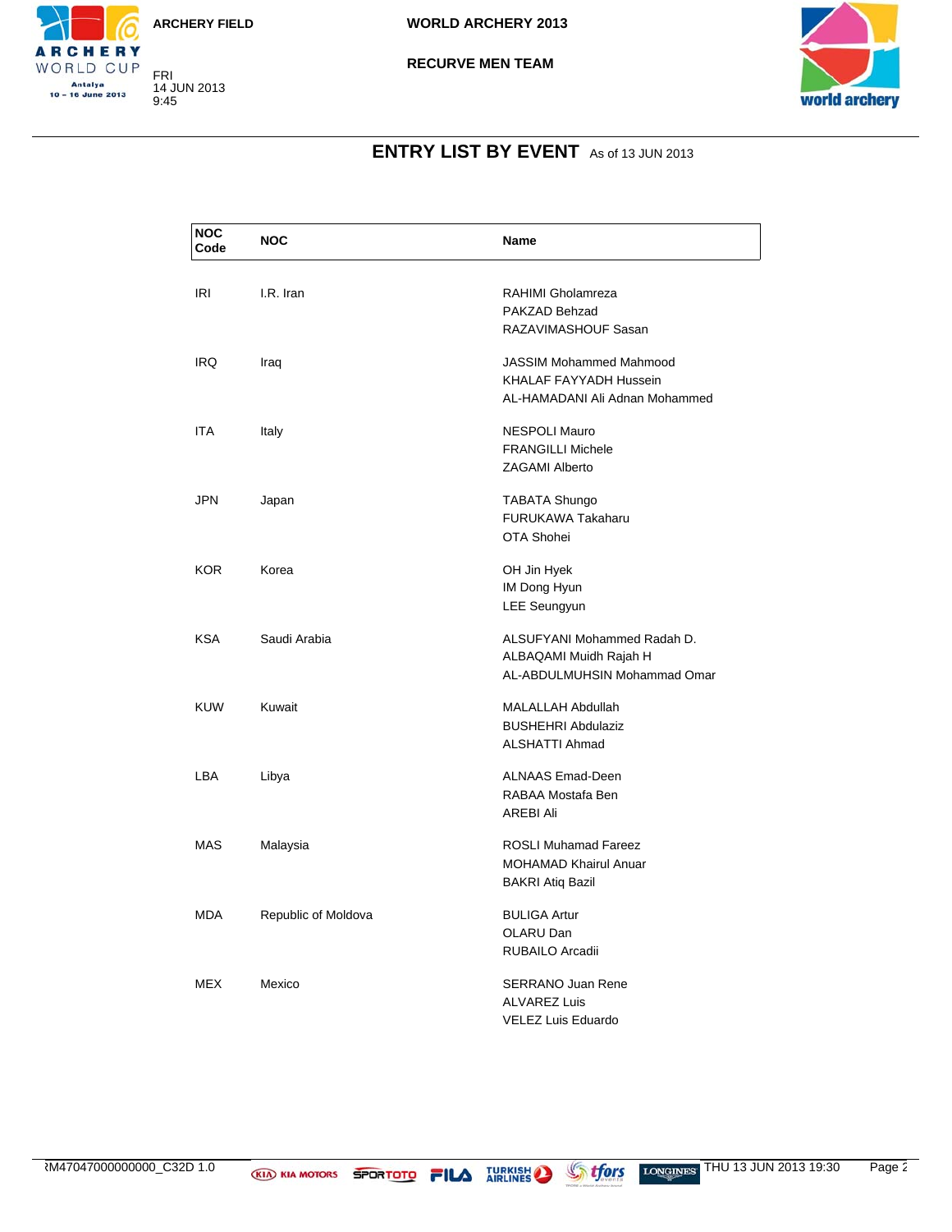ARCHERY FIELD

WORLD ARCHERY 2013

RECURVE MEN TEAM

FRI
14 JUN 2013
9:45

## ENTRY LIST BY EVENT As of 13 JUN 2013

| NOC Code | NOC | Name |
|---|---|---|
| IRI | I.R. Iran | RAHIMI Gholamreza<br>PAKZAD Behzad<br>RAZAVIMASHOUF Sasan |
| IRQ | Iraq | JASSIM Mohammed Mahmood<br>KHALAF FAYYADH Hussein<br>AL-HAMADANI Ali Adnan Mohammed |
| ITA | Italy | NESPOLI Mauro<br>FRANGILLI Michele<br>ZAGAMI Alberto |
| JPN | Japan | TABATA Shungo<br>FURUKAWA Takaharu<br>OTA Shohei |
| KOR | Korea | OH Jin Hyek<br>IM Dong Hyun<br>LEE Seungyun |
| KSA | Saudi Arabia | ALSUFYANI Mohammed Radah D.<br>ALBAQAMI Muidh Rajah H<br>AL-ABDULMUHSIN Mohammad Omar |
| KUW | Kuwait | MALALLAH Abdullah<br>BUSHEHRI Abdulaziz<br>ALSHATTI Ahmad |
| LBA | Libya | ALNAAS Emad-Deen<br>RABAA Mostafa Ben<br>AREBI Ali |
| MAS | Malaysia | ROSLI Muhamad Fareez<br>MOHAMAD Khairul Anuar<br>BAKRI Atiq Bazil |
| MDA | Republic of Moldova | BULIGA Artur<br>OLARU Dan<br>RUBAILO Arcadii |
| MEX | Mexico | SERRANO Juan Rene<br>ALVAREZ Luis<br>VELEZ Luis Eduardo |

RM47047000000000_C32D 1.0 THU 13 JUN 2013 19:30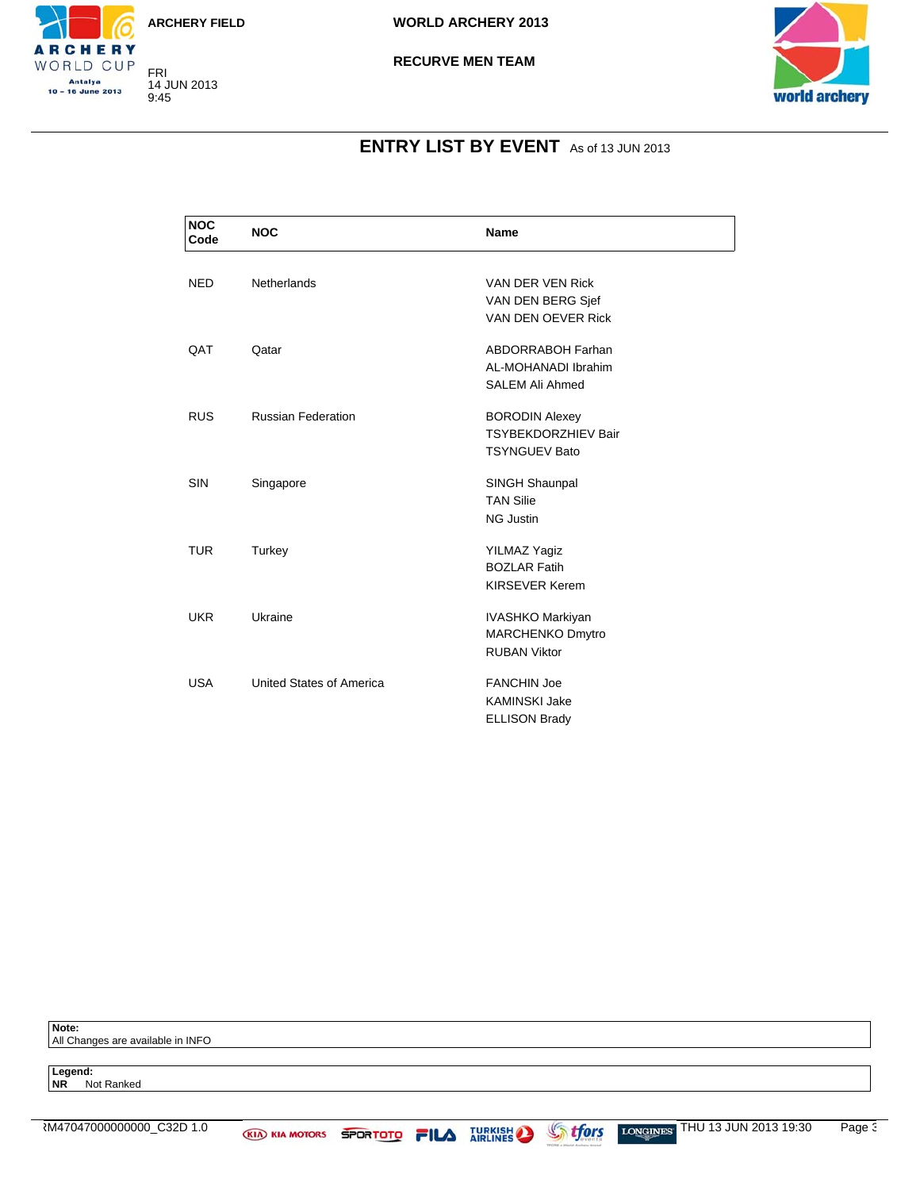ARCHERY FIELD

WORLD ARCHERY 2013

RECURVE MEN TEAM

FRI
14 JUN 2013
9:45

## ENTRY LIST BY EVENT As of 13 JUN 2013

| NOC Code | NOC | Name |
|---|---|---|
| NED | Netherlands | VAN DER VEN Rick<br>VAN DEN BERG Sjef<br>VAN DEN OEVER Rick |
| QAT | Qatar | ABDORRABOH Farhan<br>AL-MOHANADI Ibrahim<br>SALEM Ali Ahmed |
| RUS | Russian Federation | BORODIN Alexey<br>TSYBEKDORZHIEV Bair<br>TSYNGUEV Bato |
| SIN | Singapore | SINGH Shaunpal<br>TAN Silie<br>NG Justin |
| TUR | Turkey | YILMAZ Yagiz<br>BOZLAR Fatih<br>KIRSEVER Kerem |
| UKR | Ukraine | IVASHKO Markiyan<br>MARCHENKO Dmytro<br>RUBAN Viktor |
| USA | United States of America | FANCHIN Joe<br>KAMINSKI Jake<br>ELLISON Brady |

**Note:**
All Changes are available in INFO

**Legend:**
**NR** Not Ranked

RM47047000000000_C32D 1.0 THU 13 JUN 2013 19:30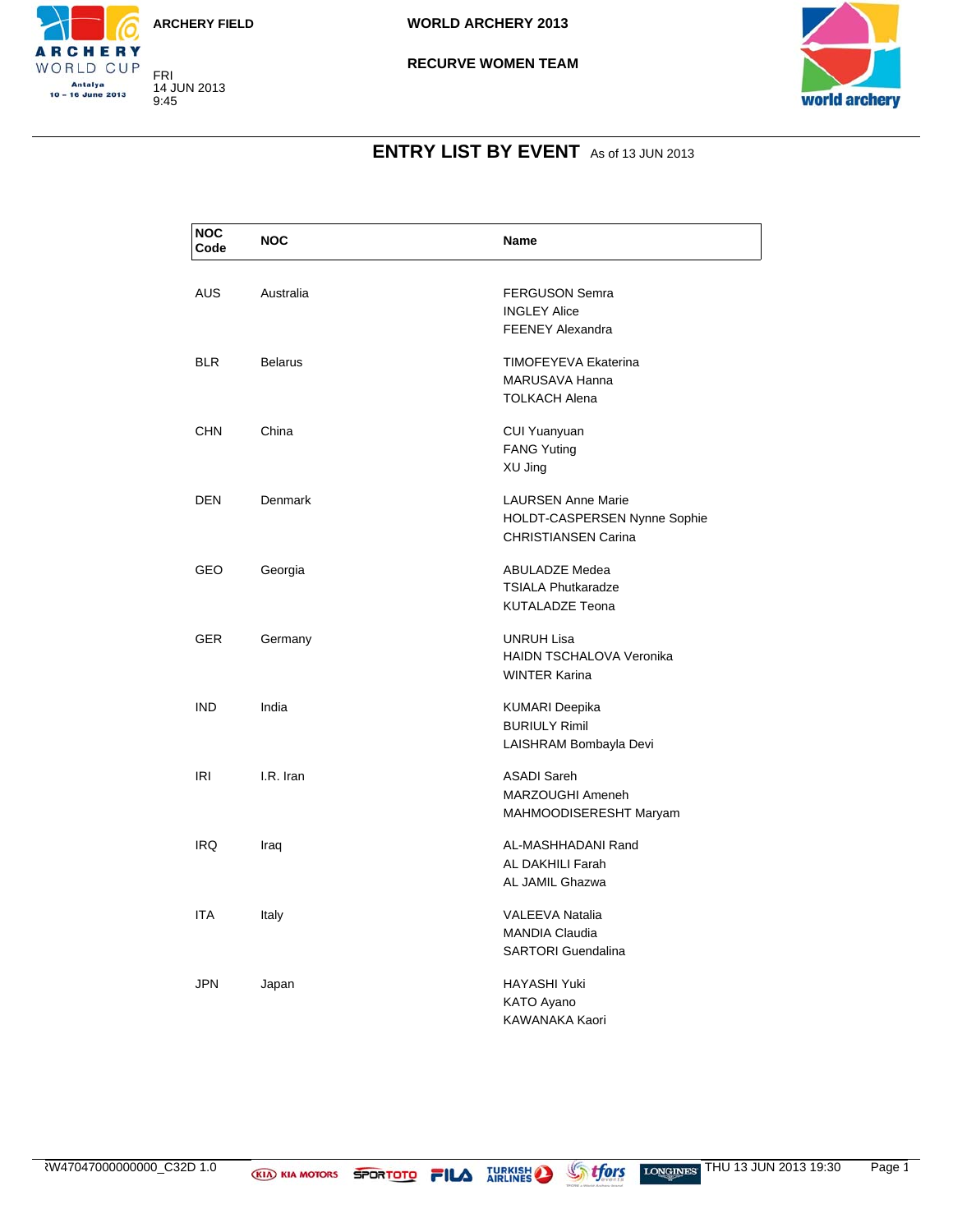ARCHERY FIELD

WORLD ARCHERY 2013

RECURVE WOMEN TEAM

FRI 14 JUN 2013 9:45

# ENTRY LIST BY EVENT As of 13 JUN 2013

| NOC Code | NOC | Name |
|---|---|---|
| AUS | Australia | FERGUSON Semra<br>INGLEY Alice<br>FEENEY Alexandra |
| BLR | Belarus | TIMOFEYEVA Ekaterina<br>MARUSAVA Hanna<br>TOLKACH Alena |
| CHN | China | CUI Yuanyuan<br>FANG Yuting<br>XU Jing |
| DEN | Denmark | LAURSEN Anne Marie<br>HOLDT-CASPERSEN Nynne Sophie<br>CHRISTIANSEN Carina |
| GEO | Georgia | ABULADZE Medea<br>TSIALA Phutkaradze<br>KUTALADZE Teona |
| GER | Germany | UNRUH Lisa<br>HAIDN TSCHALOVA Veronika<br>WINTER Karina |
| IND | India | KUMARI Deepika<br>BURIULY Rimil<br>LAISHRAM Bombayla Devi |
| IRI | I.R. Iran | ASADI Sareh<br>MARZOUGHI Ameneh<br>MAHMOODISERESHT Maryam |
| IRQ | Iraq | AL-MASHHADANI Rand<br>AL DAKHILI Farah<br>AL JAMIL Ghazwa |
| ITA | Italy | VALEEVA Natalia<br>MANDIA Claudia<br>SARTORI Guendalina |
| JPN | Japan | HAYASHI Yuki<br>KATO Ayano<br>KAWANAKA Kaori |

RW47047000000000_C32D 1.0 THU 13 JUN 2013 19:30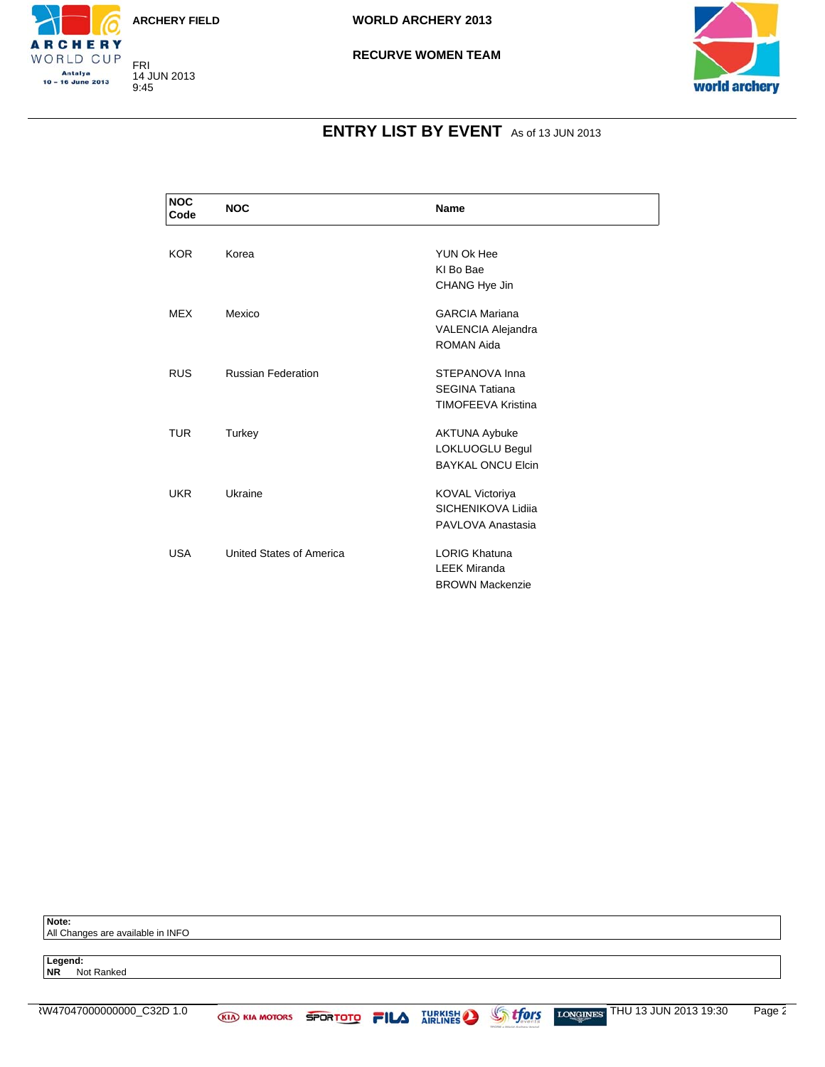ARCHERY FIELD

FRI
14 JUN 2013
9:45

**WORLD ARCHERY 2013**

**RECURVE WOMEN TEAM**

## ENTRY LIST BY EVENT As of 13 JUN 2013

| NOC Code | NOC | Name |
|---|---|---|
| KOR | Korea | YUN Ok Hee<br>KI Bo Bae<br>CHANG Hye Jin |
| MEX | Mexico | GARCIA Mariana<br>VALENCIA Alejandra<br>ROMAN Aida |
| RUS | Russian Federation | STEPANOVA Inna<br>SEGINA Tatiana<br>TIMOFEEVA Kristina |
| TUR | Turkey | AKTUNA Aybuke<br>LOKLUOGLU Begul<br>BAYKAL ONCU Elcin |
| UKR | Ukraine | KOVAL Victoriya<br>SICHENIKOVA Lidiia<br>PAVLOVA Anastasia |
| USA | United States of America | LORIG Khatuna<br>LEEK Miranda<br>BROWN Mackenzie |

**Note:**
All Changes are available in INFO

**Legend:**
**NR** Not Ranked

RW47047000000000_C32D 1.0 THU 13 JUN 2013 19:30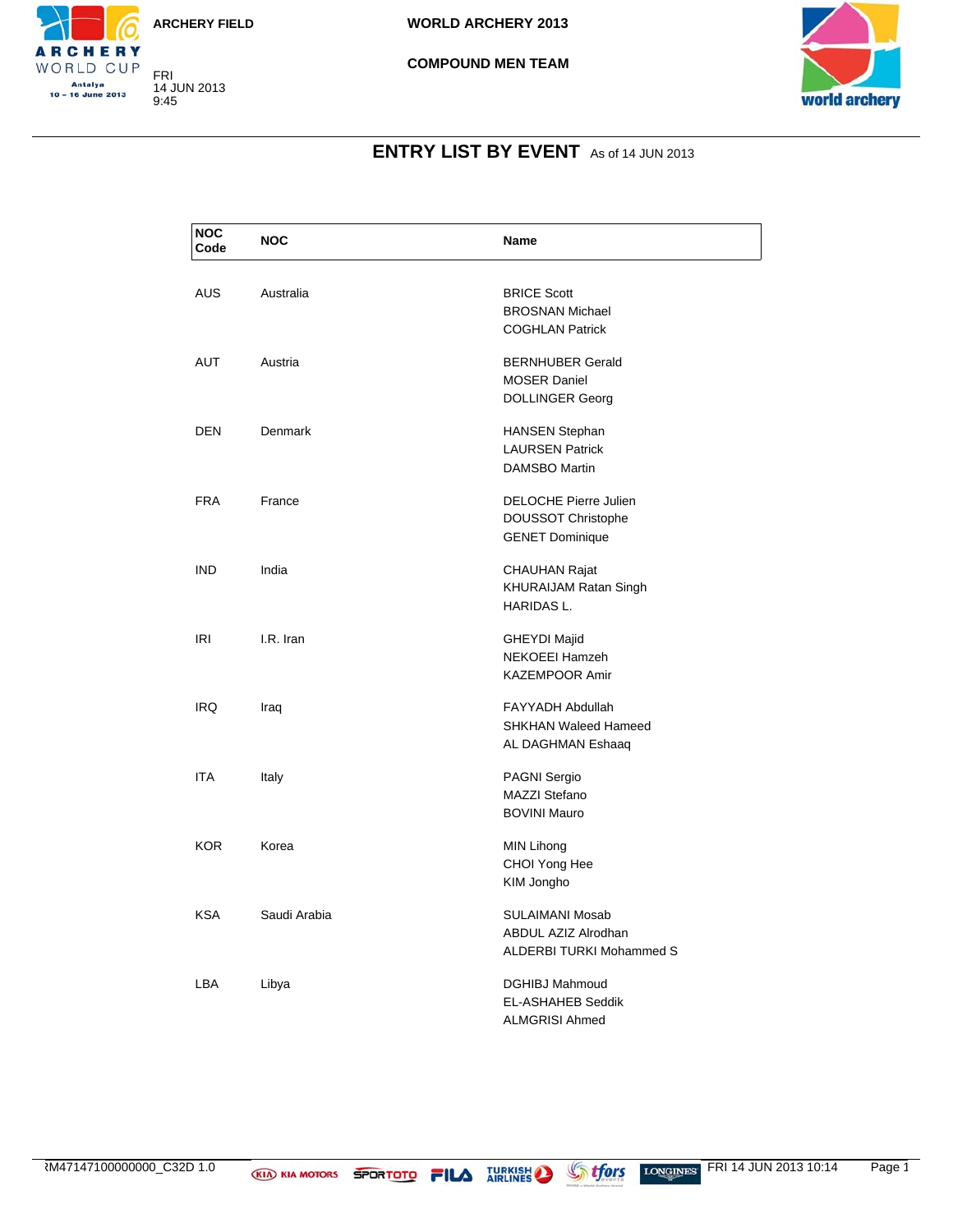ARCHERY FIELD

WORLD ARCHERY 2013

COMPOUND MEN TEAM

FRI
14 JUN 2013
9:45

## ENTRY LIST BY EVENT As of 14 JUN 2013

| NOC Code | NOC | Name |
|---|---|---|
| AUS | Australia | BRICE Scott<br>BROSNAN Michael<br>COGHLAN Patrick |
| AUT | Austria | BERNHUBER Gerald<br>MOSER Daniel<br>DOLLINGER Georg |
| DEN | Denmark | HANSEN Stephan<br>LAURSEN Patrick<br>DAMSBO Martin |
| FRA | France | DELOCHE Pierre Julien<br>DOUSSOT Christophe<br>GENET Dominique |
| IND | India | CHAUHAN Rajat<br>KHURAIJAM Ratan Singh<br>HARIDAS L. |
| IRI | I.R. Iran | GHEYDI Majid<br>NEKOEEI Hamzeh<br>KAZEMPOOR Amir |
| IRQ | Iraq | FAYYADH Abdullah<br>SHKHAN Waleed Hameed<br>AL DAGHMAN Eshaaq |
| ITA | Italy | PAGNI Sergio<br>MAZZI Stefano<br>BOVINI Mauro |
| KOR | Korea | MIN Lihong<br>CHOI Yong Hee<br>KIM Jongho |
| KSA | Saudi Arabia | SULAIMANI Mosab<br>ABDUL AZIZ Alrodhan<br>ALDERBI TURKI Mohammed S |
| LBA | Libya | DGHIBJ Mahmoud<br>EL-ASHAHEB Seddik<br>ALMGRISI Ahmed |

RM47147100000000_C32D 1.0 FRI 14 JUN 2013 10:14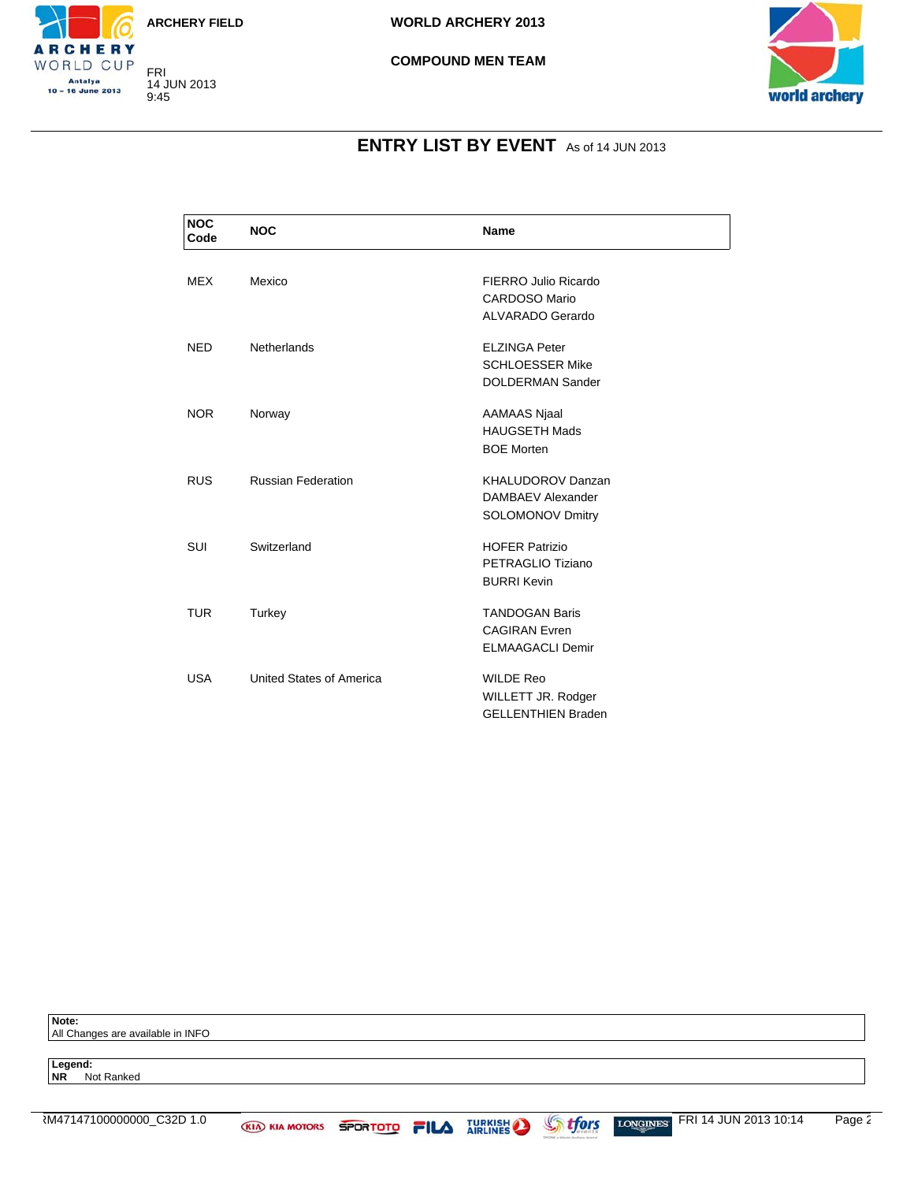# ENTRY LIST BY EVENT As of 14 JUN 2013

## COMPOUND MEN TEAM

| NOC Code | NOC | Name |
|---|---|---|
| MEX | Mexico | FIERRO Julio Ricardo<br>CARDOSO Mario<br>ALVARADO Gerardo |
| NED | Netherlands | ELZINGA Peter<br>SCHLOESSER Mike<br>DOLDERMAN Sander |
| NOR | Norway | AAMAAS Njaal<br>HAUGSETH Mads<br>BOE Morten |
| RUS | Russian Federation | KHALUDOROV Danzan<br>DAMBAEV Alexander<br>SOLOMONOV Dmitry |
| SUI | Switzerland | HOFER Patrizio<br>PETRAGLIO Tiziano<br>BURRI Kevin |
| TUR | Turkey | TANDOGAN Baris<br>CAGIRAN Evren<br>ELMAAGACLI Demir |
| USA | United States of America | WILDE Reo<br>WILLETT JR. Rodger<br>GELLENTHIEN Braden |

**Note:**
All Changes are available in INFO

**Legend:**
**NR** Not Ranked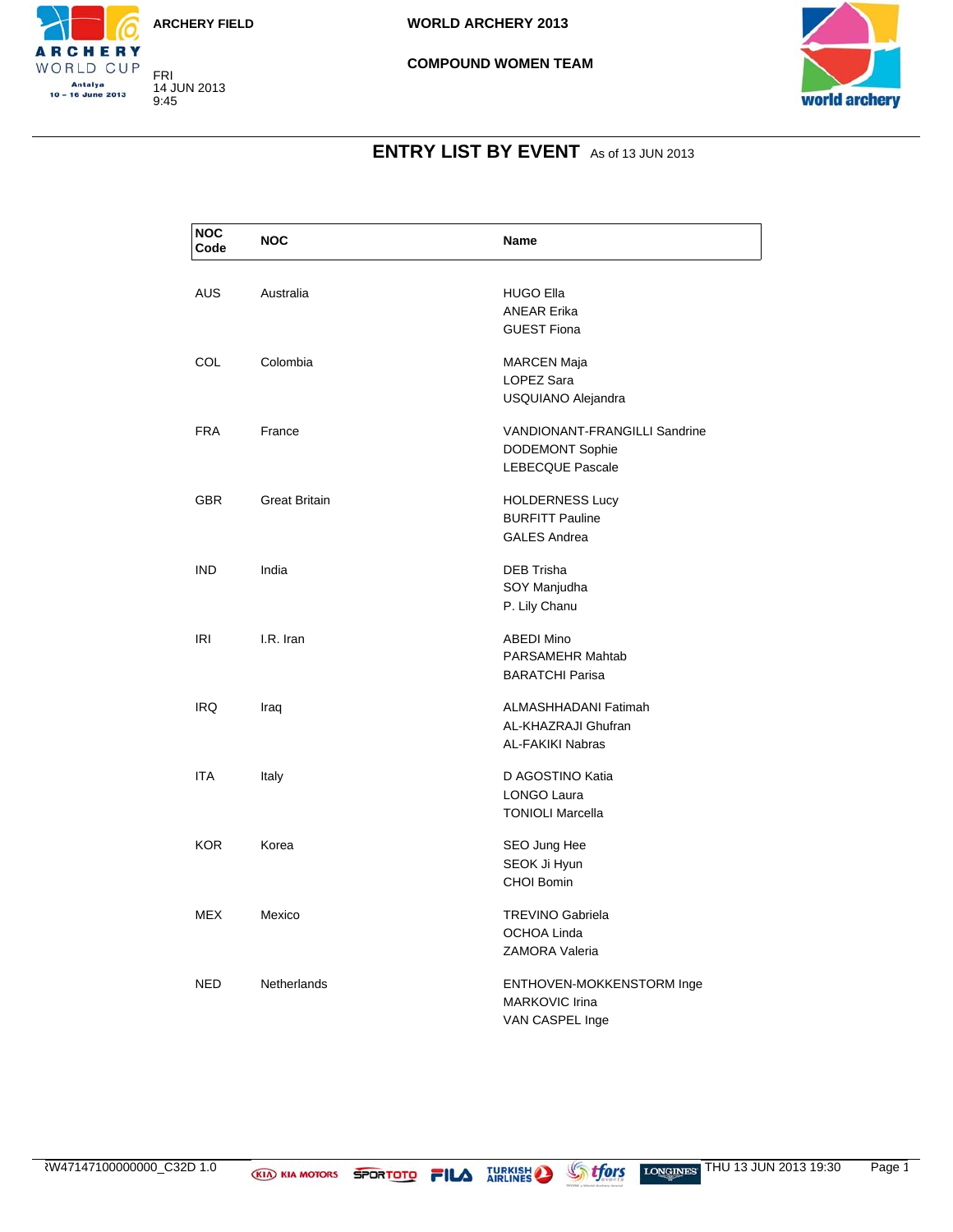ARCHERY FIELD

FRI
14 JUN 2013
9:45

WORLD ARCHERY 2013

COMPOUND WOMEN TEAM

# ENTRY LIST BY EVENT As of 13 JUN 2013

| NOC Code | NOC | Name |
|---|---|---|
| AUS | Australia | HUGO Ella<br>ANEAR Erika<br>GUEST Fiona |
| COL | Colombia | MARCEN Maja<br>LOPEZ Sara<br>USQUIANO Alejandra |
| FRA | France | VANDIONANT-FRANGILLI Sandrine<br>DODEMONT Sophie<br>LEBECQUE Pascale |
| GBR | Great Britain | HOLDERNESS Lucy<br>BURFITT Pauline<br>GALES Andrea |
| IND | India | DEB Trisha<br>SOY Manjudha<br>P. Lily Chanu |
| IRI | I.R. Iran | ABEDI Mino<br>PARSAMEHR Mahtab<br>BARATCHI Parisa |
| IRQ | Iraq | ALMASHHADANI Fatimah<br>AL-KHAZRAJI Ghufran<br>AL-FAKIKI Nabras |
| ITA | Italy | D AGOSTINO Katia<br>LONGO Laura<br>TONIOLI Marcella |
| KOR | Korea | SEO Jung Hee<br>SEOK Ji Hyun<br>CHOI Bomin |
| MEX | Mexico | TREVINO Gabriela<br>OCHOA Linda<br>ZAMORA Valeria |
| NED | Netherlands | ENTHOVEN-MOKKENSTORM Inge<br>MARKOVIC Irina<br>VAN CASPEL Inge |

RW47147100000000_C32D 1.0 THU 13 JUN 2013 19:30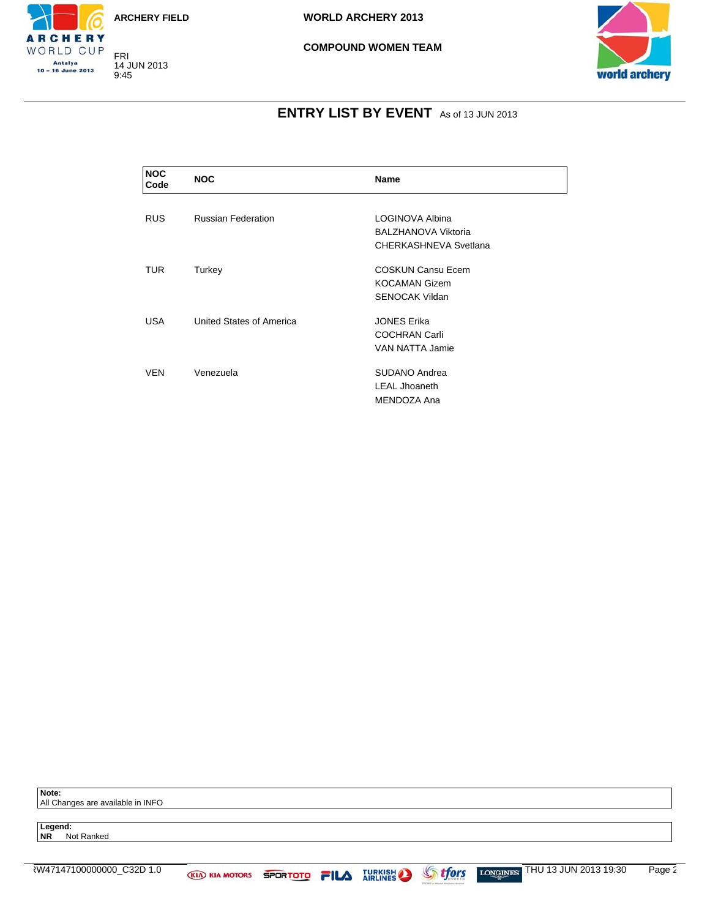ARCHERY FIELD

WORLD ARCHERY 2013

COMPOUND WOMEN TEAM

FRI
14 JUN 2013
9:45

# ENTRY LIST BY EVENT As of 13 JUN 2013

| NOC Code | NOC | Name |
|---|---|---|
| RUS | Russian Federation | LOGINOVA Albina<br>BALZHANOVA Viktoria<br>CHERKASHNEVA Svetlana |
| TUR | Turkey | COSKUN Cansu Ecem<br>KOCAMAN Gizem<br>SENOCAK Vildan |
| USA | United States of America | JONES Erika<br>COCHRAN Carli<br>VAN NATTA Jamie |
| VEN | Venezuela | SUDANO Andrea<br>LEAL Jhoaneth<br>MENDOZA Ana |

**Note:**
All Changes are available in INFO

**Legend:**
**NR** Not Ranked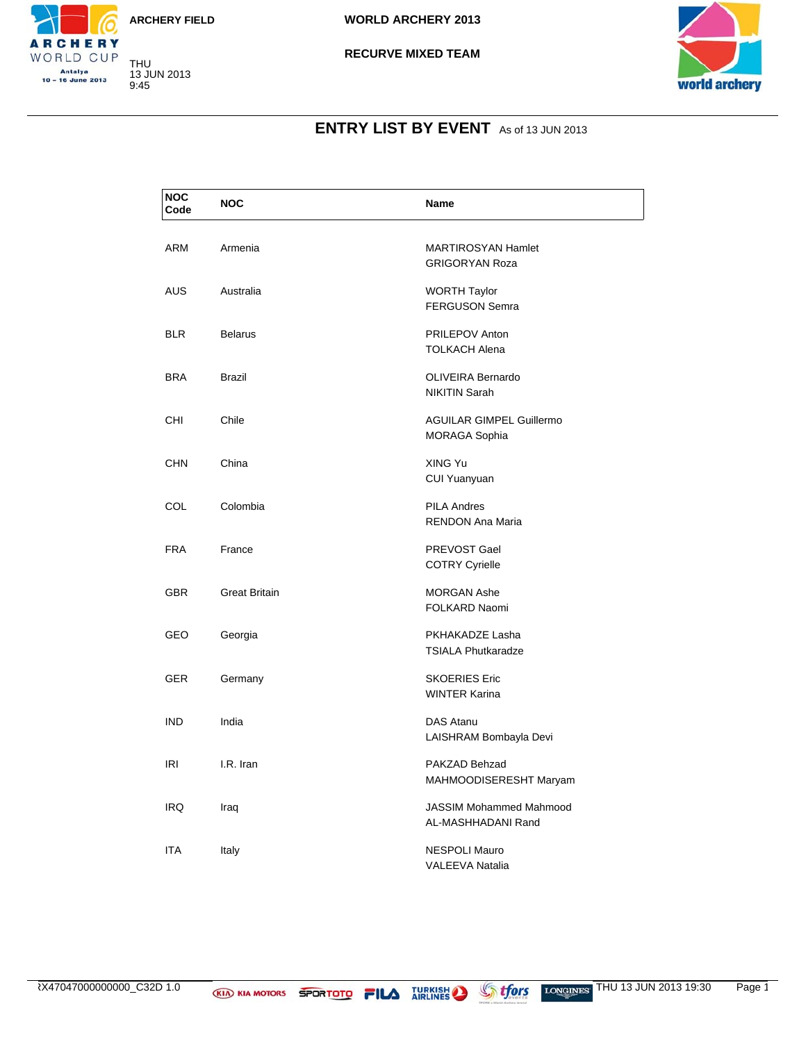ARCHERY FIELD

THU
13 JUN 2013
9:45

**WORLD ARCHERY 2013**

**RECURVE MIXED TEAM**

# ENTRY LIST BY EVENT
As of 13 JUN 2013

| NOC Code | NOC | Name |
|---|---|---|
| ARM | Armenia | MARTIROSYAN Hamlet<br>GRIGORYAN Roza |
| AUS | Australia | WORTH Taylor<br>FERGUSON Semra |
| BLR | Belarus | PRILEPOV Anton<br>TOLKACH Alena |
| BRA | Brazil | OLIVEIRA Bernardo<br>NIKITIN Sarah |
| CHI | Chile | AGUILAR GIMPEL Guillermo<br>MORAGA Sophia |
| CHN | China | XING Yu<br>CUI Yuanyuan |
| COL | Colombia | PILA Andres<br>RENDON Ana Maria |
| FRA | France | PREVOST Gael<br>COTRY Cyrielle |
| GBR | Great Britain | MORGAN Ashe<br>FOLKARD Naomi |
| GEO | Georgia | PKHAKADZE Lasha<br>TSIALA Phutkaradze |
| GER | Germany | SKOERIES Eric<br>WINTER Karina |
| IND | India | DAS Atanu<br>LAISHRAM Bombayla Devi |
| IRI | I.R. Iran | PAKZAD Behzad<br>MAHMOODISERESHT Maryam |
| IRQ | Iraq | JASSIM Mohammed Mahmood<br>AL-MASHHADANI Rand |
| ITA | Italy | NESPOLI Mauro<br>VALEEVA Natalia |

RX47047000000000_C32D 1.0 THU 13 JUN 2013 19:30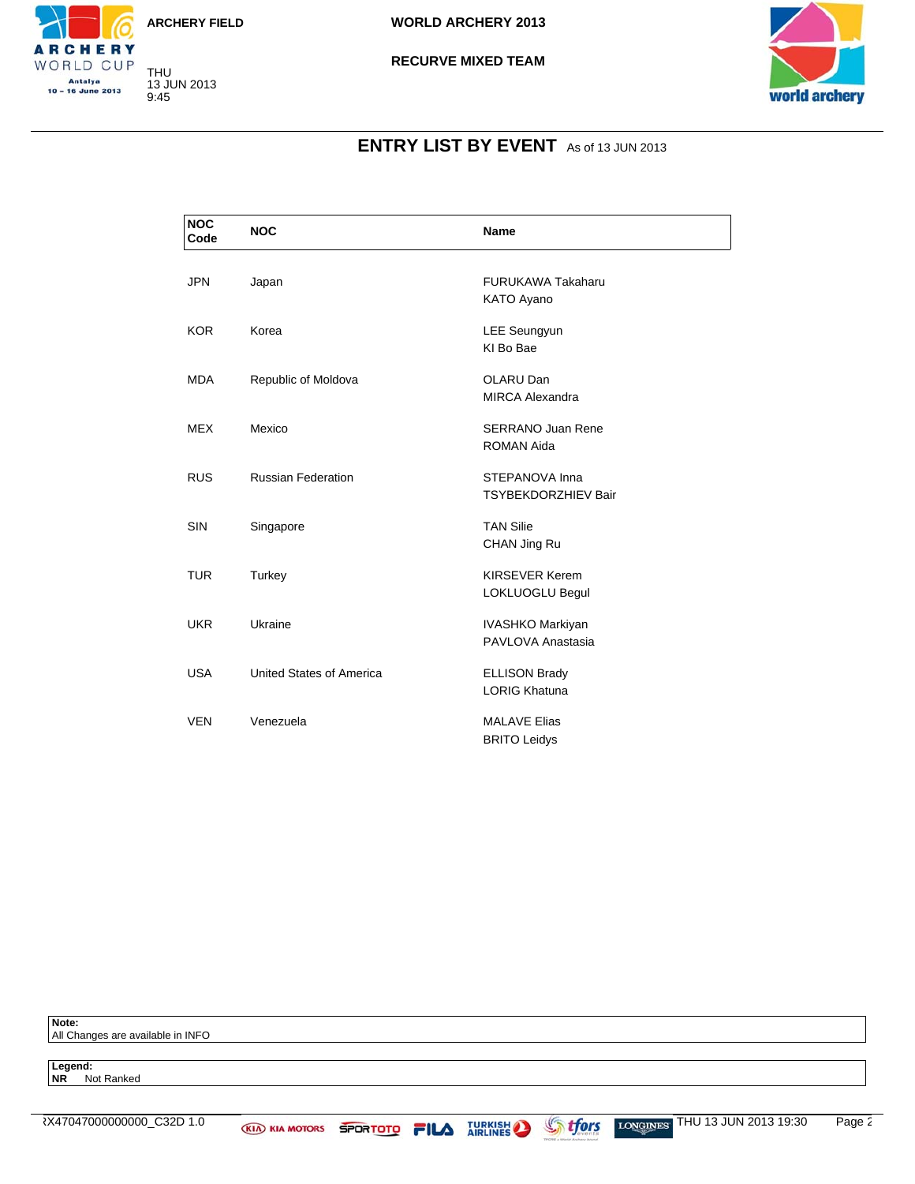ARCHERY FIELD

WORLD ARCHERY 2013

RECURVE MIXED TEAM

THU 13 JUN 2013 9:45

# ENTRY LIST BY EVENT As of 13 JUN 2013

| NOC Code | NOC | Name |
|---|---|---|
| JPN | Japan | FURUKAWA Takaharu<br>KATO Ayano |
| KOR | Korea | LEE Seungyun<br>KI Bo Bae |
| MDA | Republic of Moldova | OLARU Dan<br>MIRCA Alexandra |
| MEX | Mexico | SERRANO Juan Rene<br>ROMAN Aida |
| RUS | Russian Federation | STEPANOVA Inna<br>TSYBEKDORZHIEV Bair |
| SIN | Singapore | TAN Silie<br>CHAN Jing Ru |
| TUR | Turkey | KIRSEVER Kerem<br>LOKLUOGLU Begul |
| UKR | Ukraine | IVASHKO Markiyan<br>PAVLOVA Anastasia |
| USA | United States of America | ELLISON Brady<br>LORIG Khatuna |
| VEN | Venezuela | MALAVE Elias<br>BRITO Leidys |

**Note:**
All Changes are available in INFO

**Legend:**
**NR** Not Ranked

RX47047000000000_C32D 1.0 THU 13 JUN 2013 19:30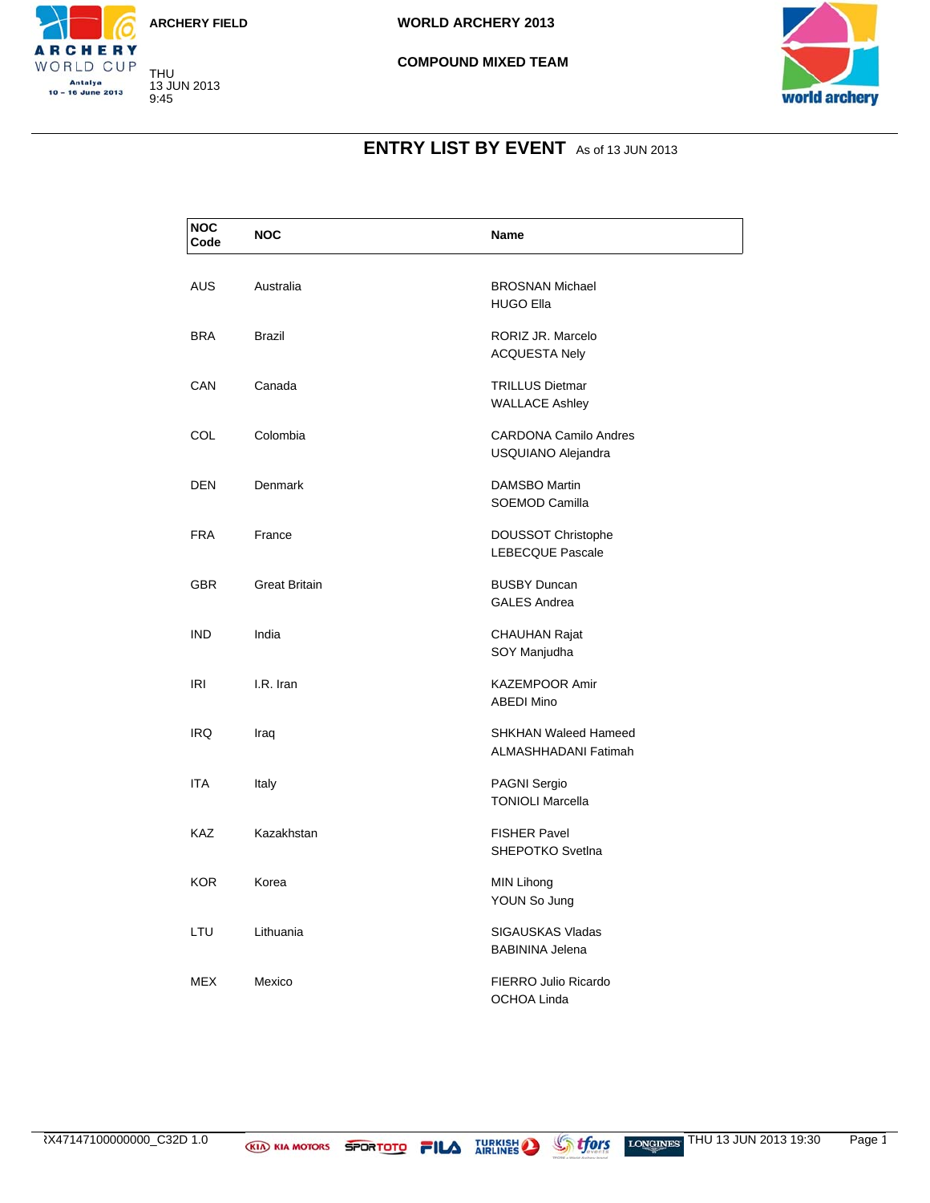ARCHERY FIELD

WORLD ARCHERY 2013

COMPOUND MIXED TEAM

THU
13 JUN 2013
9:45

## ENTRY LIST BY EVENT As of 13 JUN 2013

| NOC Code | NOC | Name |
|---|---|---|
| AUS | Australia | BROSNAN Michael<br>HUGO Ella |
| BRA | Brazil | RORIZ JR. Marcelo<br>ACQUESTA Nely |
| CAN | Canada | TRILLUS Dietmar<br>WALLACE Ashley |
| COL | Colombia | CARDONA Camilo Andres<br>USQUIANO Alejandra |
| DEN | Denmark | DAMSBO Martin<br>SOEMOD Camilla |
| FRA | France | DOUSSOT Christophe<br>LEBECQUE Pascale |
| GBR | Great Britain | BUSBY Duncan<br>GALES Andrea |
| IND | India | CHAUHAN Rajat<br>SOY Manjudha |
| IRI | I.R. Iran | KAZEMPOOR Amir<br>ABEDI Mino |
| IRQ | Iraq | SHKHAN Waleed Hameed<br>ALMASHHADANI Fatimah |
| ITA | Italy | PAGNI Sergio<br>TONIOLI Marcella |
| KAZ | Kazakhstan | FISHER Pavel<br>SHEPOTKO Svetlna |
| KOR | Korea | MIN Lihong<br>YOUN So Jung |
| LTU | Lithuania | SIGAUSKAS Vladas<br>BABININA Jelena |
| MEX | Mexico | FIERRO Julio Ricardo<br>OCHOA Linda |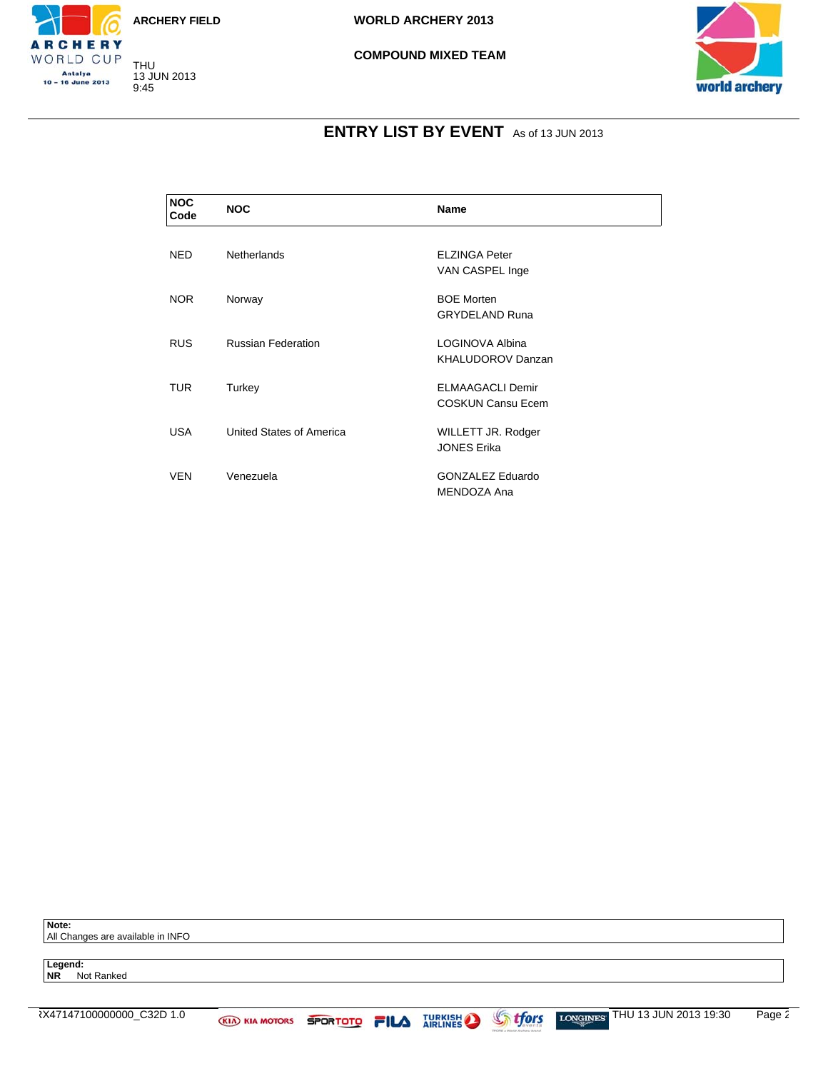ARCHERY FIELD

WORLD ARCHERY 2013

COMPOUND MIXED TEAM

THU
13 JUN 2013
9:45

## ENTRY LIST BY EVENT As of 13 JUN 2013

| NOC Code | NOC | Name |
|---|---|---|
| NED | Netherlands | ELZINGA Peter<br>VAN CASPEL Inge |
| NOR | Norway | BOE Morten<br>GRYDELAND Runa |
| RUS | Russian Federation | LOGINOVA Albina<br>KHALUDOROV Danzan |
| TUR | Turkey | ELMAAGACLI Demir<br>COSKUN Cansu Ecem |
| USA | United States of America | WILLETT JR. Rodger<br>JONES Erika |
| VEN | Venezuela | GONZALEZ Eduardo<br>MENDOZA Ana |

**Note:**
All Changes are available in INFO

**Legend:**
**NR** Not Ranked

RX47147100000000_C32D 1.0

THU 13 JUN 2013 19:30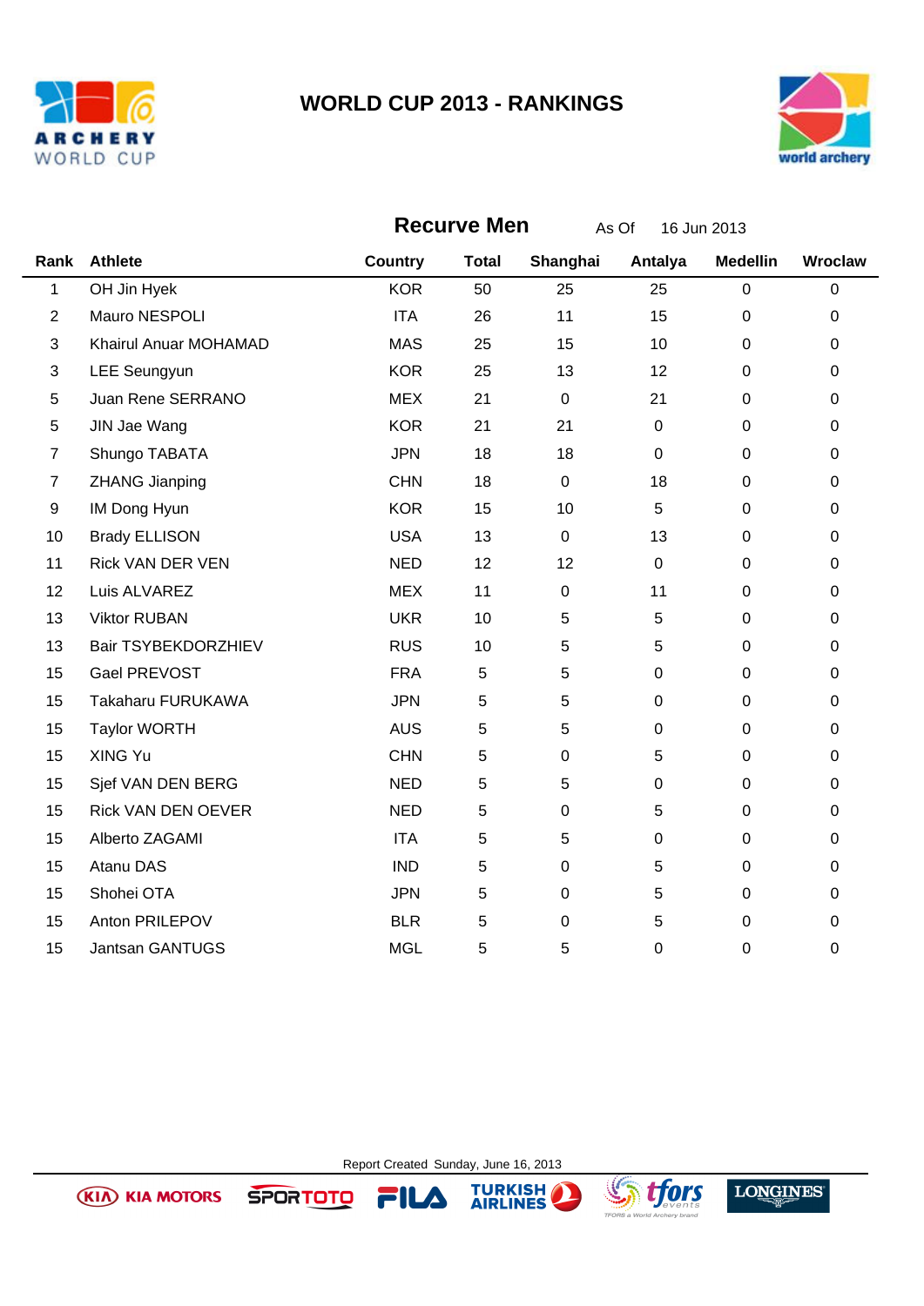# WORLD CUP 2013 - RANKINGS

## Recurve Men

As Of 16 Jun 2013

| Rank | Athlete | Country | Total | Shanghai | Antalya | Medellin | Wroclaw |
|---|---|---|---|---|---|---|---|
| 1 | OH Jin Hyek | KOR | 50 | 25 | 25 | 0 | 0 |
| 2 | Mauro NESPOLI | ITA | 26 | 11 | 15 | 0 | 0 |
| 3 | Khairul Anuar MOHAMAD | MAS | 25 | 15 | 10 | 0 | 0 |
| 3 | LEE Seungyun | KOR | 25 | 13 | 12 | 0 | 0 |
| 5 | Juan Rene SERRANO | MEX | 21 | 0 | 21 | 0 | 0 |
| 5 | JIN Jae Wang | KOR | 21 | 21 | 0 | 0 | 0 |
| 7 | Shungo TABATA | JPN | 18 | 18 | 0 | 0 | 0 |
| 7 | ZHANG Jianping | CHN | 18 | 0 | 18 | 0 | 0 |
| 9 | IM Dong Hyun | KOR | 15 | 10 | 5 | 0 | 0 |
| 10 | Brady ELLISON | USA | 13 | 0 | 13 | 0 | 0 |
| 11 | Rick VAN DER VEN | NED | 12 | 12 | 0 | 0 | 0 |
| 12 | Luis ALVAREZ | MEX | 11 | 0 | 11 | 0 | 0 |
| 13 | Viktor RUBAN | UKR | 10 | 5 | 5 | 0 | 0 |
| 13 | Bair TSYBEKDORZHIEV | RUS | 10 | 5 | 5 | 0 | 0 |
| 15 | Gael PREVOST | FRA | 5 | 5 | 0 | 0 | 0 |
| 15 | Takaharu FURUKAWA | JPN | 5 | 5 | 0 | 0 | 0 |
| 15 | Taylor WORTH | AUS | 5 | 5 | 0 | 0 | 0 |
| 15 | XING Yu | CHN | 5 | 0 | 5 | 0 | 0 |
| 15 | Sjef VAN DEN BERG | NED | 5 | 5 | 0 | 0 | 0 |
| 15 | Rick VAN DEN OEVER | NED | 5 | 0 | 5 | 0 | 0 |
| 15 | Alberto ZAGAMI | ITA | 5 | 5 | 0 | 0 | 0 |
| 15 | Atanu DAS | IND | 5 | 0 | 5 | 0 | 0 |
| 15 | Shohei OTA | JPN | 5 | 0 | 5 | 0 | 0 |
| 15 | Anton PRILEPOV | BLR | 5 | 0 | 5 | 0 | 0 |
| 15 | Jantsan GANTUGS | MGL | 5 | 5 | 0 | 0 | 0 |

Report Created Sunday, June 16, 2013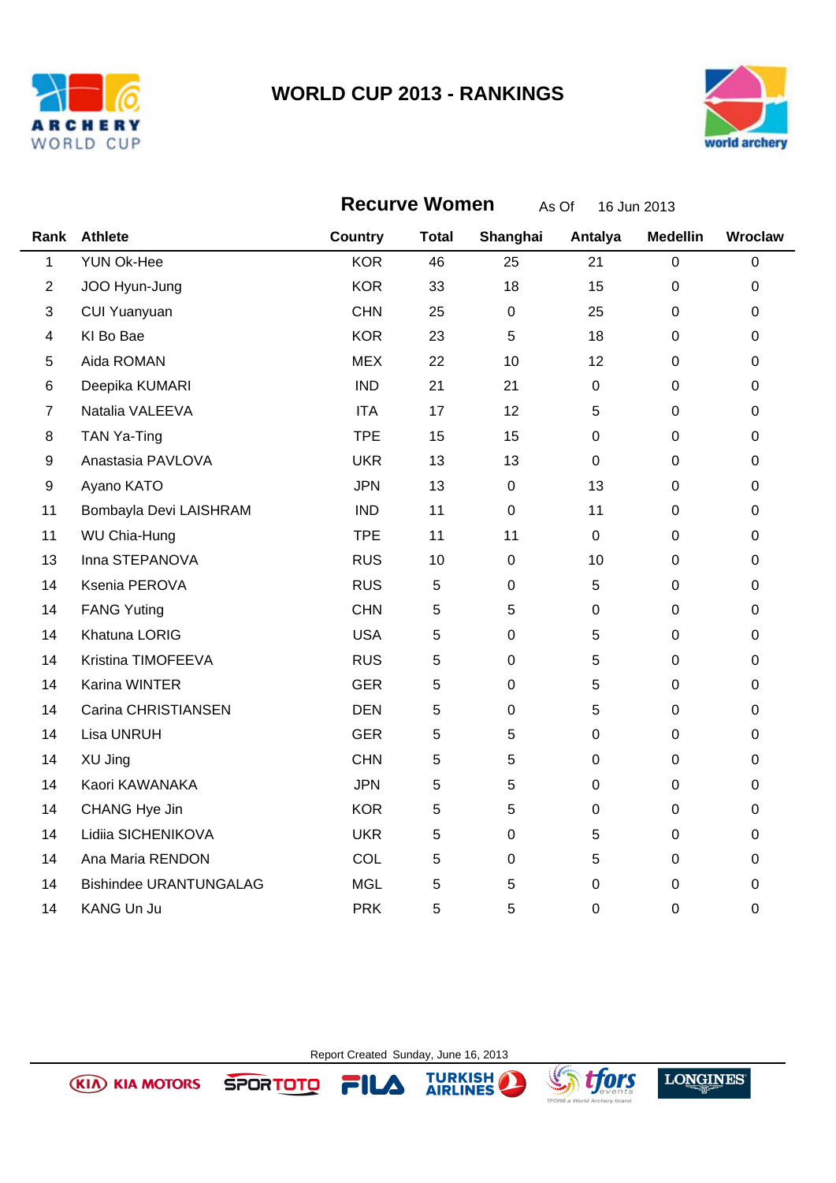# WORLD CUP 2013 - RANKINGS

## Recurve Women

As Of 16 Jun 2013

| Rank | Athlete | Country | Total | Shanghai | Antalya | Medellin | Wroclaw |
|---|---|---|---|---|---|---|---|
| 1 | YUN Ok-Hee | KOR | 46 | 25 | 21 | 0 | 0 |
| 2 | JOO Hyun-Jung | KOR | 33 | 18 | 15 | 0 | 0 |
| 3 | CUI Yuanyuan | CHN | 25 | 0 | 25 | 0 | 0 |
| 4 | KI Bo Bae | KOR | 23 | 5 | 18 | 0 | 0 |
| 5 | Aida ROMAN | MEX | 22 | 10 | 12 | 0 | 0 |
| 6 | Deepika KUMARI | IND | 21 | 21 | 0 | 0 | 0 |
| 7 | Natalia VALEEVA | ITA | 17 | 12 | 5 | 0 | 0 |
| 8 | TAN Ya-Ting | TPE | 15 | 15 | 0 | 0 | 0 |
| 9 | Anastasia PAVLOVA | UKR | 13 | 13 | 0 | 0 | 0 |
| 9 | Ayano KATO | JPN | 13 | 0 | 13 | 0 | 0 |
| 11 | Bombayla Devi LAISHRAM | IND | 11 | 0 | 11 | 0 | 0 |
| 11 | WU Chia-Hung | TPE | 11 | 11 | 0 | 0 | 0 |
| 13 | Inna STEPANOVA | RUS | 10 | 0 | 10 | 0 | 0 |
| 14 | Ksenia PEROVA | RUS | 5 | 0 | 5 | 0 | 0 |
| 14 | FANG Yuting | CHN | 5 | 5 | 0 | 0 | 0 |
| 14 | Khatuna LORIG | USA | 5 | 0 | 5 | 0 | 0 |
| 14 | Kristina TIMOFEEVA | RUS | 5 | 0 | 5 | 0 | 0 |
| 14 | Karina WINTER | GER | 5 | 0 | 5 | 0 | 0 |
| 14 | Carina CHRISTIANSEN | DEN | 5 | 0 | 5 | 0 | 0 |
| 14 | Lisa UNRUH | GER | 5 | 5 | 0 | 0 | 0 |
| 14 | XU Jing | CHN | 5 | 5 | 0 | 0 | 0 |
| 14 | Kaori KAWANAKA | JPN | 5 | 5 | 0 | 0 | 0 |
| 14 | CHANG Hye Jin | KOR | 5 | 5 | 0 | 0 | 0 |
| 14 | Lidiia SICHENIKOVA | UKR | 5 | 0 | 5 | 0 | 0 |
| 14 | Ana Maria RENDON | COL | 5 | 0 | 5 | 0 | 0 |
| 14 | Bishindee URANTUNGALAG | MGL | 5 | 5 | 0 | 0 | 0 |
| 14 | KANG Un Ju | PRK | 5 | 5 | 0 | 0 | 0 |

Report Created Sunday, June 16, 2013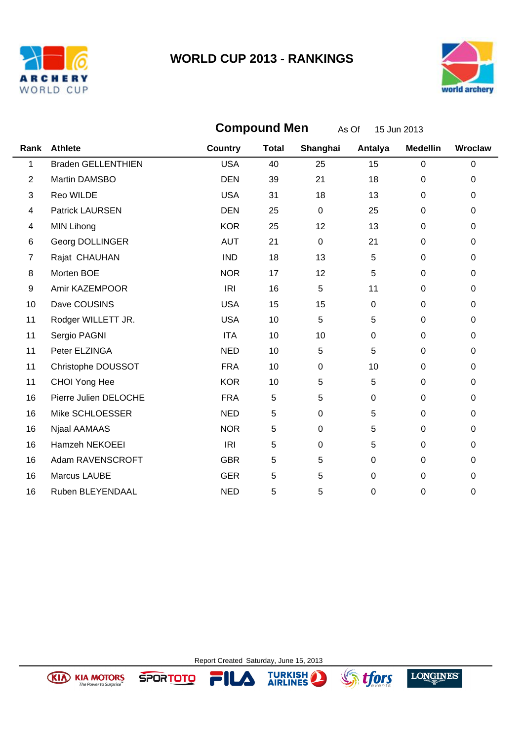# WORLD CUP 2013 - RANKINGS

## Compound Men

As Of 15 Jun 2013

| Rank | Athlete | Country | Total | Shanghai | Antalya | Medellin | Wroclaw |
|---|---|---|---|---|---|---|---|
| 1 | Braden GELLENTHIEN | USA | 40 | 25 | 15 | 0 | 0 |
| 2 | Martin DAMSBO | DEN | 39 | 21 | 18 | 0 | 0 |
| 3 | Reo WILDE | USA | 31 | 18 | 13 | 0 | 0 |
| 4 | Patrick LAURSEN | DEN | 25 | 0 | 25 | 0 | 0 |
| 4 | MIN Lihong | KOR | 25 | 12 | 13 | 0 | 0 |
| 6 | Georg DOLLINGER | AUT | 21 | 0 | 21 | 0 | 0 |
| 7 | Rajat CHAUHAN | IND | 18 | 13 | 5 | 0 | 0 |
| 8 | Morten BOE | NOR | 17 | 12 | 5 | 0 | 0 |
| 9 | Amir KAZEMPOOR | IRI | 16 | 5 | 11 | 0 | 0 |
| 10 | Dave COUSINS | USA | 15 | 15 | 0 | 0 | 0 |
| 11 | Rodger WILLETT JR. | USA | 10 | 5 | 5 | 0 | 0 |
| 11 | Sergio PAGNI | ITA | 10 | 10 | 0 | 0 | 0 |
| 11 | Peter ELZINGA | NED | 10 | 5 | 5 | 0 | 0 |
| 11 | Christophe DOUSSOT | FRA | 10 | 0 | 10 | 0 | 0 |
| 11 | CHOI Yong Hee | KOR | 10 | 5 | 5 | 0 | 0 |
| 16 | Pierre Julien DELOCHE | FRA | 5 | 5 | 0 | 0 | 0 |
| 16 | Mike SCHLOESSER | NED | 5 | 0 | 5 | 0 | 0 |
| 16 | Njaal AAMAAS | NOR | 5 | 0 | 5 | 0 | 0 |
| 16 | Hamzeh NEKOEEI | IRI | 5 | 0 | 5 | 0 | 0 |
| 16 | Adam RAVENSCROFT | GBR | 5 | 5 | 0 | 0 | 0 |
| 16 | Marcus LAUBE | GER | 5 | 5 | 0 | 0 | 0 |
| 16 | Ruben BLEYENDAAL | NED | 5 | 5 | 0 | 0 | 0 |

Report Created Saturday, June 15, 2013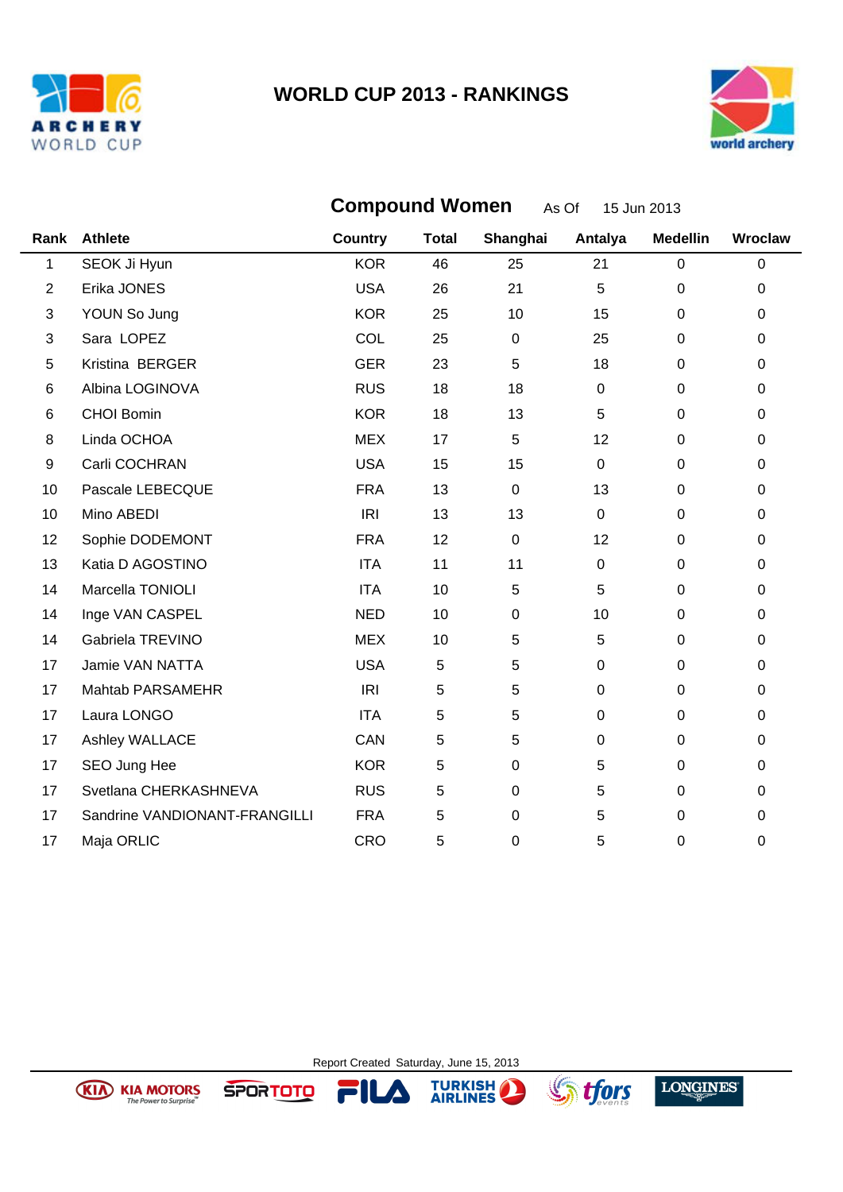# WORLD CUP 2013 - RANKINGS

## Compound Women

As Of 15 Jun 2013

| Rank | Athlete | Country | Total | Shanghai | Antalya | Medellin | Wroclaw |
|---|---|---|---|---|---|---|---|
| 1 | SEOK Ji Hyun | KOR | 46 | 25 | 21 | 0 | 0 |
| 2 | Erika JONES | USA | 26 | 21 | 5 | 0 | 0 |
| 3 | YOUN So Jung | KOR | 25 | 10 | 15 | 0 | 0 |
| 3 | Sara LOPEZ | COL | 25 | 0 | 25 | 0 | 0 |
| 5 | Kristina BERGER | GER | 23 | 5 | 18 | 0 | 0 |
| 6 | Albina LOGINOVA | RUS | 18 | 18 | 0 | 0 | 0 |
| 6 | CHOI Bomin | KOR | 18 | 13 | 5 | 0 | 0 |
| 8 | Linda OCHOA | MEX | 17 | 5 | 12 | 0 | 0 |
| 9 | Carli COCHRAN | USA | 15 | 15 | 0 | 0 | 0 |
| 10 | Pascale LEBECQUE | FRA | 13 | 0 | 13 | 0 | 0 |
| 10 | Mino ABEDI | IRI | 13 | 13 | 0 | 0 | 0 |
| 12 | Sophie DODEMONT | FRA | 12 | 0 | 12 | 0 | 0 |
| 13 | Katia D AGOSTINO | ITA | 11 | 11 | 0 | 0 | 0 |
| 14 | Marcella TONIOLI | ITA | 10 | 5 | 5 | 0 | 0 |
| 14 | Inge VAN CASPEL | NED | 10 | 0 | 10 | 0 | 0 |
| 14 | Gabriela TREVINO | MEX | 10 | 5 | 5 | 0 | 0 |
| 17 | Jamie VAN NATTA | USA | 5 | 5 | 0 | 0 | 0 |
| 17 | Mahtab PARSAMEHR | IRI | 5 | 5 | 0 | 0 | 0 |
| 17 | Laura LONGO | ITA | 5 | 5 | 0 | 0 | 0 |
| 17 | Ashley WALLACE | CAN | 5 | 5 | 0 | 0 | 0 |
| 17 | SEO Jung Hee | KOR | 5 | 0 | 5 | 0 | 0 |
| 17 | Svetlana CHERKASHNEVA | RUS | 5 | 0 | 5 | 0 | 0 |
| 17 | Sandrine VANDIONANT-FRANGILLI | FRA | 5 | 0 | 5 | 0 | 0 |
| 17 | Maja ORLIC | CRO | 5 | 0 | 5 | 0 | 0 |

Report Created Saturday, June 15, 2013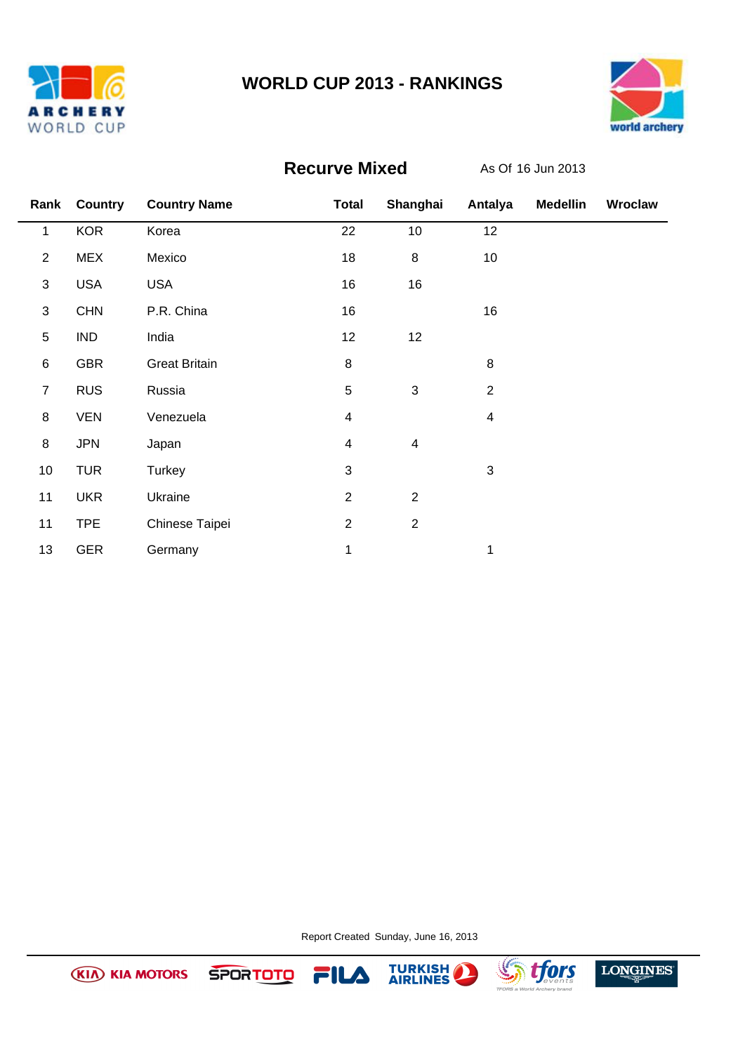# WORLD CUP 2013 - RANKINGS

## Recurve Mixed

As Of 16 Jun 2013

| Rank | Country | Country Name | Total | Shanghai | Antalya | Medellin | Wroclaw |
|---|---|---|---|---|---|---|---|
| 1 | KOR | Korea | 22 | 10 | 12 | | |
| 2 | MEX | Mexico | 18 | 8 | 10 | | |
| 3 | USA | USA | 16 | 16 | | | |
| 3 | CHN | P.R. China | 16 | | 16 | | |
| 5 | IND | India | 12 | 12 | | | |
| 6 | GBR | Great Britain | 8 | | 8 | | |
| 7 | RUS | Russia | 5 | 3 | 2 | | |
| 8 | VEN | Venezuela | 4 | | 4 | | |
| 8 | JPN | Japan | 4 | 4 | | | |
| 10 | TUR | Turkey | 3 | | 3 | | |
| 11 | UKR | Ukraine | 2 | 2 | | | |
| 11 | TPE | Chinese Taipei | 2 | 2 | | | |
| 13 | GER | Germany | 1 | | 1 | | |

Report Created Sunday, June 16, 2013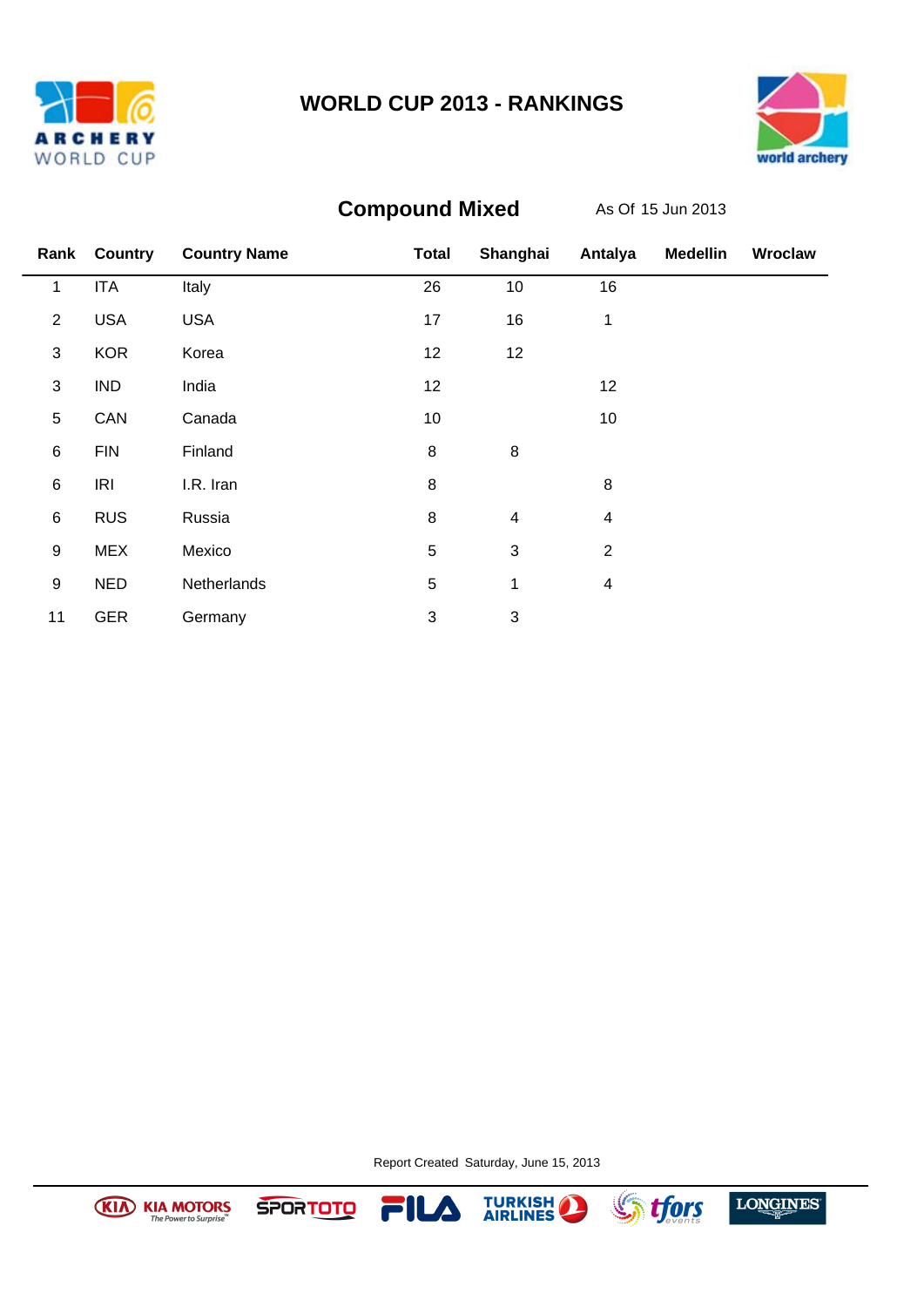# WORLD CUP 2013 - RANKINGS

## Compound Mixed

As Of 15 Jun 2013

| Rank | Country | Country Name | Total | Shanghai | Antalya | Medellin | Wroclaw |
|---|---|---|---|---|---|---|---|
| 1 | ITA | Italy | 26 | 10 | 16 | | |
| 2 | USA | USA | 17 | 16 | 1 | | |
| 3 | KOR | Korea | 12 | 12 | | | |
| 3 | IND | India | 12 | | 12 | | |
| 5 | CAN | Canada | 10 | | 10 | | |
| 6 | FIN | Finland | 8 | 8 | | | |
| 6 | IRI | I.R. Iran | 8 | | 8 | | |
| 6 | RUS | Russia | 8 | 4 | 4 | | |
| 9 | MEX | Mexico | 5 | 3 | 2 | | |
| 9 | NED | Netherlands | 5 | 1 | 4 | | |
| 11 | GER | Germany | 3 | 3 | | | |

Report Created Saturday, June 15, 2013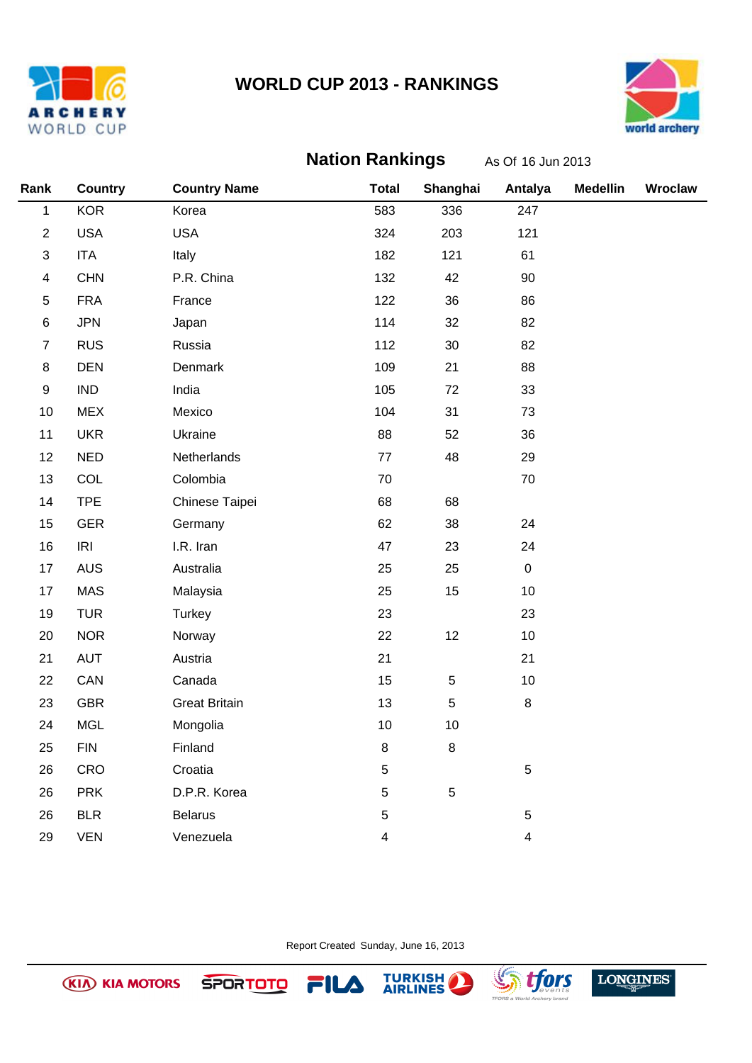# WORLD CUP 2013 - RANKINGS

## Nation Rankings

As Of 16 Jun 2013

| Rank | Country | Country Name | Total | Shanghai | Antalya | Medellin | Wroclaw |
|---|---|---|---|---|---|---|---|
| 1 | KOR | Korea | 583 | 336 | 247 | | |
| 2 | USA | USA | 324 | 203 | 121 | | |
| 3 | ITA | Italy | 182 | 121 | 61 | | |
| 4 | CHN | P.R. China | 132 | 42 | 90 | | |
| 5 | FRA | France | 122 | 36 | 86 | | |
| 6 | JPN | Japan | 114 | 32 | 82 | | |
| 7 | RUS | Russia | 112 | 30 | 82 | | |
| 8 | DEN | Denmark | 109 | 21 | 88 | | |
| 9 | IND | India | 105 | 72 | 33 | | |
| 10 | MEX | Mexico | 104 | 31 | 73 | | |
| 11 | UKR | Ukraine | 88 | 52 | 36 | | |
| 12 | NED | Netherlands | 77 | 48 | 29 | | |
| 13 | COL | Colombia | 70 | | 70 | | |
| 14 | TPE | Chinese Taipei | 68 | 68 | | | |
| 15 | GER | Germany | 62 | 38 | 24 | | |
| 16 | IRI | I.R. Iran | 47 | 23 | 24 | | |
| 17 | AUS | Australia | 25 | 25 | 0 | | |
| 17 | MAS | Malaysia | 25 | 15 | 10 | | |
| 19 | TUR | Turkey | 23 | | 23 | | |
| 20 | NOR | Norway | 22 | 12 | 10 | | |
| 21 | AUT | Austria | 21 | | 21 | | |
| 22 | CAN | Canada | 15 | 5 | 10 | | |
| 23 | GBR | Great Britain | 13 | 5 | 8 | | |
| 24 | MGL | Mongolia | 10 | 10 | | | |
| 25 | FIN | Finland | 8 | 8 | | | |
| 26 | CRO | Croatia | 5 | | 5 | | |
| 26 | PRK | D.P.R. Korea | 5 | 5 | | | |
| 26 | BLR | Belarus | 5 | | 5 | | |
| 29 | VEN | Venezuela | 4 | | 4 | | |

Report Created Sunday, June 16, 2013